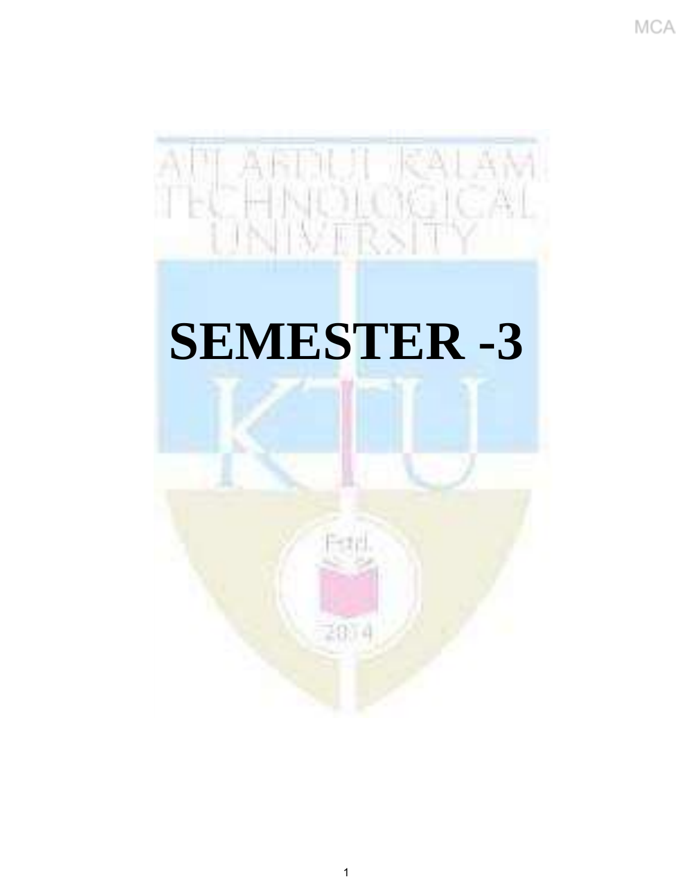# SEMESTER -3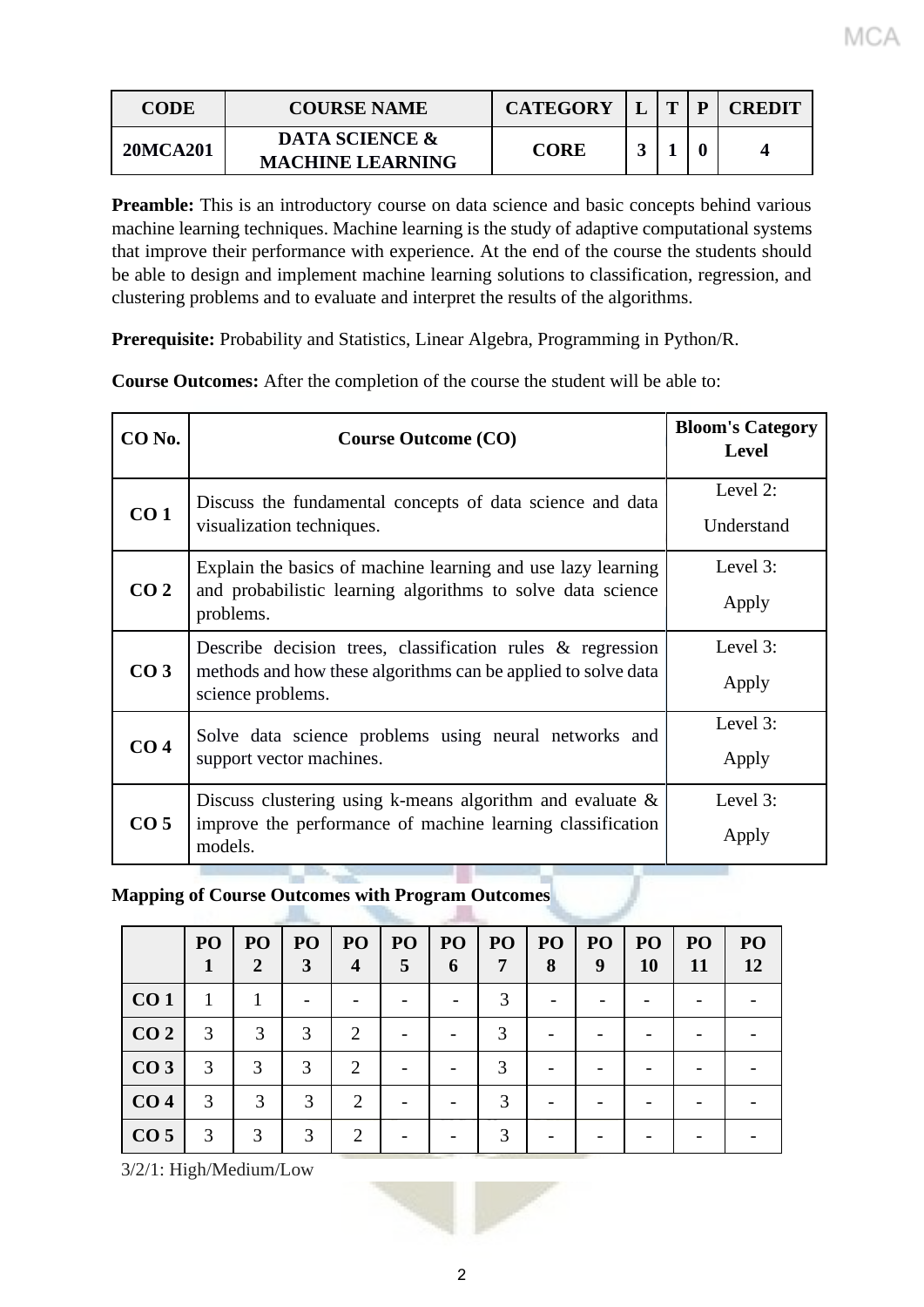| CODE | COURSE NAME | CATEGORY | L | T | P | CREDIT |
|---|---|---|---|---|---|---|
| 20MCA201 | DATA SCIENCE & MACHINE LEARNING | CORE | 3 | 1 | 0 | 4 |

**Preamble:** This is an introductory course on data science and basic concepts behind various machine learning techniques. Machine learning is the study of adaptive computational systems that improve their performance with experience. At the end of the course the students should be able to design and implement machine learning solutions to classification, regression, and clustering problems and to evaluate and interpret the results of the algorithms.

**Prerequisite:** Probability and Statistics, Linear Algebra, Programming in Python/R.

**Course Outcomes:** After the completion of the course the student will be able to:

| CO No. | Course Outcome (CO) | Bloom's Category Level |
|---|---|---|
| CO 1 | Discuss the fundamental concepts of data science and data visualization techniques. | Level 2: Understand |
| CO 2 | Explain the basics of machine learning and use lazy learning and probabilistic learning algorithms to solve data science problems. | Level 3: Apply |
| CO 3 | Describe decision trees, classification rules & regression methods and how these algorithms can be applied to solve data science problems. | Level 3: Apply |
| CO 4 | Solve data science problems using neural networks and support vector machines. | Level 3: Apply |
| CO 5 | Discuss clustering using k-means algorithm and evaluate & improve the performance of machine learning classification models. | Level 3: Apply |

**Mapping of Course Outcomes with Program Outcomes**

| | PO 1 | PO 2 | PO 3 | PO 4 | PO 5 | PO 6 | PO 7 | PO 8 | PO 9 | PO 10 | PO 11 | PO 12 |
|---|---|---|---|---|---|---|---|---|---|---|---|---|
| **CO 1** | 1 | 1 | - | - | - | - | 3 | - | - | - | - | - |
| **CO 2** | 3 | 3 | 3 | 2 | - | - | 3 | - | - | - | - | - |
| **CO 3** | 3 | 3 | 3 | 2 | - | - | 3 | - | - | - | - | - |
| **CO 4** | 3 | 3 | 3 | 2 | - | - | 3 | - | - | - | - | - |
| **CO 5** | 3 | 3 | 3 | 2 | - | - | 3 | - | - | - | - | - |

3/2/1: High/Medium/Low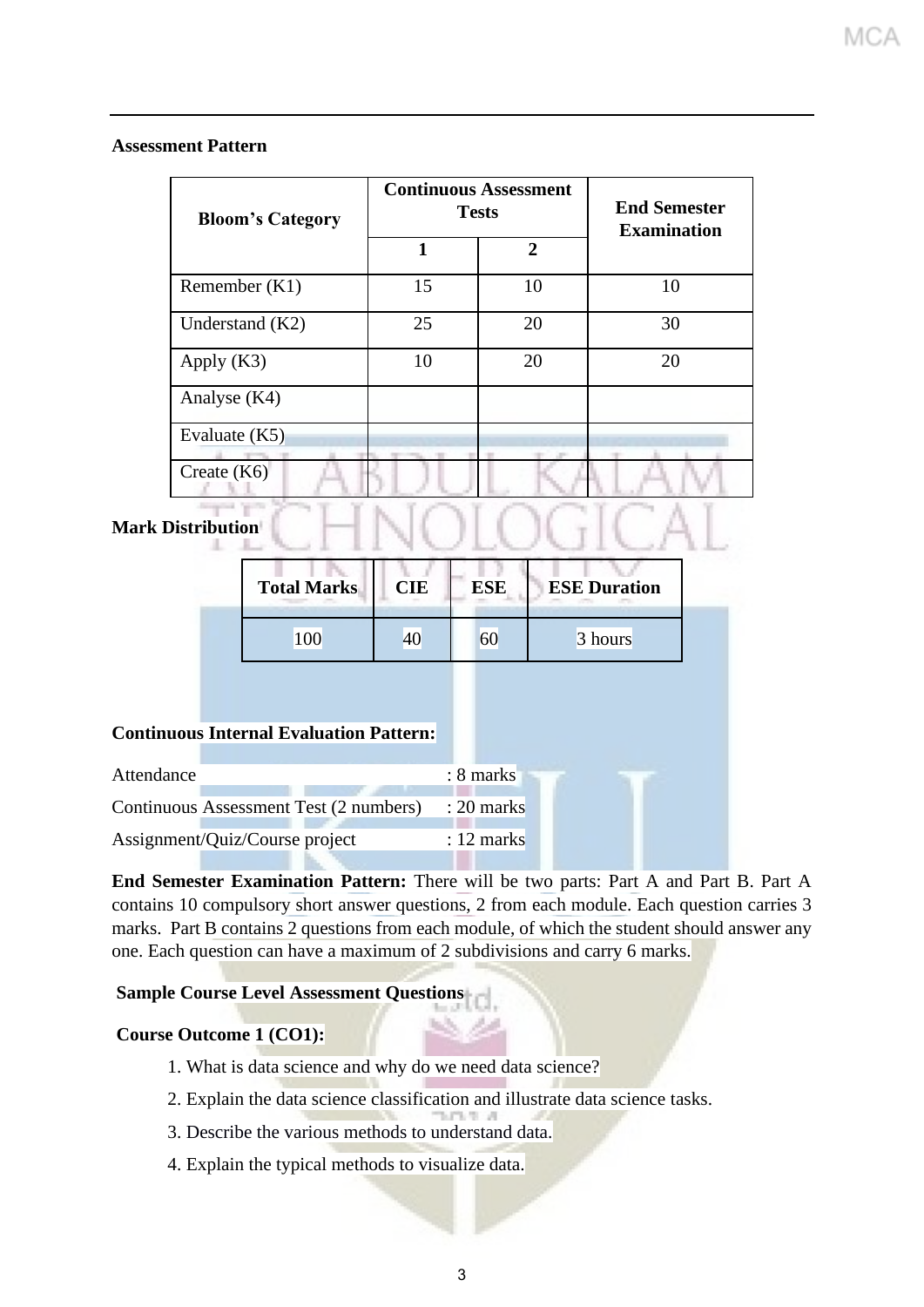**Assessment Pattern**

| Bloom's Category | Continuous Assessment Tests | | End Semester Examination |
|---|---|---|---|
| | 1 | 2 | |
| Remember (K1) | 15 | 10 | 10 |
| Understand (K2) | 25 | 20 | 30 |
| Apply (K3) | 10 | 20 | 20 |
| Analyse (K4) | | | |
| Evaluate (K5) | | | |
| Create (K6) | | | |

**Mark Distribution**

| Total Marks | CIE | ESE | ESE Duration |
|---|---|---|---|
| 100 | 40 | 60 | 3 hours |

**Continuous Internal Evaluation Pattern:**

Attendance : 8 marks

Continuous Assessment Test (2 numbers) : 20 marks

Assignment/Quiz/Course project : 12 marks

**End Semester Examination Pattern:** There will be two parts: Part A and Part B. Part A contains 10 compulsory short answer questions, 2 from each module. Each question carries 3 marks. Part B contains 2 questions from each module, of which the student should answer any one. Each question can have a maximum of 2 subdivisions and carry 6 marks.

**Sample Course Level Assessment Questions**

**Course Outcome 1 (CO1):**

1. What is data science and why do we need data science?
2. Explain the data science classification and illustrate data science tasks.
3. Describe the various methods to understand data.
4. Explain the typical methods to visualize data.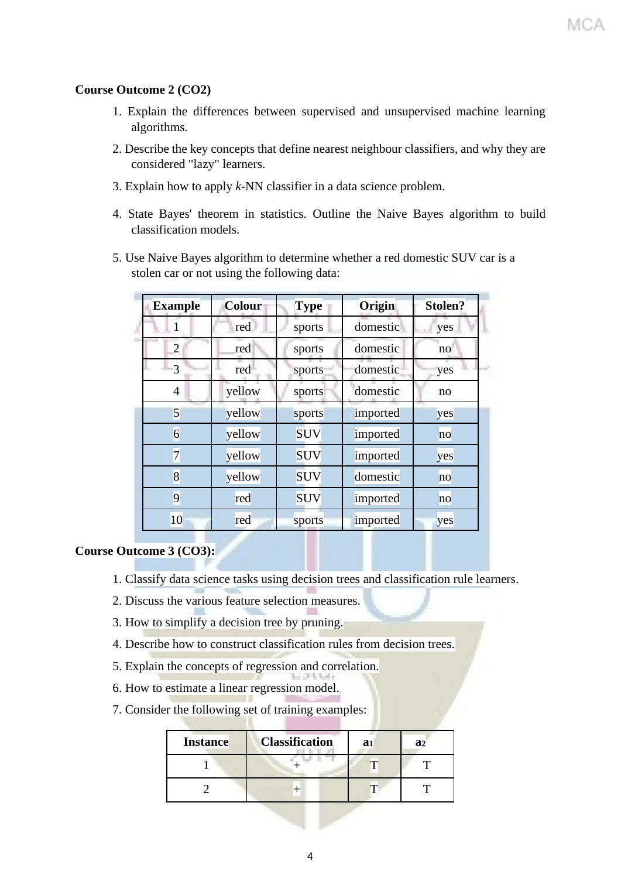**Course Outcome 2 (CO2)**

1. Explain the differences between supervised and unsupervised machine learning algorithms.
2. Describe the key concepts that define nearest neighbour classifiers, and why they are considered "lazy" learners.
3. Explain how to apply *k*-NN classifier in a data science problem.
4. State Bayes' theorem in statistics. Outline the Naive Bayes algorithm to build classification models.
5. Use Naive Bayes algorithm to determine whether a red domestic SUV car is a stolen car or not using the following data:

| Example | Colour | Type | Origin | Stolen? |
|---|---|---|---|---|
| 1 | red | sports | domestic | yes |
| 2 | red | sports | domestic | no |
| 3 | red | sports | domestic | yes |
| 4 | yellow | sports | domestic | no |
| 5 | yellow | sports | imported | yes |
| 6 | yellow | SUV | imported | no |
| 7 | yellow | SUV | imported | yes |
| 8 | yellow | SUV | domestic | no |
| 9 | red | SUV | imported | no |
| 10 | red | sports | imported | yes |

**Course Outcome 3 (CO3):**

1. Classify data science tasks using decision trees and classification rule learners.
2. Discuss the various feature selection measures.
3. How to simplify a decision tree by pruning.
4. Describe how to construct classification rules from decision trees.
5. Explain the concepts of regression and correlation.
6. How to estimate a linear regression model.
7. Consider the following set of training examples:

| Instance | Classification | $a_1$ | $a_2$ |
|---|---|---|---|
| 1 | + | T | T |
| 2 | + | T | T |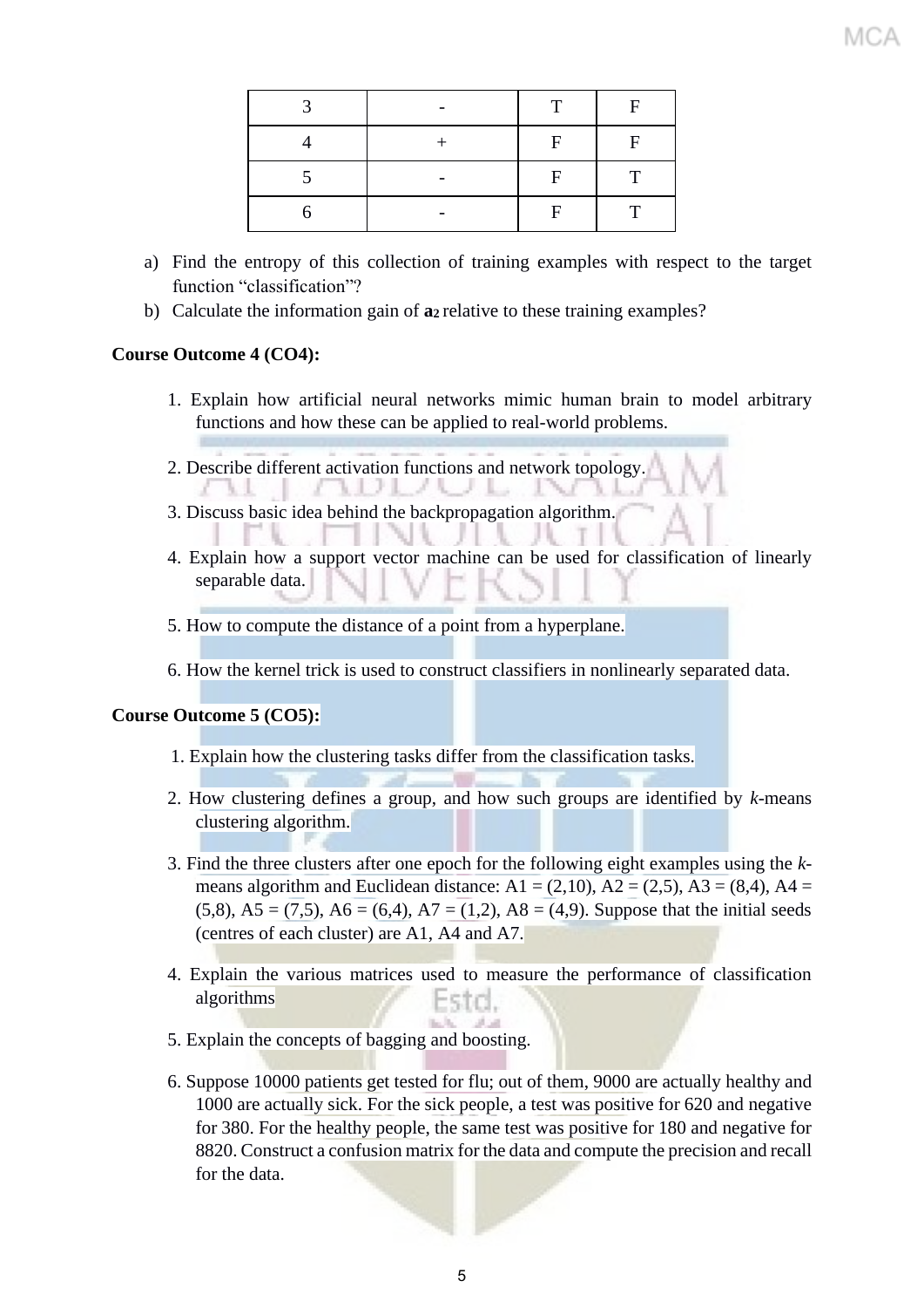| 3 | - | T | F |
|---|---|---|---|
| 4 | + | F | F |
| 5 | - | F | T |
| 6 | - | F | T |

a) Find the entropy of this collection of training examples with respect to the target function “classification”?

b) Calculate the information gain of $a_2$ relative to these training examples?

**Course Outcome 4 (CO4):**

1. Explain how artificial neural networks mimic human brain to model arbitrary functions and how these can be applied to real-world problems.

2. Describe different activation functions and network topology.

3. Discuss basic idea behind the backpropagation algorithm.

4. Explain how a support vector machine can be used for classification of linearly separable data.

5. How to compute the distance of a point from a hyperplane.

6. How the kernel trick is used to construct classifiers in nonlinearly separated data.

**Course Outcome 5 (CO5):**

1. Explain how the clustering tasks differ from the classification tasks.

2. How clustering defines a group, and how such groups are identified by *k*-means clustering algorithm.

3. Find the three clusters after one epoch for the following eight examples using the *k*-means algorithm and Euclidean distance: A1 = (2,10), A2 = (2,5), A3 = (8,4), A4 = (5,8), A5 = (7,5), A6 = (6,4), A7 = (1,2), A8 = (4,9). Suppose that the initial seeds (centres of each cluster) are A1, A4 and A7.

4. Explain the various matrices used to measure the performance of classification algorithms

5. Explain the concepts of bagging and boosting.

6. Suppose 10000 patients get tested for flu; out of them, 9000 are actually healthy and 1000 are actually sick. For the sick people, a test was positive for 620 and negative for 380. For the healthy people, the same test was positive for 180 and negative for 8820. Construct a confusion matrix for the data and compute the precision and recall for the data.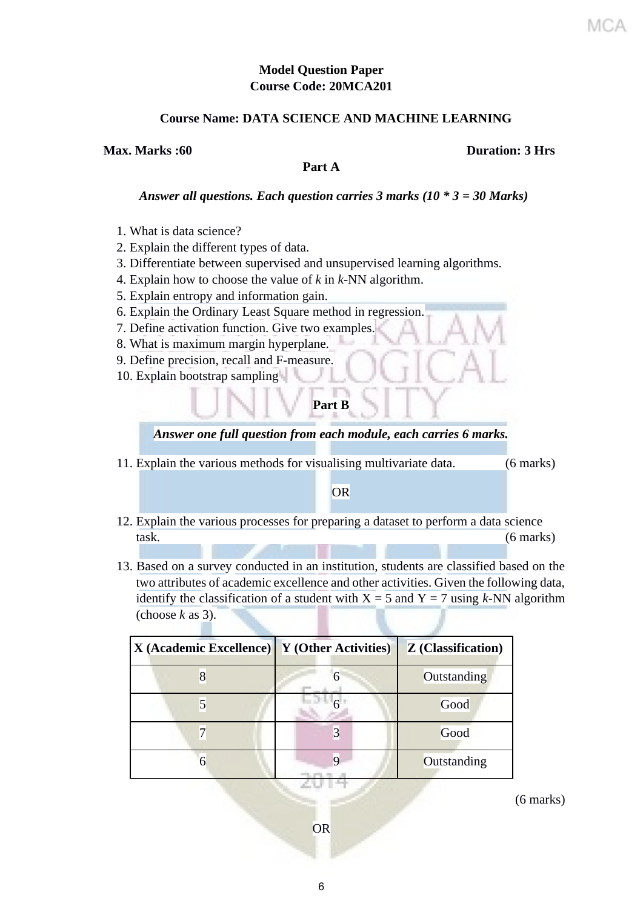**Model Question Paper**
**Course Code: 20MCA201**

**Course Name: DATA SCIENCE AND MACHINE LEARNING**

**Max. Marks :60** **Duration: 3 Hrs**

**Part A**

***Answer all questions. Each question carries 3 marks (10 * 3 = 30 Marks)***

1. What is data science?
2. Explain the different types of data.
3. Differentiate between supervised and unsupervised learning algorithms.
4. Explain how to choose the value of *k* in *k*-NN algorithm.
5. Explain entropy and information gain.
6. Explain the Ordinary Least Square method in regression.
7. Define activation function. Give two examples.
8. What is maximum margin hyperplane.
9. Define precision, recall and F-measure.
10. Explain bootstrap sampling

**Part B**

***Answer one full question from each module, each carries 6 marks.***

11. Explain the various methods for visualising multivariate data. (6 marks)

OR

12. Explain the various processes for preparing a dataset to perform a data science task. (6 marks)

13. Based on a survey conducted in an institution, students are classified based on the two attributes of academic excellence and other activities. Given the following data, identify the classification of a student with X = 5 and Y = 7 using *k*-NN algorithm (choose *k* as 3).

| X (Academic Excellence) | Y (Other Activities) | Z (Classification) |
|---|---|---|
| 8 | 6 | Outstanding |
| 5 | 6 | Good |
| 7 | 3 | Good |
| 6 | 9 | Outstanding |

(6 marks)

OR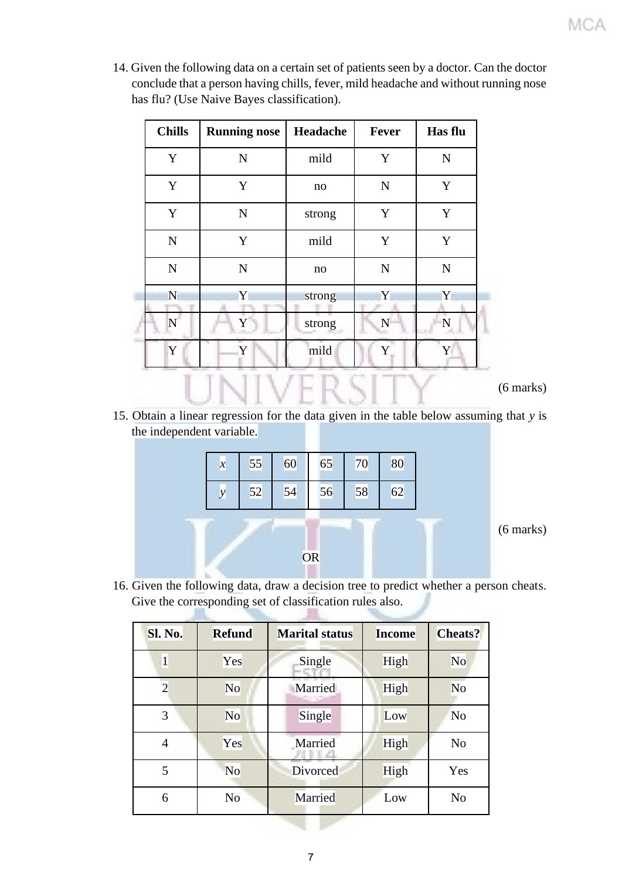14. Given the following data on a certain set of patients seen by a doctor. Can the doctor conclude that a person having chills, fever, mild headache and without running nose has flu? (Use Naive Bayes classification).

| Chills | Running nose | Headache | Fever | Has flu |
|---|---|---|---|---|
| Y | N | mild | Y | N |
| Y | Y | no | N | Y |
| Y | N | strong | Y | Y |
| N | Y | mild | Y | Y |
| N | N | no | N | N |
| N | Y | strong | Y | Y |
| N | Y | strong | N | N |
| Y | Y | mild | Y | Y |

(6 marks)

15. Obtain a linear regression for the data given in the table below assuming that $y$ is the independent variable.

| $x$ | 55 | 60 | 65 | 70 | 80 |
|---|---|---|---|---|---|
| $y$ | 52 | 54 | 56 | 58 | 62 |

(6 marks)

OR

16. Given the following data, draw a decision tree to predict whether a person cheats. Give the corresponding set of classification rules also.

| Sl. No. | Refund | Marital status | Income | Cheats? |
|---|---|---|---|---|
| 1 | Yes | Single | High | No |
| 2 | No | Married | High | No |
| 3 | No | Single | Low | No |
| 4 | Yes | Married | High | No |
| 5 | No | Divorced | High | Yes |
| 6 | No | Married | Low | No |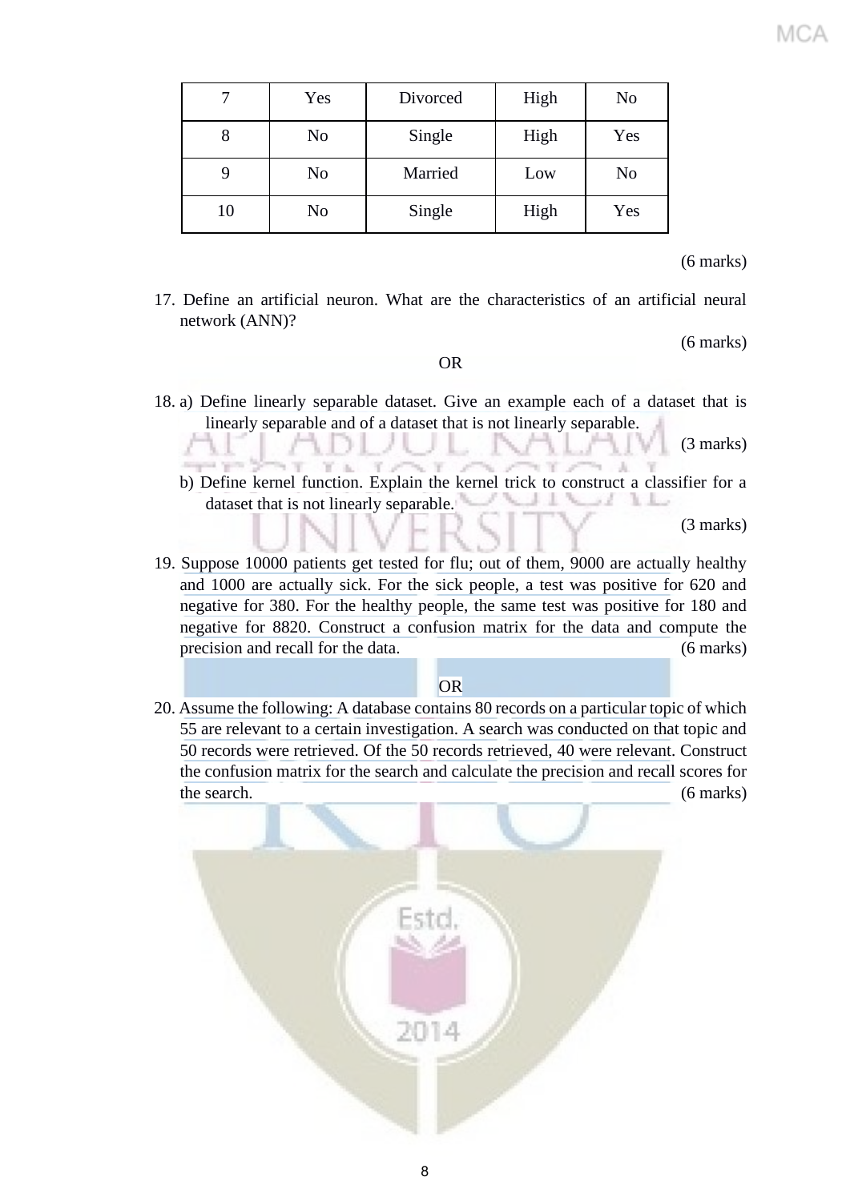| 7 | Yes | Divorced | High | No |
|---|---|---|---|---|
| 8 | No | Single | High | Yes |
| 9 | No | Married | Low | No |
| 10 | No | Single | High | Yes |

(6 marks)

17. Define an artificial neuron. What are the characteristics of an artificial neural network (ANN)?

(6 marks)

OR

18. a) Define linearly separable dataset. Give an example each of a dataset that is linearly separable and of a dataset that is not linearly separable.

(3 marks)

b) Define kernel function. Explain the kernel trick to construct a classifier for a dataset that is not linearly separable.

(3 marks)

19. Suppose 10000 patients get tested for flu; out of them, 9000 are actually healthy and 1000 are actually sick. For the sick people, a test was positive for 620 and negative for 380. For the healthy people, the same test was positive for 180 and negative for 8820. Construct a confusion matrix for the data and compute the precision and recall for the data. (6 marks)

OR

20. Assume the following: A database contains 80 records on a particular topic of which 55 are relevant to a certain investigation. A search was conducted on that topic and 50 records were retrieved. Of the 50 records retrieved, 40 were relevant. Construct the confusion matrix for the search and calculate the precision and recall scores for the search. (6 marks)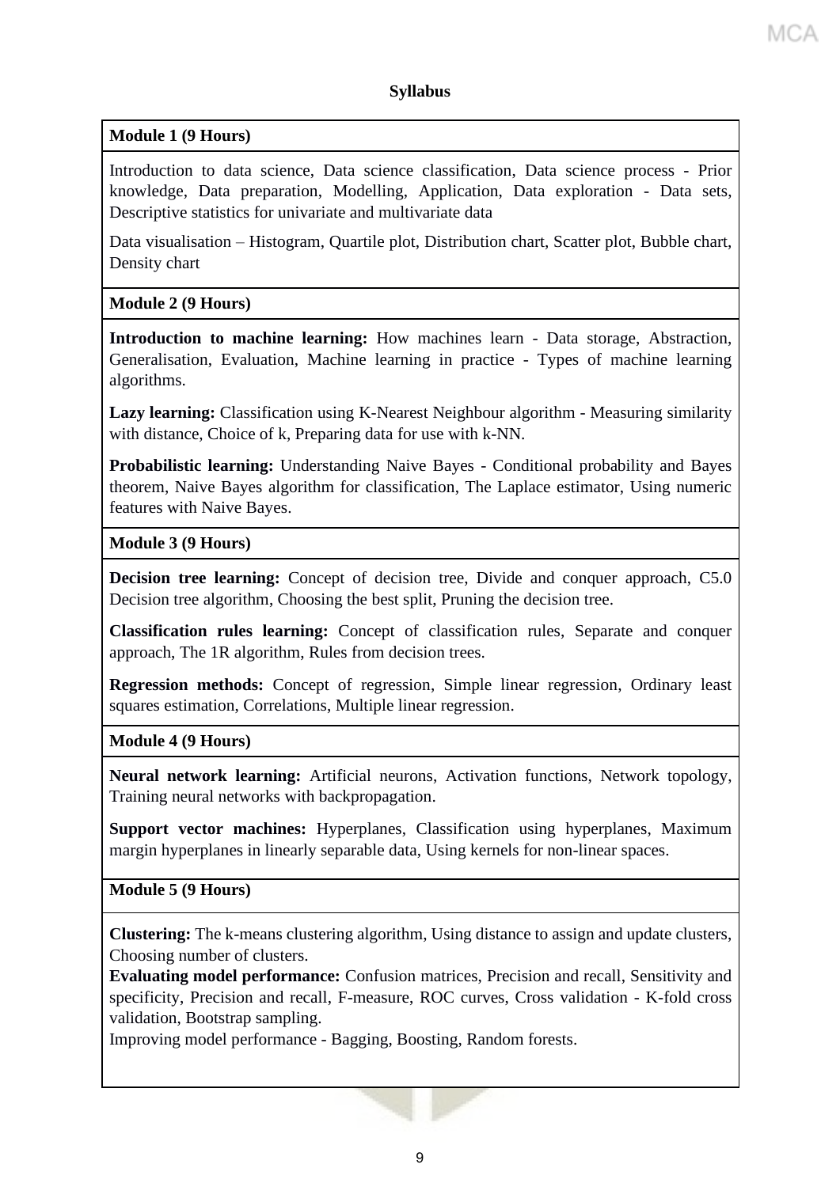## Syllabus

**Module 1 (9 Hours)**

Introduction to data science, Data science classification, Data science process - Prior knowledge, Data preparation, Modelling, Application, Data exploration - Data sets, Descriptive statistics for univariate and multivariate data

Data visualisation – Histogram, Quartile plot, Distribution chart, Scatter plot, Bubble chart, Density chart

**Module 2 (9 Hours)**

**Introduction to machine learning:** How machines learn - Data storage, Abstraction, Generalisation, Evaluation, Machine learning in practice - Types of machine learning algorithms.

**Lazy learning:** Classification using K-Nearest Neighbour algorithm - Measuring similarity with distance, Choice of k, Preparing data for use with k-NN.

**Probabilistic learning:** Understanding Naive Bayes - Conditional probability and Bayes theorem, Naive Bayes algorithm for classification, The Laplace estimator, Using numeric features with Naive Bayes.

**Module 3 (9 Hours)**

**Decision tree learning:** Concept of decision tree, Divide and conquer approach, C5.0 Decision tree algorithm, Choosing the best split, Pruning the decision tree.

**Classification rules learning:** Concept of classification rules, Separate and conquer approach, The 1R algorithm, Rules from decision trees.

**Regression methods:** Concept of regression, Simple linear regression, Ordinary least squares estimation, Correlations, Multiple linear regression.

**Module 4 (9 Hours)**

**Neural network learning:** Artificial neurons, Activation functions, Network topology, Training neural networks with backpropagation.

**Support vector machines:** Hyperplanes, Classification using hyperplanes, Maximum margin hyperplanes in linearly separable data, Using kernels for non-linear spaces.

**Module 5 (9 Hours)**

**Clustering:** The k-means clustering algorithm, Using distance to assign and update clusters, Choosing number of clusters.

**Evaluating model performance:** Confusion matrices, Precision and recall, Sensitivity and specificity, Precision and recall, F-measure, ROC curves, Cross validation - K-fold cross validation, Bootstrap sampling.

Improving model performance - Bagging, Boosting, Random forests.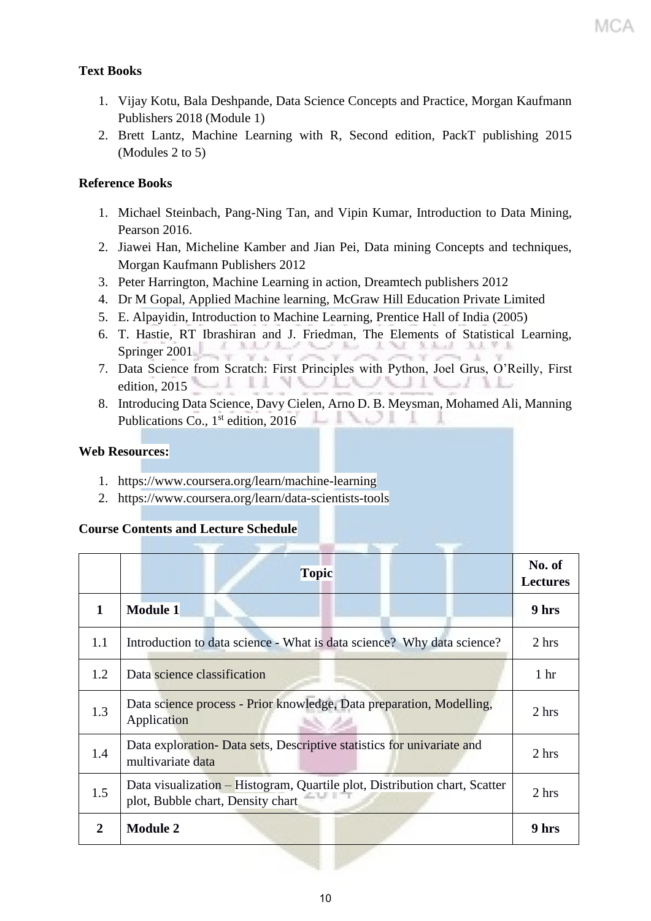**Text Books**

1. Vijay Kotu, Bala Deshpande, Data Science Concepts and Practice, Morgan Kaufmann Publishers 2018 (Module 1)
2. Brett Lantz, Machine Learning with R, Second edition, PackT publishing 2015 (Modules 2 to 5)

**Reference Books**

1. Michael Steinbach, Pang-Ning Tan, and Vipin Kumar, Introduction to Data Mining, Pearson 2016.
2. Jiawei Han, Micheline Kamber and Jian Pei, Data mining Concepts and techniques, Morgan Kaufmann Publishers 2012
3. Peter Harrington, Machine Learning in action, Dreamtech publishers 2012
4. Dr M Gopal, Applied Machine learning, McGraw Hill Education Private Limited
5. E. Alpayidin, Introduction to Machine Learning, Prentice Hall of India (2005)
6. T. Hastie, RT Ibrashiran and J. Friedman, The Elements of Statistical Learning, Springer 2001
7. Data Science from Scratch: First Principles with Python, Joel Grus, O'Reilly, First edition, 2015
8. Introducing Data Science, Davy Cielen, Arno D. B. Meysman, Mohamed Ali, Manning Publications Co., 1st edition, 2016

**Web Resources:**

1. https://www.coursera.org/learn/machine-learning
2. https://www.coursera.org/learn/data-scientists-tools

**Course Contents and Lecture Schedule**

| | **Topic** | **No. of Lectures** |
|---|---|---|
| **1** | **Module 1** | **9 hrs** |
| 1.1 | Introduction to data science - What is data science? Why data science? | 2 hrs |
| 1.2 | Data science classification | 1 hr |
| 1.3 | Data science process - Prior knowledge, Data preparation, Modelling, Application | 2 hrs |
| 1.4 | Data exploration- Data sets, Descriptive statistics for univariate and multivariate data | 2 hrs |
| 1.5 | Data visualization – Histogram, Quartile plot, Distribution chart, Scatter plot, Bubble chart, Density chart | 2 hrs |
| **2** | **Module 2** | **9 hrs** |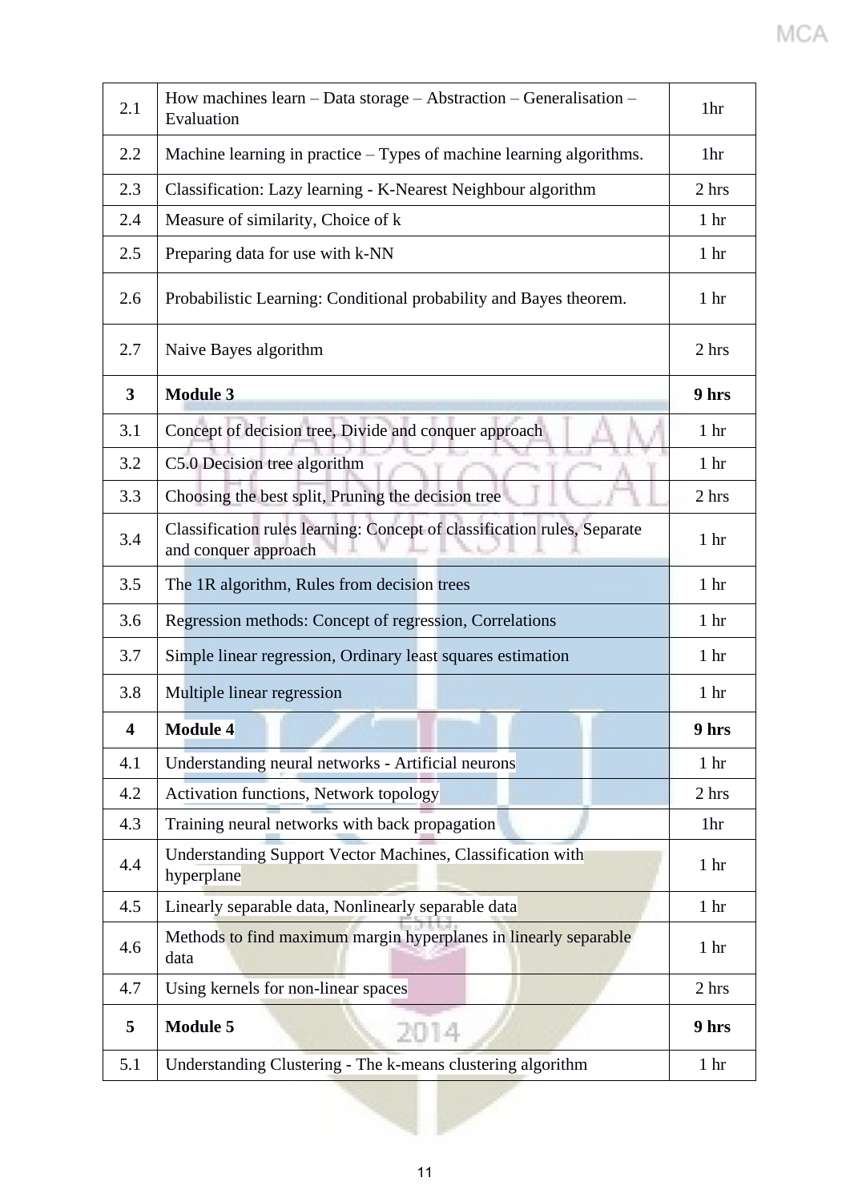| | | |
|---|---|---|
| 2.1 | How machines learn – Data storage – Abstraction – Generalisation – Evaluation | 1hr |
| 2.2 | Machine learning in practice – Types of machine learning algorithms. | 1hr |
| 2.3 | Classification: Lazy learning - K-Nearest Neighbour algorithm | 2 hrs |
| 2.4 | Measure of similarity, Choice of k | 1 hr |
| 2.5 | Preparing data for use with k-NN | 1 hr |
| 2.6 | Probabilistic Learning: Conditional probability and Bayes theorem. | 1 hr |
| 2.7 | Naive Bayes algorithm | 2 hrs |
| **3** | **Module 3** | **9 hrs** |
| 3.1 | Concept of decision tree, Divide and conquer approach | 1 hr |
| 3.2 | C5.0 Decision tree algorithm | 1 hr |
| 3.3 | Choosing the best split, Pruning the decision tree | 2 hrs |
| 3.4 | Classification rules learning: Concept of classification rules, Separate and conquer approach | 1 hr |
| 3.5 | The 1R algorithm, Rules from decision trees | 1 hr |
| 3.6 | Regression methods: Concept of regression, Correlations | 1 hr |
| 3.7 | Simple linear regression, Ordinary least squares estimation | 1 hr |
| 3.8 | Multiple linear regression | 1 hr |
| **4** | **Module 4** | **9 hrs** |
| 4.1 | Understanding neural networks - Artificial neurons | 1 hr |
| 4.2 | Activation functions, Network topology | 2 hrs |
| 4.3 | Training neural networks with back propagation | 1hr |
| 4.4 | Understanding Support Vector Machines, Classification with hyperplane | 1 hr |
| 4.5 | Linearly separable data, Nonlinearly separable data | 1 hr |
| 4.6 | Methods to find maximum margin hyperplanes in linearly separable data | 1 hr |
| 4.7 | Using kernels for non-linear spaces | 2 hrs |
| **5** | **Module 5** | **9 hrs** |
| 5.1 | Understanding Clustering - The k-means clustering algorithm | 1 hr |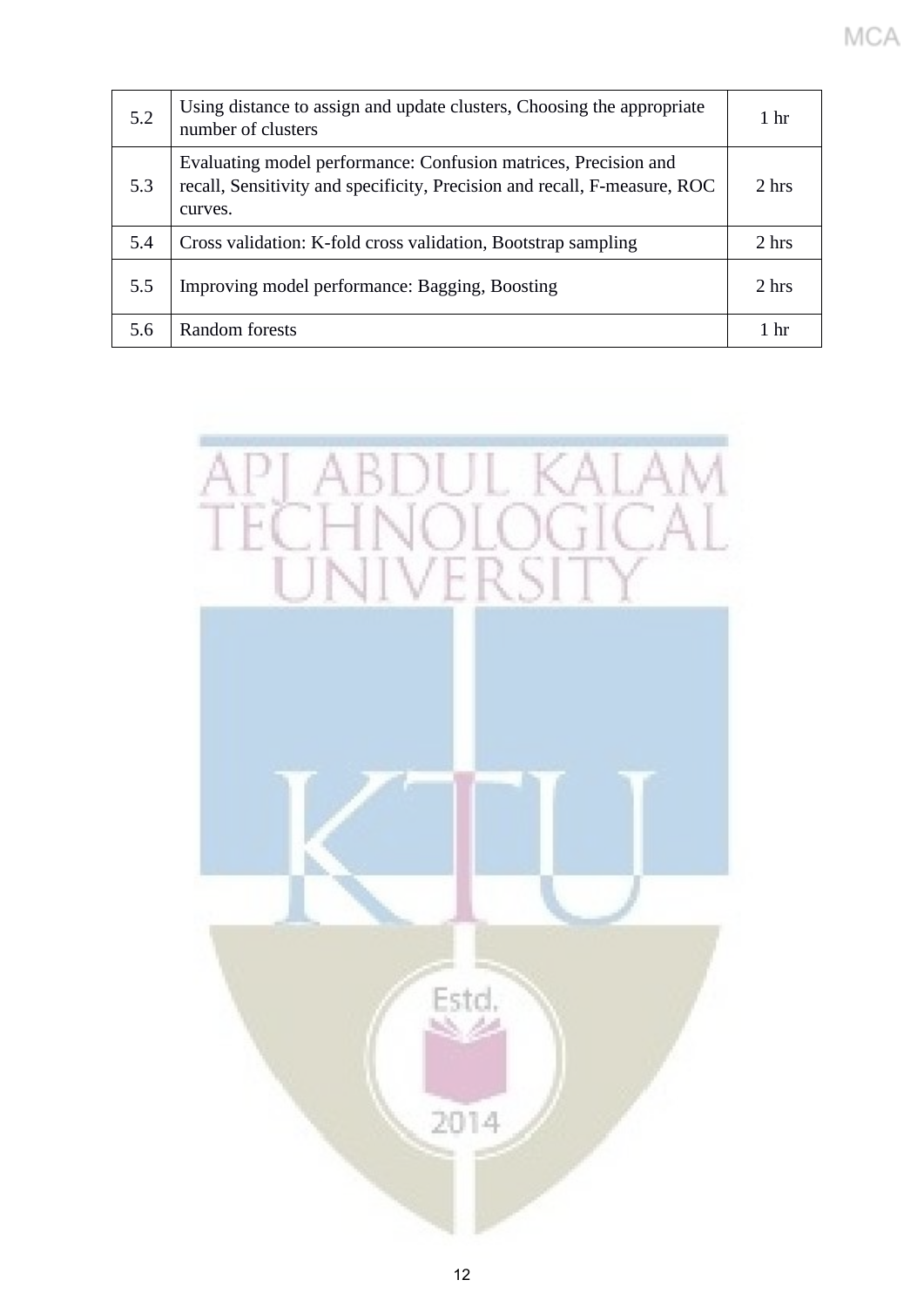| 5.2 | Using distance to assign and update clusters, Choosing the appropriate number of clusters | 1 hr |
|---|---|---|
| 5.3 | Evaluating model performance: Confusion matrices, Precision and recall, Sensitivity and specificity, Precision and recall, F-measure, ROC curves. | 2 hrs |
| 5.4 | Cross validation: K-fold cross validation, Bootstrap sampling | 2 hrs |
| 5.5 | Improving model performance: Bagging, Boosting | 2 hrs |
| 5.6 | Random forests | 1 hr |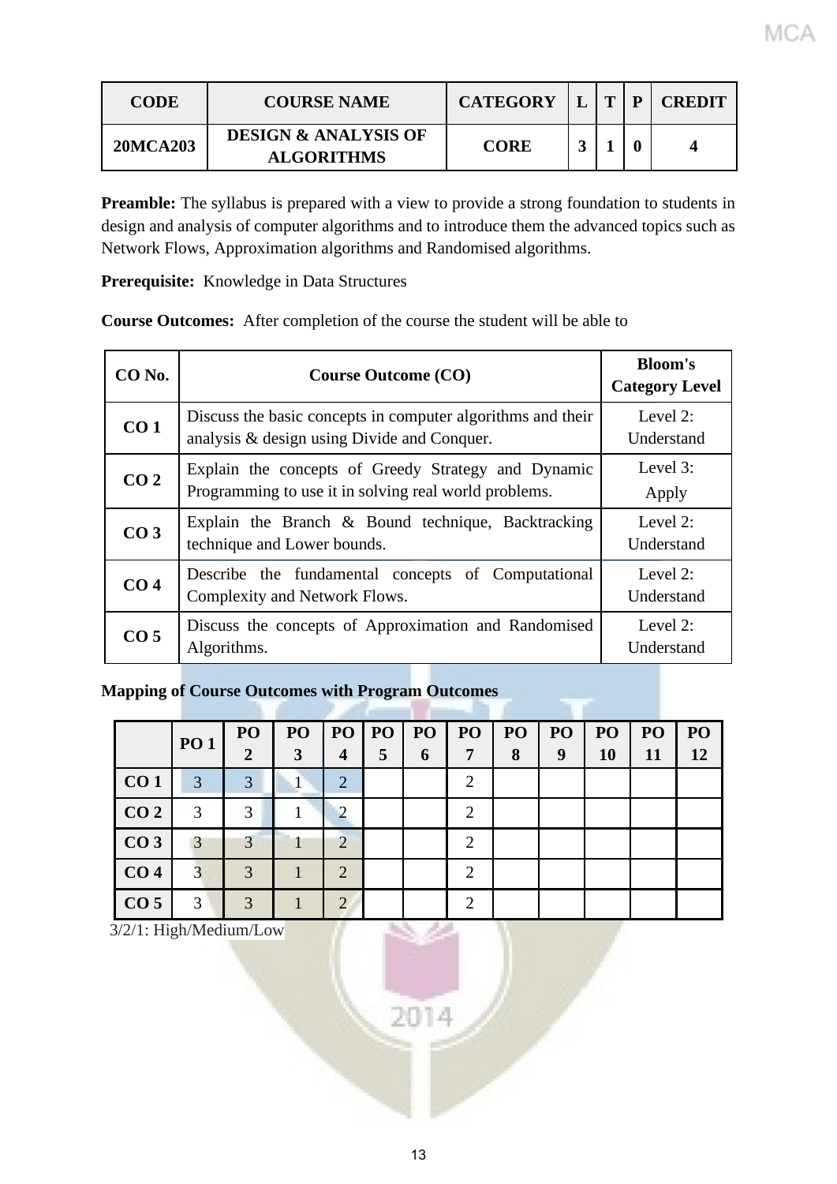| CODE | COURSE NAME | CATEGORY | L | T | P | CREDIT |
|---|---|---|---|---|---|---|
| 20MCA203 | DESIGN & ANALYSIS OF ALGORITHMS | CORE | 3 | 1 | 0 | 4 |

**Preamble:** The syllabus is prepared with a view to provide a strong foundation to students in design and analysis of computer algorithms and to introduce them the advanced topics such as Network Flows, Approximation algorithms and Randomised algorithms.

**Prerequisite:** Knowledge in Data Structures

**Course Outcomes:** After completion of the course the student will be able to

| CO No. | Course Outcome (CO) | Bloom's Category Level |
|---|---|---|
| CO 1 | Discuss the basic concepts in computer algorithms and their analysis & design using Divide and Conquer. | Level 2: Understand |
| CO 2 | Explain the concepts of Greedy Strategy and Dynamic Programming to use it in solving real world problems. | Level 3: Apply |
| CO 3 | Explain the Branch & Bound technique, Backtracking technique and Lower bounds. | Level 2: Understand |
| CO 4 | Describe the fundamental concepts of Computational Complexity and Network Flows. | Level 2: Understand |
| CO 5 | Discuss the concepts of Approximation and Randomised Algorithms. | Level 2: Understand |

**Mapping of Course Outcomes with Program Outcomes**

| | PO 1 | PO 2 | PO 3 | PO 4 | PO 5 | PO 6 | PO 7 | PO 8 | PO 9 | PO 10 | PO 11 | PO 12 |
|---|---|---|---|---|---|---|---|---|---|---|---|---|
| CO 1 | 3 | 3 | 1 | 2 | | | 2 | | | | | |
| CO 2 | 3 | 3 | 1 | 2 | | | 2 | | | | | |
| CO 3 | 3 | 3 | 1 | 2 | | | 2 | | | | | |
| CO 4 | 3 | 3 | 1 | 2 | | | 2 | | | | | |
| CO 5 | 3 | 3 | 1 | 2 | | | 2 | | | | | |

3/2/1: High/Medium/Low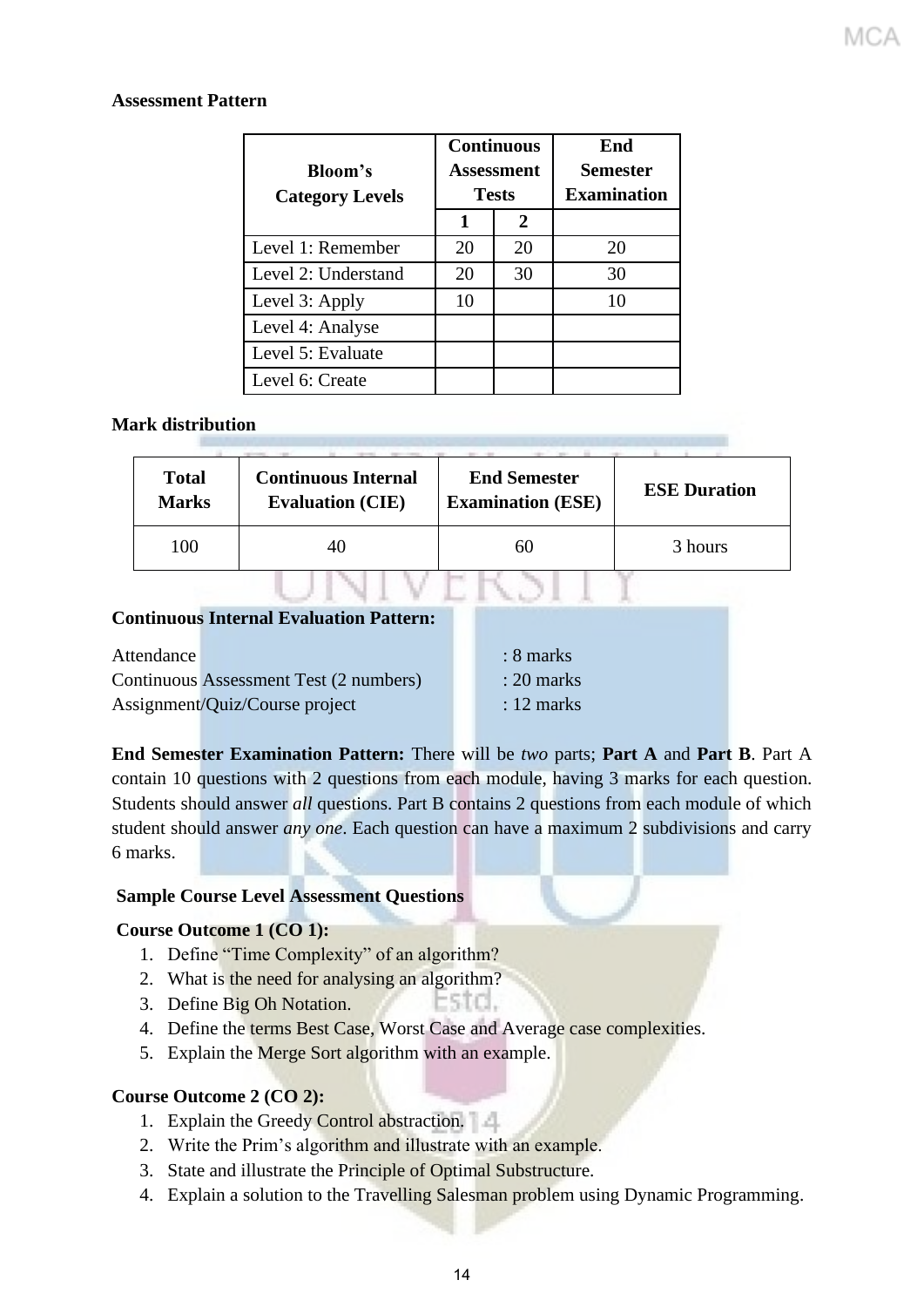**Assessment Pattern**

| Bloom's Category Levels | Continuous Assessment Tests | | End Semester Examination |
|---|---|---|---|
| | 1 | 2 | |
| Level 1: Remember | 20 | 20 | 20 |
| Level 2: Understand | 20 | 30 | 30 |
| Level 3: Apply | 10 | | 10 |
| Level 4: Analyse | | | |
| Level 5: Evaluate | | | |
| Level 6: Create | | | |

**Mark distribution**

| Total Marks | Continuous Internal Evaluation (CIE) | End Semester Examination (ESE) | ESE Duration |
|---|---|---|---|
| 100 | 40 | 60 | 3 hours |

**Continuous Internal Evaluation Pattern:**

Attendance : 8 marks
Continuous Assessment Test (2 numbers) : 20 marks
Assignment/Quiz/Course project : 12 marks

**End Semester Examination Pattern:** There will be *two* parts; **Part A** and **Part B**. Part A contain 10 questions with 2 questions from each module, having 3 marks for each question. Students should answer *all* questions. Part B contains 2 questions from each module of which student should answer *any one*. Each question can have a maximum 2 subdivisions and carry 6 marks.

**Sample Course Level Assessment Questions**

**Course Outcome 1 (CO 1):**

1. Define "Time Complexity" of an algorithm?
2. What is the need for analysing an algorithm?
3. Define Big Oh Notation.
4. Define the terms Best Case, Worst Case and Average case complexities.
5. Explain the Merge Sort algorithm with an example.

**Course Outcome 2 (CO 2):**

1. Explain the Greedy Control abstraction.
2. Write the Prim's algorithm and illustrate with an example.
3. State and illustrate the Principle of Optimal Substructure.
4. Explain a solution to the Travelling Salesman problem using Dynamic Programming.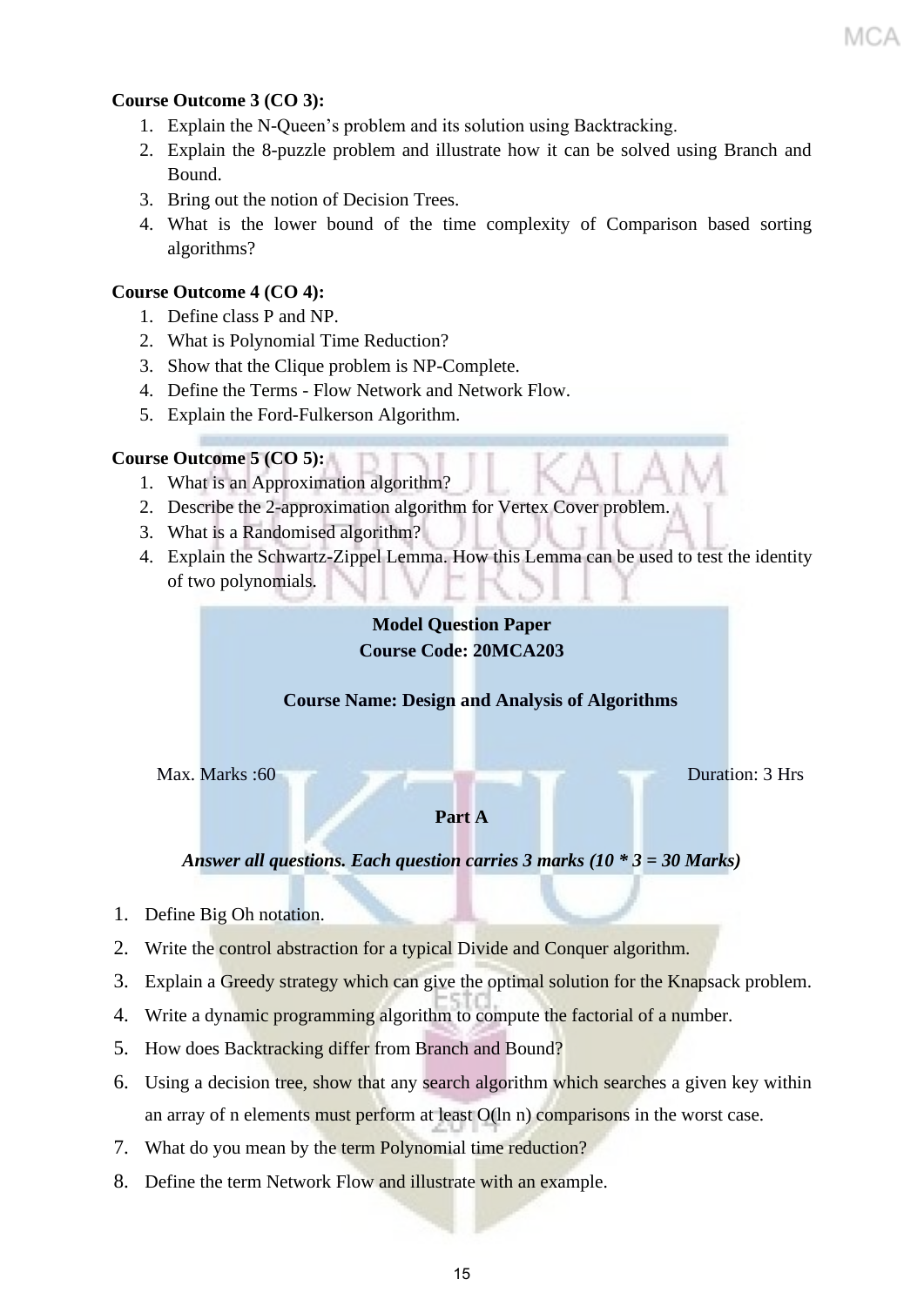**Course Outcome 3 (CO 3):**

1. Explain the N-Queen's problem and its solution using Backtracking.
2. Explain the 8-puzzle problem and illustrate how it can be solved using Branch and Bound.
3. Bring out the notion of Decision Trees.
4. What is the lower bound of the time complexity of Comparison based sorting algorithms?

**Course Outcome 4 (CO 4):**

1. Define class P and NP.
2. What is Polynomial Time Reduction?
3. Show that the Clique problem is NP-Complete.
4. Define the Terms - Flow Network and Network Flow.
5. Explain the Ford-Fulkerson Algorithm.

**Course Outcome 5 (CO 5):**

1. What is an Approximation algorithm?
2. Describe the 2-approximation algorithm for Vertex Cover problem.
3. What is a Randomised algorithm?
4. Explain the Schwartz-Zippel Lemma. How this Lemma can be used to test the identity of two polynomials.

**Model Question Paper**

**Course Code: 20MCA203**

**Course Name: Design and Analysis of Algorithms**

Max. Marks :60 Duration: 3 Hrs

**Part A**

***Answer all questions. Each question carries 3 marks (10 * 3 = 30 Marks)***

1. Define Big Oh notation.
2. Write the control abstraction for a typical Divide and Conquer algorithm.
3. Explain a Greedy strategy which can give the optimal solution for the Knapsack problem.
4. Write a dynamic programming algorithm to compute the factorial of a number.
5. How does Backtracking differ from Branch and Bound?
6. Using a decision tree, show that any search algorithm which searches a given key within an array of n elements must perform at least O(ln n) comparisons in the worst case.
7. What do you mean by the term Polynomial time reduction?
8. Define the term Network Flow and illustrate with an example.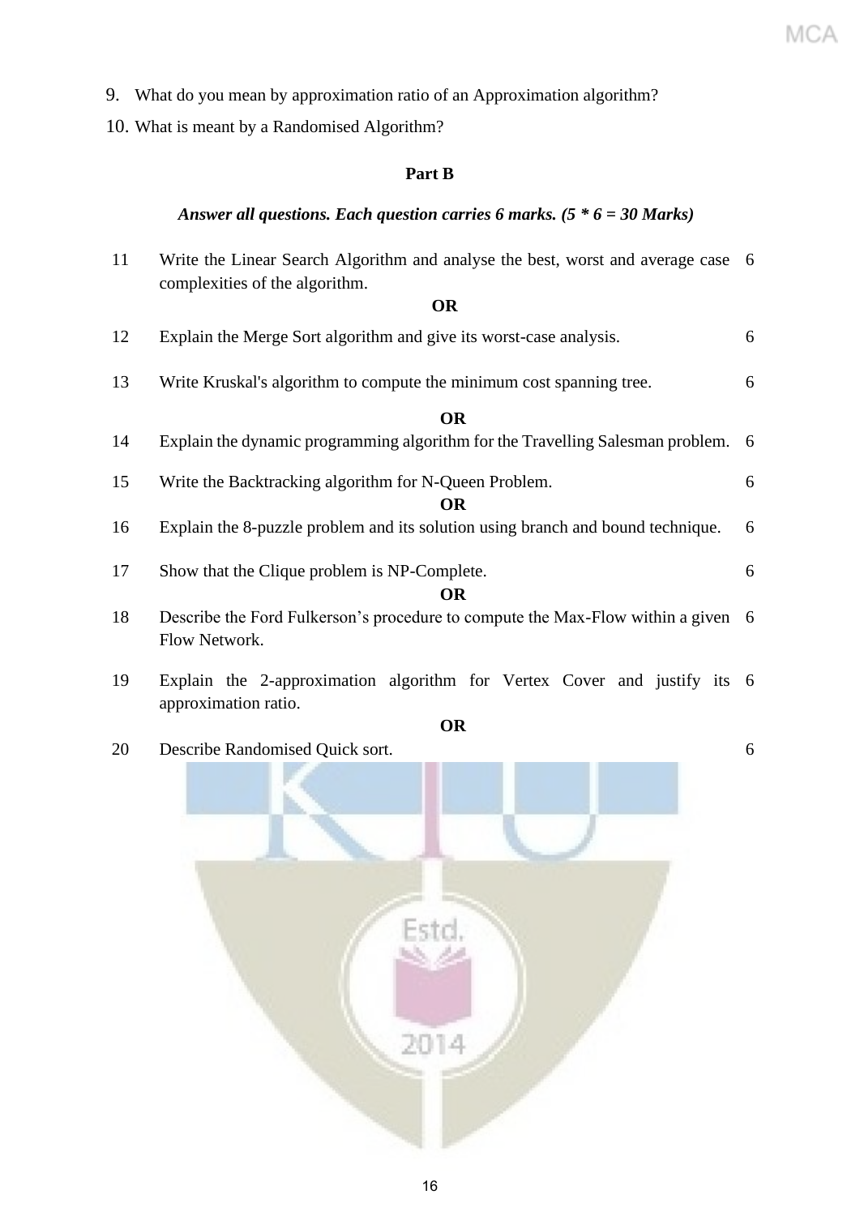9. What do you mean by approximation ratio of an Approximation algorithm?
10. What is meant by a Randomised Algorithm?

**Part B**

***Answer all questions. Each question carries 6 marks. (5 * 6 = 30 Marks)***

| | | |
|---|---|---|
| 11 | Write the Linear Search Algorithm and analyse the best, worst and average case complexities of the algorithm. | 6 |
| | **OR** | |
| 12 | Explain the Merge Sort algorithm and give its worst-case analysis. | 6 |
| 13 | Write Kruskal's algorithm to compute the minimum cost spanning tree. | 6 |
| | **OR** | |
| 14 | Explain the dynamic programming algorithm for the Travelling Salesman problem. | 6 |
| 15 | Write the Backtracking algorithm for N-Queen Problem. | 6 |
| | **OR** | |
| 16 | Explain the 8-puzzle problem and its solution using branch and bound technique. | 6 |
| 17 | Show that the Clique problem is NP-Complete. | 6 |
| | **OR** | |
| 18 | Describe the Ford Fulkerson's procedure to compute the Max-Flow within a given Flow Network. | 6 |
| 19 | Explain the 2-approximation algorithm for Vertex Cover and justify its approximation ratio. | 6 |
| | **OR** | |
| 20 | Describe Randomised Quick sort. | 6 |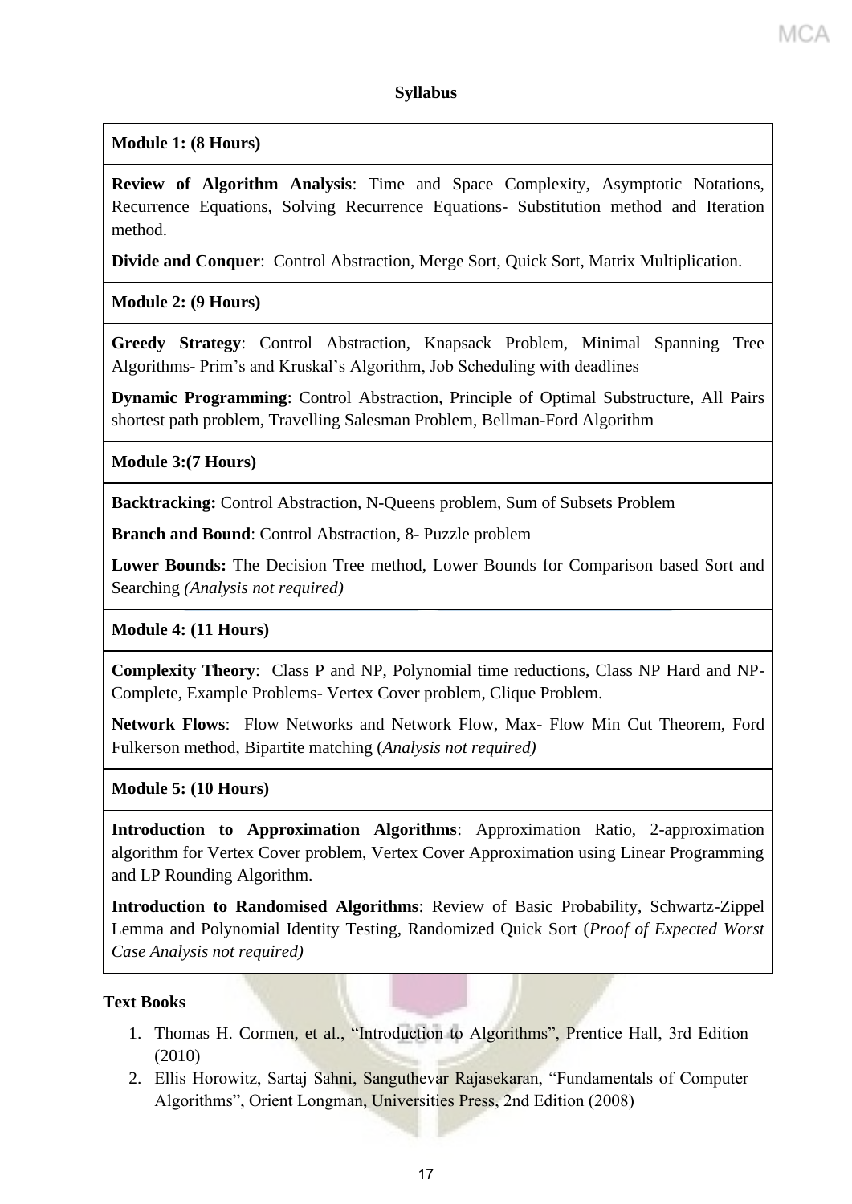## Syllabus

**Module 1: (8 Hours)**

**Review of Algorithm Analysis**: Time and Space Complexity, Asymptotic Notations, Recurrence Equations, Solving Recurrence Equations- Substitution method and Iteration method.

**Divide and Conquer**: Control Abstraction, Merge Sort, Quick Sort, Matrix Multiplication.

**Module 2: (9 Hours)**

**Greedy Strategy**: Control Abstraction, Knapsack Problem, Minimal Spanning Tree Algorithms- Prim's and Kruskal's Algorithm, Job Scheduling with deadlines

**Dynamic Programming**: Control Abstraction, Principle of Optimal Substructure, All Pairs shortest path problem, Travelling Salesman Problem, Bellman-Ford Algorithm

**Module 3:(7 Hours)**

**Backtracking:** Control Abstraction, N-Queens problem, Sum of Subsets Problem

**Branch and Bound**: Control Abstraction, 8- Puzzle problem

**Lower Bounds:** The Decision Tree method, Lower Bounds for Comparison based Sort and Searching *(Analysis not required)*

**Module 4: (11 Hours)**

**Complexity Theory**: Class P and NP, Polynomial time reductions, Class NP Hard and NP-Complete, Example Problems- Vertex Cover problem, Clique Problem.

**Network Flows**: Flow Networks and Network Flow, Max- Flow Min Cut Theorem, Ford Fulkerson method, Bipartite matching (*Analysis not required)*

**Module 5: (10 Hours)**

**Introduction to Approximation Algorithms**: Approximation Ratio, 2-approximation algorithm for Vertex Cover problem, Vertex Cover Approximation using Linear Programming and LP Rounding Algorithm.

**Introduction to Randomised Algorithms**: Review of Basic Probability, Schwartz-Zippel Lemma and Polynomial Identity Testing, Randomized Quick Sort (*Proof of Expected Worst Case Analysis not required)*

**Text Books**

1. Thomas H. Cormen, et al., "Introduction to Algorithms", Prentice Hall, 3rd Edition (2010)
2. Ellis Horowitz, Sartaj Sahni, Sanguthevar Rajasekaran, "Fundamentals of Computer Algorithms", Orient Longman, Universities Press, 2nd Edition (2008)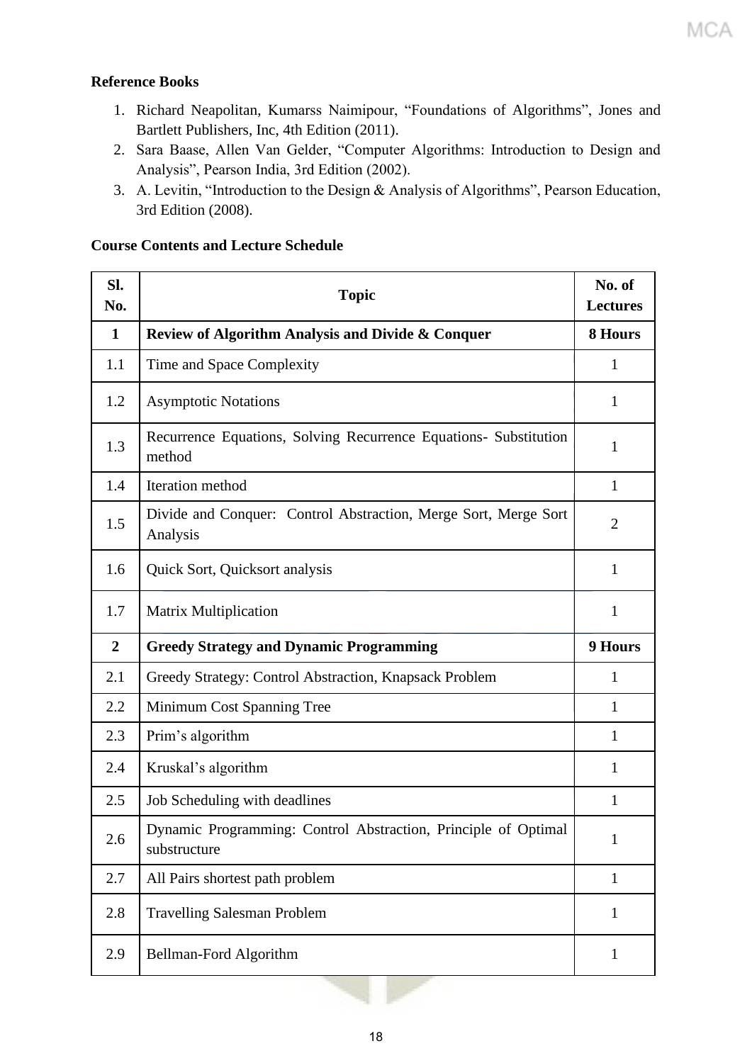**Reference Books**

1. Richard Neapolitan, Kumarss Naimipour, "Foundations of Algorithms", Jones and Bartlett Publishers, Inc, 4th Edition (2011).
2. Sara Baase, Allen Van Gelder, "Computer Algorithms: Introduction to Design and Analysis", Pearson India, 3rd Edition (2002).
3. A. Levitin, "Introduction to the Design & Analysis of Algorithms", Pearson Education, 3rd Edition (2008).

**Course Contents and Lecture Schedule**

| Sl. No. | Topic | No. of Lectures |
|---|---|---|
| **1** | **Review of Algorithm Analysis and Divide & Conquer** | **8 Hours** |
| 1.1 | Time and Space Complexity | 1 |
| 1.2 | Asymptotic Notations | 1 |
| 1.3 | Recurrence Equations, Solving Recurrence Equations- Substitution method | 1 |
| 1.4 | Iteration method | 1 |
| 1.5 | Divide and Conquer: Control Abstraction, Merge Sort, Merge Sort Analysis | 2 |
| 1.6 | Quick Sort, Quicksort analysis | 1 |
| 1.7 | Matrix Multiplication | 1 |
| **2** | **Greedy Strategy and Dynamic Programming** | **9 Hours** |
| 2.1 | Greedy Strategy: Control Abstraction, Knapsack Problem | 1 |
| 2.2 | Minimum Cost Spanning Tree | 1 |
| 2.3 | Prim's algorithm | 1 |
| 2.4 | Kruskal's algorithm | 1 |
| 2.5 | Job Scheduling with deadlines | 1 |
| 2.6 | Dynamic Programming: Control Abstraction, Principle of Optimal substructure | 1 |
| 2.7 | All Pairs shortest path problem | 1 |
| 2.8 | Travelling Salesman Problem | 1 |
| 2.9 | Bellman-Ford Algorithm | 1 |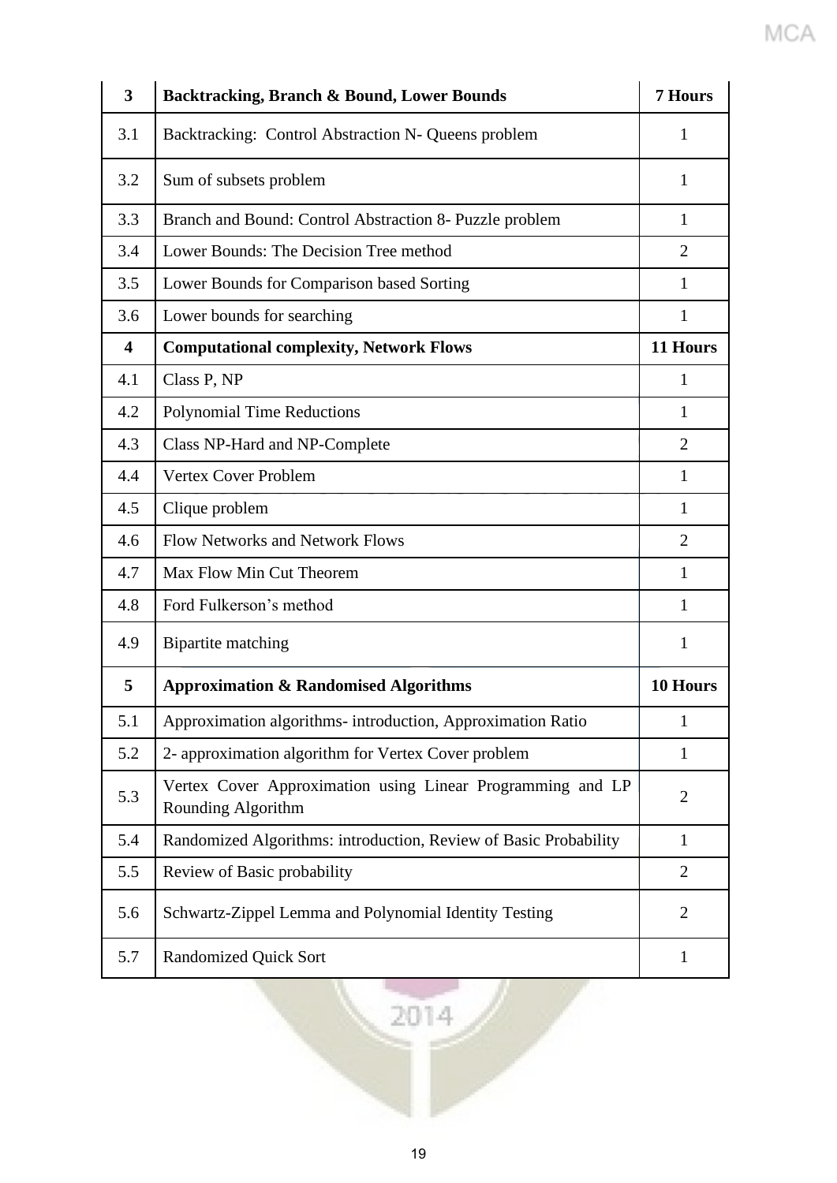| **3** | **Backtracking, Branch & Bound, Lower Bounds** | **7 Hours** |
|---|---|---|
| 3.1 | Backtracking: Control Abstraction N- Queens problem | 1 |
| 3.2 | Sum of subsets problem | 1 |
| 3.3 | Branch and Bound: Control Abstraction 8- Puzzle problem | 1 |
| 3.4 | Lower Bounds: The Decision Tree method | 2 |
| 3.5 | Lower Bounds for Comparison based Sorting | 1 |
| 3.6 | Lower bounds for searching | 1 |
| **4** | **Computational complexity, Network Flows** | **11 Hours** |
| 4.1 | Class P, NP | 1 |
| 4.2 | Polynomial Time Reductions | 1 |
| 4.3 | Class NP-Hard and NP-Complete | 2 |
| 4.4 | Vertex Cover Problem | 1 |
| 4.5 | Clique problem | 1 |
| 4.6 | Flow Networks and Network Flows | 2 |
| 4.7 | Max Flow Min Cut Theorem | 1 |
| 4.8 | Ford Fulkerson's method | 1 |
| 4.9 | Bipartite matching | 1 |
| **5** | **Approximation & Randomised Algorithms** | **10 Hours** |
| 5.1 | Approximation algorithms- introduction, Approximation Ratio | 1 |
| 5.2 | 2- approximation algorithm for Vertex Cover problem | 1 |
| 5.3 | Vertex Cover Approximation using Linear Programming and LP Rounding Algorithm | 2 |
| 5.4 | Randomized Algorithms: introduction, Review of Basic Probability | 1 |
| 5.5 | Review of Basic probability | 2 |
| 5.6 | Schwartz-Zippel Lemma and Polynomial Identity Testing | 2 |
| 5.7 | Randomized Quick Sort | 1 |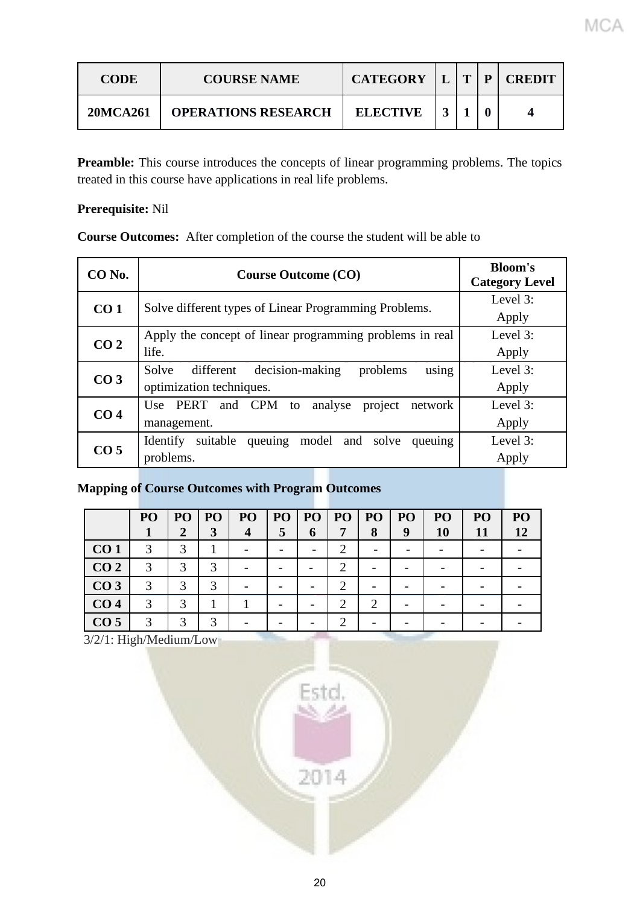| CODE | COURSE NAME | CATEGORY | L | T | P | CREDIT |
|---|---|---|---|---|---|---|
| 20MCA261 | OPERATIONS RESEARCH | ELECTIVE | 3 | 1 | 0 | 4 |

**Preamble:** This course introduces the concepts of linear programming problems. The topics treated in this course have applications in real life problems.

**Prerequisite:** Nil

**Course Outcomes:** After completion of the course the student will be able to

| CO No. | Course Outcome (CO) | Bloom's Category Level |
|---|---|---|
| **CO 1** | Solve different types of Linear Programming Problems. | Level 3: Apply |
| **CO 2** | Apply the concept of linear programming problems in real life. | Level 3: Apply |
| **CO 3** | Solve different decision-making problems using optimization techniques. | Level 3: Apply |
| **CO 4** | Use PERT and CPM to analyse project network management. | Level 3: Apply |
| **CO 5** | Identify suitable queuing model and solve queuing problems. | Level 3: Apply |

**Mapping of Course Outcomes with Program Outcomes**

| | PO 1 | PO 2 | PO 3 | PO 4 | PO 5 | PO 6 | PO 7 | PO 8 | PO 9 | PO 10 | PO 11 | PO 12 |
|---|---|---|---|---|---|---|---|---|---|---|---|---|
| **CO 1** | 3 | 3 | 1 | - | - | - | 2 | - | - | - | - | - |
| **CO 2** | 3 | 3 | 3 | - | - | - | 2 | - | - | - | - | - |
| **CO 3** | 3 | 3 | 3 | - | - | - | 2 | - | - | - | - | - |
| **CO 4** | 3 | 3 | 1 | 1 | - | - | 2 | 2 | - | - | - | - |
| **CO 5** | 3 | 3 | 3 | - | - | - | 2 | - | - | - | - | - |

3/2/1: High/Medium/Low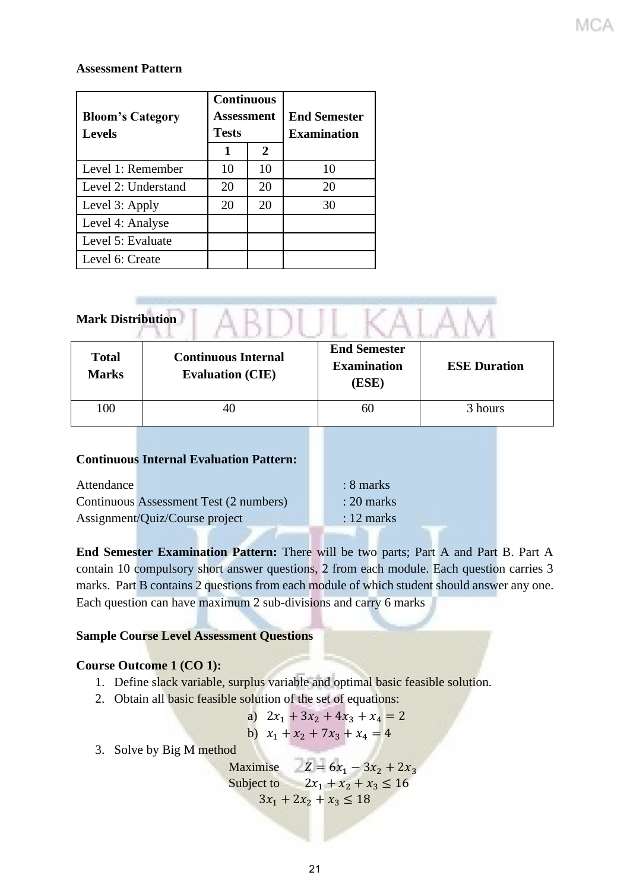**Assessment Pattern**

| Bloom's Category Levels | Continuous Assessment Tests | | End Semester Examination |
|---|---|---|---|
| | 1 | 2 | |
| Level 1: Remember | 10 | 10 | 10 |
| Level 2: Understand | 20 | 20 | 20 |
| Level 3: Apply | 20 | 20 | 30 |
| Level 4: Analyse | | | |
| Level 5: Evaluate | | | |
| Level 6: Create | | | |

**Mark Distribution**

| Total Marks | Continuous Internal Evaluation (CIE) | End Semester Examination (ESE) | ESE Duration |
|---|---|---|---|
| 100 | 40 | 60 | 3 hours |

**Continuous Internal Evaluation Pattern:**

Attendance : 8 marks
Continuous Assessment Test (2 numbers) : 20 marks
Assignment/Quiz/Course project : 12 marks

**End Semester Examination Pattern:** There will be two parts; Part A and Part B. Part A contain 10 compulsory short answer questions, 2 from each module. Each question carries 3 marks. Part B contains 2 questions from each module of which student should answer any one. Each question can have maximum 2 sub-divisions and carry 6 marks

**Sample Course Level Assessment Questions**

**Course Outcome 1 (CO 1):**

1. Define slack variable, surplus variable and optimal basic feasible solution.
2. Obtain all basic feasible solution of the set of equations:
   a) $2x_1 + 3x_2 + 4x_3 + x_4 = 2$
   b) $x_1 + x_2 + 7x_3 + x_4 = 4$
3. Solve by Big M method

   Maximise $Z = 6x_1 - 3x_2 + 2x_3$

   Subject to $2x_1 + x_2 + x_3 \leq 16$

   $3x_1 + 2x_2 + x_3 \leq 18$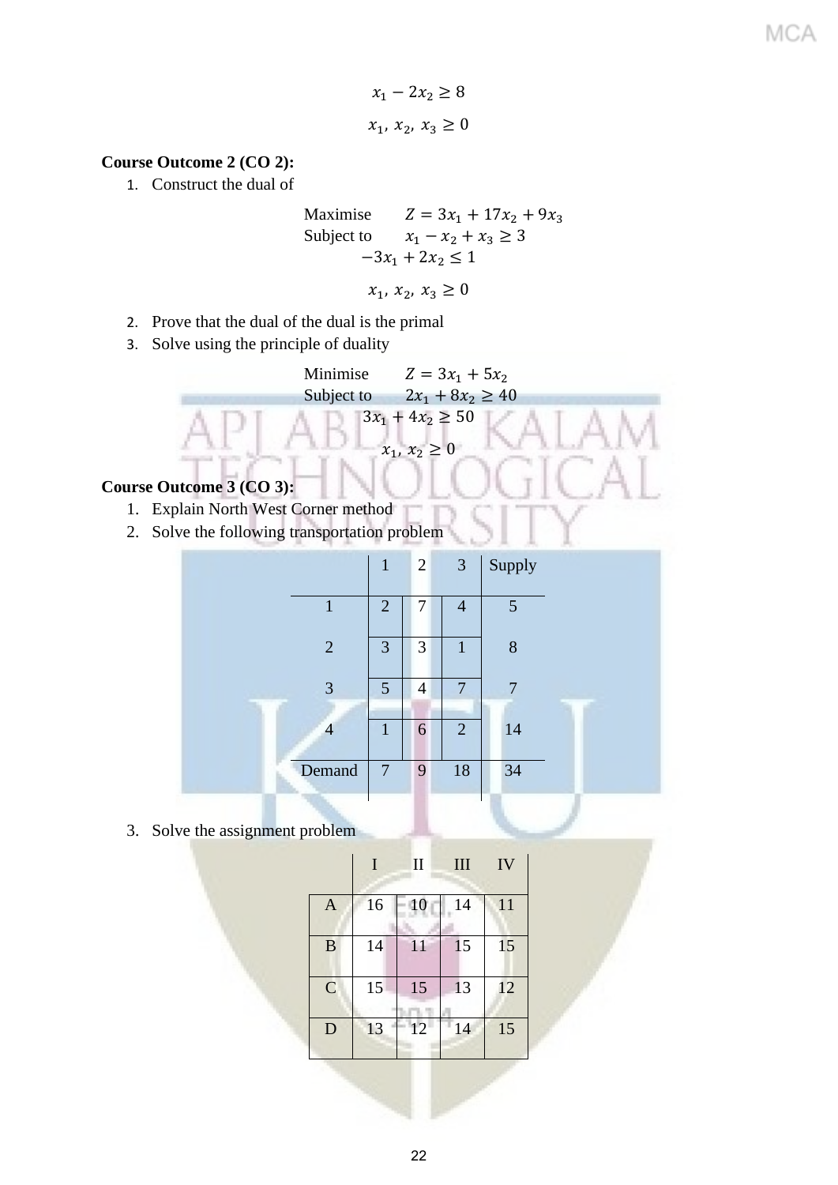$$x_1 - 2x_2 \geq 8$$

$$x_1,\ x_2,\ x_3 \geq 0$$

**Course Outcome 2 (CO 2):**

1. Construct the dual of

$$\begin{aligned} \text{Maximise} \quad & Z = 3x_1 + 17x_2 + 9x_3 \\ \text{Subject to} \quad & x_1 - x_2 + x_3 \geq 3 \\ & -3x_1 + 2x_2 \leq 1 \\ & x_1,\ x_2,\ x_3 \geq 0 \end{aligned}$$

2. Prove that the dual of the dual is the primal
3. Solve using the principle of duality

$$\begin{aligned} \text{Minimise} \quad & Z = 3x_1 + 5x_2 \\ \text{Subject to} \quad & 2x_1 + 8x_2 \geq 40 \\ & 3x_1 + 4x_2 \geq 50 \\ & x_1,\ x_2 \geq 0 \end{aligned}$$

**Course Outcome 3 (CO 3):**

1. Explain North West Corner method
2. Solve the following transportation problem

| | 1 | 2 | 3 | Supply |
|---|---|---|---|---|
| 1 | 2 | 7 | 4 | 5 |
| 2 | 3 | 3 | 1 | 8 |
| 3 | 5 | 4 | 7 | 7 |
| 4 | 1 | 6 | 2 | 14 |
| Demand | 7 | 9 | 18 | 34 |

3. Solve the assignment problem

| | I | II | III | IV |
|---|---|---|---|---|
| A | 16 | 10 | 14 | 11 |
| B | 14 | 11 | 15 | 15 |
| C | 15 | 15 | 13 | 12 |
| D | 13 | 12 | 14 | 15 |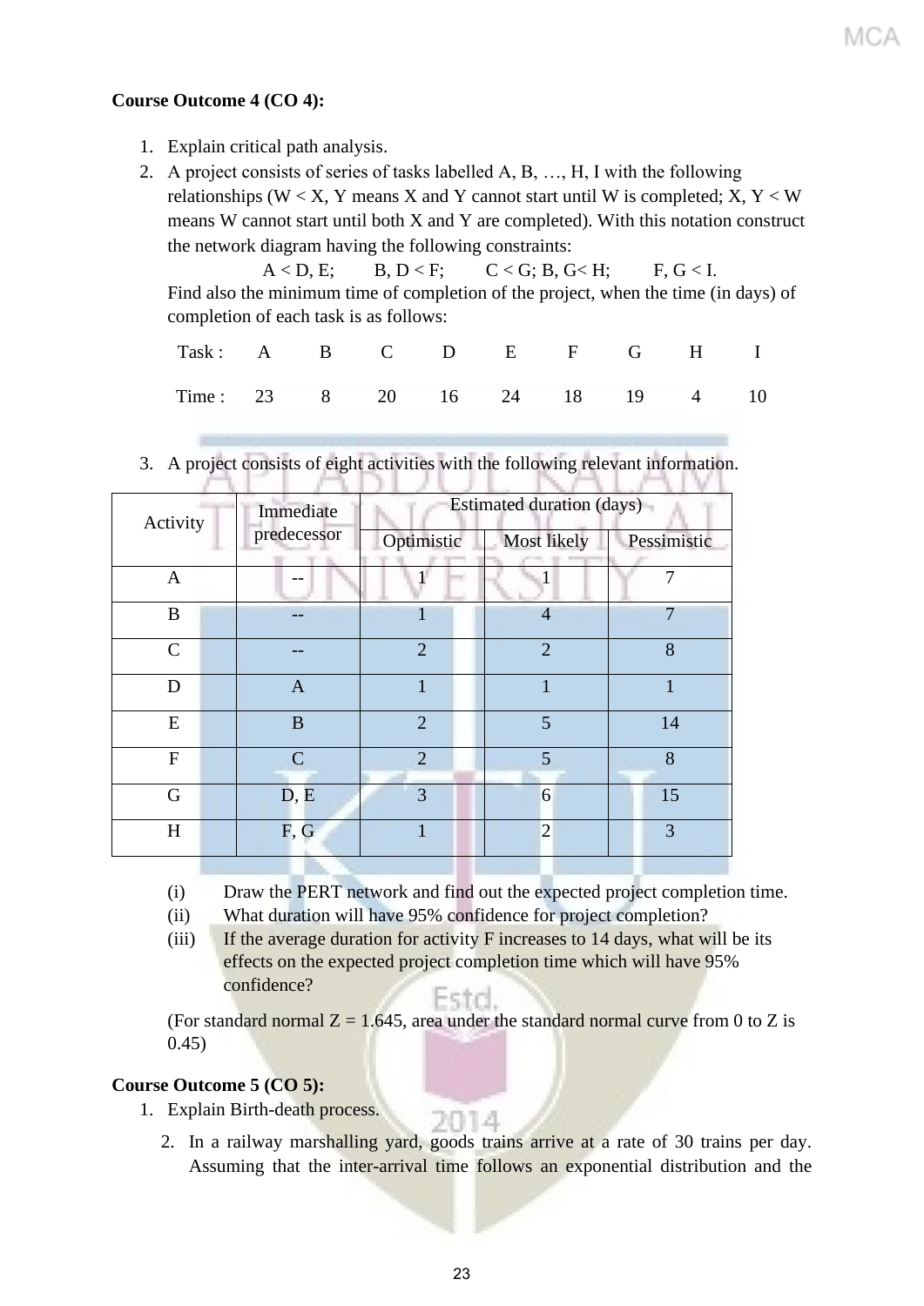**Course Outcome 4 (CO 4):**

1. Explain critical path analysis.
2. A project consists of series of tasks labelled A, B, …, H, I with the following relationships (W < X, Y means X and Y cannot start until W is completed; X, Y < W means W cannot start until both X and Y are completed). With this notation construct the network diagram having the following constraints:

   A < D, E; B, D < F; C < G; B, G< H; F, G < I.

   Find also the minimum time of completion of the project, when the time (in days) of completion of each task is as follows:

   | Task : | A | B | C | D | E | F | G | H | I |
   |---|---|---|---|---|---|---|---|---|---|
   | Time : | 23 | 8 | 20 | 16 | 24 | 18 | 19 | 4 | 10 |

3. A project consists of eight activities with the following relevant information.

| Activity | Immediate predecessor | Estimated duration (days) | | |
|---|---|---|---|---|
| | | Optimistic | Most likely | Pessimistic |
| A | -- | 1 | 1 | 7 |
| B | -- | 1 | 4 | 7 |
| C | -- | 2 | 2 | 8 |
| D | A | 1 | 1 | 1 |
| E | B | 2 | 5 | 14 |
| F | C | 2 | 5 | 8 |
| G | D, E | 3 | 6 | 15 |
| H | F, G | 1 | 2 | 3 |

   (i) Draw the PERT network and find out the expected project completion time.

   (ii) What duration will have 95% confidence for project completion?

   (iii) If the average duration for activity F increases to 14 days, what will be its effects on the expected project completion time which will have 95% confidence?

   (For standard normal Z = 1.645, area under the standard normal curve from 0 to Z is 0.45)

**Course Outcome 5 (CO 5):**

1. Explain Birth-death process.
2. In a railway marshalling yard, goods trains arrive at a rate of 30 trains per day. Assuming that the inter-arrival time follows an exponential distribution and the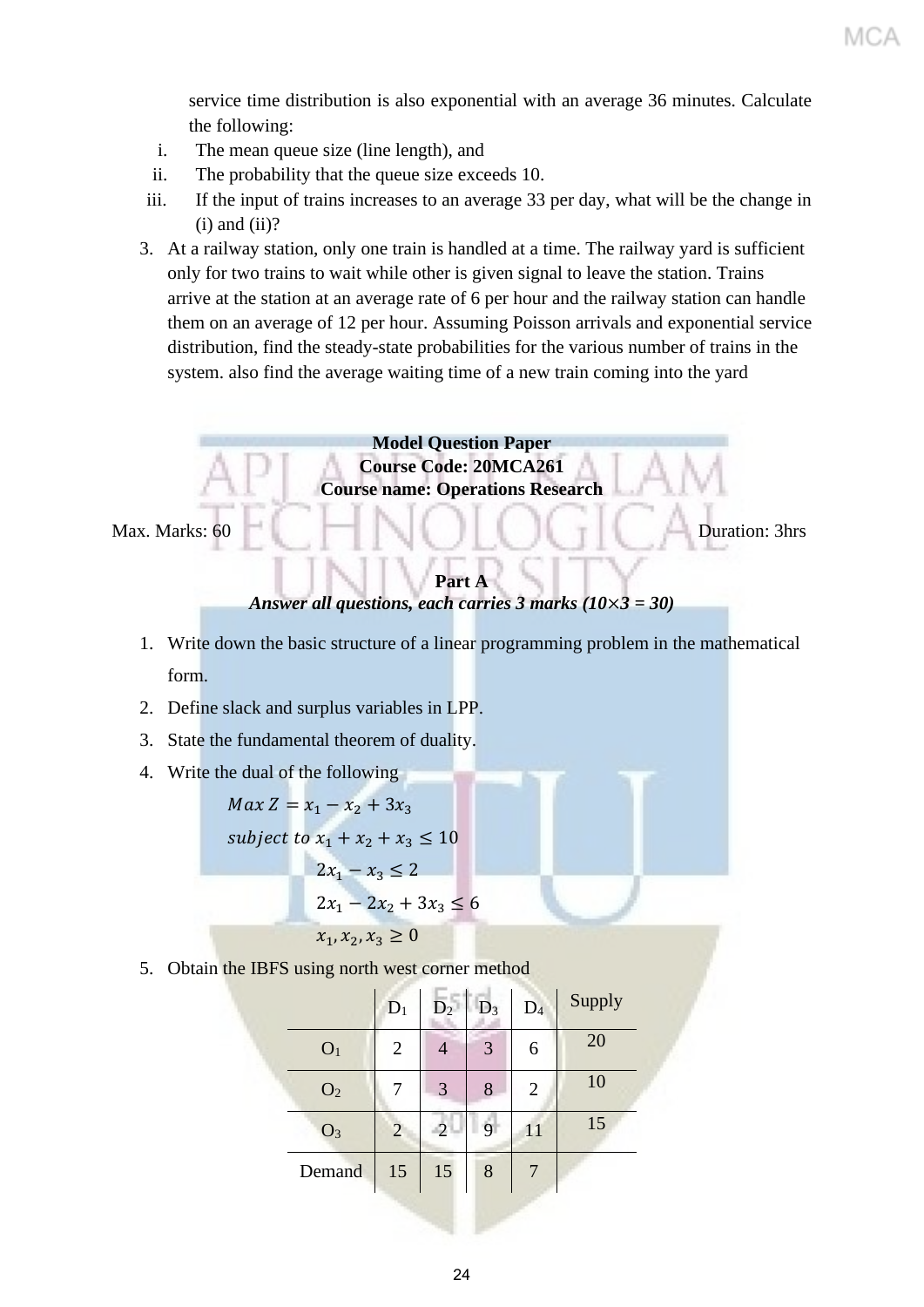service time distribution is also exponential with an average 36 minutes. Calculate the following:

i. The mean queue size (line length), and
ii. The probability that the queue size exceeds 10.
iii. If the input of trains increases to an average 33 per day, what will be the change in (i) and (ii)?

3. At a railway station, only one train is handled at a time. The railway yard is sufficient only for two trains to wait while other is given signal to leave the station. Trains arrive at the station at an average rate of 6 per hour and the railway station can handle them on an average of 12 per hour. Assuming Poisson arrivals and exponential service distribution, find the steady-state probabilities for the various number of trains in the system. also find the average waiting time of a new train coming into the yard

**Model Question Paper**
**Course Code: 20MCA261**
**Course name: Operations Research**

Max. Marks: 60 Duration: 3hrs

**Part A**
***Answer all questions, each carries 3 marks (10×3 = 30)***

1. Write down the basic structure of a linear programming problem in the mathematical form.
2. Define slack and surplus variables in LPP.
3. State the fundamental theorem of duality.
4. Write the dual of the following

$$Max\ Z = x_1 - x_2 + 3x_3$$
$$subject\ to\ x_1 + x_2 + x_3 \leq 10$$
$$2x_1 - x_3 \leq 2$$
$$2x_1 - 2x_2 + 3x_3 \leq 6$$
$$x_1, x_2, x_3 \geq 0$$

5. Obtain the IBFS using north west corner method

| | $D_1$ | $D_2$ | $D_3$ | $D_4$ | Supply |
|---|---|---|---|---|---|
| $O_1$ | 2 | 4 | 3 | 6 | 20 |
| $O_2$ | 7 | 3 | 8 | 2 | 10 |
| $O_3$ | 2 | 2 | 9 | 11 | 15 |
| Demand | 15 | 15 | 8 | 7 | |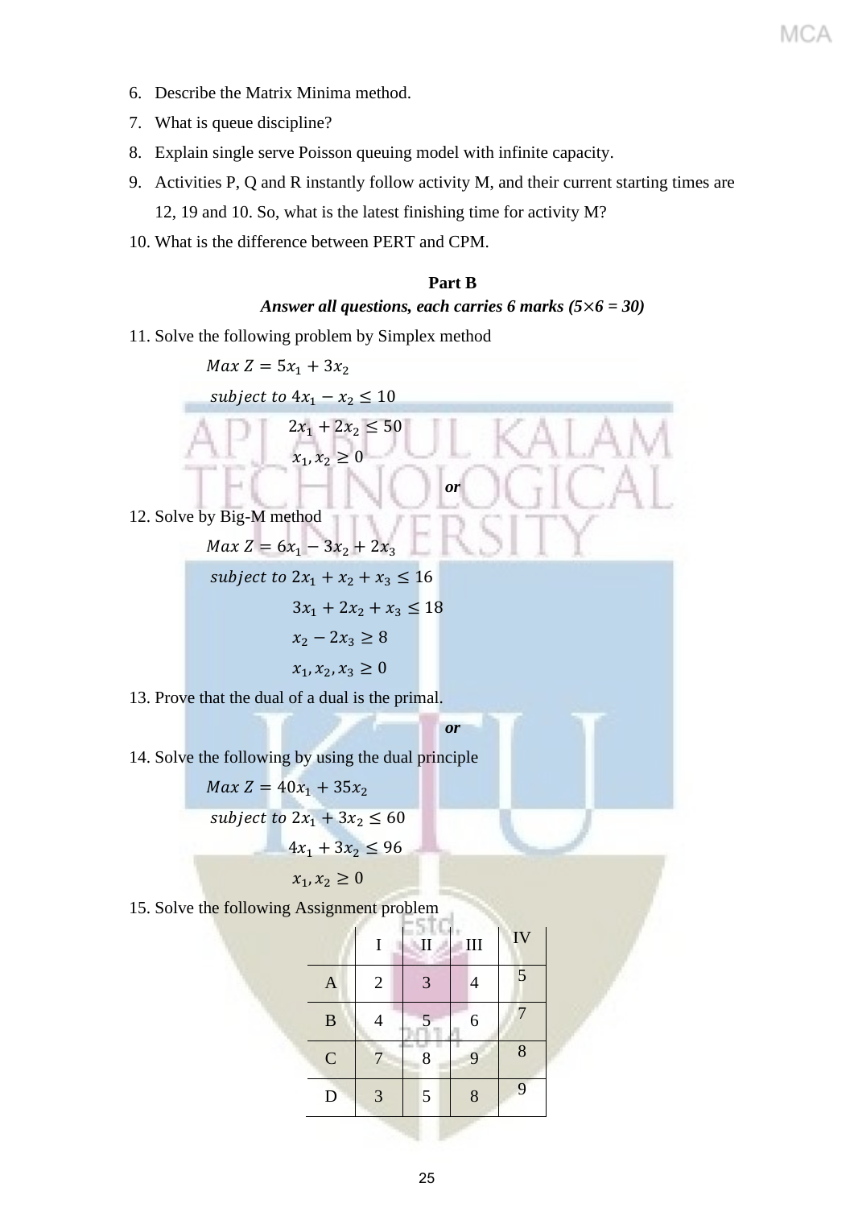6. Describe the Matrix Minima method.
7. What is queue discipline?
8. Explain single serve Poisson queuing model with infinite capacity.
9. Activities P, Q and R instantly follow activity M, and their current starting times are 12, 19 and 10. So, what is the latest finishing time for activity M?
10. What is the difference between PERT and CPM.

**Part B**

***Answer all questions, each carries 6 marks (5×6 = 30)***

11. Solve the following problem by Simplex method

$$Max\ Z = 5x_1 + 3x_2$$
$$subject\ to\ 4x_1 - x_2 \leq 10$$
$$2x_1 + 2x_2 \leq 50$$
$$x_1, x_2 \geq 0$$

***or***

12. Solve by Big-M method

$$Max\ Z = 6x_1 - 3x_2 + 2x_3$$
$$subject\ to\ 2x_1 + x_2 + x_3 \leq 16$$
$$3x_1 + 2x_2 + x_3 \leq 18$$
$$x_2 - 2x_3 \geq 8$$
$$x_1, x_2, x_3 \geq 0$$

13. Prove that the dual of a dual is the primal.

***or***

14. Solve the following by using the dual principle

$$Max\ Z = 40x_1 + 35x_2$$
$$subject\ to\ 2x_1 + 3x_2 \leq 60$$
$$4x_1 + 3x_2 \leq 96$$
$$x_1, x_2 \geq 0$$

15. Solve the following Assignment problem

| | I | II | III | IV |
|---|---|---|---|---|
| A | 2 | 3 | 4 | 5 |
| B | 4 | 5 | 6 | 7 |
| C | 7 | 8 | 9 | 8 |
| D | 3 | 5 | 8 | 9 |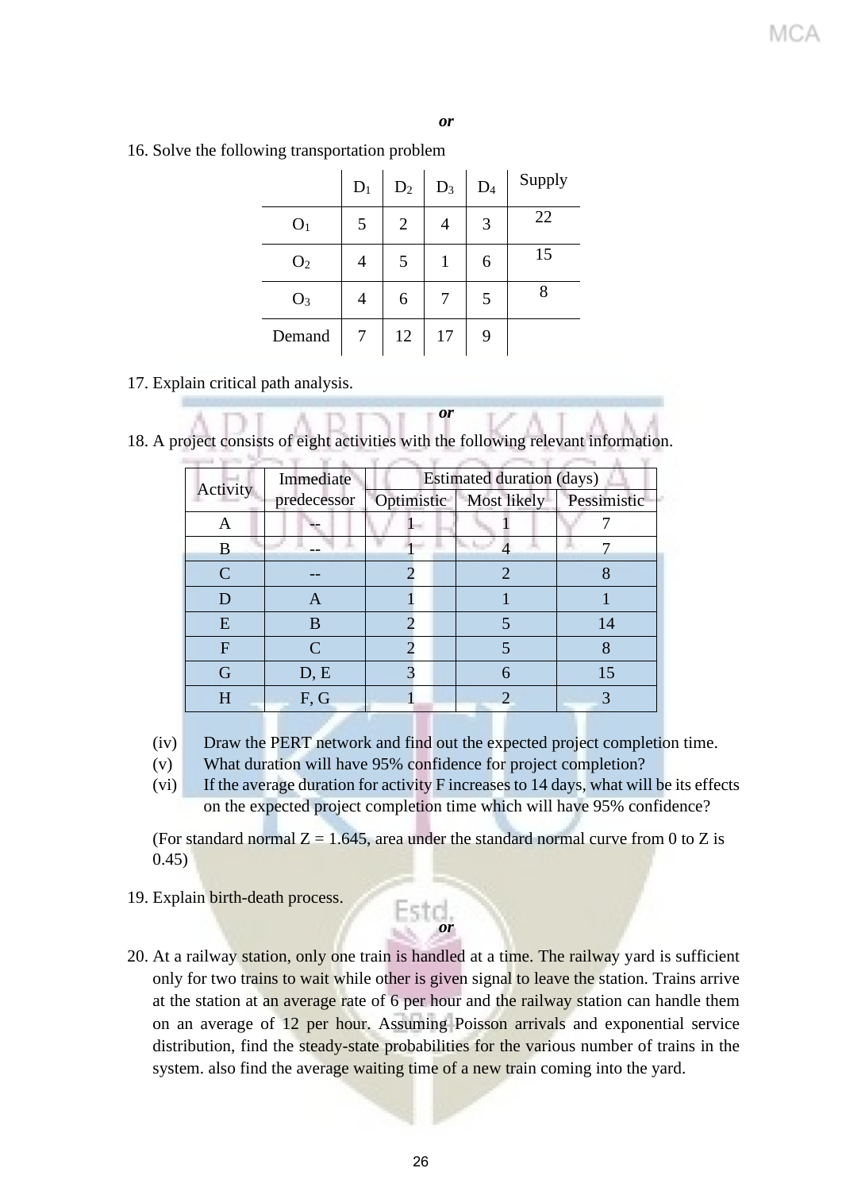*or*

16. Solve the following transportation problem

| | $D_1$ | $D_2$ | $D_3$ | $D_4$ | Supply |
|---|---|---|---|---|---|
| $O_1$ | 5 | 2 | 4 | 3 | 22 |
| $O_2$ | 4 | 5 | 1 | 6 | 15 |
| $O_3$ | 4 | 6 | 7 | 5 | 8 |
| Demand | 7 | 12 | 17 | 9 | |

17. Explain critical path analysis.

*or*

18. A project consists of eight activities with the following relevant information.

| Activity | Immediate predecessor | Estimated duration (days) | | |
|---|---|---|---|---|
| | | Optimistic | Most likely | Pessimistic |
| A | -- | 1 | 1 | 7 |
| B | -- | 1 | 4 | 7 |
| C | -- | 2 | 2 | 8 |
| D | A | 1 | 1 | 1 |
| E | B | 2 | 5 | 14 |
| F | C | 2 | 5 | 8 |
| G | D, E | 3 | 6 | 15 |
| H | F, G | 1 | 2 | 3 |

(iv) Draw the PERT network and find out the expected project completion time.

(v) What duration will have 95% confidence for project completion?

(vi) If the average duration for activity F increases to 14 days, what will be its effects on the expected project completion time which will have 95% confidence?

(For standard normal Z = 1.645, area under the standard normal curve from 0 to Z is 0.45)

19. Explain birth-death process.

*or*

20. At a railway station, only one train is handled at a time. The railway yard is sufficient only for two trains to wait while other is given signal to leave the station. Trains arrive at the station at an average rate of 6 per hour and the railway station can handle them on an average of 12 per hour. Assuming Poisson arrivals and exponential service distribution, find the steady-state probabilities for the various number of trains in the system. also find the average waiting time of a new train coming into the yard.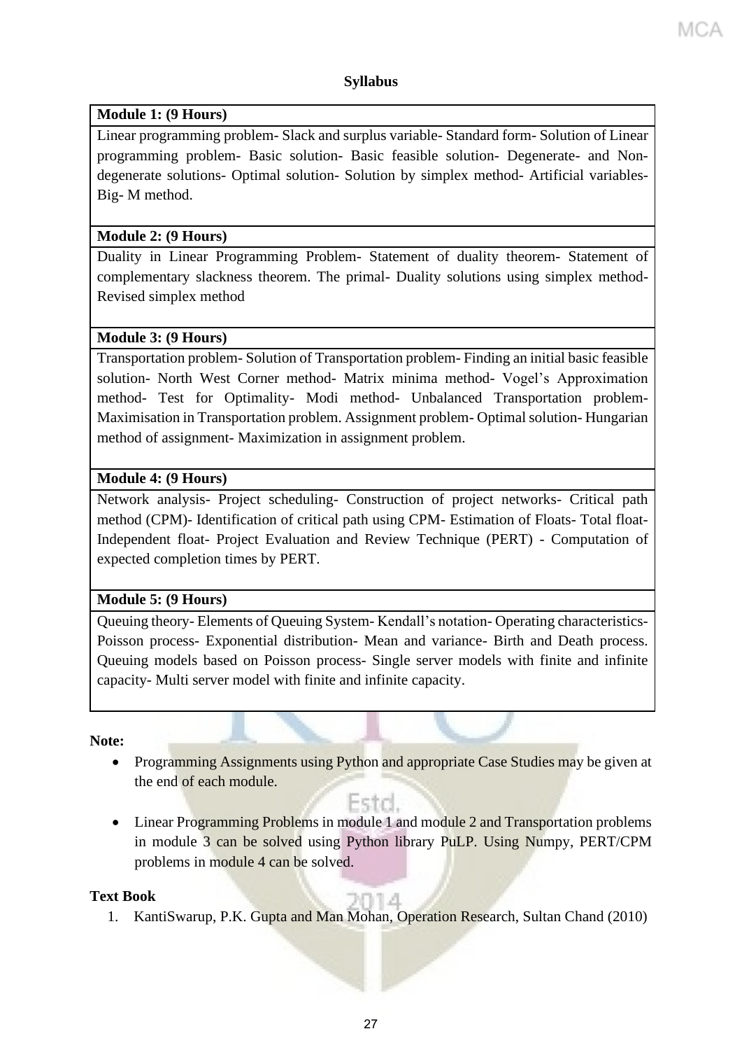## Syllabus

| Module 1: (9 Hours) |
|---|
| Linear programming problem- Slack and surplus variable- Standard form- Solution of Linear programming problem- Basic solution- Basic feasible solution- Degenerate- and Non-degenerate solutions- Optimal solution- Solution by simplex method- Artificial variables- Big- M method. |
| **Module 2: (9 Hours)** |
| Duality in Linear Programming Problem- Statement of duality theorem- Statement of complementary slackness theorem. The primal- Duality solutions using simplex method- Revised simplex method |
| **Module 3: (9 Hours)** |
| Transportation problem- Solution of Transportation problem- Finding an initial basic feasible solution- North West Corner method- Matrix minima method- Vogel's Approximation method- Test for Optimality- Modi method- Unbalanced Transportation problem- Maximisation in Transportation problem. Assignment problem- Optimal solution- Hungarian method of assignment- Maximization in assignment problem. |
| **Module 4: (9 Hours)** |
| Network analysis- Project scheduling- Construction of project networks- Critical path method (CPM)- Identification of critical path using CPM- Estimation of Floats- Total float- Independent float- Project Evaluation and Review Technique (PERT) - Computation of expected completion times by PERT. |
| **Module 5: (9 Hours)** |
| Queuing theory- Elements of Queuing System- Kendall's notation- Operating characteristics- Poisson process- Exponential distribution- Mean and variance- Birth and Death process. Queuing models based on Poisson process- Single server models with finite and infinite capacity- Multi server model with finite and infinite capacity. |

**Note:**

- Programming Assignments using Python and appropriate Case Studies may be given at the end of each module.
- Linear Programming Problems in module 1 and module 2 and Transportation problems in module 3 can be solved using Python library PuLP. Using Numpy, PERT/CPM problems in module 4 can be solved.

**Text Book**

1. KantiSwarup, P.K. Gupta and Man Mohan, Operation Research, Sultan Chand (2010)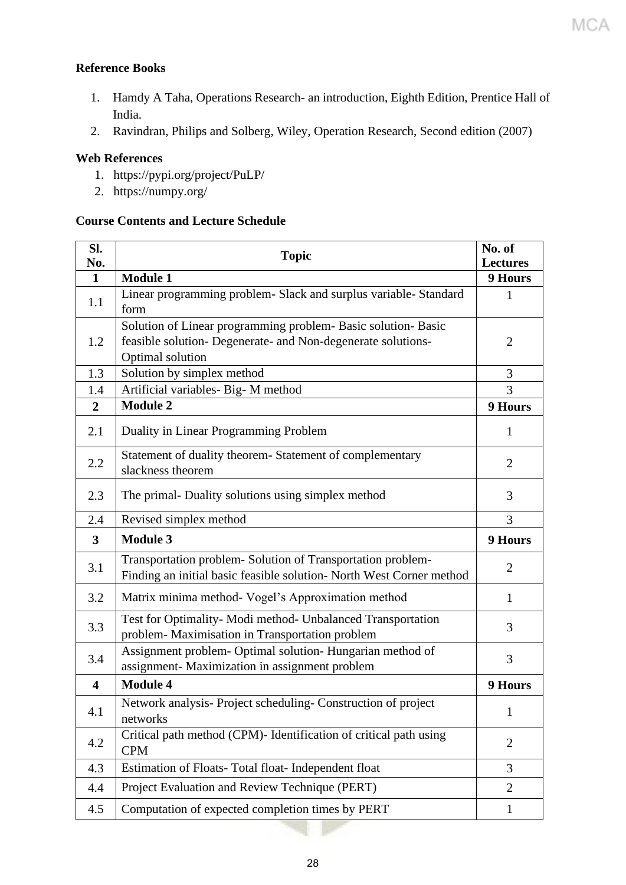**Reference Books**

1. Hamdy A Taha, Operations Research- an introduction, Eighth Edition, Prentice Hall of India.
2. Ravindran, Philips and Solberg, Wiley, Operation Research, Second edition (2007)

**Web References**

1. https://pypi.org/project/PuLP/
2. https://numpy.org/

**Course Contents and Lecture Schedule**

| Sl. No. | Topic | No. of Lectures |
|---|---|---|
| **1** | **Module 1** | **9 Hours** |
| 1.1 | Linear programming problem- Slack and surplus variable- Standard form | 1 |
| 1.2 | Solution of Linear programming problem- Basic solution- Basic feasible solution- Degenerate- and Non-degenerate solutions- Optimal solution | 2 |
| 1.3 | Solution by simplex method | 3 |
| 1.4 | Artificial variables- Big- M method | 3 |
| **2** | **Module 2** | **9 Hours** |
| 2.1 | Duality in Linear Programming Problem | 1 |
| 2.2 | Statement of duality theorem- Statement of complementary slackness theorem | 2 |
| 2.3 | The primal- Duality solutions using simplex method | 3 |
| 2.4 | Revised simplex method | 3 |
| **3** | **Module 3** | **9 Hours** |
| 3.1 | Transportation problem- Solution of Transportation problem- Finding an initial basic feasible solution- North West Corner method | 2 |
| 3.2 | Matrix minima method- Vogel's Approximation method | 1 |
| 3.3 | Test for Optimality- Modi method- Unbalanced Transportation problem- Maximisation in Transportation problem | 3 |
| 3.4 | Assignment problem- Optimal solution- Hungarian method of assignment- Maximization in assignment problem | 3 |
| **4** | **Module 4** | **9 Hours** |
| 4.1 | Network analysis- Project scheduling- Construction of project networks | 1 |
| 4.2 | Critical path method (CPM)- Identification of critical path using CPM | 2 |
| 4.3 | Estimation of Floats- Total float- Independent float | 3 |
| 4.4 | Project Evaluation and Review Technique (PERT) | 2 |
| 4.5 | Computation of expected completion times by PERT | 1 |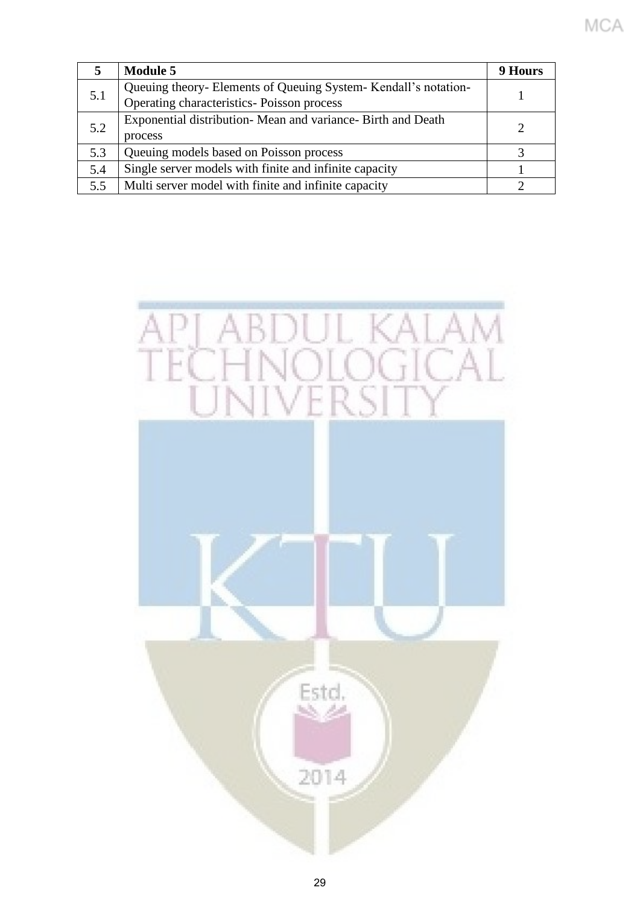| 5 | **Module 5** | **9 Hours** |
|---|---|---|
| 5.1 | Queuing theory- Elements of Queuing System- Kendall's notation- Operating characteristics- Poisson process | 1 |
| 5.2 | Exponential distribution- Mean and variance- Birth and Death process | 2 |
| 5.3 | Queuing models based on Poisson process | 3 |
| 5.4 | Single server models with finite and infinite capacity | 1 |
| 5.5 | Multi server model with finite and infinite capacity | 2 |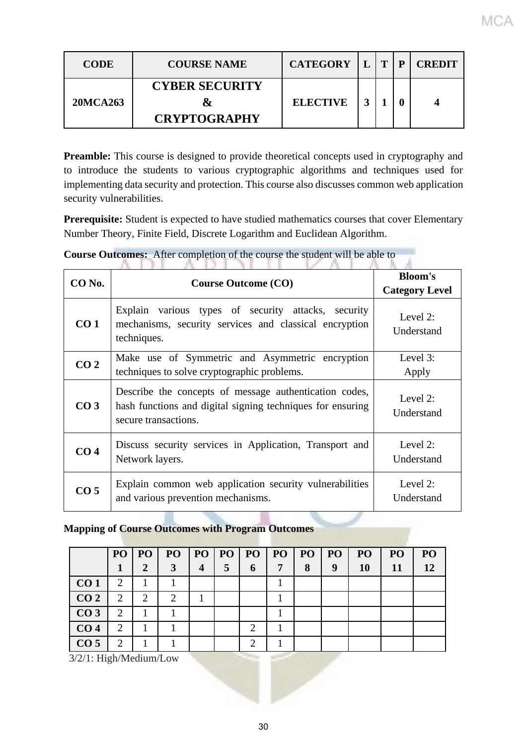| CODE | COURSE NAME | CATEGORY | L | T | P | CREDIT |
|---|---|---|---|---|---|---|
| 20MCA263 | CYBER SECURITY & CRYPTOGRAPHY | ELECTIVE | 3 | 1 | 0 | 4 |

**Preamble:** This course is designed to provide theoretical concepts used in cryptography and to introduce the students to various cryptographic algorithms and techniques used for implementing data security and protection. This course also discusses common web application security vulnerabilities.

**Prerequisite:** Student is expected to have studied mathematics courses that cover Elementary Number Theory, Finite Field, Discrete Logarithm and Euclidean Algorithm.

**Course Outcomes:** After completion of the course the student will be able to

| CO No. | Course Outcome (CO) | Bloom's Category Level |
|---|---|---|
| CO 1 | Explain various types of security attacks, security mechanisms, security services and classical encryption techniques. | Level 2: Understand |
| CO 2 | Make use of Symmetric and Asymmetric encryption techniques to solve cryptographic problems. | Level 3: Apply |
| CO 3 | Describe the concepts of message authentication codes, hash functions and digital signing techniques for ensuring secure transactions. | Level 2: Understand |
| CO 4 | Discuss security services in Application, Transport and Network layers. | Level 2: Understand |
| CO 5 | Explain common web application security vulnerabilities and various prevention mechanisms. | Level 2: Understand |

**Mapping of Course Outcomes with Program Outcomes**

| | PO 1 | PO 2 | PO 3 | PO 4 | PO 5 | PO 6 | PO 7 | PO 8 | PO 9 | PO 10 | PO 11 | PO 12 |
|---|---|---|---|---|---|---|---|---|---|---|---|---|
| **CO 1** | 2 | 1 | 1 | | | | 1 | | | | | |
| **CO 2** | 2 | 2 | 2 | 1 | | | 1 | | | | | |
| **CO 3** | 2 | 1 | 1 | | | | 1 | | | | | |
| **CO 4** | 2 | 1 | 1 | | | 2 | 1 | | | | | |
| **CO 5** | 2 | 1 | 1 | | | 2 | 1 | | | | | |

3/2/1: High/Medium/Low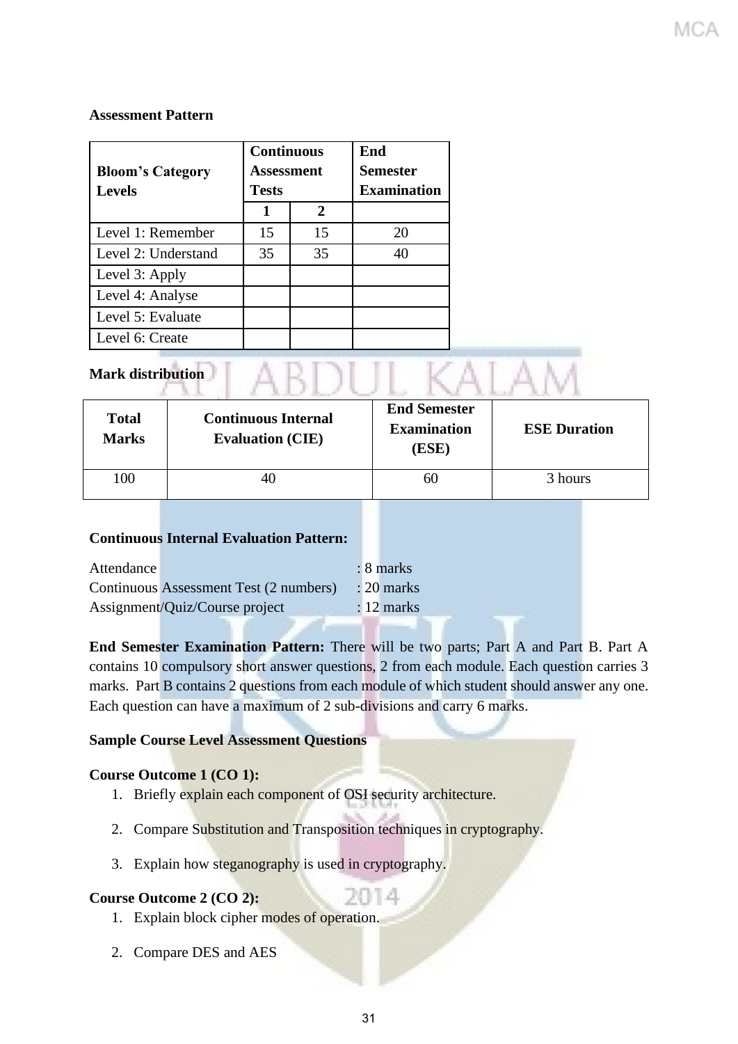**Assessment Pattern**

| Bloom's Category Levels | Continuous Assessment Tests | | End Semester Examination |
|---|---|---|---|
| | 1 | 2 | |
| Level 1: Remember | 15 | 15 | 20 |
| Level 2: Understand | 35 | 35 | 40 |
| Level 3: Apply | | | |
| Level 4: Analyse | | | |
| Level 5: Evaluate | | | |
| Level 6: Create | | | |

**Mark distribution**

| Total Marks | Continuous Internal Evaluation (CIE) | End Semester Examination (ESE) | ESE Duration |
|---|---|---|---|
| 100 | 40 | 60 | 3 hours |

**Continuous Internal Evaluation Pattern:**

Attendance : 8 marks
Continuous Assessment Test (2 numbers) : 20 marks
Assignment/Quiz/Course project : 12 marks

**End Semester Examination Pattern:** There will be two parts; Part A and Part B. Part A contains 10 compulsory short answer questions, 2 from each module. Each question carries 3 marks. Part B contains 2 questions from each module of which student should answer any one. Each question can have a maximum of 2 sub-divisions and carry 6 marks.

**Sample Course Level Assessment Questions**

**Course Outcome 1 (CO 1):**

1. Briefly explain each component of OSI security architecture.
2. Compare Substitution and Transposition techniques in cryptography.
3. Explain how steganography is used in cryptography.

**Course Outcome 2 (CO 2):**

1. Explain block cipher modes of operation.
2. Compare DES and AES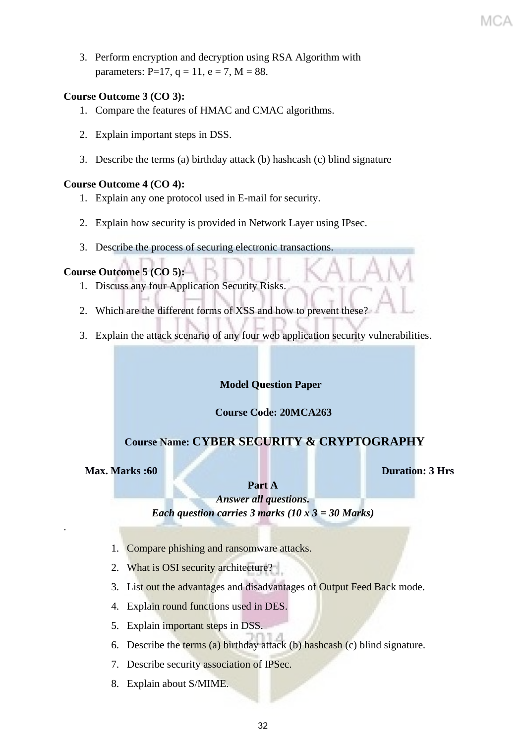3. Perform encryption and decryption using RSA Algorithm with parameters: P=17, q = 11, e = 7, M = 88.

**Course Outcome 3 (CO 3):**

1. Compare the features of HMAC and CMAC algorithms.
2. Explain important steps in DSS.
3. Describe the terms (a) birthday attack (b) hashcash (c) blind signature

**Course Outcome 4 (CO 4):**

1. Explain any one protocol used in E-mail for security.
2. Explain how security is provided in Network Layer using IPsec.
3. Describe the process of securing electronic transactions.

**Course Outcome 5 (CO 5):**

1. Discuss any four Application Security Risks.
2. Which are the different forms of XSS and how to prevent these?
3. Explain the attack scenario of any four web application security vulnerabilities.

**Model Question Paper**

**Course Code: 20MCA263**

**Course Name: CYBER SECURITY & CRYPTOGRAPHY**

**Max. Marks :60** **Duration: 3 Hrs**

**Part A**

***Answer all questions.***

***Each question carries 3 marks (10 x 3 = 30 Marks)***

.

1. Compare phishing and ransomware attacks.
2. What is OSI security architecture?
3. List out the advantages and disadvantages of Output Feed Back mode.
4. Explain round functions used in DES.
5. Explain important steps in DSS.
6. Describe the terms (a) birthday attack (b) hashcash (c) blind signature.
7. Describe security association of IPSec.
8. Explain about S/MIME.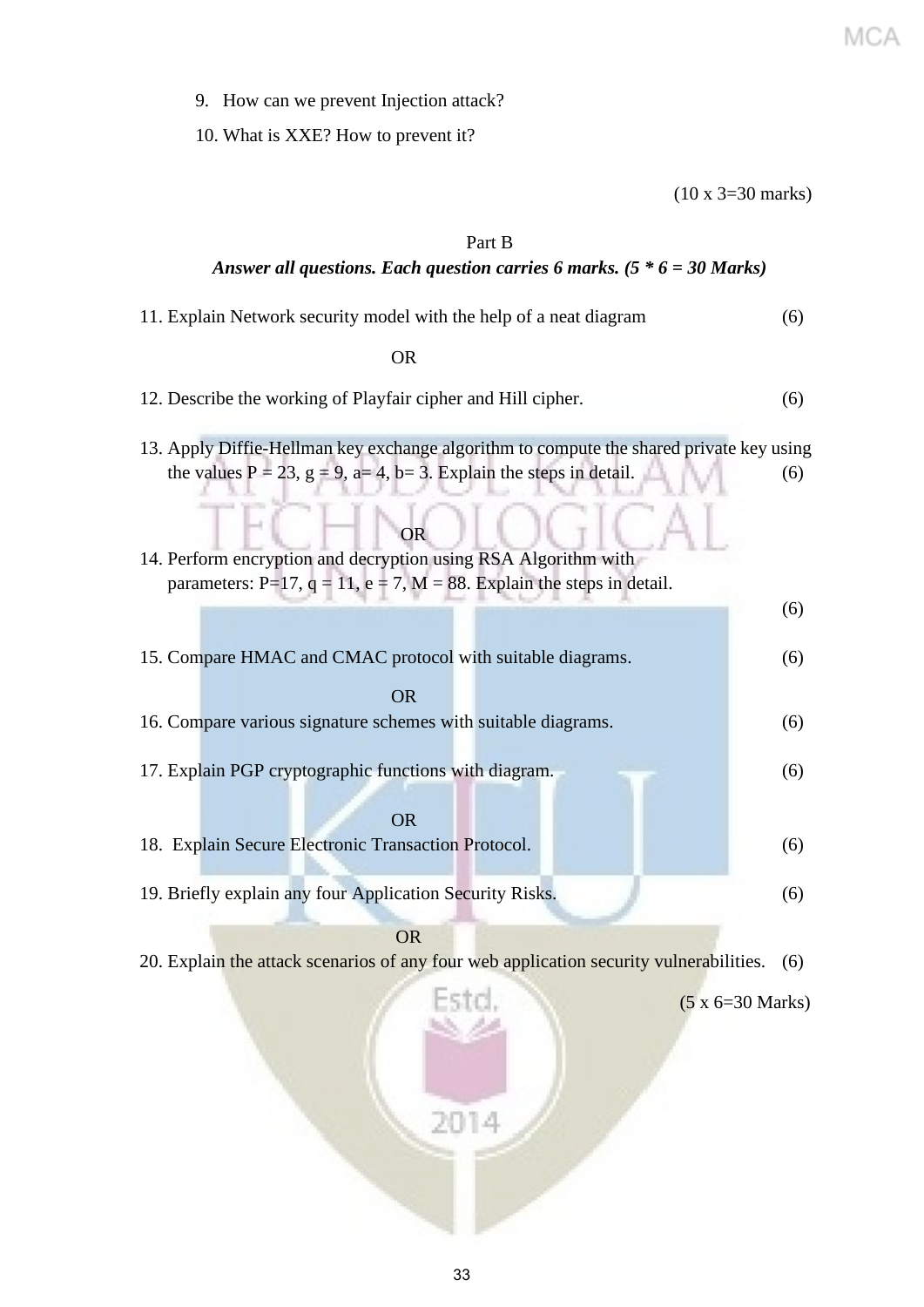9. How can we prevent Injection attack?
10. What is XXE? How to prevent it?

(10 x 3=30 marks)

## Part B

***Answer all questions. Each question carries 6 marks. (5 * 6 = 30 Marks)***

11. Explain Network security model with the help of a neat diagram (6)

OR

12. Describe the working of Playfair cipher and Hill cipher. (6)

13. Apply Diffie-Hellman key exchange algorithm to compute the shared private key using the values P = 23, g = 9, a= 4, b= 3. Explain the steps in detail. (6)

OR

14. Perform encryption and decryption using RSA Algorithm with parameters: P=17, q = 11, e = 7, M = 88. Explain the steps in detail. (6)

15. Compare HMAC and CMAC protocol with suitable diagrams. (6)

OR

16. Compare various signature schemes with suitable diagrams. (6)

17. Explain PGP cryptographic functions with diagram. (6)

OR

18. Explain Secure Electronic Transaction Protocol. (6)

19. Briefly explain any four Application Security Risks. (6)

OR

20. Explain the attack scenarios of any four web application security vulnerabilities. (6)

(5 x 6=30 Marks)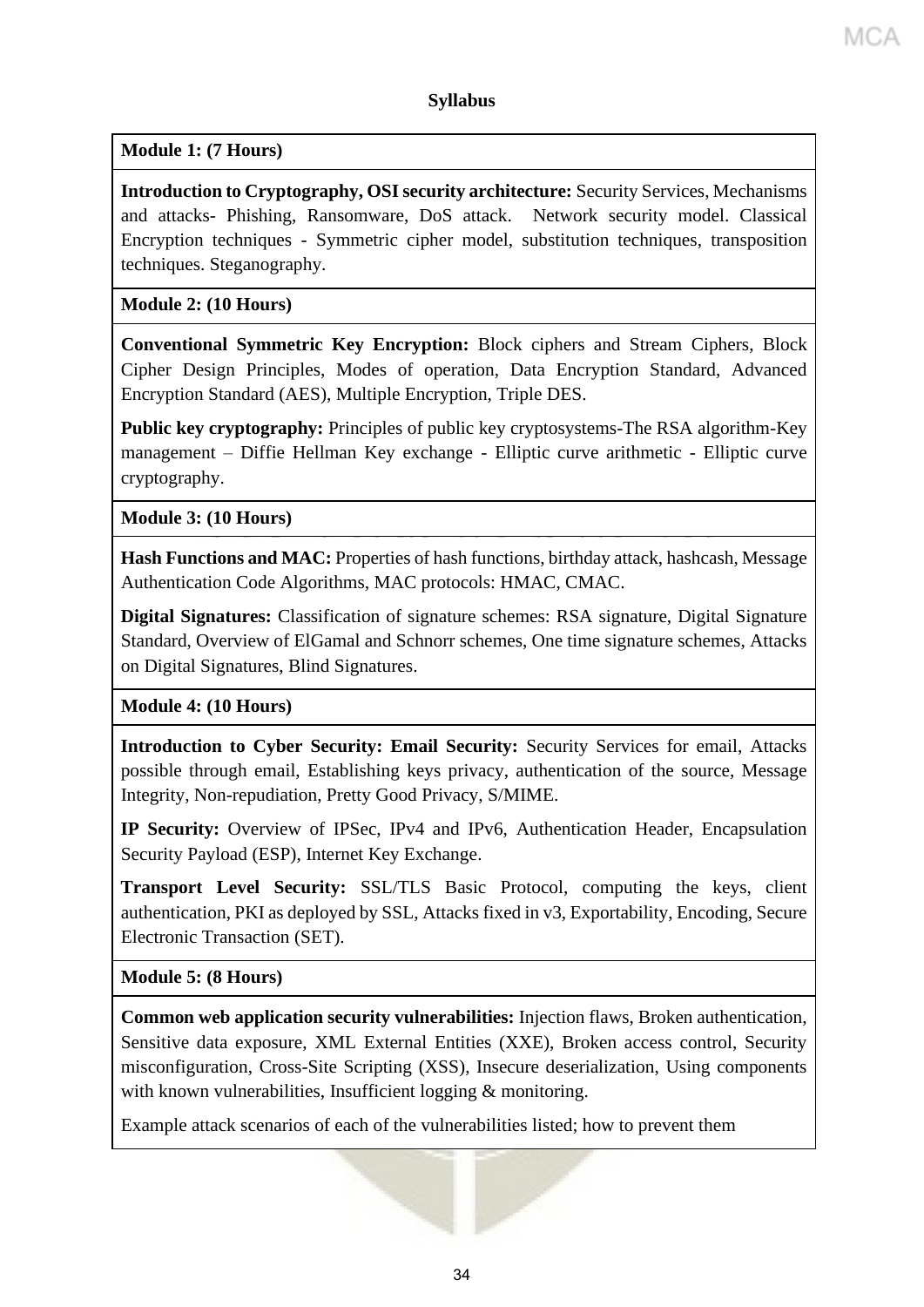## Syllabus

**Module 1: (7 Hours)**

**Introduction to Cryptography, OSI security architecture:** Security Services, Mechanisms and attacks- Phishing, Ransomware, DoS attack. Network security model. Classical Encryption techniques - Symmetric cipher model, substitution techniques, transposition techniques. Steganography.

**Module 2: (10 Hours)**

**Conventional Symmetric Key Encryption:** Block ciphers and Stream Ciphers, Block Cipher Design Principles, Modes of operation, Data Encryption Standard, Advanced Encryption Standard (AES), Multiple Encryption, Triple DES.

**Public key cryptography:** Principles of public key cryptosystems-The RSA algorithm-Key management – Diffie Hellman Key exchange - Elliptic curve arithmetic - Elliptic curve cryptography.

**Module 3: (10 Hours)**

**Hash Functions and MAC:** Properties of hash functions, birthday attack, hashcash, Message Authentication Code Algorithms, MAC protocols: HMAC, CMAC.

**Digital Signatures:** Classification of signature schemes: RSA signature, Digital Signature Standard, Overview of ElGamal and Schnorr schemes, One time signature schemes, Attacks on Digital Signatures, Blind Signatures.

**Module 4: (10 Hours)**

**Introduction to Cyber Security: Email Security:** Security Services for email, Attacks possible through email, Establishing keys privacy, authentication of the source, Message Integrity, Non-repudiation, Pretty Good Privacy, S/MIME.

**IP Security:** Overview of IPSec, IPv4 and IPv6, Authentication Header, Encapsulation Security Payload (ESP), Internet Key Exchange.

**Transport Level Security:** SSL/TLS Basic Protocol, computing the keys, client authentication, PKI as deployed by SSL, Attacks fixed in v3, Exportability, Encoding, Secure Electronic Transaction (SET).

**Module 5: (8 Hours)**

**Common web application security vulnerabilities:** Injection flaws, Broken authentication, Sensitive data exposure, XML External Entities (XXE), Broken access control, Security misconfiguration, Cross-Site Scripting (XSS), Insecure deserialization, Using components with known vulnerabilities, Insufficient logging & monitoring.

Example attack scenarios of each of the vulnerabilities listed; how to prevent them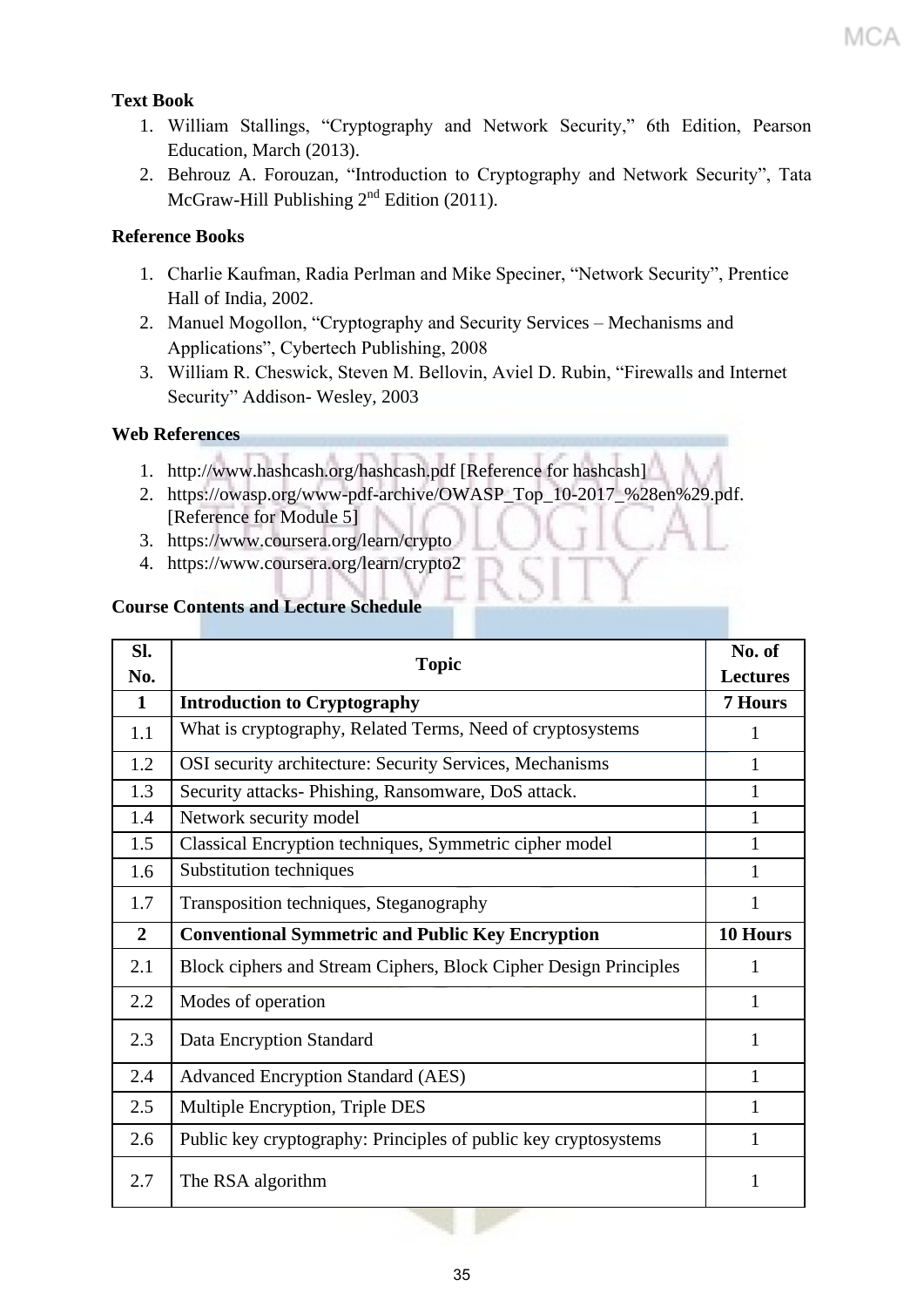**Text Book**

1. William Stallings, “Cryptography and Network Security,” 6th Edition, Pearson Education, March (2013).
2. Behrouz A. Forouzan, “Introduction to Cryptography and Network Security”, Tata McGraw-Hill Publishing 2nd Edition (2011).

**Reference Books**

1. Charlie Kaufman, Radia Perlman and Mike Speciner, “Network Security”, Prentice Hall of India, 2002.
2. Manuel Mogollon, “Cryptography and Security Services – Mechanisms and Applications”, Cybertech Publishing, 2008
3. William R. Cheswick, Steven M. Bellovin, Aviel D. Rubin, “Firewalls and Internet Security” Addison- Wesley, 2003

**Web References**

1. http://www.hashcash.org/hashcash.pdf [Reference for hashcash]
2. https://owasp.org/www-pdf-archive/OWASP_Top_10-2017_%28en%29.pdf. [Reference for Module 5]
3. https://www.coursera.org/learn/crypto
4. https://www.coursera.org/learn/crypto2

**Course Contents and Lecture Schedule**

| Sl. No. | Topic | No. of Lectures |
|---|---|---|
| **1** | **Introduction to Cryptography** | **7 Hours** |
| 1.1 | What is cryptography, Related Terms, Need of cryptosystems | 1 |
| 1.2 | OSI security architecture: Security Services, Mechanisms | 1 |
| 1.3 | Security attacks- Phishing, Ransomware, DoS attack. | 1 |
| 1.4 | Network security model | 1 |
| 1.5 | Classical Encryption techniques, Symmetric cipher model | 1 |
| 1.6 | Substitution techniques | 1 |
| 1.7 | Transposition techniques, Steganography | 1 |
| **2** | **Conventional Symmetric and Public Key Encryption** | **10 Hours** |
| 2.1 | Block ciphers and Stream Ciphers, Block Cipher Design Principles | 1 |
| 2.2 | Modes of operation | 1 |
| 2.3 | Data Encryption Standard | 1 |
| 2.4 | Advanced Encryption Standard (AES) | 1 |
| 2.5 | Multiple Encryption, Triple DES | 1 |
| 2.6 | Public key cryptography: Principles of public key cryptosystems | 1 |
| 2.7 | The RSA algorithm | 1 |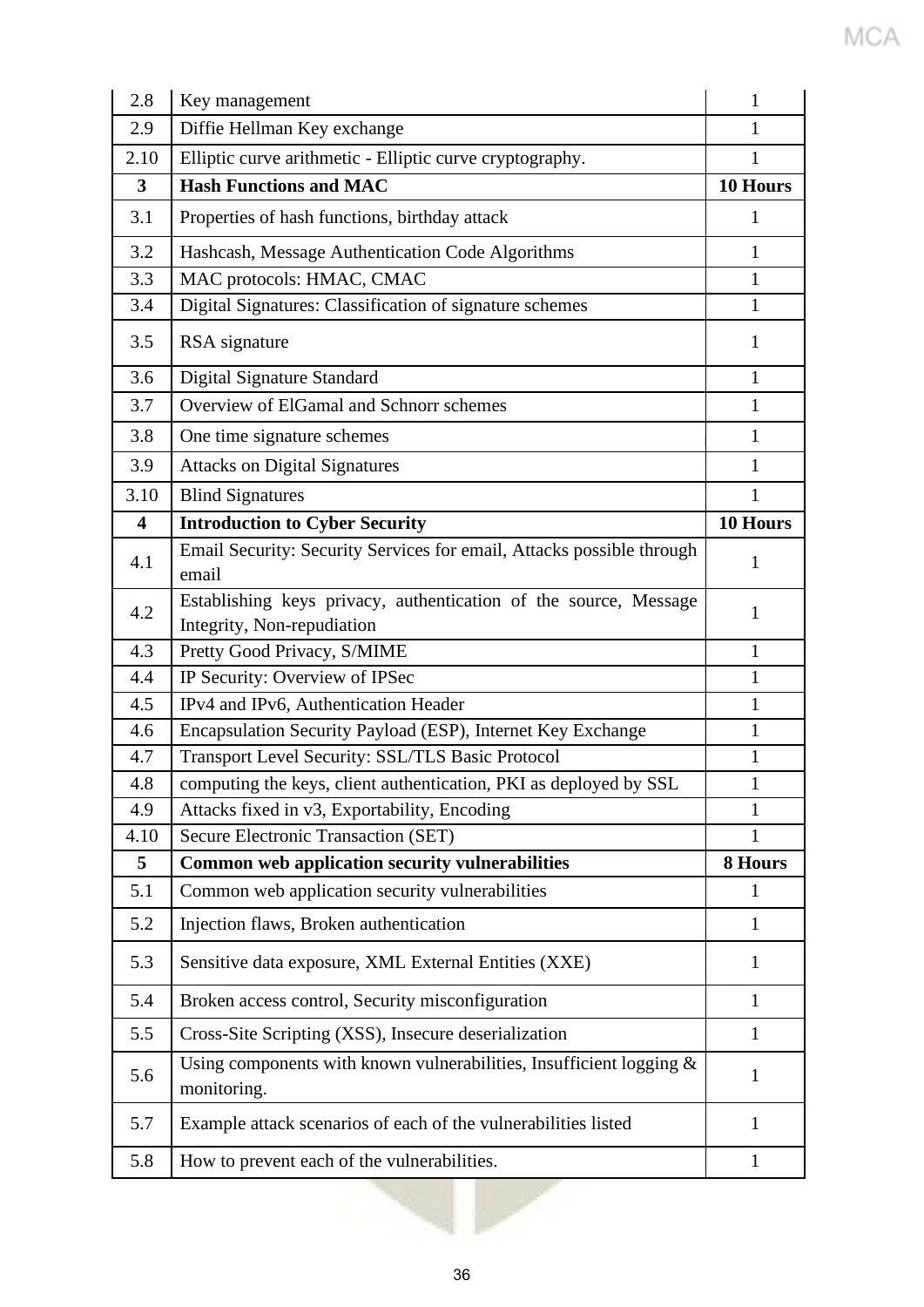| 2.8 | Key management | 1 |
|---|---|---|
| 2.9 | Diffie Hellman Key exchange | 1 |
| 2.10 | Elliptic curve arithmetic - Elliptic curve cryptography. | 1 |
| **3** | **Hash Functions and MAC** | **10 Hours** |
| 3.1 | Properties of hash functions, birthday attack | 1 |
| 3.2 | Hashcash, Message Authentication Code Algorithms | 1 |
| 3.3 | MAC protocols: HMAC, CMAC | 1 |
| 3.4 | Digital Signatures: Classification of signature schemes | 1 |
| 3.5 | RSA signature | 1 |
| 3.6 | Digital Signature Standard | 1 |
| 3.7 | Overview of ElGamal and Schnorr schemes | 1 |
| 3.8 | One time signature schemes | 1 |
| 3.9 | Attacks on Digital Signatures | 1 |
| 3.10 | Blind Signatures | 1 |
| **4** | **Introduction to Cyber Security** | **10 Hours** |
| 4.1 | Email Security: Security Services for email, Attacks possible through email | 1 |
| 4.2 | Establishing keys privacy, authentication of the source, Message Integrity, Non-repudiation | 1 |
| 4.3 | Pretty Good Privacy, S/MIME | 1 |
| 4.4 | IP Security: Overview of IPSec | 1 |
| 4.5 | IPv4 and IPv6, Authentication Header | 1 |
| 4.6 | Encapsulation Security Payload (ESP), Internet Key Exchange | 1 |
| 4.7 | Transport Level Security: SSL/TLS Basic Protocol | 1 |
| 4.8 | computing the keys, client authentication, PKI as deployed by SSL | 1 |
| 4.9 | Attacks fixed in v3, Exportability, Encoding | 1 |
| 4.10 | Secure Electronic Transaction (SET) | 1 |
| **5** | **Common web application security vulnerabilities** | **8 Hours** |
| 5.1 | Common web application security vulnerabilities | 1 |
| 5.2 | Injection flaws, Broken authentication | 1 |
| 5.3 | Sensitive data exposure, XML External Entities (XXE) | 1 |
| 5.4 | Broken access control, Security misconfiguration | 1 |
| 5.5 | Cross-Site Scripting (XSS), Insecure deserialization | 1 |
| 5.6 | Using components with known vulnerabilities, Insufficient logging & monitoring. | 1 |
| 5.7 | Example attack scenarios of each of the vulnerabilities listed | 1 |
| 5.8 | How to prevent each of the vulnerabilities. | 1 |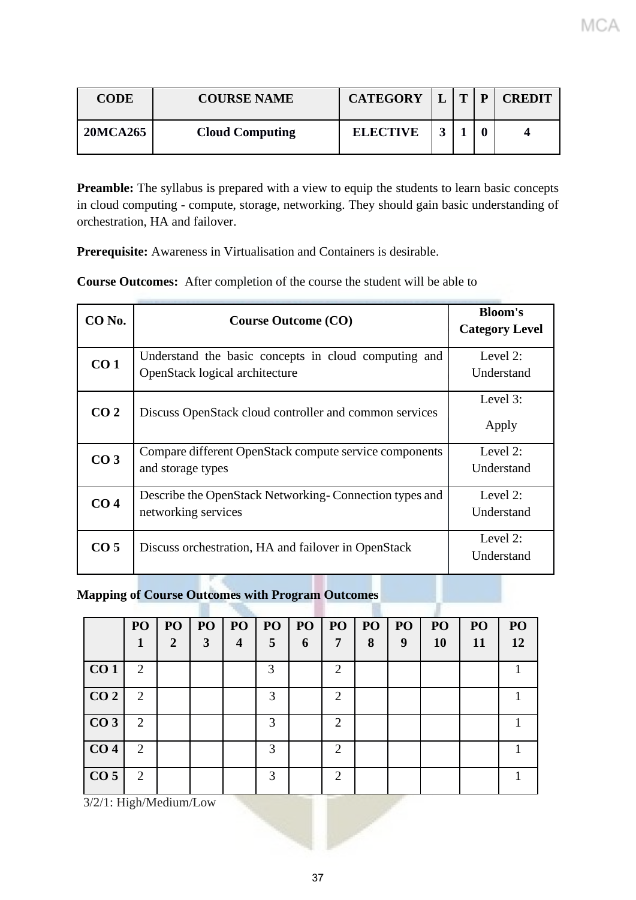| CODE | COURSE NAME | CATEGORY | L | T | P | CREDIT |
|---|---|---|---|---|---|---|
| 20MCA265 | Cloud Computing | ELECTIVE | 3 | 1 | 0 | 4 |

**Preamble:** The syllabus is prepared with a view to equip the students to learn basic concepts in cloud computing - compute, storage, networking. They should gain basic understanding of orchestration, HA and failover.

**Prerequisite:** Awareness in Virtualisation and Containers is desirable.

**Course Outcomes:** After completion of the course the student will be able to

| CO No. | Course Outcome (CO) | Bloom's Category Level |
|---|---|---|
| CO 1 | Understand the basic concepts in cloud computing and OpenStack logical architecture | Level 2: Understand |
| CO 2 | Discuss OpenStack cloud controller and common services | Level 3: Apply |
| CO 3 | Compare different OpenStack compute service components and storage types | Level 2: Understand |
| CO 4 | Describe the OpenStack Networking- Connection types and networking services | Level 2: Understand |
| CO 5 | Discuss orchestration, HA and failover in OpenStack | Level 2: Understand |

**Mapping of Course Outcomes with Program Outcomes**

| | PO 1 | PO 2 | PO 3 | PO 4 | PO 5 | PO 6 | PO 7 | PO 8 | PO 9 | PO 10 | PO 11 | PO 12 |
|---|---|---|---|---|---|---|---|---|---|---|---|---|
| CO 1 | 2 | | | | 3 | | 2 | | | | | 1 |
| CO 2 | 2 | | | | 3 | | 2 | | | | | 1 |
| CO 3 | 2 | | | | 3 | | 2 | | | | | 1 |
| CO 4 | 2 | | | | 3 | | 2 | | | | | 1 |
| CO 5 | 2 | | | | 3 | | 2 | | | | | 1 |

3/2/1: High/Medium/Low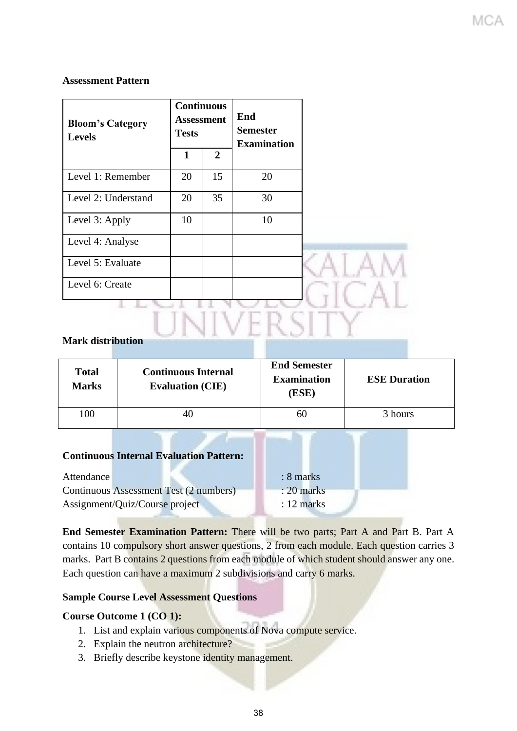**Assessment Pattern**

| Bloom's Category Levels | Continuous Assessment Tests | | End Semester Examination |
|---|---|---|---|
| | 1 | 2 | |
| Level 1: Remember | 20 | 15 | 20 |
| Level 2: Understand | 20 | 35 | 30 |
| Level 3: Apply | 10 | | 10 |
| Level 4: Analyse | | | |
| Level 5: Evaluate | | | |
| Level 6: Create | | | |

**Mark distribution**

| Total Marks | Continuous Internal Evaluation (CIE) | End Semester Examination (ESE) | ESE Duration |
|---|---|---|---|
| 100 | 40 | 60 | 3 hours |

**Continuous Internal Evaluation Pattern:**

Attendance : 8 marks
Continuous Assessment Test (2 numbers) : 20 marks
Assignment/Quiz/Course project : 12 marks

**End Semester Examination Pattern:** There will be two parts; Part A and Part B. Part A contains 10 compulsory short answer questions, 2 from each module. Each question carries 3 marks. Part B contains 2 questions from each module of which student should answer any one. Each question can have a maximum 2 subdivisions and carry 6 marks.

**Sample Course Level Assessment Questions**

**Course Outcome 1 (CO 1):**

1. List and explain various components of Nova compute service.
2. Explain the neutron architecture?
3. Briefly describe keystone identity management.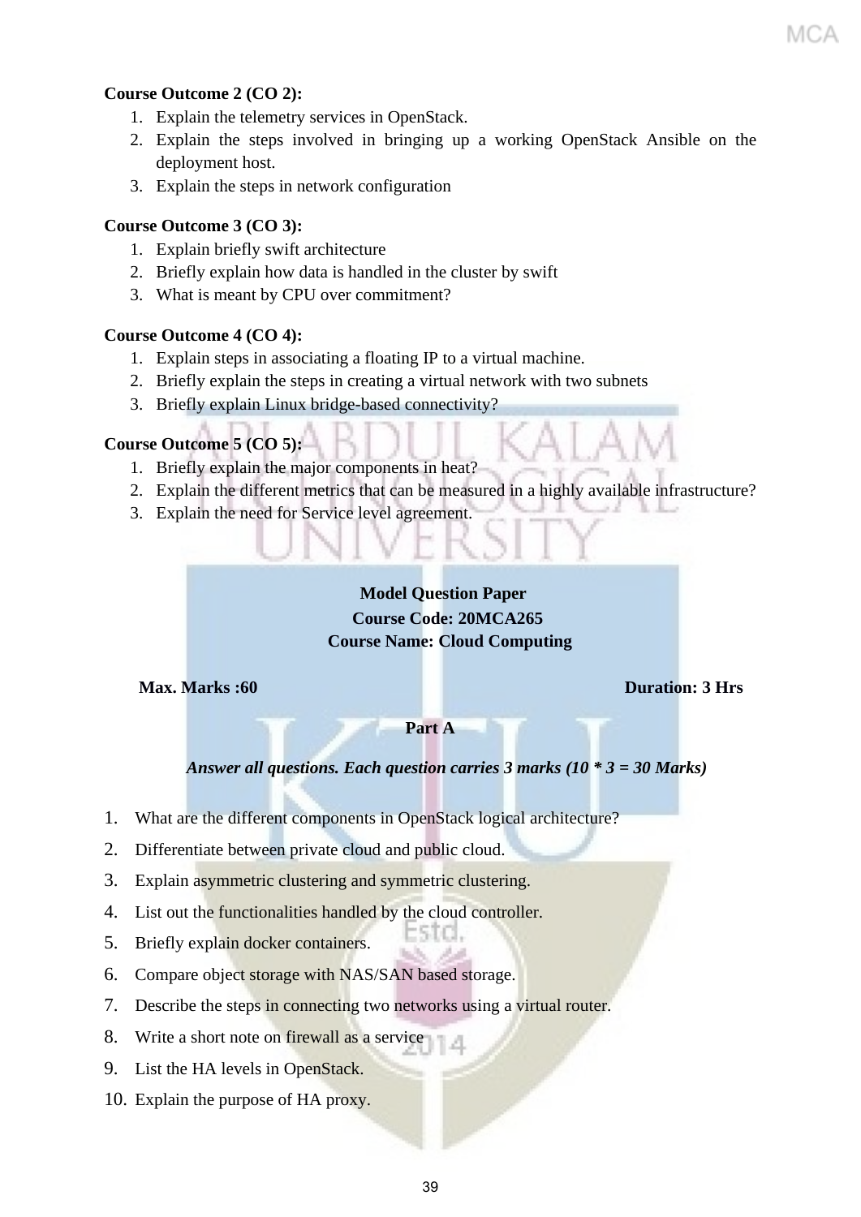**Course Outcome 2 (CO 2):**

1. Explain the telemetry services in OpenStack.
2. Explain the steps involved in bringing up a working OpenStack Ansible on the deployment host.
3. Explain the steps in network configuration

**Course Outcome 3 (CO 3):**

1. Explain briefly swift architecture
2. Briefly explain how data is handled in the cluster by swift
3. What is meant by CPU over commitment?

**Course Outcome 4 (CO 4):**

1. Explain steps in associating a floating IP to a virtual machine.
2. Briefly explain the steps in creating a virtual network with two subnets
3. Briefly explain Linux bridge-based connectivity?

**Course Outcome 5 (CO 5):**

1. Briefly explain the major components in heat?
2. Explain the different metrics that can be measured in a highly available infrastructure?
3. Explain the need for Service level agreement.

**Model Question Paper**

**Course Code: 20MCA265**

**Course Name: Cloud Computing**

**Max. Marks :60** **Duration: 3 Hrs**

**Part A**

***Answer all questions. Each question carries 3 marks (10 * 3 = 30 Marks)***

1. What are the different components in OpenStack logical architecture?
2. Differentiate between private cloud and public cloud.
3. Explain asymmetric clustering and symmetric clustering.
4. List out the functionalities handled by the cloud controller.
5. Briefly explain docker containers.
6. Compare object storage with NAS/SAN based storage.
7. Describe the steps in connecting two networks using a virtual router.
8. Write a short note on firewall as a service
9. List the HA levels in OpenStack.
10. Explain the purpose of HA proxy.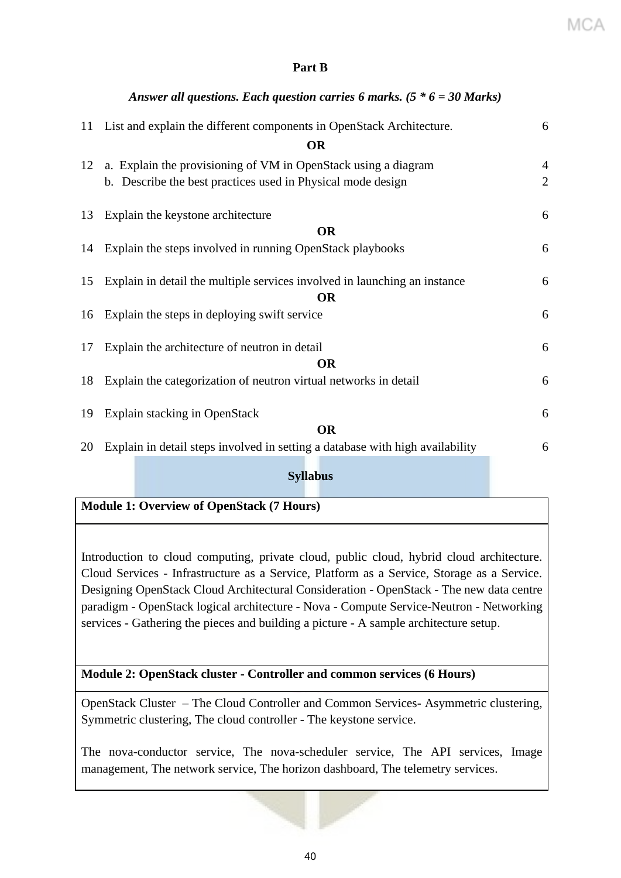## Part B

***Answer all questions. Each question carries 6 marks. (5 * 6 = 30 Marks)***

| | | |
|---|---|---|
| 11 | List and explain the different components in OpenStack Architecture. | 6 |
| | **OR** | |
| 12 | a. Explain the provisioning of VM in OpenStack using a diagram | 4 |
| | b. Describe the best practices used in Physical mode design | 2 |
| 13 | Explain the keystone architecture | 6 |
| | **OR** | |
| 14 | Explain the steps involved in running OpenStack playbooks | 6 |
| 15 | Explain in detail the multiple services involved in launching an instance | 6 |
| | **OR** | |
| 16 | Explain the steps in deploying swift service | 6 |
| 17 | Explain the architecture of neutron in detail | 6 |
| | **OR** | |
| 18 | Explain the categorization of neutron virtual networks in detail | 6 |
| 19 | Explain stacking in OpenStack | 6 |
| | **OR** | |
| 20 | Explain in detail steps involved in setting a database with high availability | 6 |

## Syllabus

| **Module 1: Overview of OpenStack (7 Hours)** |
|---|
| Introduction to cloud computing, private cloud, public cloud, hybrid cloud architecture. Cloud Services - Infrastructure as a Service, Platform as a Service, Storage as a Service. Designing OpenStack Cloud Architectural Consideration - OpenStack - The new data centre paradigm - OpenStack logical architecture - Nova - Compute Service-Neutron - Networking services - Gathering the pieces and building a picture - A sample architecture setup. |
| **Module 2: OpenStack cluster - Controller and common services (6 Hours)** |
| OpenStack Cluster – The Cloud Controller and Common Services- Asymmetric clustering, Symmetric clustering, The cloud controller - The keystone service. The nova-conductor service, The nova-scheduler service, The API services, Image management, The network service, The horizon dashboard, The telemetry services. |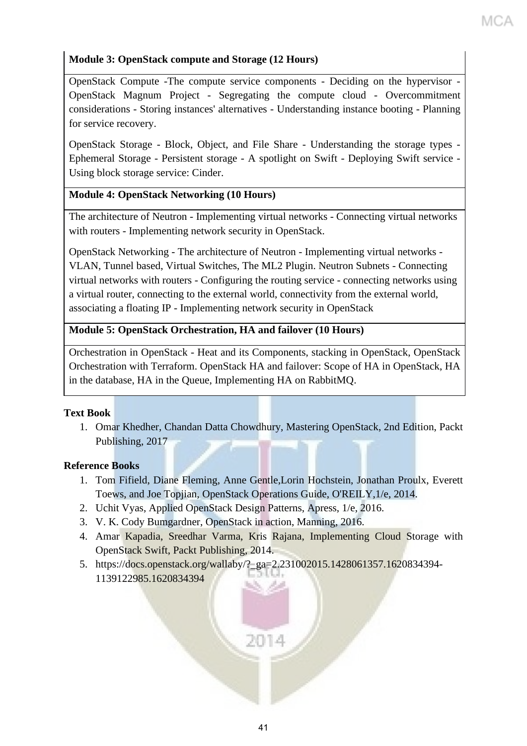| **Module 3: OpenStack compute and Storage (12 Hours)** |
|---|
| OpenStack Compute -The compute service components - Deciding on the hypervisor - OpenStack Magnum Project - Segregating the compute cloud - Overcommitment considerations - Storing instances' alternatives - Understanding instance booting - Planning for service recovery.<br><br>OpenStack Storage - Block, Object, and File Share - Understanding the storage types - Ephemeral Storage - Persistent storage - A spotlight on Swift - Deploying Swift service - Using block storage service: Cinder. |
| **Module 4: OpenStack Networking (10 Hours)** |
| The architecture of Neutron - Implementing virtual networks - Connecting virtual networks with routers - Implementing network security in OpenStack.<br><br>OpenStack Networking - The architecture of Neutron - Implementing virtual networks - VLAN, Tunnel based, Virtual Switches, The ML2 Plugin. Neutron Subnets - Connecting virtual networks with routers - Configuring the routing service - connecting networks using a virtual router, connecting to the external world, connectivity from the external world, associating a floating IP - Implementing network security in OpenStack |
| **Module 5: OpenStack Orchestration, HA and failover (10 Hours)** |
| Orchestration in OpenStack - Heat and its Components, stacking in OpenStack, OpenStack Orchestration with Terraform. OpenStack HA and failover: Scope of HA in OpenStack, HA in the database, HA in the Queue, Implementing HA on RabbitMQ. |

**Text Book**

1. Omar Khedher, Chandan Datta Chowdhury, Mastering OpenStack, 2nd Edition, Packt Publishing, 2017

**Reference Books**

1. Tom Fifield, Diane Fleming, Anne Gentle,Lorin Hochstein, Jonathan Proulx, Everett Toews, and Joe Topjian, OpenStack Operations Guide, O'REILY,1/e, 2014.
2. Uchit Vyas, Applied OpenStack Design Patterns, Apress, 1/e, 2016.
3. V. K. Cody Bumgardner, OpenStack in action, Manning, 2016.
4. Amar Kapadia, Sreedhar Varma, Kris Rajana, Implementing Cloud Storage with OpenStack Swift, Packt Publishing, 2014.
5. https://docs.openstack.org/wallaby/?_ga=2.231002015.1428061357.1620834394-1139122985.1620834394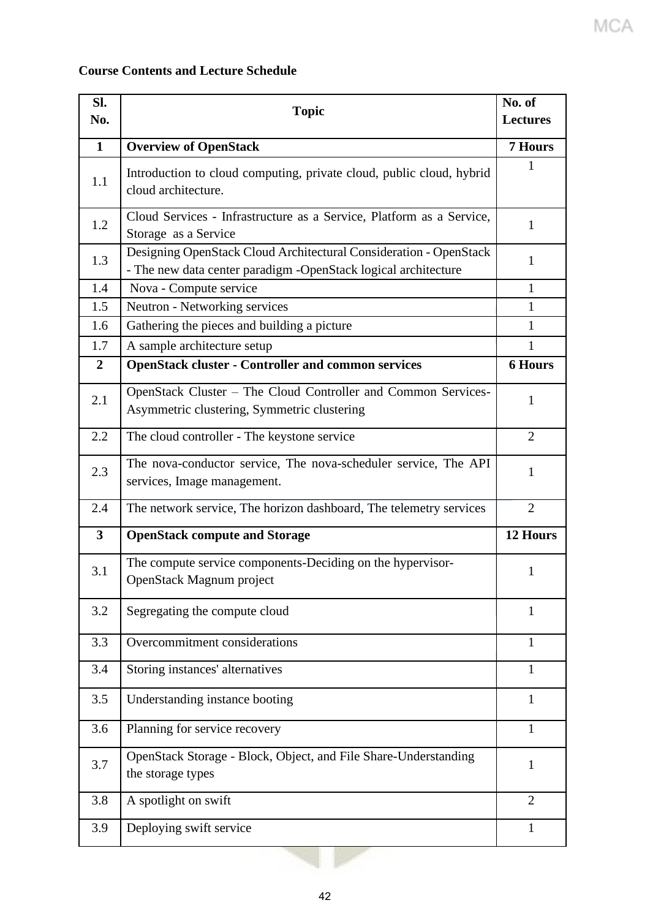**Course Contents and Lecture Schedule**

| Sl. No. | Topic | No. of Lectures |
|---|---|---|
| **1** | **Overview of OpenStack** | **7 Hours** |
| 1.1 | Introduction to cloud computing, private cloud, public cloud, hybrid cloud architecture. | 1 |
| 1.2 | Cloud Services - Infrastructure as a Service, Platform as a Service, Storage as a Service | 1 |
| 1.3 | Designing OpenStack Cloud Architectural Consideration - OpenStack - The new data center paradigm -OpenStack logical architecture | 1 |
| 1.4 | Nova - Compute service | 1 |
| 1.5 | Neutron - Networking services | 1 |
| 1.6 | Gathering the pieces and building a picture | 1 |
| 1.7 | A sample architecture setup | 1 |
| **2** | **OpenStack cluster - Controller and common services** | **6 Hours** |
| 2.1 | OpenStack Cluster – The Cloud Controller and Common Services-Asymmetric clustering, Symmetric clustering | 1 |
| 2.2 | The cloud controller - The keystone service | 2 |
| 2.3 | The nova-conductor service, The nova-scheduler service, The API services, Image management. | 1 |
| 2.4 | The network service, The horizon dashboard, The telemetry services | 2 |
| **3** | **OpenStack compute and Storage** | **12 Hours** |
| 3.1 | The compute service components-Deciding on the hypervisor-OpenStack Magnum project | 1 |
| 3.2 | Segregating the compute cloud | 1 |
| 3.3 | Overcommitment considerations | 1 |
| 3.4 | Storing instances' alternatives | 1 |
| 3.5 | Understanding instance booting | 1 |
| 3.6 | Planning for service recovery | 1 |
| 3.7 | OpenStack Storage - Block, Object, and File Share-Understanding the storage types | 1 |
| 3.8 | A spotlight on swift | 2 |
| 3.9 | Deploying swift service | 1 |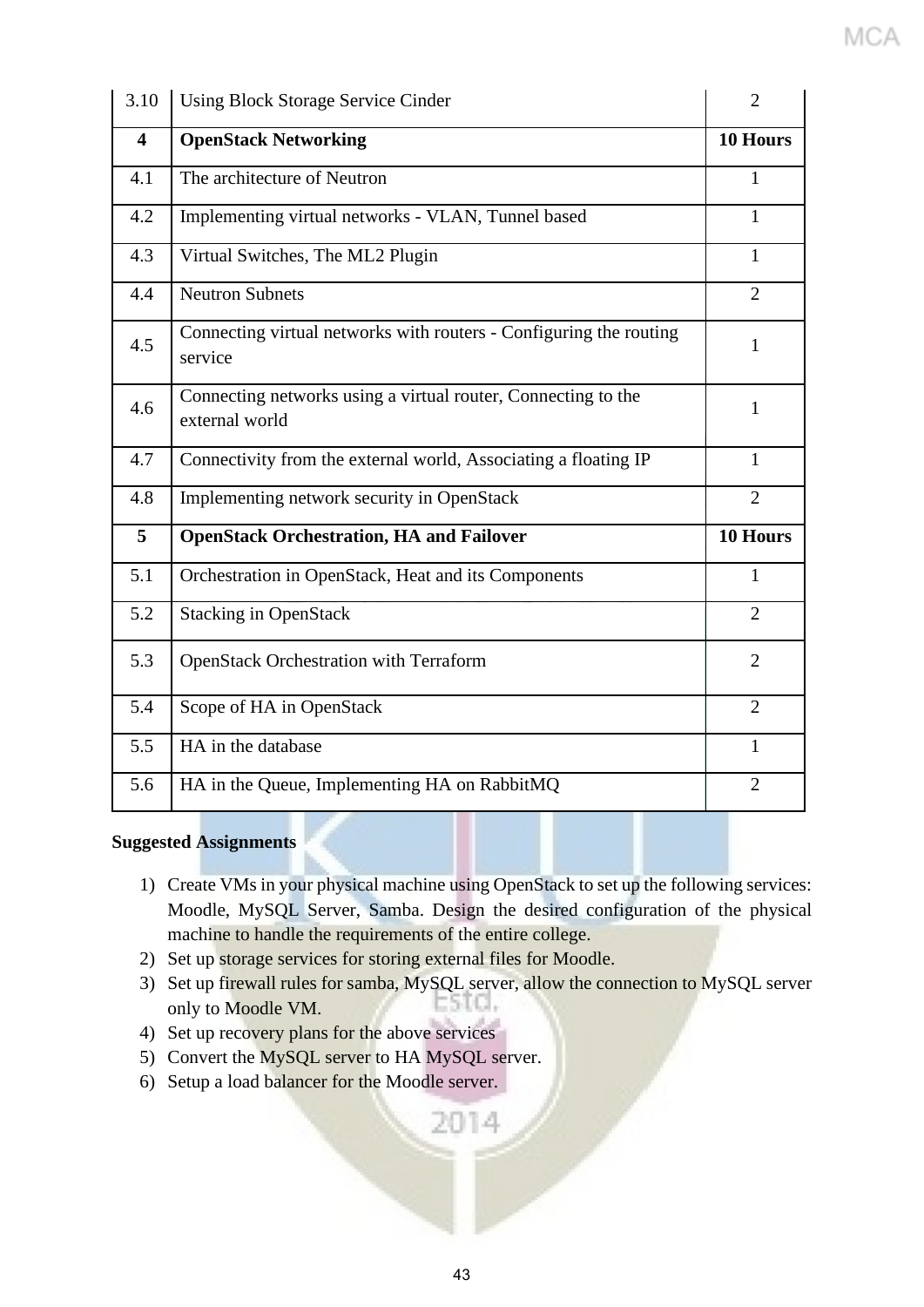| 3.10 | Using Block Storage Service Cinder | 2 |
|---|---|---|
| **4** | **OpenStack Networking** | **10 Hours** |
| 4.1 | The architecture of Neutron | 1 |
| 4.2 | Implementing virtual networks - VLAN, Tunnel based | 1 |
| 4.3 | Virtual Switches, The ML2 Plugin | 1 |
| 4.4 | Neutron Subnets | 2 |
| 4.5 | Connecting virtual networks with routers - Configuring the routing service | 1 |
| 4.6 | Connecting networks using a virtual router, Connecting to the external world | 1 |
| 4.7 | Connectivity from the external world, Associating a floating IP | 1 |
| 4.8 | Implementing network security in OpenStack | 2 |
| **5** | **OpenStack Orchestration, HA and Failover** | **10 Hours** |
| 5.1 | Orchestration in OpenStack, Heat and its Components | 1 |
| 5.2 | Stacking in OpenStack | 2 |
| 5.3 | OpenStack Orchestration with Terraform | 2 |
| 5.4 | Scope of HA in OpenStack | 2 |
| 5.5 | HA in the database | 1 |
| 5.6 | HA in the Queue, Implementing HA on RabbitMQ | 2 |

**Suggested Assignments**

1) Create VMs in your physical machine using OpenStack to set up the following services: Moodle, MySQL Server, Samba. Design the desired configuration of the physical machine to handle the requirements of the entire college.
2) Set up storage services for storing external files for Moodle.
3) Set up firewall rules for samba, MySQL server, allow the connection to MySQL server only to Moodle VM.
4) Set up recovery plans for the above services
5) Convert the MySQL server to HA MySQL server.
6) Setup a load balancer for the Moodle server.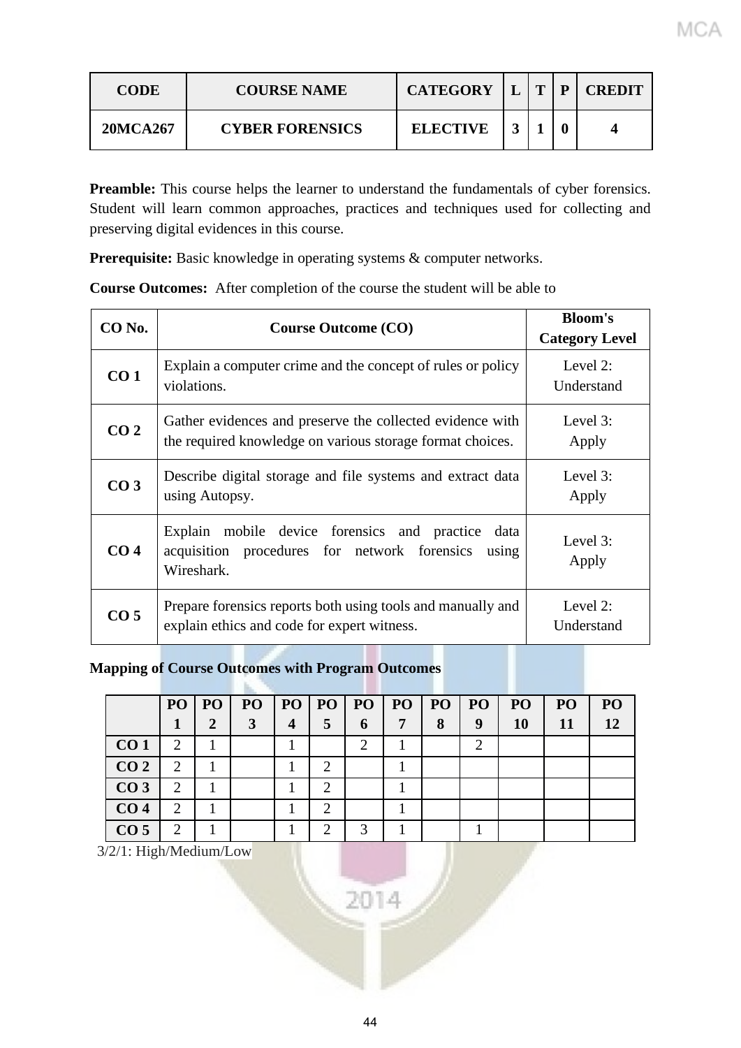| CODE | COURSE NAME | CATEGORY | L | T | P | CREDIT |
|---|---|---|---|---|---|---|
| 20MCA267 | CYBER FORENSICS | ELECTIVE | 3 | 1 | 0 | 4 |

**Preamble:** This course helps the learner to understand the fundamentals of cyber forensics. Student will learn common approaches, practices and techniques used for collecting and preserving digital evidences in this course.

**Prerequisite:** Basic knowledge in operating systems & computer networks.

**Course Outcomes:** After completion of the course the student will be able to

| CO No. | Course Outcome (CO) | Bloom's Category Level |
|---|---|---|
| **CO 1** | Explain a computer crime and the concept of rules or policy violations. | Level 2: Understand |
| **CO 2** | Gather evidences and preserve the collected evidence with the required knowledge on various storage format choices. | Level 3: Apply |
| **CO 3** | Describe digital storage and file systems and extract data using Autopsy. | Level 3: Apply |
| **CO 4** | Explain mobile device forensics and practice data acquisition procedures for network forensics using Wireshark. | Level 3: Apply |
| **CO 5** | Prepare forensics reports both using tools and manually and explain ethics and code for expert witness. | Level 2: Understand |

**Mapping of Course Outcomes with Program Outcomes**

| | PO 1 | PO 2 | PO 3 | PO 4 | PO 5 | PO 6 | PO 7 | PO 8 | PO 9 | PO 10 | PO 11 | PO 12 |
|---|---|---|---|---|---|---|---|---|---|---|---|---|
| **CO 1** | 2 | 1 | | 1 | | 2 | 1 | | 2 | | | |
| **CO 2** | 2 | 1 | | 1 | 2 | | 1 | | | | | |
| **CO 3** | 2 | 1 | | 1 | 2 | | 1 | | | | | |
| **CO 4** | 2 | 1 | | 1 | 2 | | 1 | | | | | |
| **CO 5** | 2 | 1 | | 1 | 2 | 3 | 1 | | 1 | | | |

3/2/1: High/Medium/Low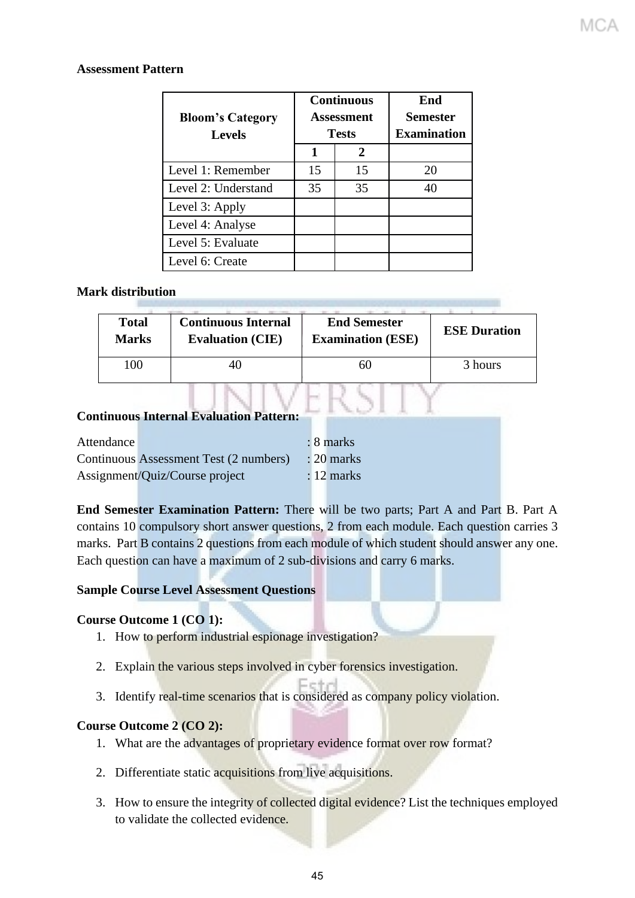**Assessment Pattern**

| Bloom's Category Levels | Continuous Assessment Tests | | End Semester Examination |
|---|---|---|---|
| | 1 | 2 | |
| Level 1: Remember | 15 | 15 | 20 |
| Level 2: Understand | 35 | 35 | 40 |
| Level 3: Apply | | | |
| Level 4: Analyse | | | |
| Level 5: Evaluate | | | |
| Level 6: Create | | | |

**Mark distribution**

| Total Marks | Continuous Internal Evaluation (CIE) | End Semester Examination (ESE) | ESE Duration |
|---|---|---|---|
| 100 | 40 | 60 | 3 hours |

**Continuous Internal Evaluation Pattern:**

Attendance : 8 marks
Continuous Assessment Test (2 numbers) : 20 marks
Assignment/Quiz/Course project : 12 marks

**End Semester Examination Pattern:** There will be two parts; Part A and Part B. Part A contains 10 compulsory short answer questions, 2 from each module. Each question carries 3 marks. Part B contains 2 questions from each module of which student should answer any one. Each question can have a maximum of 2 sub-divisions and carry 6 marks.

**Sample Course Level Assessment Questions**

**Course Outcome 1 (CO 1):**

1. How to perform industrial espionage investigation?
2. Explain the various steps involved in cyber forensics investigation.
3. Identify real-time scenarios that is considered as company policy violation.

**Course Outcome 2 (CO 2):**

1. What are the advantages of proprietary evidence format over row format?
2. Differentiate static acquisitions from live acquisitions.
3. How to ensure the integrity of collected digital evidence? List the techniques employed to validate the collected evidence.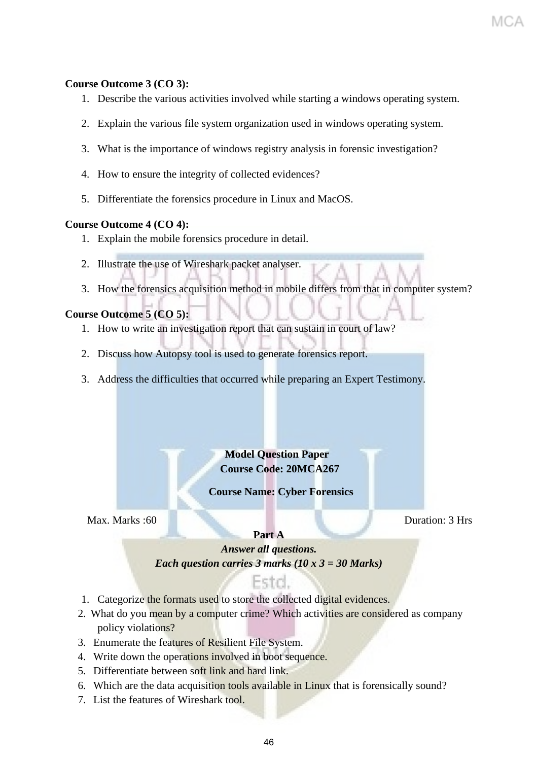**Course Outcome 3 (CO 3):**

1. Describe the various activities involved while starting a windows operating system.
2. Explain the various file system organization used in windows operating system.
3. What is the importance of windows registry analysis in forensic investigation?
4. How to ensure the integrity of collected evidences?
5. Differentiate the forensics procedure in Linux and MacOS.

**Course Outcome 4 (CO 4):**

1. Explain the mobile forensics procedure in detail.
2. Illustrate the use of Wireshark packet analyser.
3. How the forensics acquisition method in mobile differs from that in computer system?

**Course Outcome 5 (CO 5):**

1. How to write an investigation report that can sustain in court of law?
2. Discuss how Autopsy tool is used to generate forensics report.
3. Address the difficulties that occurred while preparing an Expert Testimony.

**Model Question Paper**

**Course Code: 20MCA267**

**Course Name: Cyber Forensics**

Max. Marks :60 Duration: 3 Hrs

**Part A**

***Answer all questions.***

***Each question carries 3 marks (10 x 3 = 30 Marks)***

1. Categorize the formats used to store the collected digital evidences.
2. What do you mean by a computer crime? Which activities are considered as company policy violations?
3. Enumerate the features of Resilient File System.
4. Write down the operations involved in boot sequence.
5. Differentiate between soft link and hard link.
6. Which are the data acquisition tools available in Linux that is forensically sound?
7. List the features of Wireshark tool.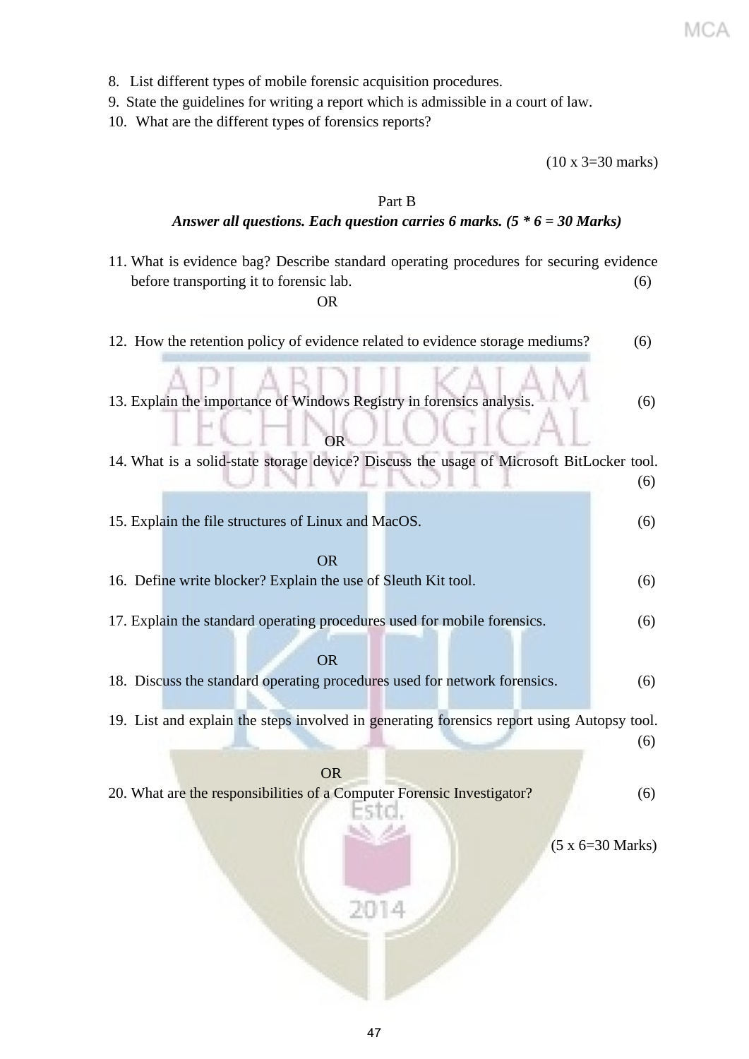8. List different types of mobile forensic acquisition procedures.
9. State the guidelines for writing a report which is admissible in a court of law.
10. What are the different types of forensics reports?

(10 x 3=30 marks)

Part B

***Answer all questions. Each question carries 6 marks. (5 * 6 = 30 Marks)***

11. What is evidence bag? Describe standard operating procedures for securing evidence before transporting it to forensic lab. (6)

OR

12. How the retention policy of evidence related to evidence storage mediums? (6)

13. Explain the importance of Windows Registry in forensics analysis. (6)

OR

14. What is a solid-state storage device? Discuss the usage of Microsoft BitLocker tool. (6)

15. Explain the file structures of Linux and MacOS. (6)

OR

16. Define write blocker? Explain the use of Sleuth Kit tool. (6)

17. Explain the standard operating procedures used for mobile forensics. (6)

OR

18. Discuss the standard operating procedures used for network forensics. (6)

19. List and explain the steps involved in generating forensics report using Autopsy tool. (6)

OR

20. What are the responsibilities of a Computer Forensic Investigator? (6)

(5 x 6=30 Marks)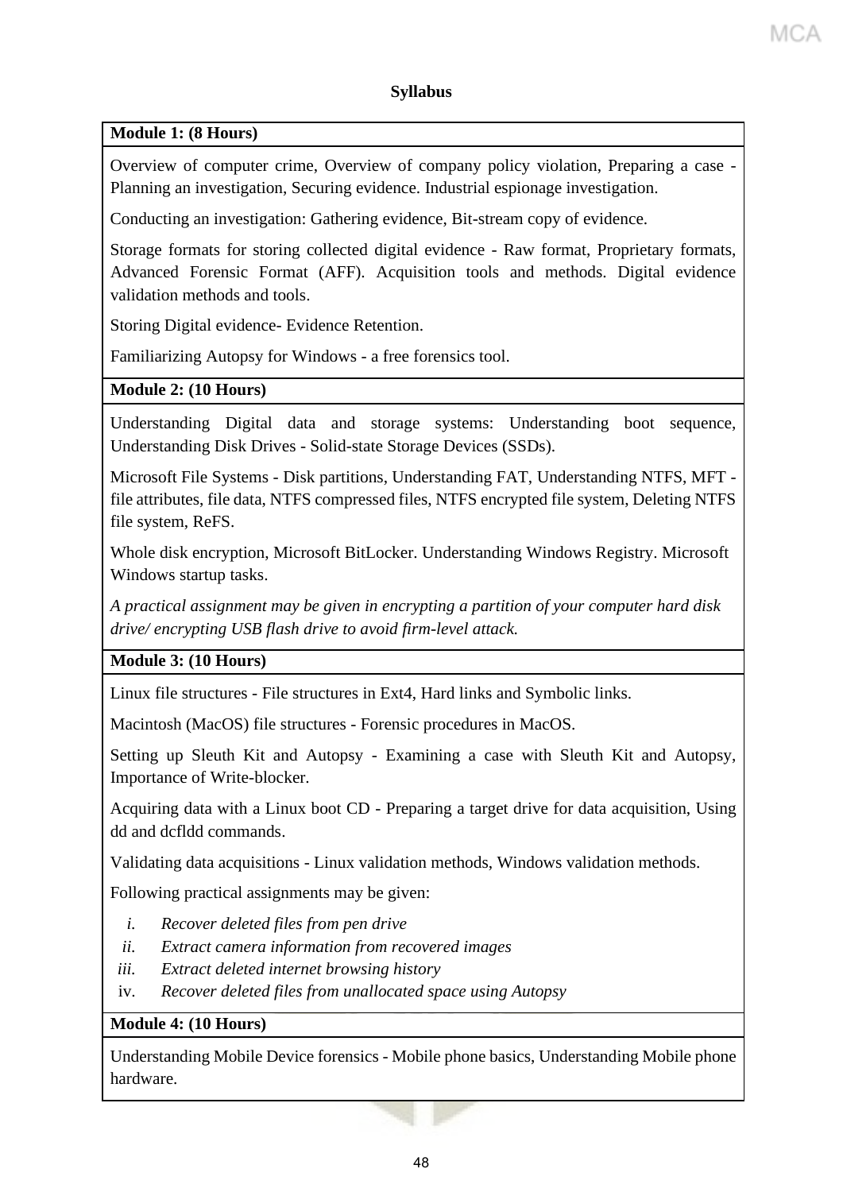**Syllabus**

**Module 1: (8 Hours)**

Overview of computer crime, Overview of company policy violation, Preparing a case - Planning an investigation, Securing evidence. Industrial espionage investigation.

Conducting an investigation: Gathering evidence, Bit-stream copy of evidence.

Storage formats for storing collected digital evidence - Raw format, Proprietary formats, Advanced Forensic Format (AFF). Acquisition tools and methods. Digital evidence validation methods and tools.

Storing Digital evidence- Evidence Retention.

Familiarizing Autopsy for Windows - a free forensics tool.

**Module 2: (10 Hours)**

Understanding Digital data and storage systems: Understanding boot sequence, Understanding Disk Drives - Solid-state Storage Devices (SSDs).

Microsoft File Systems - Disk partitions, Understanding FAT, Understanding NTFS, MFT - file attributes, file data, NTFS compressed files, NTFS encrypted file system, Deleting NTFS file system, ReFS.

Whole disk encryption, Microsoft BitLocker. Understanding Windows Registry. Microsoft Windows startup tasks.

*A practical assignment may be given in encrypting a partition of your computer hard disk drive/ encrypting USB flash drive to avoid firm-level attack.*

**Module 3: (10 Hours)**

Linux file structures - File structures in Ext4, Hard links and Symbolic links.

Macintosh (MacOS) file structures - Forensic procedures in MacOS.

Setting up Sleuth Kit and Autopsy - Examining a case with Sleuth Kit and Autopsy, Importance of Write-blocker.

Acquiring data with a Linux boot CD - Preparing a target drive for data acquisition, Using dd and dcfldd commands.

Validating data acquisitions - Linux validation methods, Windows validation methods.

Following practical assignments may be given:

i. *Recover deleted files from pen drive*
ii. *Extract camera information from recovered images*
iii. *Extract deleted internet browsing history*
iv. *Recover deleted files from unallocated space using Autopsy*

**Module 4: (10 Hours)**

Understanding Mobile Device forensics - Mobile phone basics, Understanding Mobile phone hardware.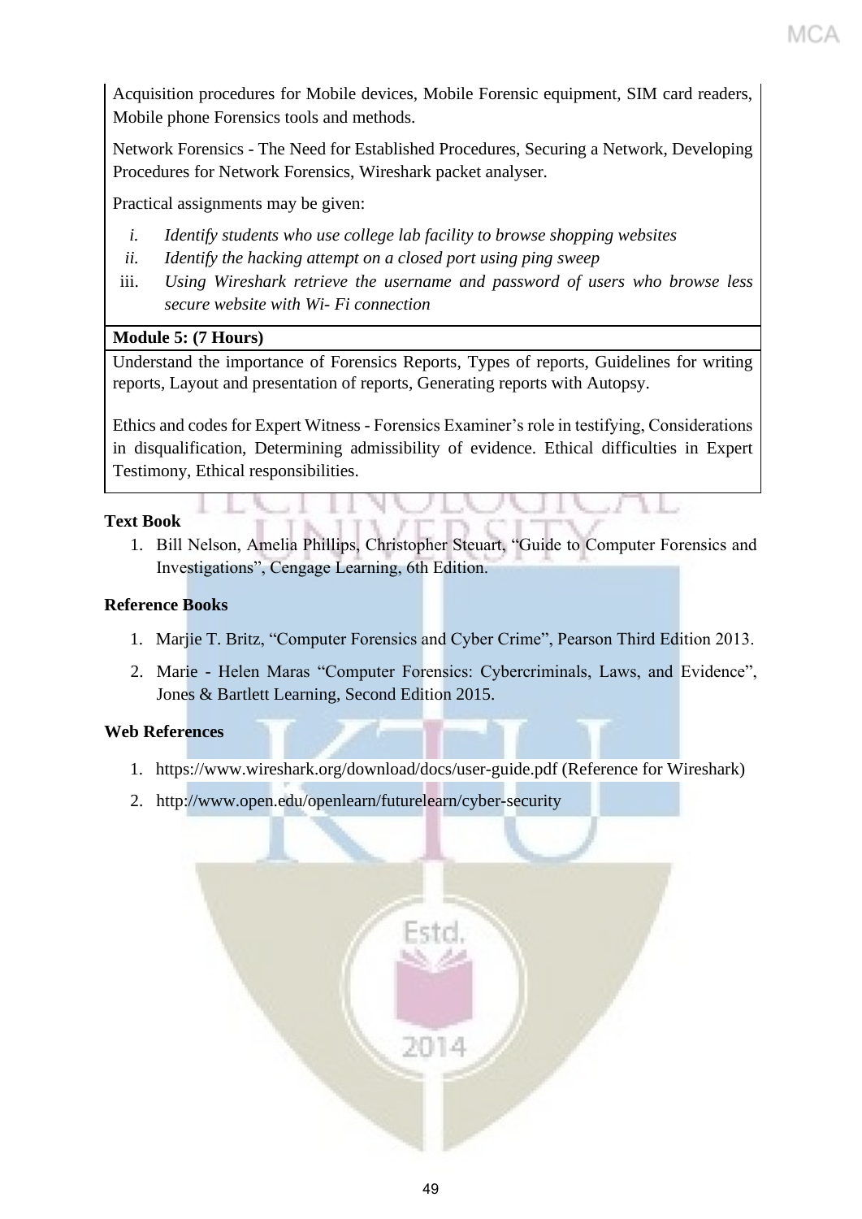Acquisition procedures for Mobile devices, Mobile Forensic equipment, SIM card readers, Mobile phone Forensics tools and methods.

Network Forensics - The Need for Established Procedures, Securing a Network, Developing Procedures for Network Forensics, Wireshark packet analyser.

Practical assignments may be given:

i. *Identify students who use college lab facility to browse shopping websites*
ii. *Identify the hacking attempt on a closed port using ping sweep*
iii. *Using Wireshark retrieve the username and password of users who browse less secure website with Wi- Fi connection*

**Module 5: (7 Hours)**

Understand the importance of Forensics Reports, Types of reports, Guidelines for writing reports, Layout and presentation of reports, Generating reports with Autopsy.

Ethics and codes for Expert Witness - Forensics Examiner's role in testifying, Considerations in disqualification, Determining admissibility of evidence. Ethical difficulties in Expert Testimony, Ethical responsibilities.

**Text Book**

1. Bill Nelson, Amelia Phillips, Christopher Steuart, "Guide to Computer Forensics and Investigations", Cengage Learning, 6th Edition.

**Reference Books**

1. Marjie T. Britz, "Computer Forensics and Cyber Crime", Pearson Third Edition 2013.
2. Marie - Helen Maras "Computer Forensics: Cybercriminals, Laws, and Evidence", Jones & Bartlett Learning, Second Edition 2015.

**Web References**

1. https://www.wireshark.org/download/docs/user-guide.pdf (Reference for Wireshark)
2. http://www.open.edu/openlearn/futurelearn/cyber-security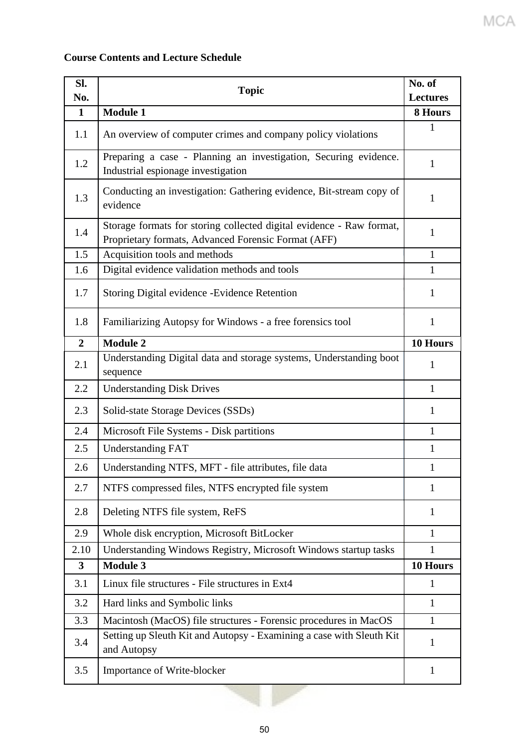**Course Contents and Lecture Schedule**

| Sl. No. | Topic | No. of Lectures |
|---|---|---|
| **1** | **Module 1** | **8 Hours** |
| 1.1 | An overview of computer crimes and company policy violations | 1 |
| 1.2 | Preparing a case - Planning an investigation, Securing evidence. Industrial espionage investigation | 1 |
| 1.3 | Conducting an investigation: Gathering evidence, Bit-stream copy of evidence | 1 |
| 1.4 | Storage formats for storing collected digital evidence - Raw format, Proprietary formats, Advanced Forensic Format (AFF) | 1 |
| 1.5 | Acquisition tools and methods | 1 |
| 1.6 | Digital evidence validation methods and tools | 1 |
| 1.7 | Storing Digital evidence -Evidence Retention | 1 |
| 1.8 | Familiarizing Autopsy for Windows - a free forensics tool | 1 |
| **2** | **Module 2** | **10 Hours** |
| 2.1 | Understanding Digital data and storage systems, Understanding boot sequence | 1 |
| 2.2 | Understanding Disk Drives | 1 |
| 2.3 | Solid-state Storage Devices (SSDs) | 1 |
| 2.4 | Microsoft File Systems - Disk partitions | 1 |
| 2.5 | Understanding FAT | 1 |
| 2.6 | Understanding NTFS, MFT - file attributes, file data | 1 |
| 2.7 | NTFS compressed files, NTFS encrypted file system | 1 |
| 2.8 | Deleting NTFS file system, ReFS | 1 |
| 2.9 | Whole disk encryption, Microsoft BitLocker | 1 |
| 2.10 | Understanding Windows Registry, Microsoft Windows startup tasks | 1 |
| **3** | **Module 3** | **10 Hours** |
| 3.1 | Linux file structures - File structures in Ext4 | 1 |
| 3.2 | Hard links and Symbolic links | 1 |
| 3.3 | Macintosh (MacOS) file structures - Forensic procedures in MacOS | 1 |
| 3.4 | Setting up Sleuth Kit and Autopsy - Examining a case with Sleuth Kit and Autopsy | 1 |
| 3.5 | Importance of Write-blocker | 1 |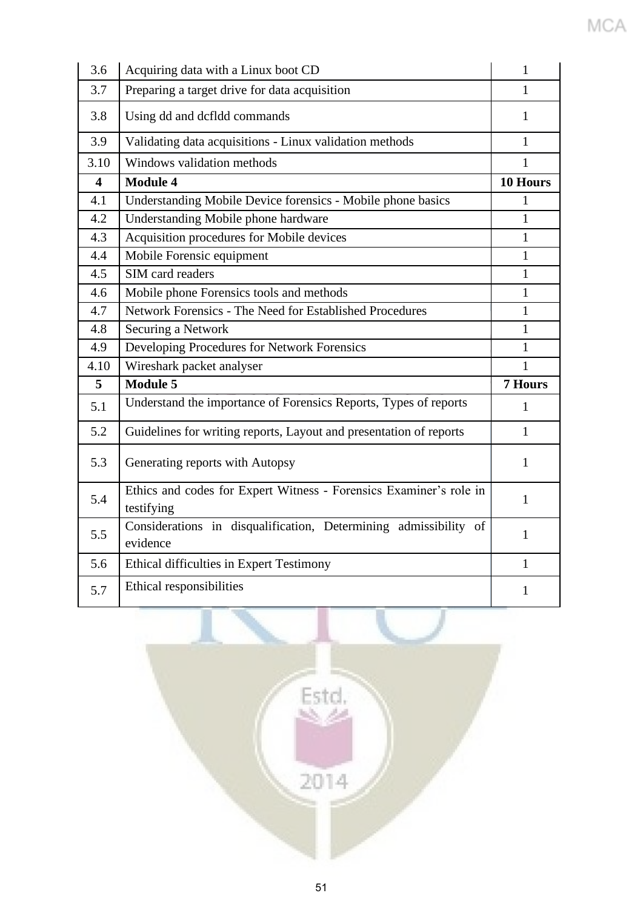| 3.6 | Acquiring data with a Linux boot CD | 1 |
|---|---|---|
| 3.7 | Preparing a target drive for data acquisition | 1 |
| 3.8 | Using dd and dcfldd commands | 1 |
| 3.9 | Validating data acquisitions - Linux validation methods | 1 |
| 3.10 | Windows validation methods | 1 |
| **4** | **Module 4** | **10 Hours** |
| 4.1 | Understanding Mobile Device forensics - Mobile phone basics | 1 |
| 4.2 | Understanding Mobile phone hardware | 1 |
| 4.3 | Acquisition procedures for Mobile devices | 1 |
| 4.4 | Mobile Forensic equipment | 1 |
| 4.5 | SIM card readers | 1 |
| 4.6 | Mobile phone Forensics tools and methods | 1 |
| 4.7 | Network Forensics - The Need for Established Procedures | 1 |
| 4.8 | Securing a Network | 1 |
| 4.9 | Developing Procedures for Network Forensics | 1 |
| 4.10 | Wireshark packet analyser | 1 |
| **5** | **Module 5** | **7 Hours** |
| 5.1 | Understand the importance of Forensics Reports, Types of reports | 1 |
| 5.2 | Guidelines for writing reports, Layout and presentation of reports | 1 |
| 5.3 | Generating reports with Autopsy | 1 |
| 5.4 | Ethics and codes for Expert Witness - Forensics Examiner's role in testifying | 1 |
| 5.5 | Considerations in disqualification, Determining admissibility of evidence | 1 |
| 5.6 | Ethical difficulties in Expert Testimony | 1 |
| 5.7 | Ethical responsibilities | 1 |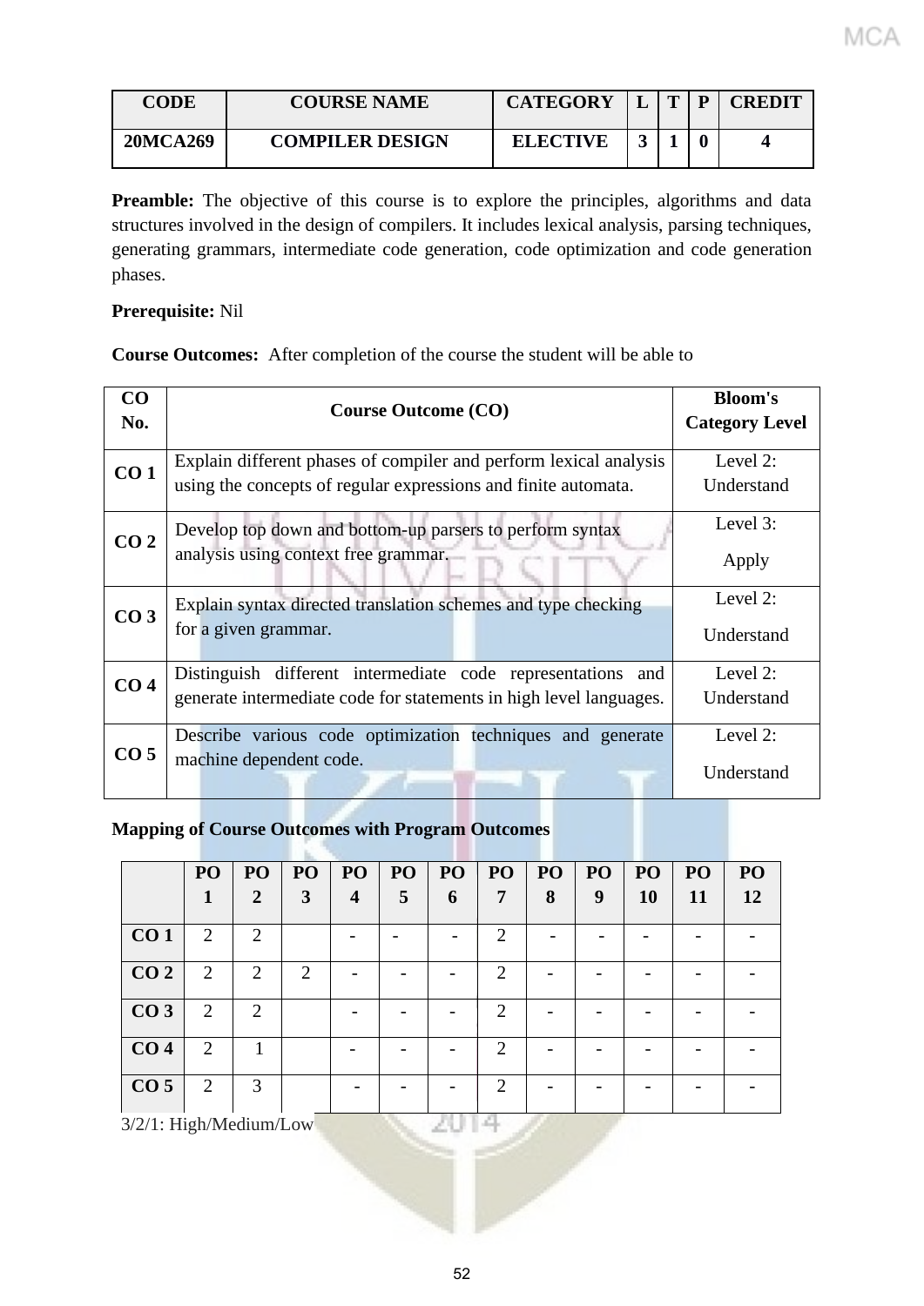| CODE | COURSE NAME | CATEGORY | L | T | P | CREDIT |
|---|---|---|---|---|---|---|
| 20MCA269 | COMPILER DESIGN | ELECTIVE | 3 | 1 | 0 | 4 |

**Preamble:** The objective of this course is to explore the principles, algorithms and data structures involved in the design of compilers. It includes lexical analysis, parsing techniques, generating grammars, intermediate code generation, code optimization and code generation phases.

**Prerequisite:** Nil

**Course Outcomes:** After completion of the course the student will be able to

| CO No. | Course Outcome (CO) | Bloom's Category Level |
|---|---|---|
| CO 1 | Explain different phases of compiler and perform lexical analysis using the concepts of regular expressions and finite automata. | Level 2: Understand |
| CO 2 | Develop top down and bottom-up parsers to perform syntax analysis using context free grammar. | Level 3: Apply |
| CO 3 | Explain syntax directed translation schemes and type checking for a given grammar. | Level 2: Understand |
| CO 4 | Distinguish different intermediate code representations and generate intermediate code for statements in high level languages. | Level 2: Understand |
| CO 5 | Describe various code optimization techniques and generate machine dependent code. | Level 2: Understand |

**Mapping of Course Outcomes with Program Outcomes**

| | PO 1 | PO 2 | PO 3 | PO 4 | PO 5 | PO 6 | PO 7 | PO 8 | PO 9 | PO 10 | PO 11 | PO 12 |
|---|---|---|---|---|---|---|---|---|---|---|---|---|
| CO 1 | 2 | 2 | | - | - | - | 2 | - | - | - | - | - |
| CO 2 | 2 | 2 | 2 | - | - | - | 2 | - | - | - | - | - |
| CO 3 | 2 | 2 | | - | - | - | 2 | - | - | - | - | - |
| CO 4 | 2 | 1 | | - | - | - | 2 | - | - | - | - | - |
| CO 5 | 2 | 3 | | - | - | - | 2 | - | - | - | - | - |

3/2/1: High/Medium/Low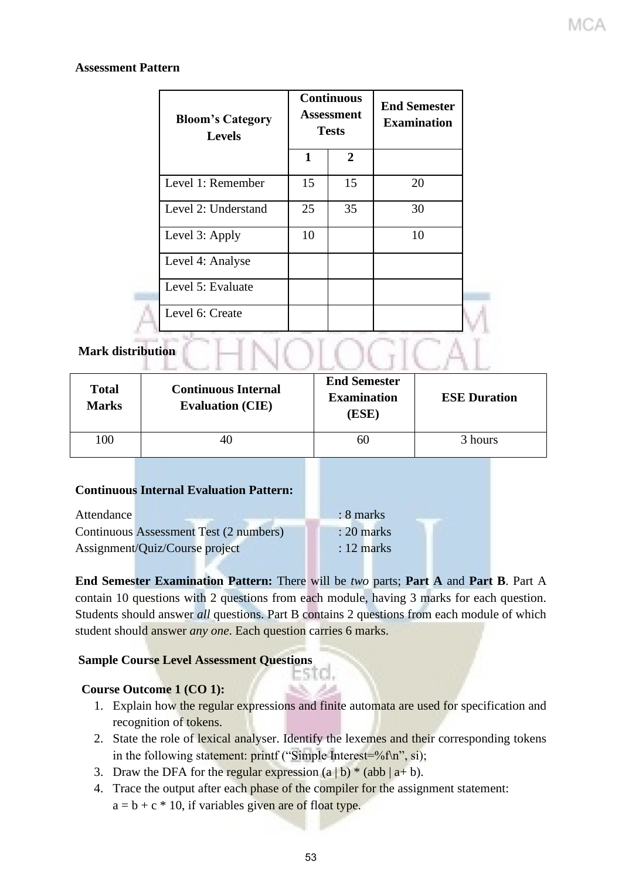**Assessment Pattern**

| Bloom's Category Levels | Continuous Assessment Tests | | End Semester Examination |
|---|---|---|---|
| | 1 | 2 | |
| Level 1: Remember | 15 | 15 | 20 |
| Level 2: Understand | 25 | 35 | 30 |
| Level 3: Apply | 10 | | 10 |
| Level 4: Analyse | | | |
| Level 5: Evaluate | | | |
| Level 6: Create | | | |

**Mark distribution**

| Total Marks | Continuous Internal Evaluation (CIE) | End Semester Examination (ESE) | ESE Duration |
|---|---|---|---|
| 100 | 40 | 60 | 3 hours |

**Continuous Internal Evaluation Pattern:**

Attendance : 8 marks
Continuous Assessment Test (2 numbers) : 20 marks
Assignment/Quiz/Course project : 12 marks

**End Semester Examination Pattern:** There will be *two* parts; **Part A** and **Part B**. Part A contain 10 questions with 2 questions from each module, having 3 marks for each question. Students should answer *all* questions. Part B contains 2 questions from each module of which student should answer *any one*. Each question carries 6 marks.

**Sample Course Level Assessment Questions**

**Course Outcome 1 (CO 1):**

1. Explain how the regular expressions and finite automata are used for specification and recognition of tokens.
2. State the role of lexical analyser. Identify the lexemes and their corresponding tokens in the following statement: printf ("Simple Interest=%f\n", si);
3. Draw the DFA for the regular expression (a | b) * (abb | a+ b).
4. Trace the output after each phase of the compiler for the assignment statement: a = b + c * 10, if variables given are of float type.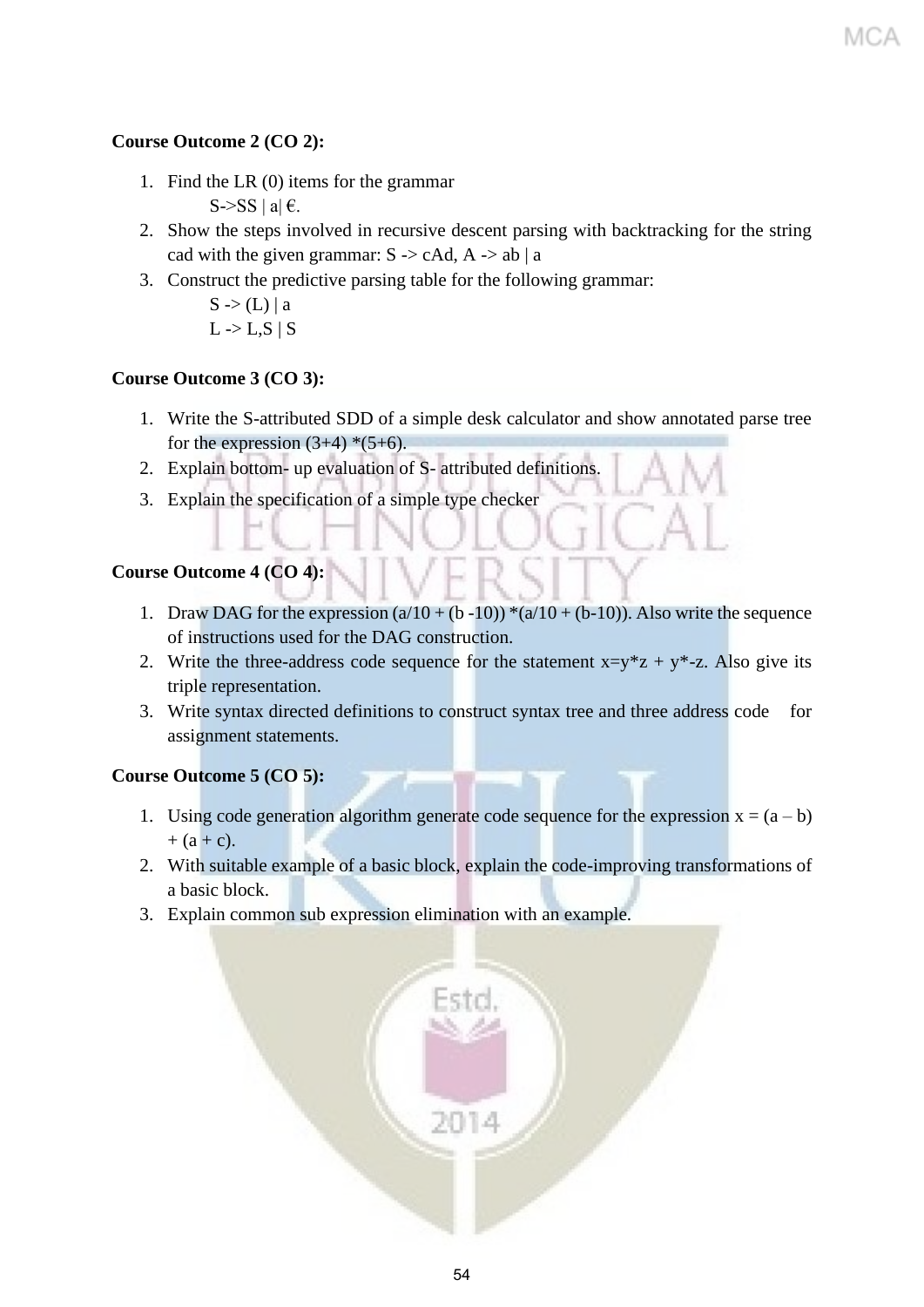**Course Outcome 2 (CO 2):**

1. Find the LR (0) items for the grammar

   S->SS | a| €.
2. Show the steps involved in recursive descent parsing with backtracking for the string cad with the given grammar: S -> cAd, A -> ab | a
3. Construct the predictive parsing table for the following grammar:

   S -> (L) | a

   L -> L,S | S

**Course Outcome 3 (CO 3):**

1. Write the S-attributed SDD of a simple desk calculator and show annotated parse tree for the expression (3+4) *(5+6).
2. Explain bottom- up evaluation of S- attributed definitions.
3. Explain the specification of a simple type checker

**Course Outcome 4 (CO 4):**

1. Draw DAG for the expression (a/10 + (b -10)) *(a/10 + (b-10)). Also write the sequence of instructions used for the DAG construction.
2. Write the three-address code sequence for the statement x=y*z + y*-z. Also give its triple representation.
3. Write syntax directed definitions to construct syntax tree and three address code for assignment statements.

**Course Outcome 5 (CO 5):**

1. Using code generation algorithm generate code sequence for the expression x = (a – b) + (a + c).
2. With suitable example of a basic block, explain the code-improving transformations of a basic block.
3. Explain common sub expression elimination with an example.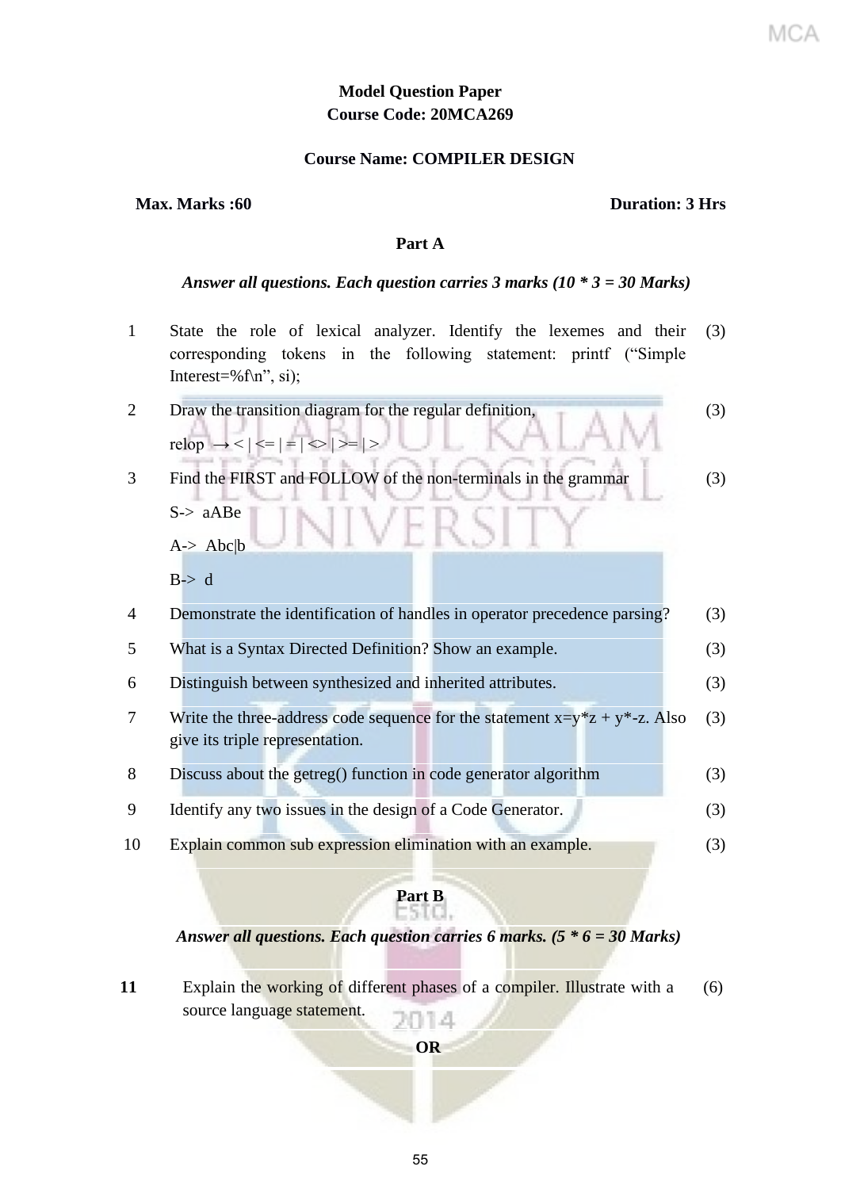**Model Question Paper**
**Course Code: 20MCA269**

**Course Name: COMPILER DESIGN**

**Max. Marks :60** **Duration: 3 Hrs**

**Part A**

***Answer all questions. Each question carries 3 marks (10 * 3 = 30 Marks)***

| | | |
|---|---|---|
| 1 | State the role of lexical analyzer. Identify the lexemes and their corresponding tokens in the following statement: printf (“Simple Interest=%f\n”, si); | (3) |
| 2 | Draw the transition diagram for the regular definition,<br>relop $\rightarrow$ < \| <= \| = \| <> \| >= \| > | (3) |
| 3 | Find the FIRST and FOLLOW of the non-terminals in the grammar<br>S-> aABe<br>A-> Abc\|b<br>B-> d | (3) |
| 4 | Demonstrate the identification of handles in operator precedence parsing? | (3) |
| 5 | What is a Syntax Directed Definition? Show an example. | (3) |
| 6 | Distinguish between synthesized and inherited attributes. | (3) |
| 7 | Write the three-address code sequence for the statement x=y*z + y*-z. Also give its triple representation. | (3) |
| 8 | Discuss about the getreg() function in code generator algorithm | (3) |
| 9 | Identify any two issues in the design of a Code Generator. | (3) |
| 10 | Explain common sub expression elimination with an example. | (3) |

**Part B**

***Answer all questions. Each question carries 6 marks. (5 * 6 = 30 Marks)***

| | | |
|---|---|---|
| **11** | Explain the working of different phases of a compiler. Illustrate with a source language statement. | (6) |

**OR**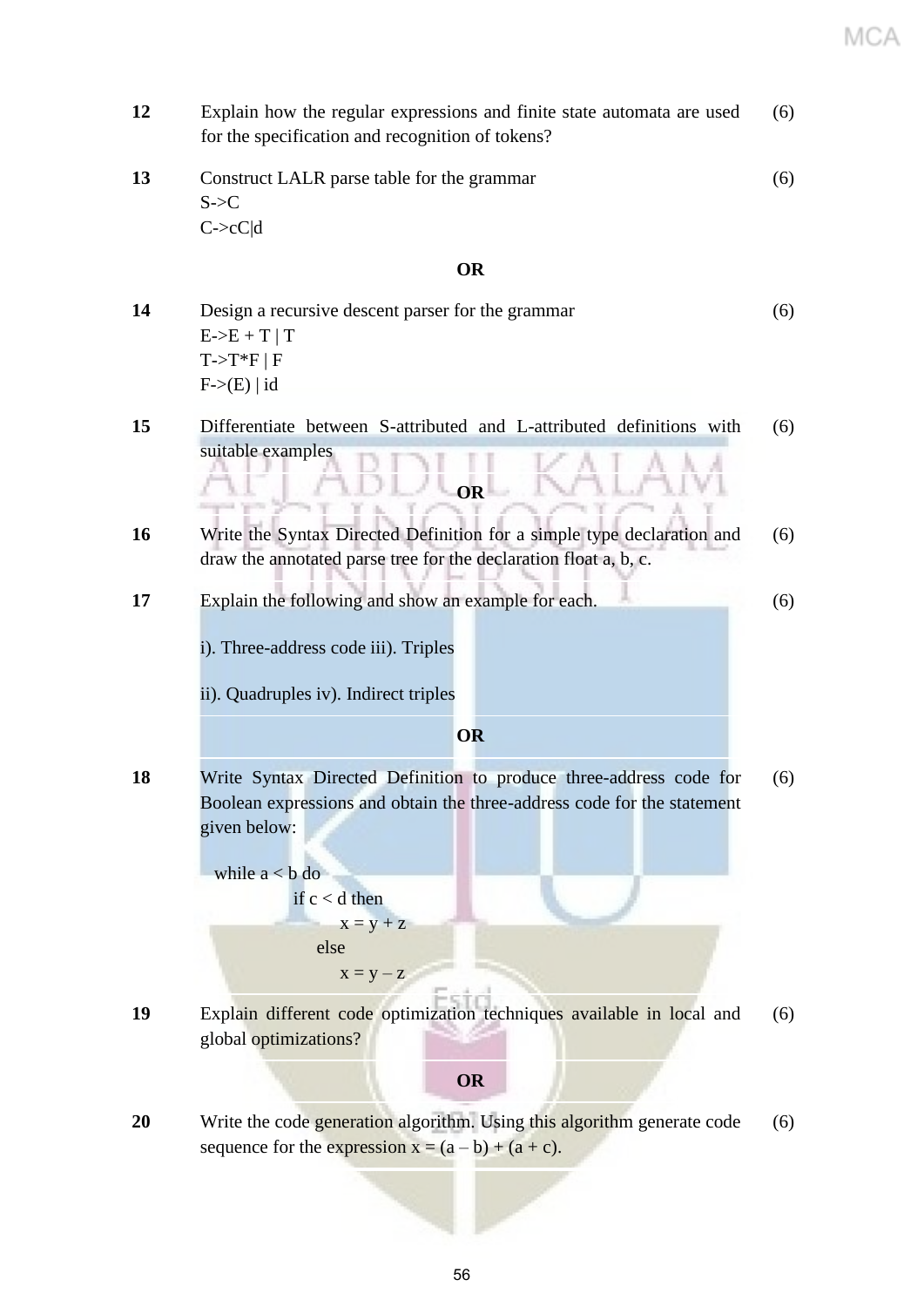| | | |
|---|---|---|
| 12 | Explain how the regular expressions and finite state automata are used for the specification and recognition of tokens? | (6) |
| 13 | Construct LALR parse table for the grammar<br>S->C<br>C->cC\|d | (6) |
| | **OR** | |
| 14 | Design a recursive descent parser for the grammar<br>E->E + T \| T<br>T->T*F \| F<br>F->(E) \| id | (6) |
| 15 | Differentiate between S-attributed and L-attributed definitions with suitable examples | (6) |
| | **OR** | |
| 16 | Write the Syntax Directed Definition for a simple type declaration and draw the annotated parse tree for the declaration float a, b, c. | (6) |
| 17 | Explain the following and show an example for each.<br><br>i). Three-address code iii). Triples<br><br>ii). Quadruples iv). Indirect triples | (6) |
| | **OR** | |
| 18 | Write Syntax Directed Definition to produce three-address code for Boolean expressions and obtain the three-address code for the statement given below:<br><br>while a < b do<br>&nbsp;&nbsp;&nbsp;&nbsp;if c < d then<br>&nbsp;&nbsp;&nbsp;&nbsp;&nbsp;&nbsp;&nbsp;&nbsp;x = y + z<br>&nbsp;&nbsp;&nbsp;&nbsp;else<br>&nbsp;&nbsp;&nbsp;&nbsp;&nbsp;&nbsp;&nbsp;&nbsp;x = y – z | (6) |
| 19 | Explain different code optimization techniques available in local and global optimizations? | (6) |
| | **OR** | |
| 20 | Write the code generation algorithm. Using this algorithm generate code sequence for the expression x = (a – b) + (a + c). | (6) |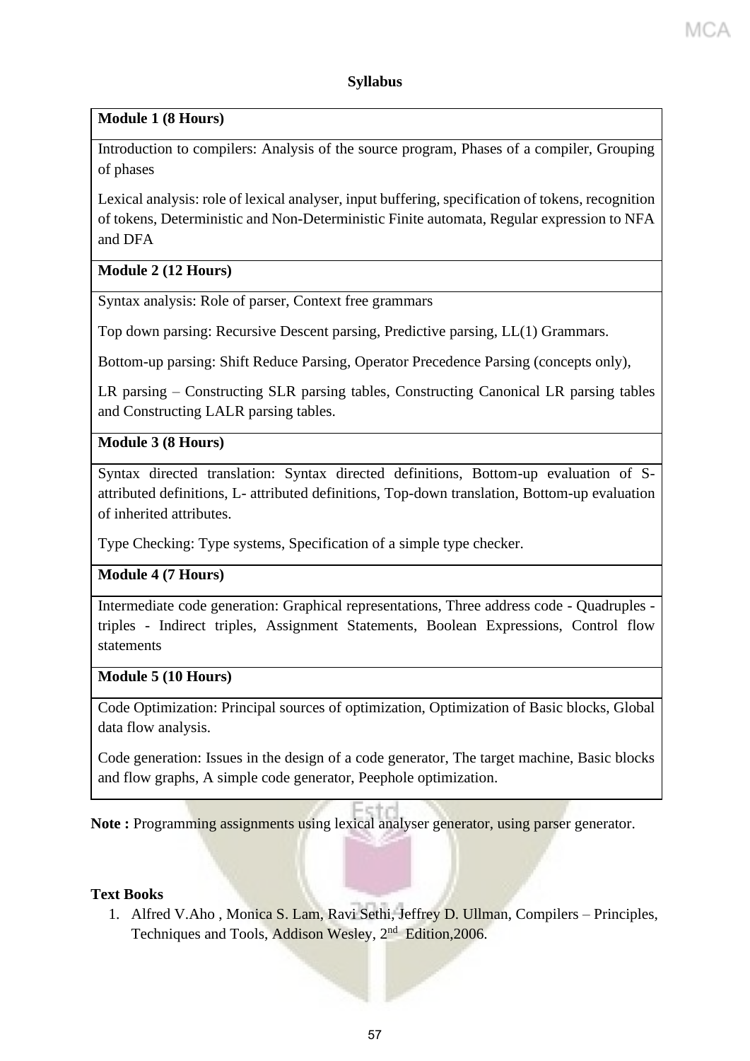**Syllabus**

| **Module 1 (8 Hours)** |
|---|
| Introduction to compilers: Analysis of the source program, Phases of a compiler, Grouping of phases<br><br>Lexical analysis: role of lexical analyser, input buffering, specification of tokens, recognition of tokens, Deterministic and Non-Deterministic Finite automata, Regular expression to NFA and DFA |
| **Module 2 (12 Hours)** |
| Syntax analysis: Role of parser, Context free grammars<br><br>Top down parsing: Recursive Descent parsing, Predictive parsing, LL(1) Grammars.<br><br>Bottom-up parsing: Shift Reduce Parsing, Operator Precedence Parsing (concepts only),<br><br>LR parsing – Constructing SLR parsing tables, Constructing Canonical LR parsing tables and Constructing LALR parsing tables. |
| **Module 3 (8 Hours)** |
| Syntax directed translation: Syntax directed definitions, Bottom-up evaluation of S-attributed definitions, L- attributed definitions, Top-down translation, Bottom-up evaluation of inherited attributes.<br><br>Type Checking: Type systems, Specification of a simple type checker. |
| **Module 4 (7 Hours)** |
| Intermediate code generation: Graphical representations, Three address code - Quadruples - triples - Indirect triples, Assignment Statements, Boolean Expressions, Control flow statements |
| **Module 5 (10 Hours)** |
| Code Optimization: Principal sources of optimization, Optimization of Basic blocks, Global data flow analysis.<br><br>Code generation: Issues in the design of a code generator, The target machine, Basic blocks and flow graphs, A simple code generator, Peephole optimization. |

**Note :** Programming assignments using lexical analyser generator, using parser generator.

**Text Books**

1. Alfred V.Aho , Monica S. Lam, Ravi Sethi, Jeffrey D. Ullman, Compilers – Principles, Techniques and Tools, Addison Wesley, 2nd Edition,2006.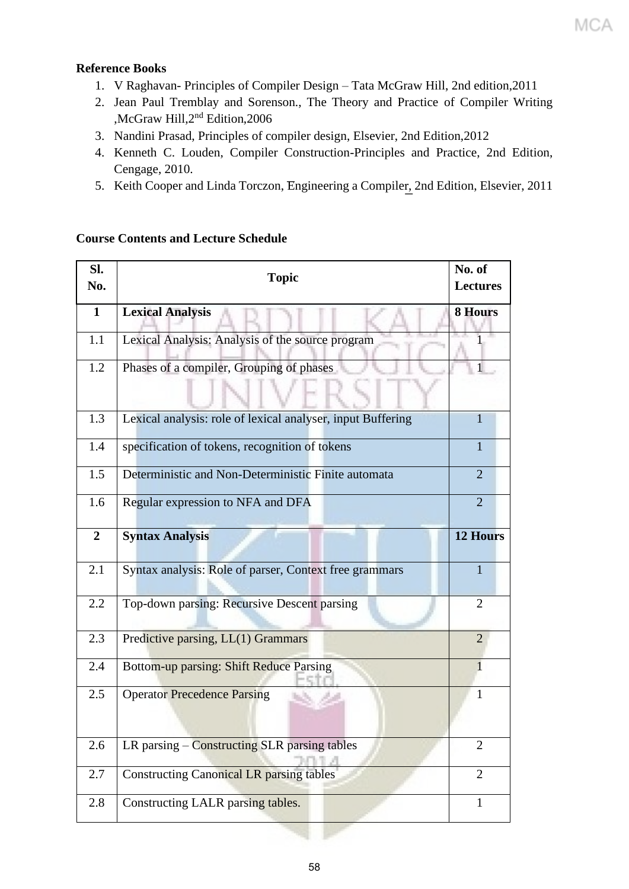**Reference Books**

1. V Raghavan- Principles of Compiler Design – Tata McGraw Hill, 2nd edition,2011
2. Jean Paul Tremblay and Sorenson., The Theory and Practice of Compiler Writing ,McGraw Hill,2nd Edition,2006
3. Nandini Prasad, Principles of compiler design, Elsevier, 2nd Edition,2012
4. Kenneth C. Louden, Compiler Construction-Principles and Practice, 2nd Edition, Cengage, 2010.
5. Keith Cooper and Linda Torczon, Engineering a Compiler, 2nd Edition, Elsevier, 2011

**Course Contents and Lecture Schedule**

| Sl. No. | Topic | No. of Lectures |
|---|---|---|
| **1** | **Lexical Analysis** | **8 Hours** |
| 1.1 | Lexical Analysis: Analysis of the source program | 1 |
| 1.2 | Phases of a compiler, Grouping of phases | 1 |
| 1.3 | Lexical analysis: role of lexical analyser, input Buffering | 1 |
| 1.4 | specification of tokens, recognition of tokens | 1 |
| 1.5 | Deterministic and Non-Deterministic Finite automata | 2 |
| 1.6 | Regular expression to NFA and DFA | 2 |
| **2** | **Syntax Analysis** | **12 Hours** |
| 2.1 | Syntax analysis: Role of parser, Context free grammars | 1 |
| 2.2 | Top-down parsing: Recursive Descent parsing | 2 |
| 2.3 | Predictive parsing, LL(1) Grammars | 2 |
| 2.4 | Bottom-up parsing: Shift Reduce Parsing | 1 |
| 2.5 | Operator Precedence Parsing | 1 |
| 2.6 | LR parsing – Constructing SLR parsing tables | 2 |
| 2.7 | Constructing Canonical LR parsing tables | 2 |
| 2.8 | Constructing LALR parsing tables. | 1 |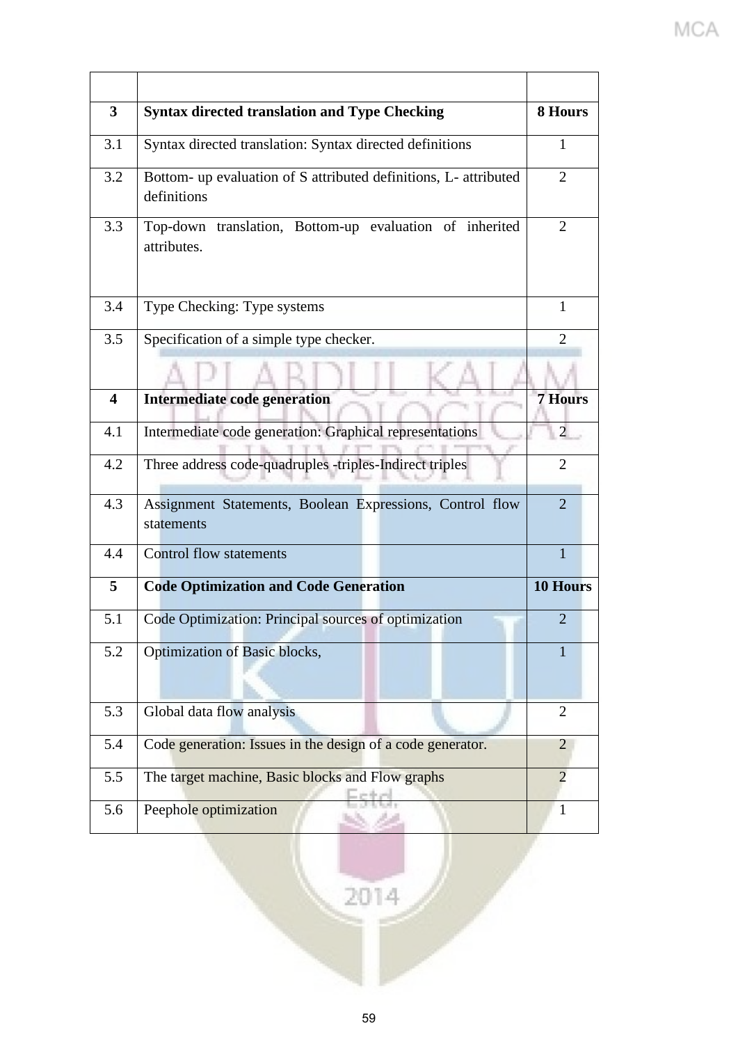| | | |
|---|---|---|
| **3** | **Syntax directed translation and Type Checking** | **8 Hours** |
| 3.1 | Syntax directed translation: Syntax directed definitions | 1 |
| 3.2 | Bottom- up evaluation of S attributed definitions, L- attributed definitions | 2 |
| 3.3 | Top-down translation, Bottom-up evaluation of inherited attributes. | 2 |
| 3.4 | Type Checking: Type systems | 1 |
| 3.5 | Specification of a simple type checker. | 2 |
| **4** | **Intermediate code generation** | **7 Hours** |
| 4.1 | Intermediate code generation: Graphical representations | 2 |
| 4.2 | Three address code-quadruples -triples-Indirect triples | 2 |
| 4.3 | Assignment Statements, Boolean Expressions, Control flow statements | 2 |
| 4.4 | Control flow statements | 1 |
| **5** | **Code Optimization and Code Generation** | **10 Hours** |
| 5.1 | Code Optimization: Principal sources of optimization | 2 |
| 5.2 | Optimization of Basic blocks, | 1 |
| 5.3 | Global data flow analysis | 2 |
| 5.4 | Code generation: Issues in the design of a code generator. | 2 |
| 5.5 | The target machine, Basic blocks and Flow graphs | 2 |
| 5.6 | Peephole optimization | 1 |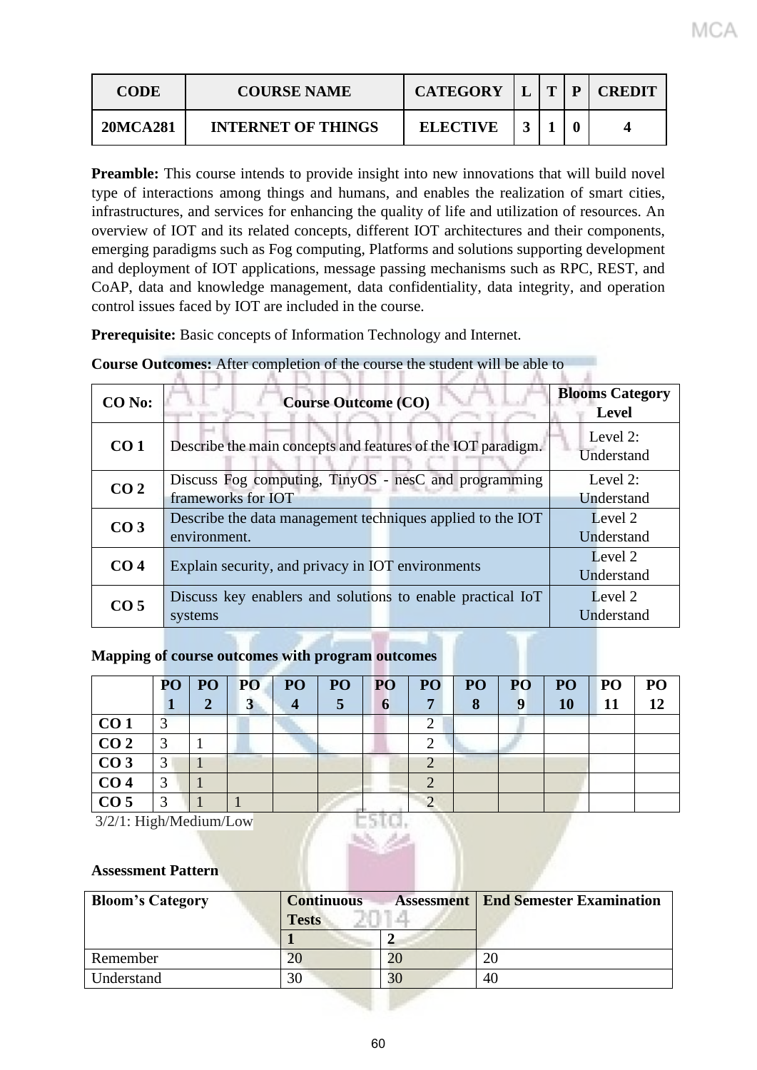| CODE | COURSE NAME | CATEGORY | L | T | P | CREDIT |
|---|---|---|---|---|---|---|
| 20MCA281 | INTERNET OF THINGS | ELECTIVE | 3 | 1 | 0 | 4 |

**Preamble:** This course intends to provide insight into new innovations that will build novel type of interactions among things and humans, and enables the realization of smart cities, infrastructures, and services for enhancing the quality of life and utilization of resources. An overview of IOT and its related concepts, different IOT architectures and their components, emerging paradigms such as Fog computing, Platforms and solutions supporting development and deployment of IOT applications, message passing mechanisms such as RPC, REST, and CoAP, data and knowledge management, data confidentiality, data integrity, and operation control issues faced by IOT are included in the course.

**Prerequisite:** Basic concepts of Information Technology and Internet.

**Course Outcomes:** After completion of the course the student will be able to

| CO No: | Course Outcome (CO) | Blooms Category Level |
|---|---|---|
| CO 1 | Describe the main concepts and features of the IOT paradigm. | Level 2: Understand |
| CO 2 | Discuss Fog computing, TinyOS - nesC and programming frameworks for IOT | Level 2: Understand |
| CO 3 | Describe the data management techniques applied to the IOT environment. | Level 2 Understand |
| CO 4 | Explain security, and privacy in IOT environments | Level 2 Understand |
| CO 5 | Discuss key enablers and solutions to enable practical IoT systems | Level 2 Understand |

**Mapping of course outcomes with program outcomes**

| | PO 1 | PO 2 | PO 3 | PO 4 | PO 5 | PO 6 | PO 7 | PO 8 | PO 9 | PO 10 | PO 11 | PO 12 |
|---|---|---|---|---|---|---|---|---|---|---|---|---|
| CO 1 | 3 | | | | | | 2 | | | | | |
| CO 2 | 3 | 1 | | | | | 2 | | | | | |
| CO 3 | 3 | 1 | | | | | 2 | | | | | |
| CO 4 | 3 | 1 | | | | | 2 | | | | | |
| CO 5 | 3 | 1 | 1 | | | | 2 | | | | | |

3/2/1: High/Medium/Low

**Assessment Pattern**

| Bloom's Category | Continuous Assessment Tests | | End Semester Examination |
|---|---|---|---|
| | 1 | 2 | |
| Remember | 20 | 20 | 20 |
| Understand | 30 | 30 | 40 |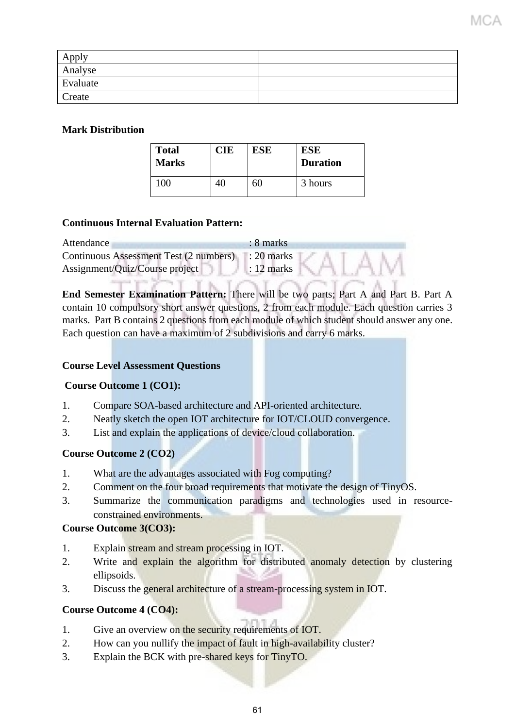| Apply | | | |
|---|---|---|---|
| Analyse | | | |
| Evaluate | | | |
| Create | | | |

**Mark Distribution**

| Total Marks | CIE | ESE | ESE Duration |
|---|---|---|---|
| 100 | 40 | 60 | 3 hours |

**Continuous Internal Evaluation Pattern:**

Attendance : 8 marks
Continuous Assessment Test (2 numbers) : 20 marks
Assignment/Quiz/Course project : 12 marks

**End Semester Examination Pattern:** There will be two parts; Part A and Part B. Part A contain 10 compulsory short answer questions, 2 from each module. Each question carries 3 marks. Part B contains 2 questions from each module of which student should answer any one. Each question can have a maximum of 2 subdivisions and carry 6 marks.

**Course Level Assessment Questions**

**Course Outcome 1 (CO1):**

1. Compare SOA-based architecture and API-oriented architecture.
2. Neatly sketch the open IOT architecture for IOT/CLOUD convergence.
3. List and explain the applications of device/cloud collaboration.

**Course Outcome 2 (CO2)**

1. What are the advantages associated with Fog computing?
2. Comment on the four broad requirements that motivate the design of TinyOS.
3. Summarize the communication paradigms and technologies used in resource-constrained environments.

**Course Outcome 3(CO3):**

1. Explain stream and stream processing in IOT.
2. Write and explain the algorithm for distributed anomaly detection by clustering ellipsoids.
3. Discuss the general architecture of a stream-processing system in IOT.

**Course Outcome 4 (CO4):**

1. Give an overview on the security requirements of IOT.
2. How can you nullify the impact of fault in high-availability cluster?
3. Explain the BCK with pre-shared keys for TinyTO.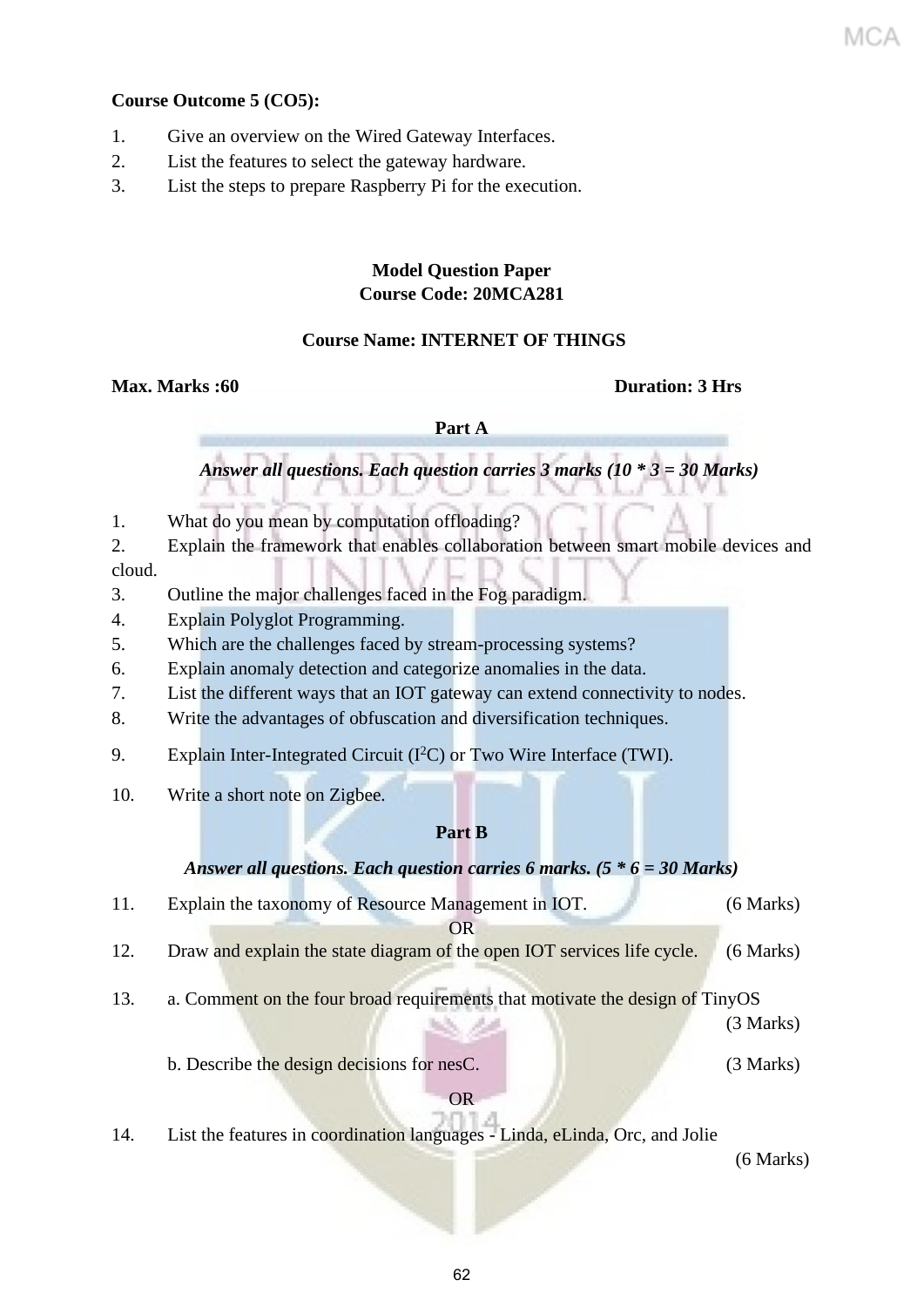**Course Outcome 5 (CO5):**

1. Give an overview on the Wired Gateway Interfaces.
2. List the features to select the gateway hardware.
3. List the steps to prepare Raspberry Pi for the execution.

**Model Question Paper**
**Course Code: 20MCA281**

**Course Name: INTERNET OF THINGS**

**Max. Marks :60** **Duration: 3 Hrs**

**Part A**

***Answer all questions. Each question carries 3 marks (10 * 3 = 30 Marks)***

1. What do you mean by computation offloading?
2. Explain the framework that enables collaboration between smart mobile devices and cloud.
3. Outline the major challenges faced in the Fog paradigm.
4. Explain Polyglot Programming.
5. Which are the challenges faced by stream-processing systems?
6. Explain anomaly detection and categorize anomalies in the data.
7. List the different ways that an IOT gateway can extend connectivity to nodes.
8. Write the advantages of obfuscation and diversification techniques.
9. Explain Inter-Integrated Circuit ($I^2C$) or Two Wire Interface (TWI).
10. Write a short note on Zigbee.

**Part B**

***Answer all questions. Each question carries 6 marks. (5 * 6 = 30 Marks)***

11. Explain the taxonomy of Resource Management in IOT. (6 Marks)

OR

12. Draw and explain the state diagram of the open IOT services life cycle. (6 Marks)

13. a. Comment on the four broad requirements that motivate the design of TinyOS (3 Marks)

b. Describe the design decisions for nesC. (3 Marks)

OR

14. List the features in coordination languages - Linda, eLinda, Orc, and Jolie (6 Marks)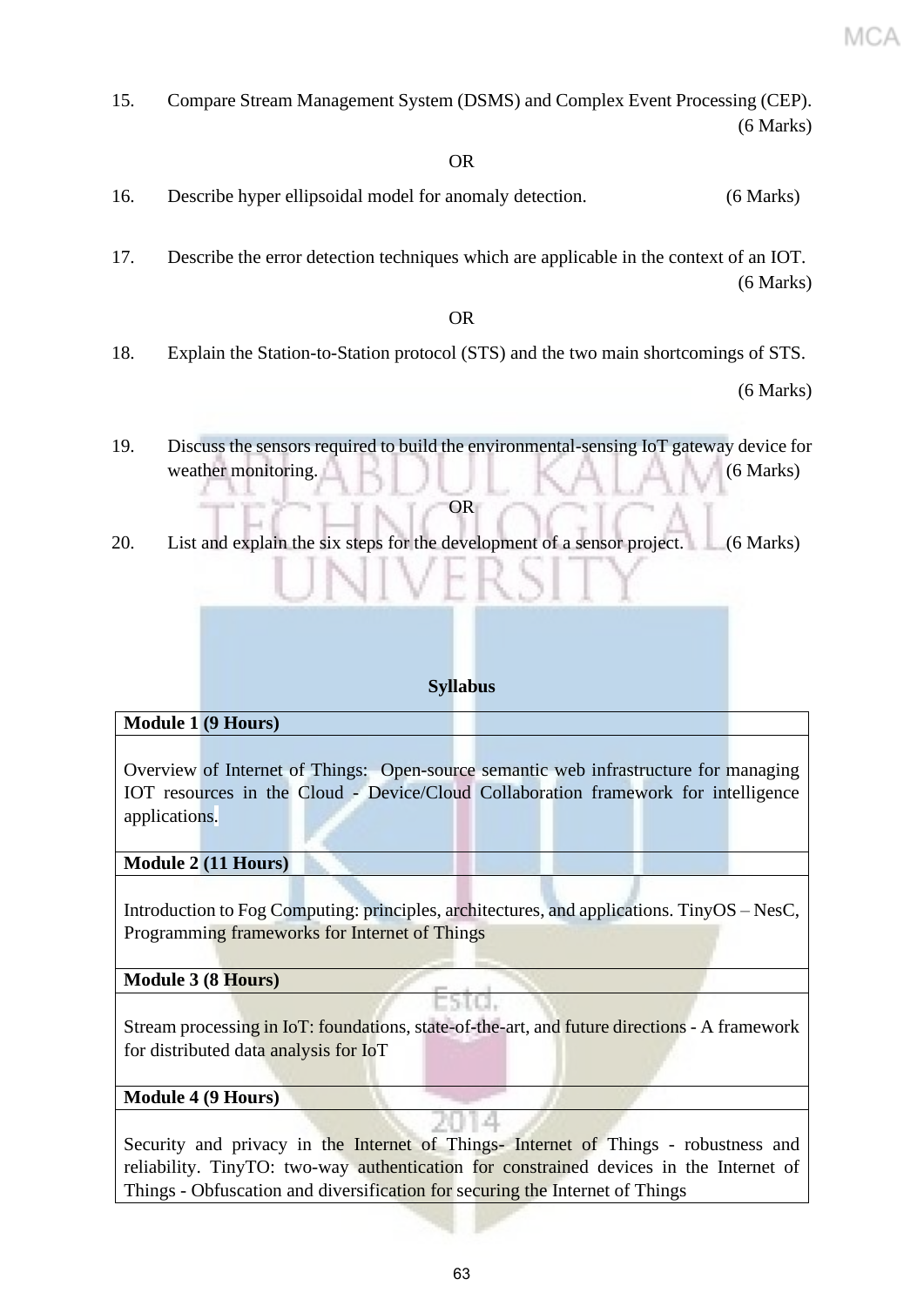15. Compare Stream Management System (DSMS) and Complex Event Processing (CEP). (6 Marks)

OR

16. Describe hyper ellipsoidal model for anomaly detection. (6 Marks)

17. Describe the error detection techniques which are applicable in the context of an IOT. (6 Marks)

OR

18. Explain the Station-to-Station protocol (STS) and the two main shortcomings of STS. (6 Marks)

19. Discuss the sensors required to build the environmental-sensing IoT gateway device for weather monitoring. (6 Marks)

OR

20. List and explain the six steps for the development of a sensor project. (6 Marks)

**Syllabus**

| **Module 1 (9 Hours)** |
|---|
| Overview of Internet of Things: Open-source semantic web infrastructure for managing IOT resources in the Cloud - Device/Cloud Collaboration framework for intelligence applications. |
| **Module 2 (11 Hours)** |
| Introduction to Fog Computing: principles, architectures, and applications. TinyOS – NesC, Programming frameworks for Internet of Things |
| **Module 3 (8 Hours)** |
| Stream processing in IoT: foundations, state-of-the-art, and future directions - A framework for distributed data analysis for IoT |
| **Module 4 (9 Hours)** |
| Security and privacy in the Internet of Things- Internet of Things - robustness and reliability. TinyTO: two-way authentication for constrained devices in the Internet of Things - Obfuscation and diversification for securing the Internet of Things |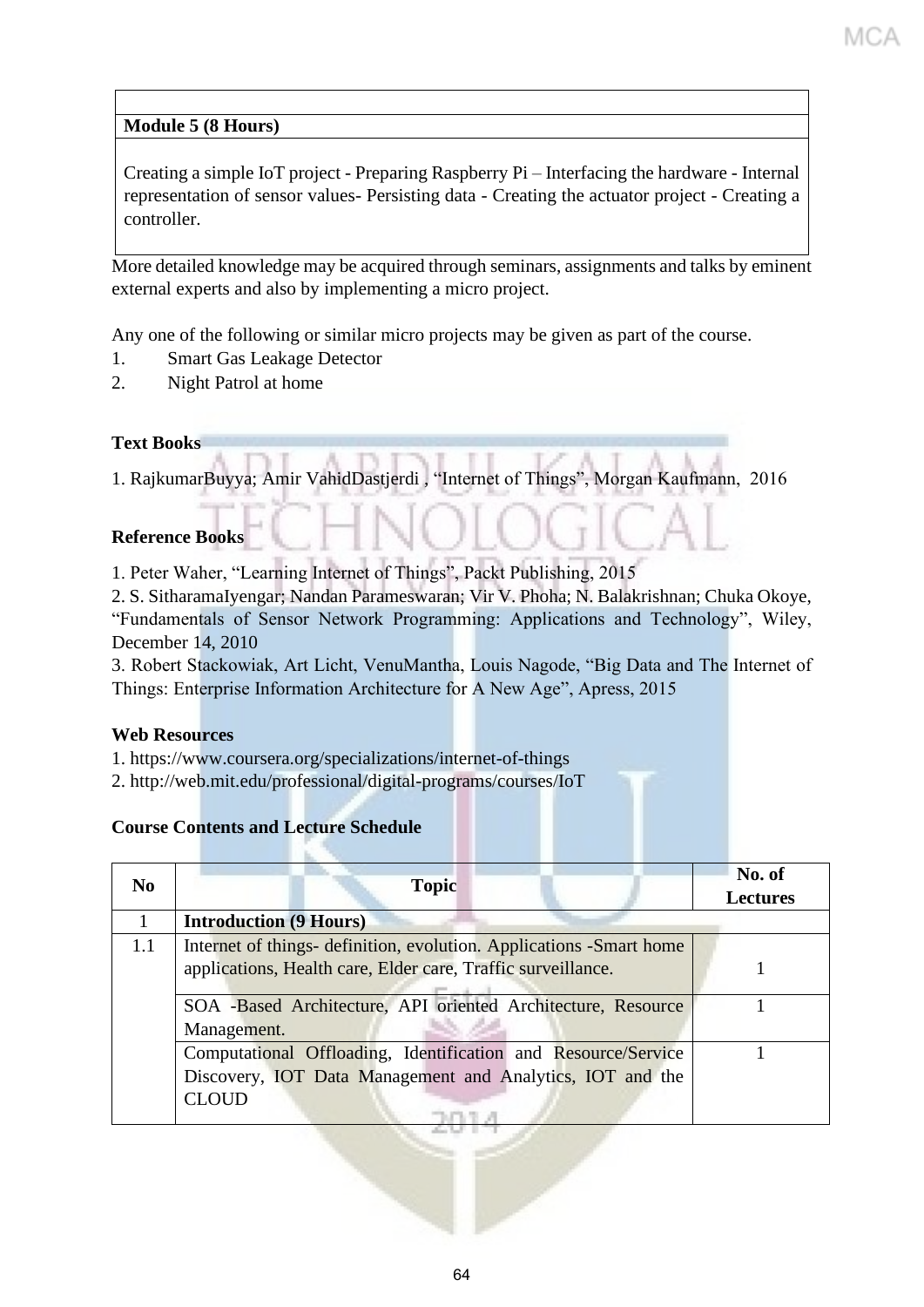| |
|---|
| **Module 5 (8 Hours)** |
| Creating a simple IoT project - Preparing Raspberry Pi – Interfacing the hardware - Internal representation of sensor values- Persisting data - Creating the actuator project - Creating a controller. |

More detailed knowledge may be acquired through seminars, assignments and talks by eminent external experts and also by implementing a micro project.

Any one of the following or similar micro projects may be given as part of the course.

1. Smart Gas Leakage Detector
2. Night Patrol at home

**Text Books**

1. RajkumarBuyya; Amir VahidDastjerdi , "Internet of Things", Morgan Kaufmann, 2016

**Reference Books**

1. Peter Waher, "Learning Internet of Things", Packt Publishing, 2015
2. S. SitharamaIyengar; Nandan Parameswaran; Vir V. Phoha; N. Balakrishnan; Chuka Okoye, "Fundamentals of Sensor Network Programming: Applications and Technology", Wiley, December 14, 2010
3. Robert Stackowiak, Art Licht, VenuMantha, Louis Nagode, "Big Data and The Internet of Things: Enterprise Information Architecture for A New Age", Apress, 2015

**Web Resources**

1. https://www.coursera.org/specializations/internet-of-things
2. http://web.mit.edu/professional/digital-programs/courses/IoT

**Course Contents and Lecture Schedule**

| No | Topic | No. of Lectures |
|---|---|---|
| 1 | **Introduction (9 Hours)** | |
| 1.1 | Internet of things- definition, evolution. Applications -Smart home applications, Health care, Elder care, Traffic surveillance. | 1 |
| | SOA -Based Architecture, API oriented Architecture, Resource Management. | 1 |
| | Computational Offloading, Identification and Resource/Service Discovery, IOT Data Management and Analytics, IOT and the CLOUD | 1 |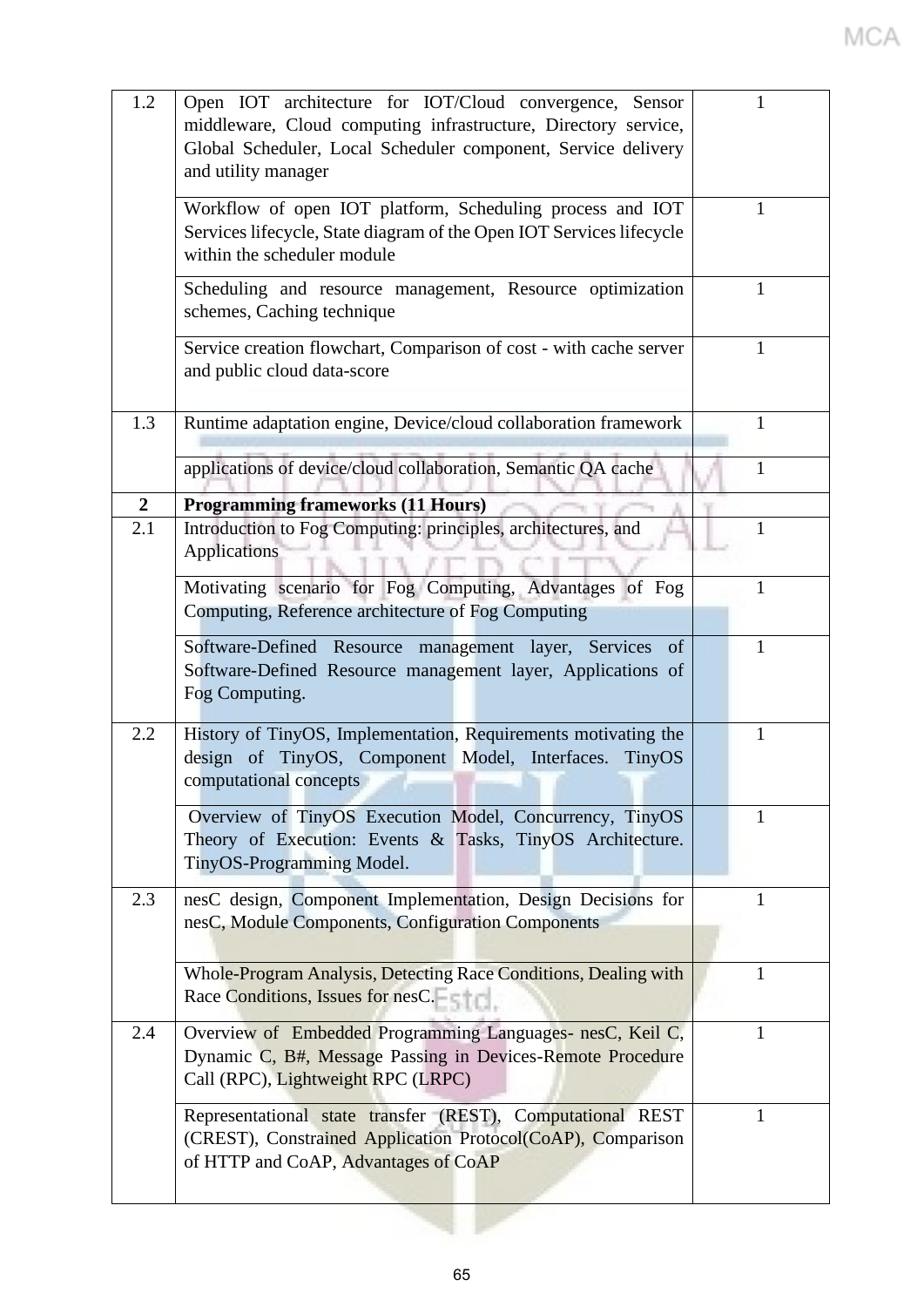| | | |
|---|---|---|
| 1.2 | Open IOT architecture for IOT/Cloud convergence, Sensor middleware, Cloud computing infrastructure, Directory service, Global Scheduler, Local Scheduler component, Service delivery and utility manager | 1 |
| | Workflow of open IOT platform, Scheduling process and IOT Services lifecycle, State diagram of the Open IOT Services lifecycle within the scheduler module | 1 |
| | Scheduling and resource management, Resource optimization schemes, Caching technique | 1 |
| | Service creation flowchart, Comparison of cost - with cache server and public cloud data-score | 1 |
| 1.3 | Runtime adaptation engine, Device/cloud collaboration framework | 1 |
| | applications of device/cloud collaboration, Semantic QA cache | 1 |
| **2** | **Programming frameworks (11 Hours)** | |
| 2.1 | Introduction to Fog Computing: principles, architectures, and Applications | 1 |
| | Motivating scenario for Fog Computing, Advantages of Fog Computing, Reference architecture of Fog Computing | 1 |
| | Software-Defined Resource management layer, Services of Software-Defined Resource management layer, Applications of Fog Computing. | 1 |
| 2.2 | History of TinyOS, Implementation, Requirements motivating the design of TinyOS, Component Model, Interfaces. TinyOS computational concepts | 1 |
| | Overview of TinyOS Execution Model, Concurrency, TinyOS Theory of Execution: Events & Tasks, TinyOS Architecture. TinyOS-Programming Model. | 1 |
| 2.3 | nesC design, Component Implementation, Design Decisions for nesC, Module Components, Configuration Components | 1 |
| | Whole-Program Analysis, Detecting Race Conditions, Dealing with Race Conditions, Issues for nesC. | 1 |
| 2.4 | Overview of Embedded Programming Languages- nesC, Keil C, Dynamic C, B#, Message Passing in Devices-Remote Procedure Call (RPC), Lightweight RPC (LRPC) | 1 |
| | Representational state transfer (REST), Computational REST (CREST), Constrained Application Protocol(CoAP), Comparison of HTTP and CoAP, Advantages of CoAP | 1 |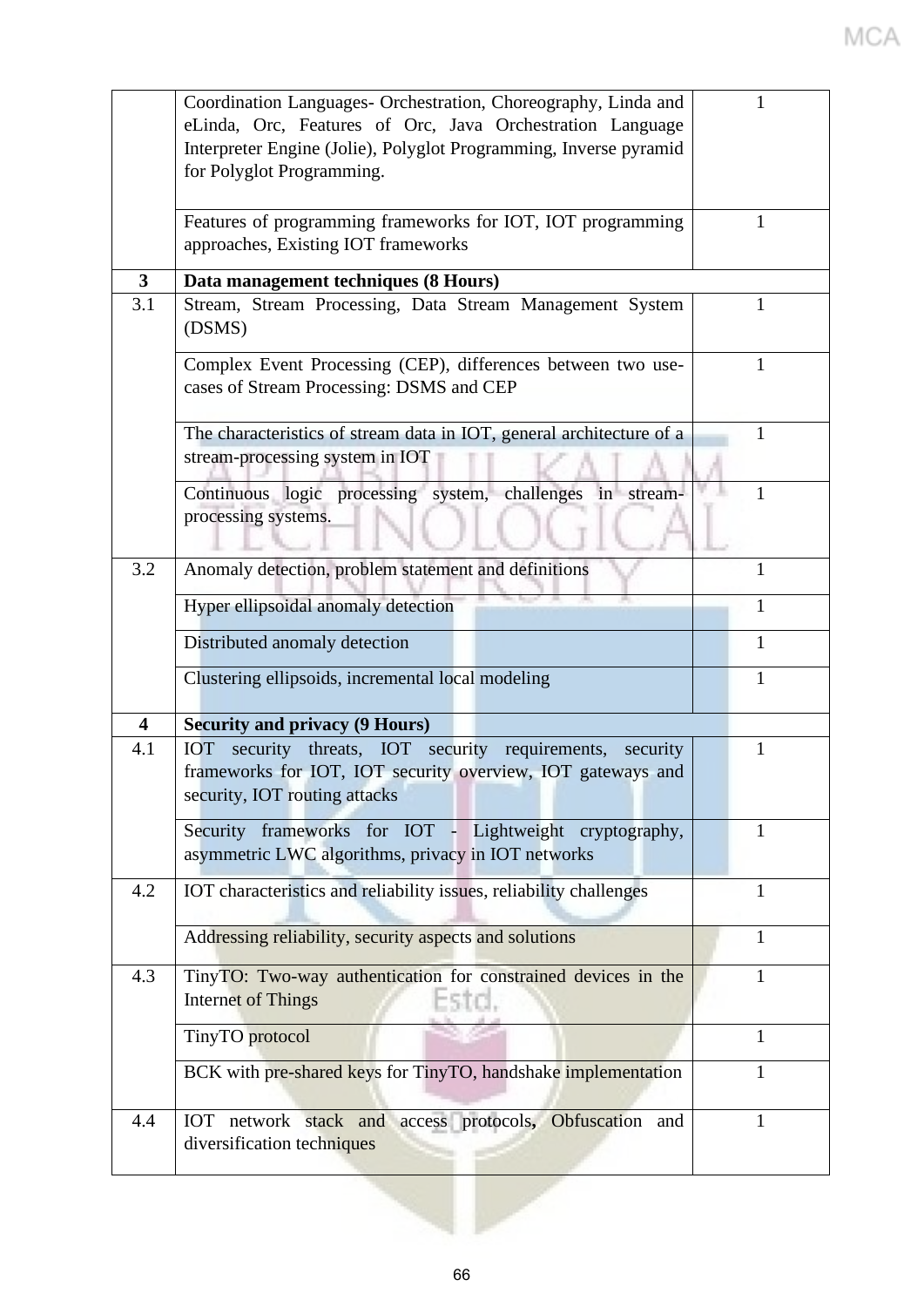| | | |
|---|---|---|
| | Coordination Languages- Orchestration, Choreography, Linda and eLinda, Orc, Features of Orc, Java Orchestration Language Interpreter Engine (Jolie), Polyglot Programming, Inverse pyramid for Polyglot Programming. | 1 |
| | Features of programming frameworks for IOT, IOT programming approaches, Existing IOT frameworks | 1 |
| **3** | **Data management techniques (8 Hours)** | |
| 3.1 | Stream, Stream Processing, Data Stream Management System (DSMS) | 1 |
| | Complex Event Processing (CEP), differences between two use-cases of Stream Processing: DSMS and CEP | 1 |
| | The characteristics of stream data in IOT, general architecture of a stream-processing system in IOT | 1 |
| | Continuous logic processing system, challenges in stream-processing systems. | 1 |
| 3.2 | Anomaly detection, problem statement and definitions | 1 |
| | Hyper ellipsoidal anomaly detection | 1 |
| | Distributed anomaly detection | 1 |
| | Clustering ellipsoids, incremental local modeling | 1 |
| **4** | **Security and privacy (9 Hours)** | |
| 4.1 | IOT security threats, IOT security requirements, security frameworks for IOT, IOT security overview, IOT gateways and security, IOT routing attacks | 1 |
| | Security frameworks for IOT - Lightweight cryptography, asymmetric LWC algorithms, privacy in IOT networks | 1 |
| 4.2 | IOT characteristics and reliability issues, reliability challenges | 1 |
| | Addressing reliability, security aspects and solutions | 1 |
| 4.3 | TinyTO: Two-way authentication for constrained devices in the Internet of Things | 1 |
| | TinyTO protocol | 1 |
| | BCK with pre-shared keys for TinyTO, handshake implementation | 1 |
| 4.4 | IOT network stack and access protocols**,** Obfuscation and diversification techniques | 1 |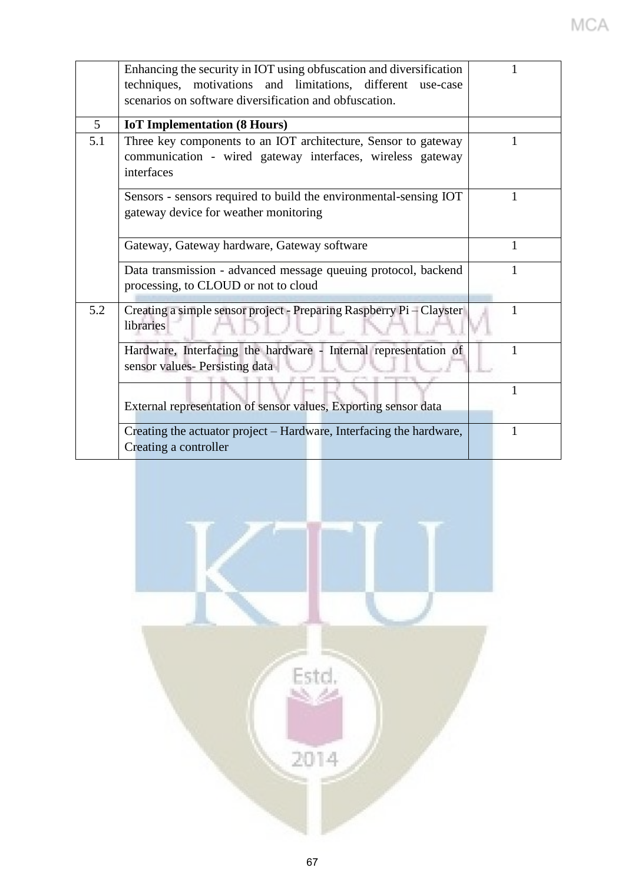| | | |
|---|---|---|
| | Enhancing the security in IOT using obfuscation and diversification techniques, motivations and limitations, different use-case scenarios on software diversification and obfuscation. | 1 |
| 5 | **IoT Implementation (8 Hours)** | |
| 5.1 | Three key components to an IOT architecture, Sensor to gateway communication - wired gateway interfaces, wireless gateway interfaces | 1 |
| | Sensors - sensors required to build the environmental-sensing IOT gateway device for weather monitoring | 1 |
| | Gateway, Gateway hardware, Gateway software | 1 |
| | Data transmission - advanced message queuing protocol, backend processing, to CLOUD or not to cloud | 1 |
| 5.2 | Creating a simple sensor project - Preparing Raspberry Pi – Clayster libraries | 1 |
| | Hardware, Interfacing the hardware - Internal representation of sensor values- Persisting data | 1 |
| | External representation of sensor values, Exporting sensor data | 1 |
| | Creating the actuator project – Hardware, Interfacing the hardware, Creating a controller | 1 |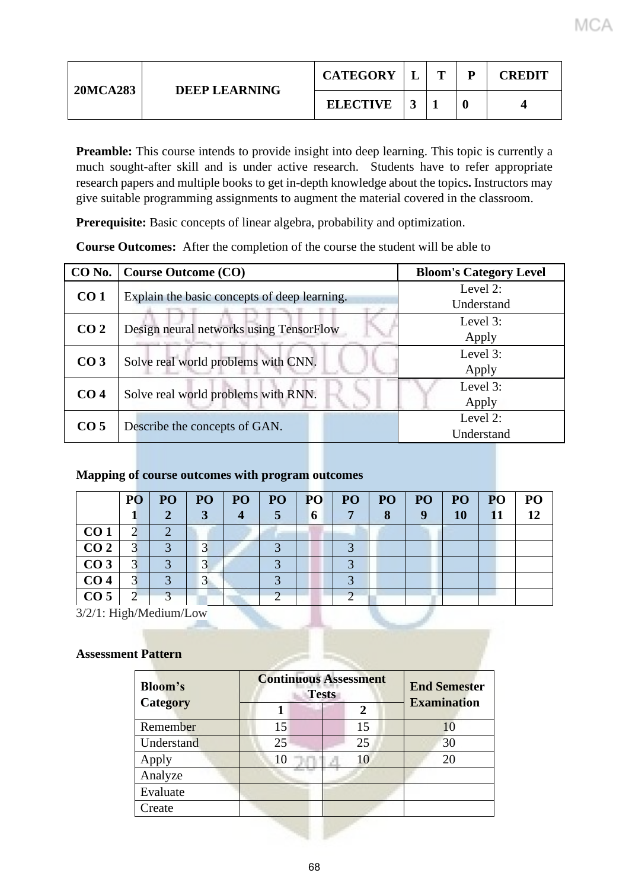| 20MCA283 | DEEP LEARNING | CATEGORY | L | T | P | CREDIT |
|---|---|---|---|---|---|---|
| | | ELECTIVE | 3 | 1 | 0 | 4 |

**Preamble:** This course intends to provide insight into deep learning. This topic is currently a much sought-after skill and is under active research. Students have to refer appropriate research papers and multiple books to get in-depth knowledge about the topics**.** Instructors may give suitable programming assignments to augment the material covered in the classroom.

**Prerequisite:** Basic concepts of linear algebra, probability and optimization.

**Course Outcomes:** After the completion of the course the student will be able to

| CO No. | Course Outcome (CO) | Bloom's Category Level |
|---|---|---|
| **CO 1** | Explain the basic concepts of deep learning. | Level 2: Understand |
| **CO 2** | Design neural networks using TensorFlow | Level 3: Apply |
| **CO 3** | Solve real world problems with CNN. | Level 3: Apply |
| **CO 4** | Solve real world problems with RNN. | Level 3: Apply |
| **CO 5** | Describe the concepts of GAN. | Level 2: Understand |

**Mapping of course outcomes with program outcomes**

| | PO 1 | PO 2 | PO 3 | PO 4 | PO 5 | PO 6 | PO 7 | PO 8 | PO 9 | PO 10 | PO 11 | PO 12 |
|---|---|---|---|---|---|---|---|---|---|---|---|---|
| **CO 1** | 2 | 2 | | | | | | | | | | |
| **CO 2** | 3 | 3 | 3 | | 3 | | 3 | | | | | |
| **CO 3** | 3 | 3 | 3 | | 3 | | 3 | | | | | |
| **CO 4** | 3 | 3 | 3 | | 3 | | 3 | | | | | |
| **CO 5** | 2 | 3 | | | 2 | | 2 | | | | | |

3/2/1: High/Medium/Low

**Assessment Pattern**

| Bloom's Category | Continuous Assessment Tests | | End Semester Examination |
|---|---|---|---|
| | 1 | 2 | |
| Remember | 15 | 15 | 10 |
| Understand | 25 | 25 | 30 |
| Apply | 10 | 10 | 20 |
| Analyze | | | |
| Evaluate | | | |
| Create | | | |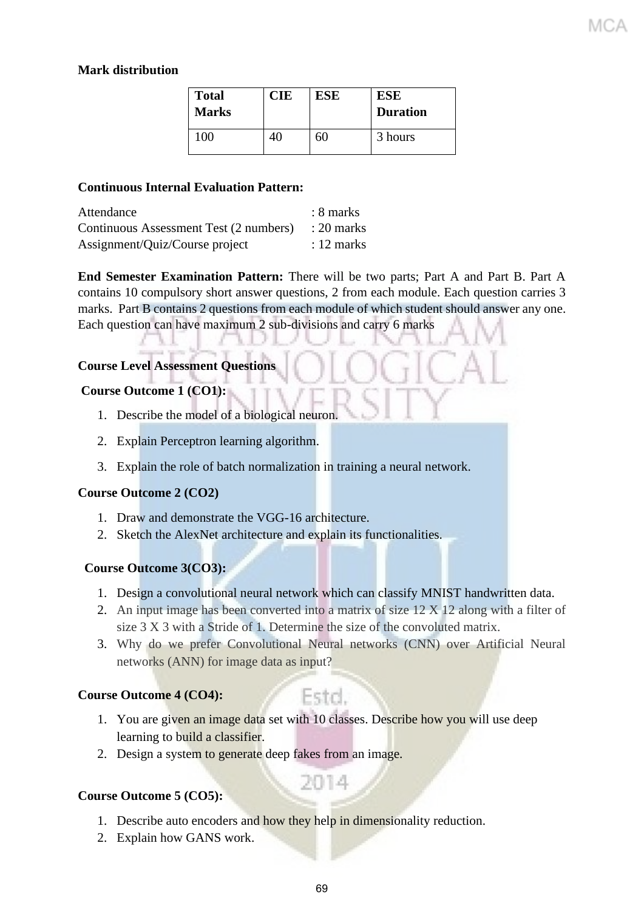**Mark distribution**

| Total Marks | CIE | ESE | ESE Duration |
|---|---|---|---|
| 100 | 40 | 60 | 3 hours |

**Continuous Internal Evaluation Pattern:**

Attendance : 8 marks
Continuous Assessment Test (2 numbers) : 20 marks
Assignment/Quiz/Course project : 12 marks

**End Semester Examination Pattern:** There will be two parts; Part A and Part B. Part A contains 10 compulsory short answer questions, 2 from each module. Each question carries 3 marks. Part B contains 2 questions from each module of which student should answer any one. Each question can have maximum 2 sub-divisions and carry 6 marks

**Course Level Assessment Questions**

**Course Outcome 1 (CO1):**

1. Describe the model of a biological neuron.
2. Explain Perceptron learning algorithm.
3. Explain the role of batch normalization in training a neural network.

**Course Outcome 2 (CO2)**

1. Draw and demonstrate the VGG-16 architecture.
2. Sketch the AlexNet architecture and explain its functionalities.

**Course Outcome 3(CO3):**

1. Design a convolutional neural network which can classify MNIST handwritten data.
2. An input image has been converted into a matrix of size 12 X 12 along with a filter of size 3 X 3 with a Stride of 1. Determine the size of the convoluted matrix.
3. Why do we prefer Convolutional Neural networks (CNN) over Artificial Neural networks (ANN) for image data as input?

**Course Outcome 4 (CO4):**

1. You are given an image data set with 10 classes. Describe how you will use deep learning to build a classifier.
2. Design a system to generate deep fakes from an image.

**Course Outcome 5 (CO5):**

1. Describe auto encoders and how they help in dimensionality reduction.
2. Explain how GANS work.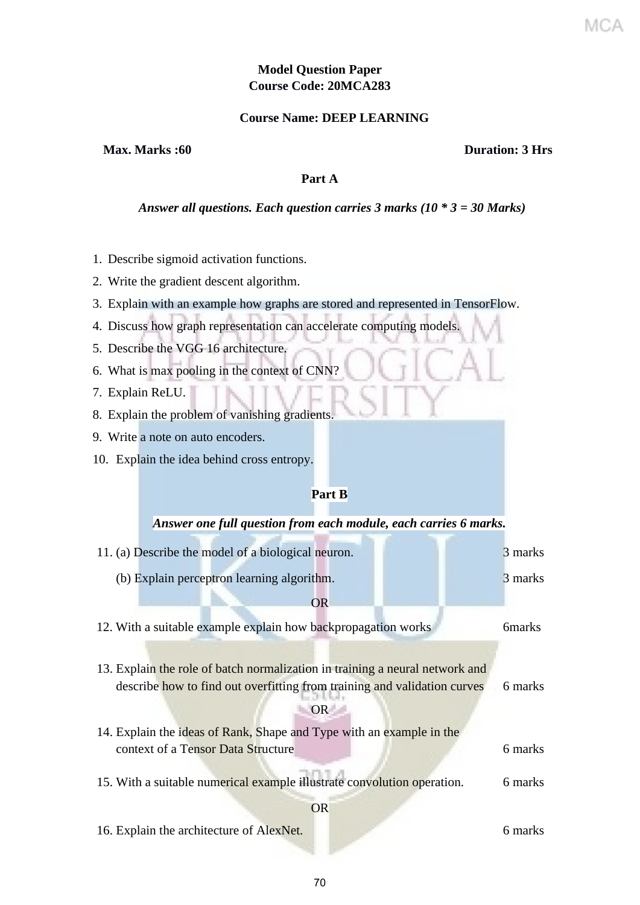**Model Question Paper**
**Course Code: 20MCA283**

**Course Name: DEEP LEARNING**

**Max. Marks :60** **Duration: 3 Hrs**

## Part A

***Answer all questions. Each question carries 3 marks (10 * 3 = 30 Marks)***

1. Describe sigmoid activation functions.
2. Write the gradient descent algorithm.
3. Explain with an example how graphs are stored and represented in TensorFlow.
4. Discuss how graph representation can accelerate computing models.
5. Describe the VGG 16 architecture.
6. What is max pooling in the context of CNN?
7. Explain ReLU.
8. Explain the problem of vanishing gradients.
9. Write a note on auto encoders.
10. Explain the idea behind cross entropy.

## Part B

***Answer one full question from each module, each carries 6 marks.***

| | | |
|---|---|---|
| 11. | (a) Describe the model of a biological neuron. | 3 marks |
| | (b) Explain perceptron learning algorithm. | 3 marks |
| | OR | |
| 12. | With a suitable example explain how backpropagation works | 6marks |
| 13. | Explain the role of batch normalization in training a neural network and describe how to find out overfitting from training and validation curves | 6 marks |
| | OR | |
| 14. | Explain the ideas of Rank, Shape and Type with an example in the context of a Tensor Data Structure | 6 marks |
| 15. | With a suitable numerical example illustrate convolution operation. | 6 marks |
| | OR | |
| 16. | Explain the architecture of AlexNet. | 6 marks |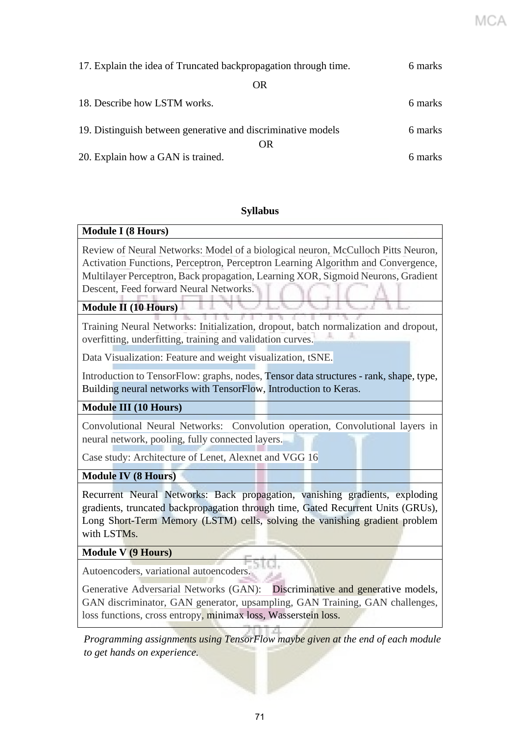17. Explain the idea of Truncated backpropagation through time. 6 marks

OR

18. Describe how LSTM works. 6 marks

19. Distinguish between generative and discriminative models 6 marks

OR

20. Explain how a GAN is trained. 6 marks

## Syllabus

| Module I (8 Hours) |
|---|
| Review of Neural Networks: Model of a biological neuron, McCulloch Pitts Neuron, Activation Functions, Perceptron, Perceptron Learning Algorithm and Convergence, Multilayer Perceptron, Back propagation, Learning XOR, Sigmoid Neurons, Gradient Descent, Feed forward Neural Networks. |
| **Module II (10 Hours)** |
| Training Neural Networks: Initialization, dropout, batch normalization and dropout, overfitting, underfitting, training and validation curves.<br>Data Visualization: Feature and weight visualization, tSNE.<br>Introduction to TensorFlow: graphs, nodes, Tensor data structures - rank, shape, type, Building neural networks with TensorFlow, Introduction to Keras. |
| **Module III (10 Hours)** |
| Convolutional Neural Networks: Convolution operation, Convolutional layers in neural network, pooling, fully connected layers.<br>Case study: Architecture of Lenet, Alexnet and VGG 16 |
| **Module IV (8 Hours)** |
| Recurrent Neural Networks: Back propagation, vanishing gradients, exploding gradients, truncated backpropagation through time, Gated Recurrent Units (GRUs), Long Short-Term Memory (LSTM) cells, solving the vanishing gradient problem with LSTMs. |
| **Module V (9 Hours)** |
| Autoencoders, variational autoencoders.<br>Generative Adversarial Networks (GAN): Discriminative and generative models, GAN discriminator, GAN generator, upsampling, GAN Training, GAN challenges, loss functions, cross entropy, minimax loss, Wasserstein loss. |

*Programming assignments using TensorFlow maybe given at the end of each module to get hands on experience.*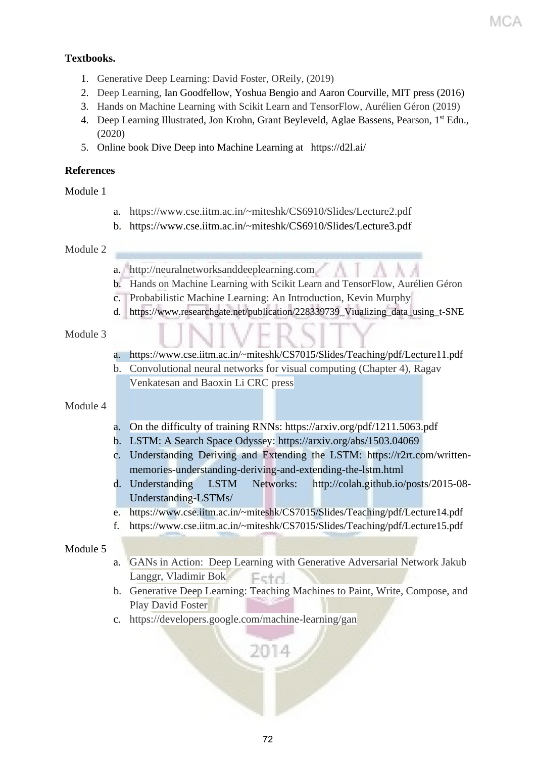**Textbooks.**

1. Generative Deep Learning: David Foster, OReily, (2019)
2. Deep Learning, Ian Goodfellow, Yoshua Bengio and Aaron Courville, MIT press (2016)
3. Hands on Machine Learning with Scikit Learn and TensorFlow, Aurélien Géron (2019)
4. Deep Learning Illustrated, Jon Krohn, Grant Beyleveld, Aglae Bassens, Pearson, 1st Edn., (2020)
5. Online book Dive Deep into Machine Learning at https://d2l.ai/

**References**

Module 1

a. https://www.cse.iitm.ac.in/~miteshk/CS6910/Slides/Lecture2.pdf
b. https://www.cse.iitm.ac.in/~miteshk/CS6910/Slides/Lecture3.pdf

Module 2

a. http://neuralnetworksanddeeplearning.com
b. Hands on Machine Learning with Scikit Learn and TensorFlow, Aurélien Géron
c. Probabilistic Machine Learning: An Introduction, Kevin Murphy
d. https://www.researchgate.net/publication/228339739_Viualizing_data_using_t-SNE

Module 3

a. https://www.cse.iitm.ac.in/~miteshk/CS7015/Slides/Teaching/pdf/Lecture11.pdf
b. Convolutional neural networks for visual computing (Chapter 4), Ragav Venkatesan and Baoxin Li CRC press

Module 4

a. On the difficulty of training RNNs: https://arxiv.org/pdf/1211.5063.pdf
b. LSTM: A Search Space Odyssey: https://arxiv.org/abs/1503.04069
c. Understanding Deriving and Extending the LSTM: https://r2rt.com/written-memories-understanding-deriving-and-extending-the-lstm.html
d. Understanding LSTM Networks: http://colah.github.io/posts/2015-08-Understanding-LSTMs/
e. https://www.cse.iitm.ac.in/~miteshk/CS7015/Slides/Teaching/pdf/Lecture14.pdf
f. https://www.cse.iitm.ac.in/~miteshk/CS7015/Slides/Teaching/pdf/Lecture15.pdf

Module 5

a. GANs in Action: Deep Learning with Generative Adversarial Network Jakub Langgr, Vladimir Bok
b. Generative Deep Learning: Teaching Machines to Paint, Write, Compose, and Play David Foster
c. https://developers.google.com/machine-learning/gan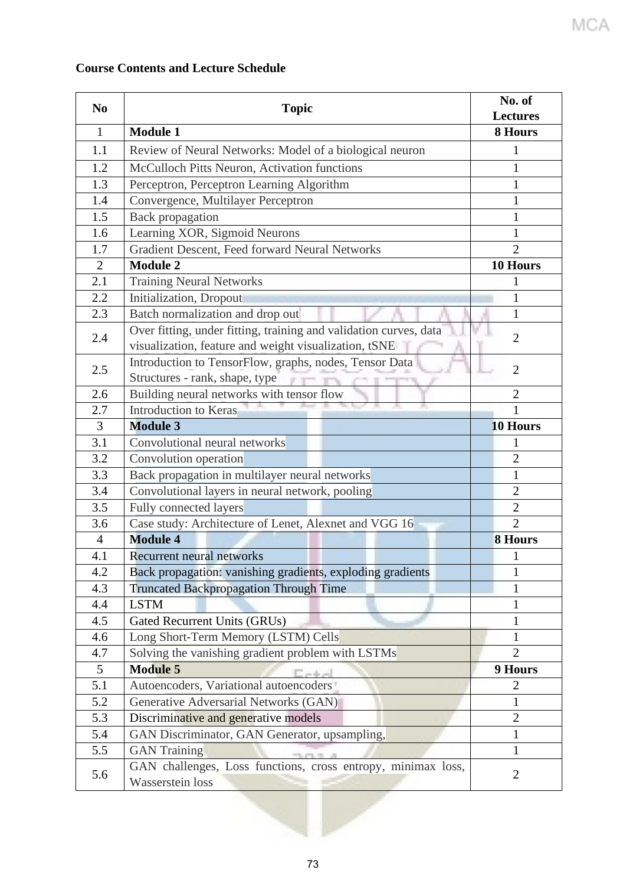**Course Contents and Lecture Schedule**

| No | Topic | No. of Lectures |
|---|---|---|
| 1 | **Module 1** | **8 Hours** |
| 1.1 | Review of Neural Networks: Model of a biological neuron | 1 |
| 1.2 | McCulloch Pitts Neuron, Activation functions | 1 |
| 1.3 | Perceptron, Perceptron Learning Algorithm | 1 |
| 1.4 | Convergence, Multilayer Perceptron | 1 |
| 1.5 | Back propagation | 1 |
| 1.6 | Learning XOR, Sigmoid Neurons | 1 |
| 1.7 | Gradient Descent, Feed forward Neural Networks | 2 |
| 2 | **Module 2** | **10 Hours** |
| 2.1 | Training Neural Networks | 1 |
| 2.2 | Initialization, Dropout | 1 |
| 2.3 | Batch normalization and drop out | 1 |
| 2.4 | Over fitting, under fitting, training and validation curves, data visualization, feature and weight visualization, tSNE | 2 |
| 2.5 | Introduction to TensorFlow, graphs, nodes, Tensor Data Structures - rank, shape, type | 2 |
| 2.6 | Building neural networks with tensor flow | 2 |
| 2.7 | Introduction to Keras | 1 |
| 3 | **Module 3** | **10 Hours** |
| 3.1 | Convolutional neural networks | 1 |
| 3.2 | Convolution operation | 2 |
| 3.3 | Back propagation in multilayer neural networks | 1 |
| 3.4 | Convolutional layers in neural network, pooling | 2 |
| 3.5 | Fully connected layers | 2 |
| 3.6 | Case study: Architecture of Lenet, Alexnet and VGG 16 | 2 |
| 4 | **Module 4** | **8 Hours** |
| 4.1 | Recurrent neural networks | 1 |
| 4.2 | Back propagation: vanishing gradients, exploding gradients | 1 |
| 4.3 | Truncated Backpropagation Through Time | 1 |
| 4.4 | LSTM | 1 |
| 4.5 | Gated Recurrent Units (GRUs) | 1 |
| 4.6 | Long Short-Term Memory (LSTM) Cells | 1 |
| 4.7 | Solving the vanishing gradient problem with LSTMs | 2 |
| 5 | **Module 5** | **9 Hours** |
| 5.1 | Autoencoders, Variational autoencoders | 2 |
| 5.2 | Generative Adversarial Networks (GAN) | 1 |
| 5.3 | Discriminative and generative models | 2 |
| 5.4 | GAN Discriminator, GAN Generator, upsampling, | 1 |
| 5.5 | GAN Training | 1 |
| 5.6 | GAN challenges, Loss functions, cross entropy, minimax loss, Wasserstein loss | 2 |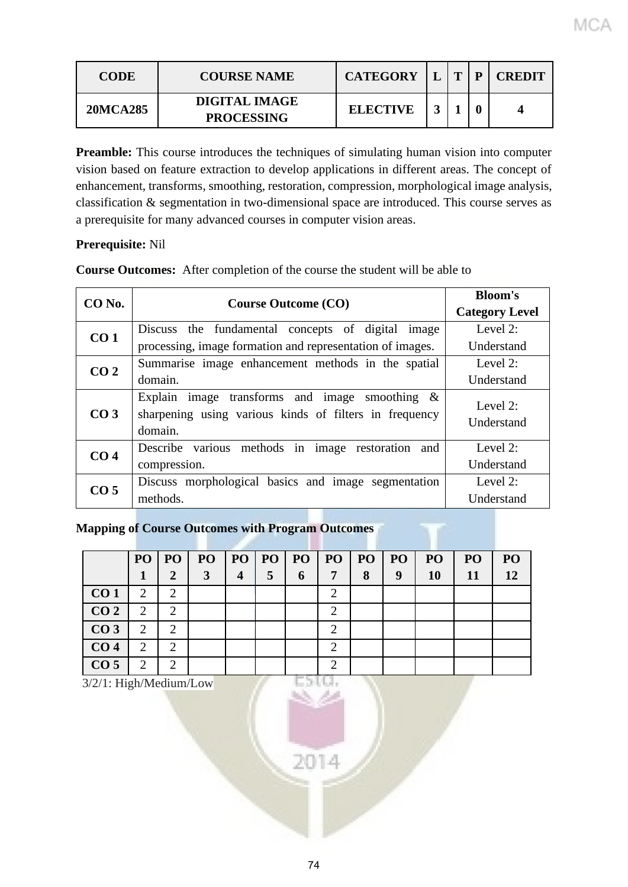| CODE | COURSE NAME | CATEGORY | L | T | P | CREDIT |
|---|---|---|---|---|---|---|
| 20MCA285 | DIGITAL IMAGE PROCESSING | ELECTIVE | 3 | 1 | 0 | 4 |

**Preamble:** This course introduces the techniques of simulating human vision into computer vision based on feature extraction to develop applications in different areas. The concept of enhancement, transforms, smoothing, restoration, compression, morphological image analysis, classification & segmentation in two-dimensional space are introduced. This course serves as a prerequisite for many advanced courses in computer vision areas.

**Prerequisite:** Nil

**Course Outcomes:** After completion of the course the student will be able to

| CO No. | Course Outcome (CO) | Bloom's Category Level |
|---|---|---|
| CO 1 | Discuss the fundamental concepts of digital image processing, image formation and representation of images. | Level 2: Understand |
| CO 2 | Summarise image enhancement methods in the spatial domain. | Level 2: Understand |
| CO 3 | Explain image transforms and image smoothing & sharpening using various kinds of filters in frequency domain. | Level 2: Understand |
| CO 4 | Describe various methods in image restoration and compression. | Level 2: Understand |
| CO 5 | Discuss morphological basics and image segmentation methods. | Level 2: Understand |

**Mapping of Course Outcomes with Program Outcomes**

| | PO 1 | PO 2 | PO 3 | PO 4 | PO 5 | PO 6 | PO 7 | PO 8 | PO 9 | PO 10 | PO 11 | PO 12 |
|---|---|---|---|---|---|---|---|---|---|---|---|---|
| CO 1 | 2 | 2 | | | | | 2 | | | | | |
| CO 2 | 2 | 2 | | | | | 2 | | | | | |
| CO 3 | 2 | 2 | | | | | 2 | | | | | |
| CO 4 | 2 | 2 | | | | | 2 | | | | | |
| CO 5 | 2 | 2 | | | | | 2 | | | | | |

3/2/1: High/Medium/Low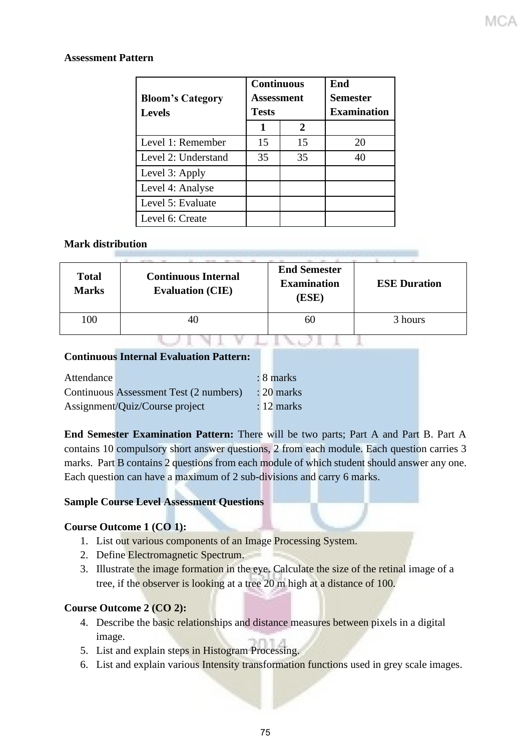**Assessment Pattern**

| Bloom's Category Levels | Continuous Assessment Tests | | End Semester Examination |
|---|---|---|---|
| | 1 | 2 | |
| Level 1: Remember | 15 | 15 | 20 |
| Level 2: Understand | 35 | 35 | 40 |
| Level 3: Apply | | | |
| Level 4: Analyse | | | |
| Level 5: Evaluate | | | |
| Level 6: Create | | | |

**Mark distribution**

| Total Marks | Continuous Internal Evaluation (CIE) | End Semester Examination (ESE) | ESE Duration |
|---|---|---|---|
| 100 | 40 | 60 | 3 hours |

**Continuous Internal Evaluation Pattern:**

Attendance : 8 marks
Continuous Assessment Test (2 numbers) : 20 marks
Assignment/Quiz/Course project : 12 marks

**End Semester Examination Pattern:** There will be two parts; Part A and Part B. Part A contains 10 compulsory short answer questions, 2 from each module. Each question carries 3 marks. Part B contains 2 questions from each module of which student should answer any one. Each question can have a maximum of 2 sub-divisions and carry 6 marks.

**Sample Course Level Assessment Questions**

**Course Outcome 1 (CO 1):**

1. List out various components of an Image Processing System.
2. Define Electromagnetic Spectrum.
3. Illustrate the image formation in the eye. Calculate the size of the retinal image of a tree, if the observer is looking at a tree 20 m high at a distance of 100.

**Course Outcome 2 (CO 2):**

4. Describe the basic relationships and distance measures between pixels in a digital image.
5. List and explain steps in Histogram Processing.
6. List and explain various Intensity transformation functions used in grey scale images.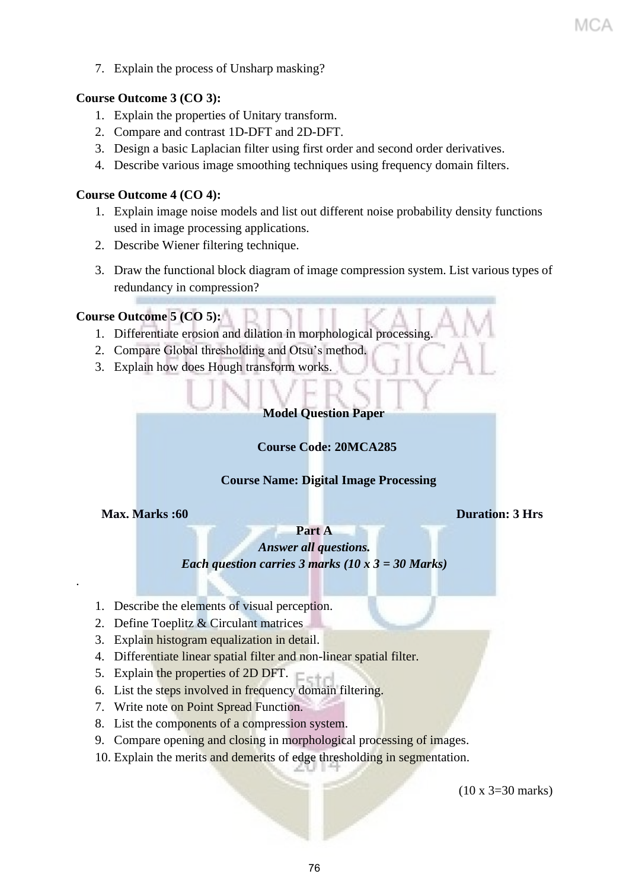7. Explain the process of Unsharp masking?

**Course Outcome 3 (CO 3):**

1. Explain the properties of Unitary transform.
2. Compare and contrast 1D-DFT and 2D-DFT.
3. Design a basic Laplacian filter using first order and second order derivatives.
4. Describe various image smoothing techniques using frequency domain filters.

**Course Outcome 4 (CO 4):**

1. Explain image noise models and list out different noise probability density functions used in image processing applications.
2. Describe Wiener filtering technique.
3. Draw the functional block diagram of image compression system. List various types of redundancy in compression?

**Course Outcome 5 (CO 5):**

1. Differentiate erosion and dilation in morphological processing.
2. Compare Global thresholding and Otsu's method.
3. Explain how does Hough transform works.

**Model Question Paper**

**Course Code: 20MCA285**

**Course Name: Digital Image Processing**

**Max. Marks :60** **Duration: 3 Hrs**

**Part A**

***Answer all questions.***

***Each question carries 3 marks (10 x 3 = 30 Marks)***

.

1. Describe the elements of visual perception.
2. Define Toeplitz & Circulant matrices
3. Explain histogram equalization in detail.
4. Differentiate linear spatial filter and non-linear spatial filter.
5. Explain the properties of 2D DFT.
6. List the steps involved in frequency domain filtering.
7. Write note on Point Spread Function.
8. List the components of a compression system.
9. Compare opening and closing in morphological processing of images.
10. Explain the merits and demerits of edge thresholding in segmentation.

(10 x 3=30 marks)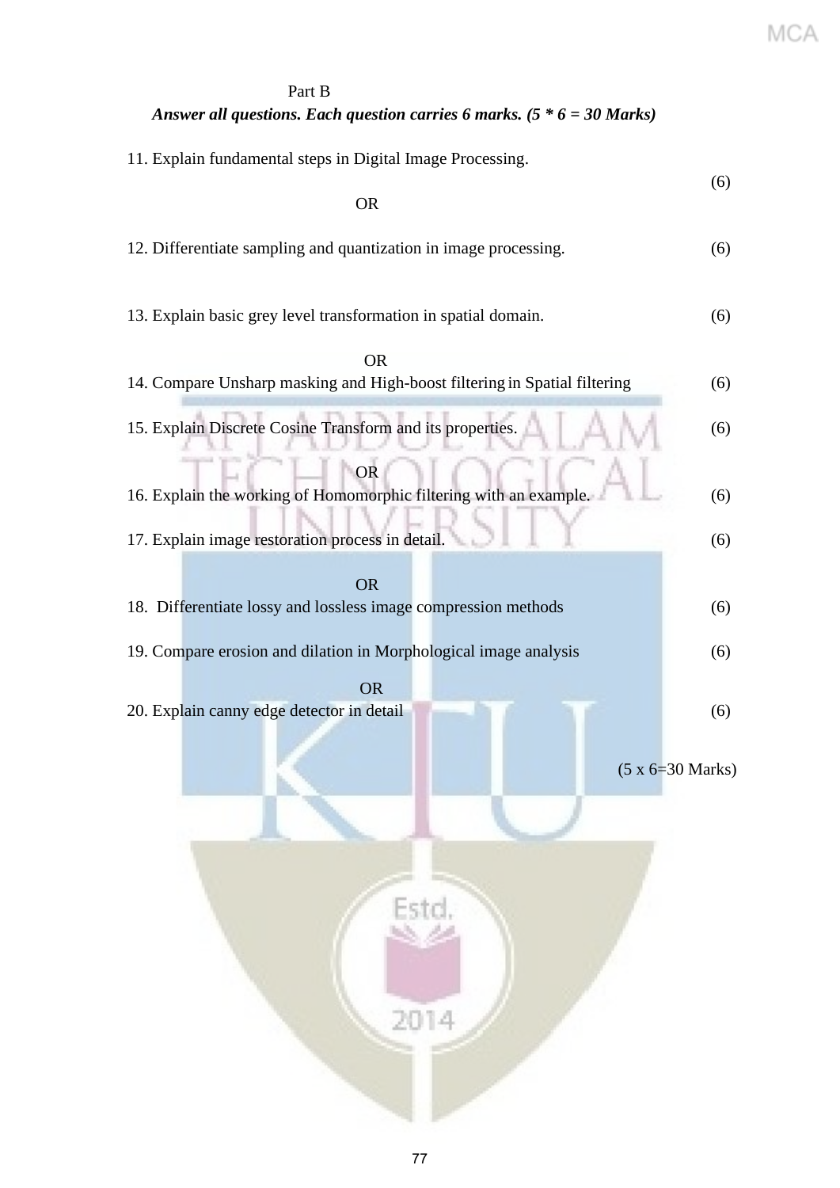Part B

***Answer all questions. Each question carries 6 marks. (5 * 6 = 30 Marks)***

11. Explain fundamental steps in Digital Image Processing. (6)

OR

12. Differentiate sampling and quantization in image processing. (6)

13. Explain basic grey level transformation in spatial domain. (6)

OR

14. Compare Unsharp masking and High-boost filtering in Spatial filtering (6)

15. Explain Discrete Cosine Transform and its properties. (6)

OR

16. Explain the working of Homomorphic filtering with an example. (6)

17. Explain image restoration process in detail. (6)

OR

18. Differentiate lossy and lossless image compression methods (6)

19. Compare erosion and dilation in Morphological image analysis (6)

OR

20. Explain canny edge detector in detail (6)

(5 x 6=30 Marks)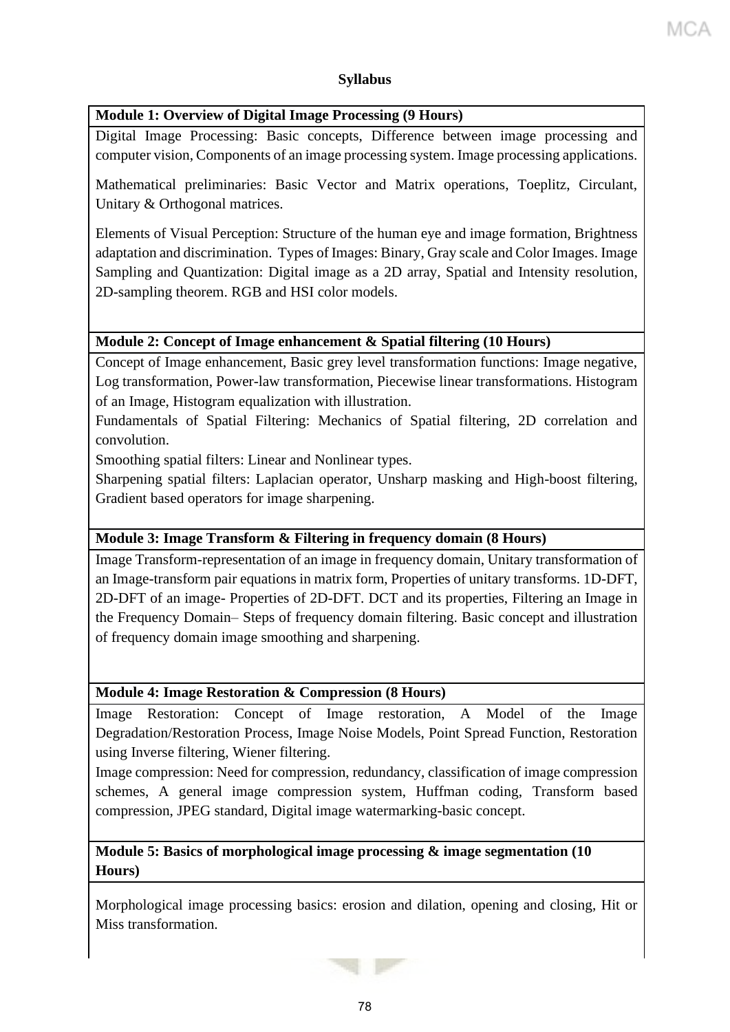## Syllabus

**Module 1: Overview of Digital Image Processing (9 Hours)**

Digital Image Processing: Basic concepts, Difference between image processing and computer vision, Components of an image processing system. Image processing applications.

Mathematical preliminaries: Basic Vector and Matrix operations, Toeplitz, Circulant, Unitary & Orthogonal matrices.

Elements of Visual Perception: Structure of the human eye and image formation, Brightness adaptation and discrimination. Types of Images: Binary, Gray scale and Color Images. Image Sampling and Quantization: Digital image as a 2D array, Spatial and Intensity resolution, 2D-sampling theorem. RGB and HSI color models.

**Module 2: Concept of Image enhancement & Spatial filtering (10 Hours)**

Concept of Image enhancement, Basic grey level transformation functions: Image negative, Log transformation, Power-law transformation, Piecewise linear transformations. Histogram of an Image, Histogram equalization with illustration.

Fundamentals of Spatial Filtering: Mechanics of Spatial filtering, 2D correlation and convolution.

Smoothing spatial filters: Linear and Nonlinear types.

Sharpening spatial filters: Laplacian operator, Unsharp masking and High-boost filtering, Gradient based operators for image sharpening.

**Module 3: Image Transform & Filtering in frequency domain (8 Hours)**

Image Transform-representation of an image in frequency domain, Unitary transformation of an Image-transform pair equations in matrix form, Properties of unitary transforms. 1D-DFT, 2D-DFT of an image- Properties of 2D-DFT. DCT and its properties, Filtering an Image in the Frequency Domain– Steps of frequency domain filtering. Basic concept and illustration of frequency domain image smoothing and sharpening.

**Module 4: Image Restoration & Compression (8 Hours)**

Image Restoration: Concept of Image restoration, A Model of the Image Degradation/Restoration Process, Image Noise Models, Point Spread Function, Restoration using Inverse filtering, Wiener filtering.

Image compression: Need for compression, redundancy, classification of image compression schemes, A general image compression system, Huffman coding, Transform based compression, JPEG standard, Digital image watermarking-basic concept.

**Module 5: Basics of morphological image processing & image segmentation (10 Hours)**

Morphological image processing basics: erosion and dilation, opening and closing, Hit or Miss transformation.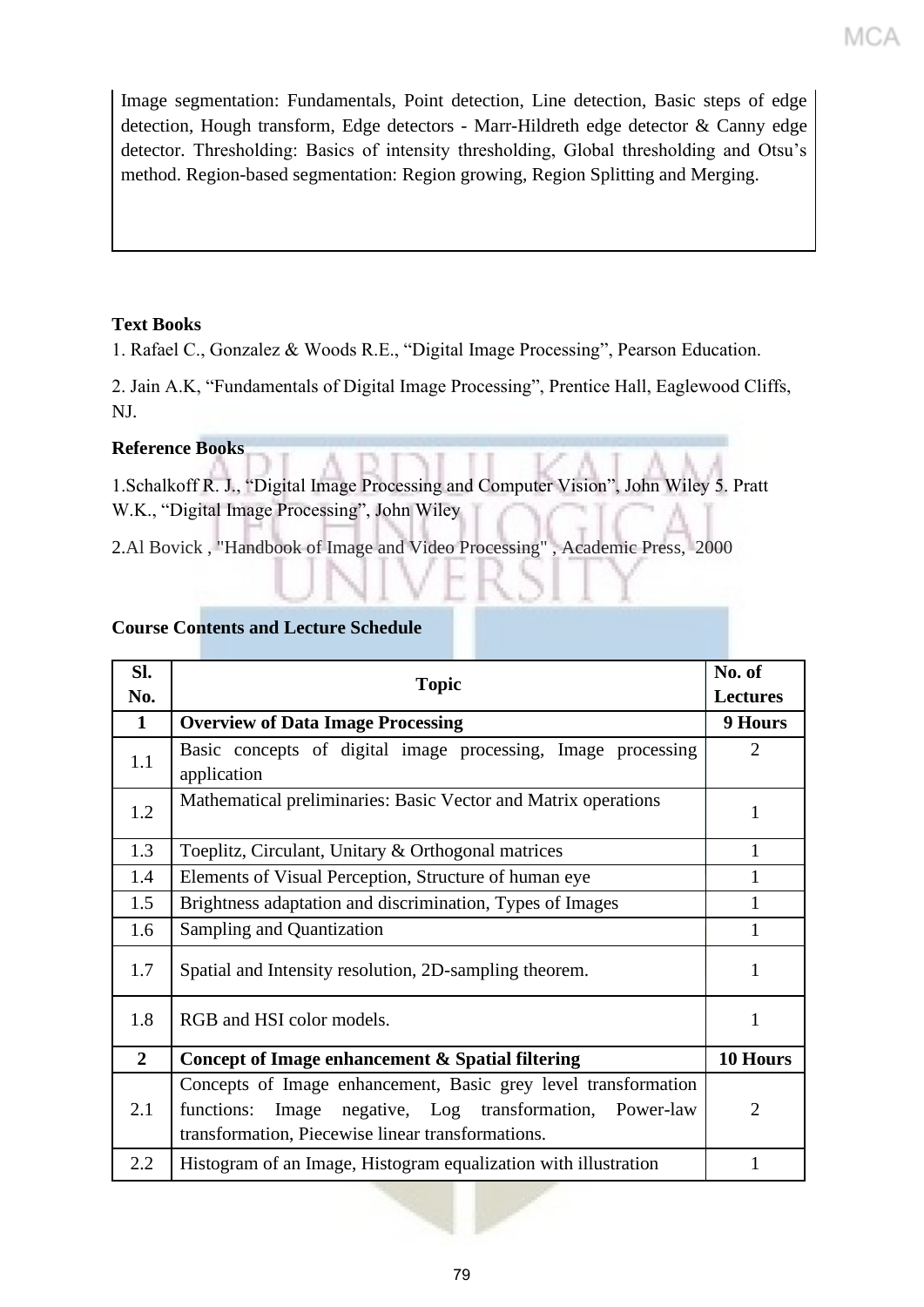Image segmentation: Fundamentals, Point detection, Line detection, Basic steps of edge detection, Hough transform, Edge detectors - Marr-Hildreth edge detector & Canny edge detector. Thresholding: Basics of intensity thresholding, Global thresholding and Otsu's method. Region-based segmentation: Region growing, Region Splitting and Merging.

**Text Books**

1. Rafael C., Gonzalez & Woods R.E., "Digital Image Processing", Pearson Education.

2. Jain A.K, "Fundamentals of Digital Image Processing", Prentice Hall, Eaglewood Cliffs, NJ.

**Reference Books**

1.Schalkoff R. J., "Digital Image Processing and Computer Vision", John Wiley 5. Pratt W.K., "Digital Image Processing", John Wiley

2.Al Bovick , "Handbook of Image and Video Processing" , Academic Press, 2000

**Course Contents and Lecture Schedule**

| Sl. No. | Topic | No. of Lectures |
|---|---|---|
| **1** | **Overview of Data Image Processing** | **9 Hours** |
| 1.1 | Basic concepts of digital image processing, Image processing application | 2 |
| 1.2 | Mathematical preliminaries: Basic Vector and Matrix operations | 1 |
| 1.3 | Toeplitz, Circulant, Unitary & Orthogonal matrices | 1 |
| 1.4 | Elements of Visual Perception, Structure of human eye | 1 |
| 1.5 | Brightness adaptation and discrimination, Types of Images | 1 |
| 1.6 | Sampling and Quantization | 1 |
| 1.7 | Spatial and Intensity resolution, 2D-sampling theorem. | 1 |
| 1.8 | RGB and HSI color models. | 1 |
| **2** | **Concept of Image enhancement & Spatial filtering** | **10 Hours** |
| 2.1 | Concepts of Image enhancement, Basic grey level transformation functions: Image negative, Log transformation, Power-law transformation, Piecewise linear transformations. | 2 |
| 2.2 | Histogram of an Image, Histogram equalization with illustration | 1 |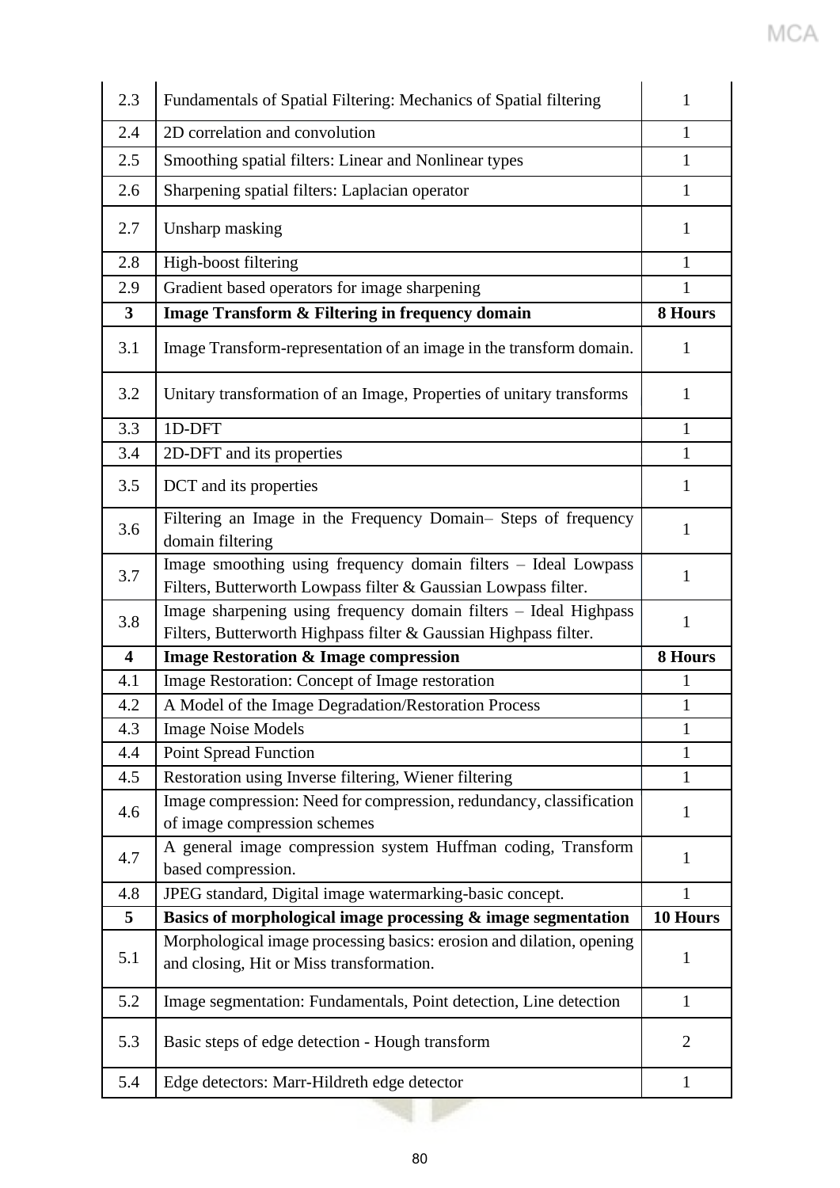| | | |
|---|---|---|
| 2.3 | Fundamentals of Spatial Filtering: Mechanics of Spatial filtering | 1 |
| 2.4 | 2D correlation and convolution | 1 |
| 2.5 | Smoothing spatial filters: Linear and Nonlinear types | 1 |
| 2.6 | Sharpening spatial filters: Laplacian operator | 1 |
| 2.7 | Unsharp masking | 1 |
| 2.8 | High-boost filtering | 1 |
| 2.9 | Gradient based operators for image sharpening | 1 |
| **3** | **Image Transform & Filtering in frequency domain** | **8 Hours** |
| 3.1 | Image Transform-representation of an image in the transform domain. | 1 |
| 3.2 | Unitary transformation of an Image, Properties of unitary transforms | 1 |
| 3.3 | 1D-DFT | 1 |
| 3.4 | 2D-DFT and its properties | 1 |
| 3.5 | DCT and its properties | 1 |
| 3.6 | Filtering an Image in the Frequency Domain– Steps of frequency domain filtering | 1 |
| 3.7 | Image smoothing using frequency domain filters – Ideal Lowpass Filters, Butterworth Lowpass filter & Gaussian Lowpass filter. | 1 |
| 3.8 | Image sharpening using frequency domain filters – Ideal Highpass Filters, Butterworth Highpass filter & Gaussian Highpass filter. | 1 |
| **4** | **Image Restoration & Image compression** | **8 Hours** |
| 4.1 | Image Restoration: Concept of Image restoration | 1 |
| 4.2 | A Model of the Image Degradation/Restoration Process | 1 |
| 4.3 | Image Noise Models | 1 |
| 4.4 | Point Spread Function | 1 |
| 4.5 | Restoration using Inverse filtering, Wiener filtering | 1 |
| 4.6 | Image compression: Need for compression, redundancy, classification of image compression schemes | 1 |
| 4.7 | A general image compression system Huffman coding, Transform based compression. | 1 |
| 4.8 | JPEG standard, Digital image watermarking-basic concept. | 1 |
| **5** | **Basics of morphological image processing & image segmentation** | **10 Hours** |
| 5.1 | Morphological image processing basics: erosion and dilation, opening and closing, Hit or Miss transformation. | 1 |
| 5.2 | Image segmentation: Fundamentals, Point detection, Line detection | 1 |
| 5.3 | Basic steps of edge detection - Hough transform | 2 |
| 5.4 | Edge detectors: Marr-Hildreth edge detector | 1 |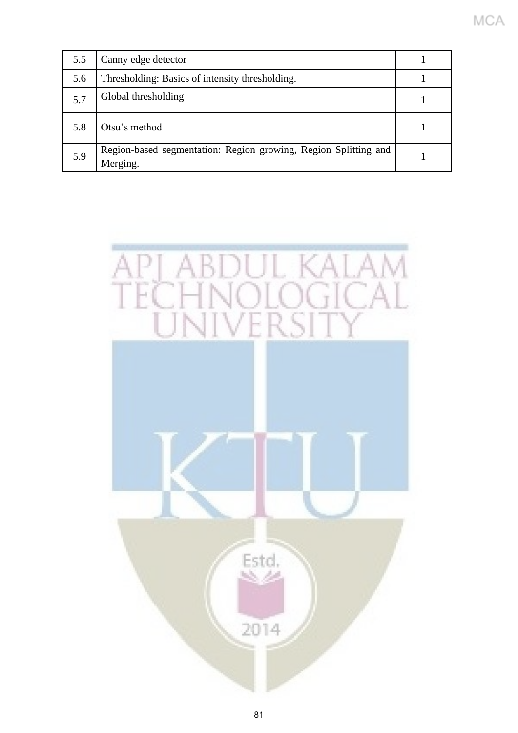| 5.5 | Canny edge detector | 1 |
|---|---|---|
| 5.6 | Thresholding: Basics of intensity thresholding. | 1 |
| 5.7 | Global thresholding | 1 |
| 5.8 | Otsu’s method | 1 |
| 5.9 | Region-based segmentation: Region growing, Region Splitting and Merging. | 1 |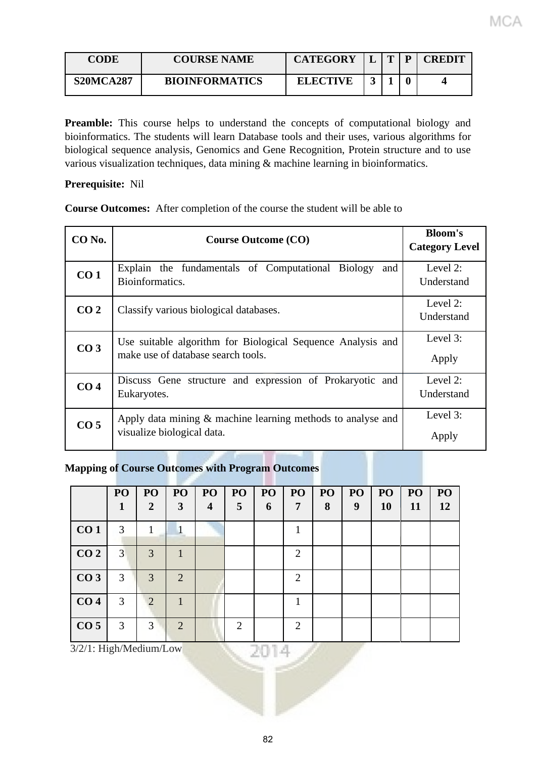| CODE | COURSE NAME | CATEGORY | L | T | P | CREDIT |
|---|---|---|---|---|---|---|
| **S20MCA287** | **BIOINFORMATICS** | **ELECTIVE** | **3** | **1** | **0** | **4** |

**Preamble:** This course helps to understand the concepts of computational biology and bioinformatics. The students will learn Database tools and their uses, various algorithms for biological sequence analysis, Genomics and Gene Recognition, Protein structure and to use various visualization techniques, data mining & machine learning in bioinformatics.

**Prerequisite:** Nil

**Course Outcomes:** After completion of the course the student will be able to

| CO No. | Course Outcome (CO) | Bloom's Category Level |
|---|---|---|
| **CO 1** | Explain the fundamentals of Computational Biology and Bioinformatics. | Level 2: Understand |
| **CO 2** | Classify various biological databases. | Level 2: Understand |
| **CO 3** | Use suitable algorithm for Biological Sequence Analysis and make use of database search tools. | Level 3: Apply |
| **CO 4** | Discuss Gene structure and expression of Prokaryotic and Eukaryotes. | Level 2: Understand |
| **CO 5** | Apply data mining & machine learning methods to analyse and visualize biological data. | Level 3: Apply |

**Mapping of Course Outcomes with Program Outcomes**

| | PO 1 | PO 2 | PO 3 | PO 4 | PO 5 | PO 6 | PO 7 | PO 8 | PO 9 | PO 10 | PO 11 | PO 12 |
|---|---|---|---|---|---|---|---|---|---|---|---|---|
| **CO 1** | 3 | 1 | 1 | | | | 1 | | | | | |
| **CO 2** | 3 | 3 | 1 | | | | 2 | | | | | |
| **CO 3** | 3 | 3 | 2 | | | | 2 | | | | | |
| **CO 4** | 3 | 2 | 1 | | | | 1 | | | | | |
| **CO 5** | 3 | 3 | 2 | | 2 | | 2 | | | | | |

3/2/1: High/Medium/Low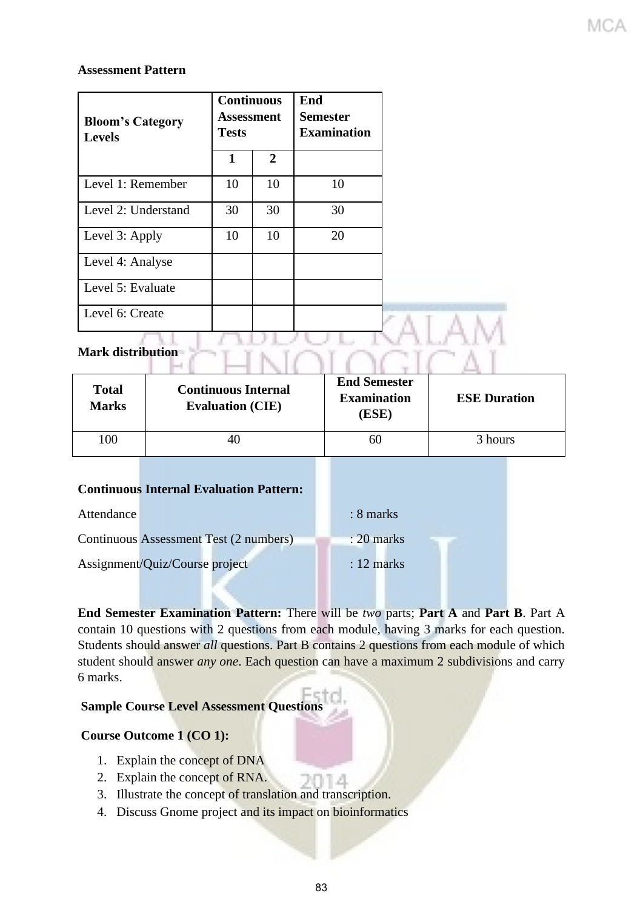**Assessment Pattern**

| Bloom's Category Levels | Continuous Assessment Tests | | End Semester Examination |
|---|---|---|---|
| | 1 | 2 | |
| Level 1: Remember | 10 | 10 | 10 |
| Level 2: Understand | 30 | 30 | 30 |
| Level 3: Apply | 10 | 10 | 20 |
| Level 4: Analyse | | | |
| Level 5: Evaluate | | | |
| Level 6: Create | | | |

**Mark distribution**

| Total Marks | Continuous Internal Evaluation (CIE) | End Semester Examination (ESE) | ESE Duration |
|---|---|---|---|
| 100 | 40 | 60 | 3 hours |

**Continuous Internal Evaluation Pattern:**

Attendance : 8 marks

Continuous Assessment Test (2 numbers) : 20 marks

Assignment/Quiz/Course project : 12 marks

**End Semester Examination Pattern:** There will be *two* parts; **Part A** and **Part B**. Part A contain 10 questions with 2 questions from each module, having 3 marks for each question. Students should answer *all* questions. Part B contains 2 questions from each module of which student should answer *any one*. Each question can have a maximum 2 subdivisions and carry 6 marks.

**Sample Course Level Assessment Questions**

**Course Outcome 1 (CO 1):**

1. Explain the concept of DNA
2. Explain the concept of RNA.
3. Illustrate the concept of translation and transcription.
4. Discuss Gnome project and its impact on bioinformatics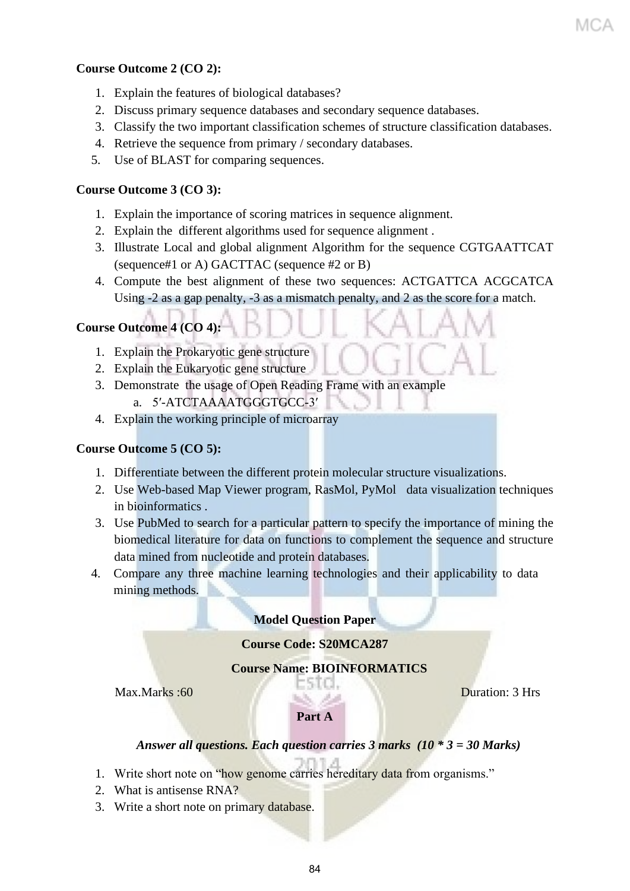**Course Outcome 2 (CO 2):**

1. Explain the features of biological databases?
2. Discuss primary sequence databases and secondary sequence databases.
3. Classify the two important classification schemes of structure classification databases.
4. Retrieve the sequence from primary / secondary databases.
5. Use of BLAST for comparing sequences.

**Course Outcome 3 (CO 3):**

1. Explain the importance of scoring matrices in sequence alignment.
2. Explain the different algorithms used for sequence alignment .
3. Illustrate Local and global alignment Algorithm for the sequence CGTGAATTCAT (sequence#1 or A) GACTTAC (sequence #2 or B)
4. Compute the best alignment of these two sequences: ACTGATTCA ACGCATCA Using -2 as a gap penalty, -3 as a mismatch penalty, and 2 as the score for a match.

**Course Outcome 4 (CO 4):**

1. Explain the Prokaryotic gene structure
2. Explain the Eukaryotic gene structure
3. Demonstrate the usage of Open Reading Frame with an example
   a. 5′-ATCTAAAATGGGTGCC-3′
4. Explain the working principle of microarray

**Course Outcome 5 (CO 5):**

1. Differentiate between the different protein molecular structure visualizations.
2. Use Web-based Map Viewer program, RasMol, PyMol data visualization techniques in bioinformatics .
3. Use PubMed to search for a particular pattern to specify the importance of mining the biomedical literature for data on functions to complement the sequence and structure data mined from nucleotide and protein databases.
4. Compare any three machine learning technologies and their applicability to data mining methods.

**Model Question Paper**

**Course Code: S20MCA287**

**Course Name: BIOINFORMATICS**

Max.Marks :60 Duration: 3 Hrs

**Part A**

***Answer all questions. Each question carries 3 marks (10 * 3 = 30 Marks)***

1. Write short note on "how genome carries hereditary data from organisms."
2. What is antisense RNA?
3. Write a short note on primary database.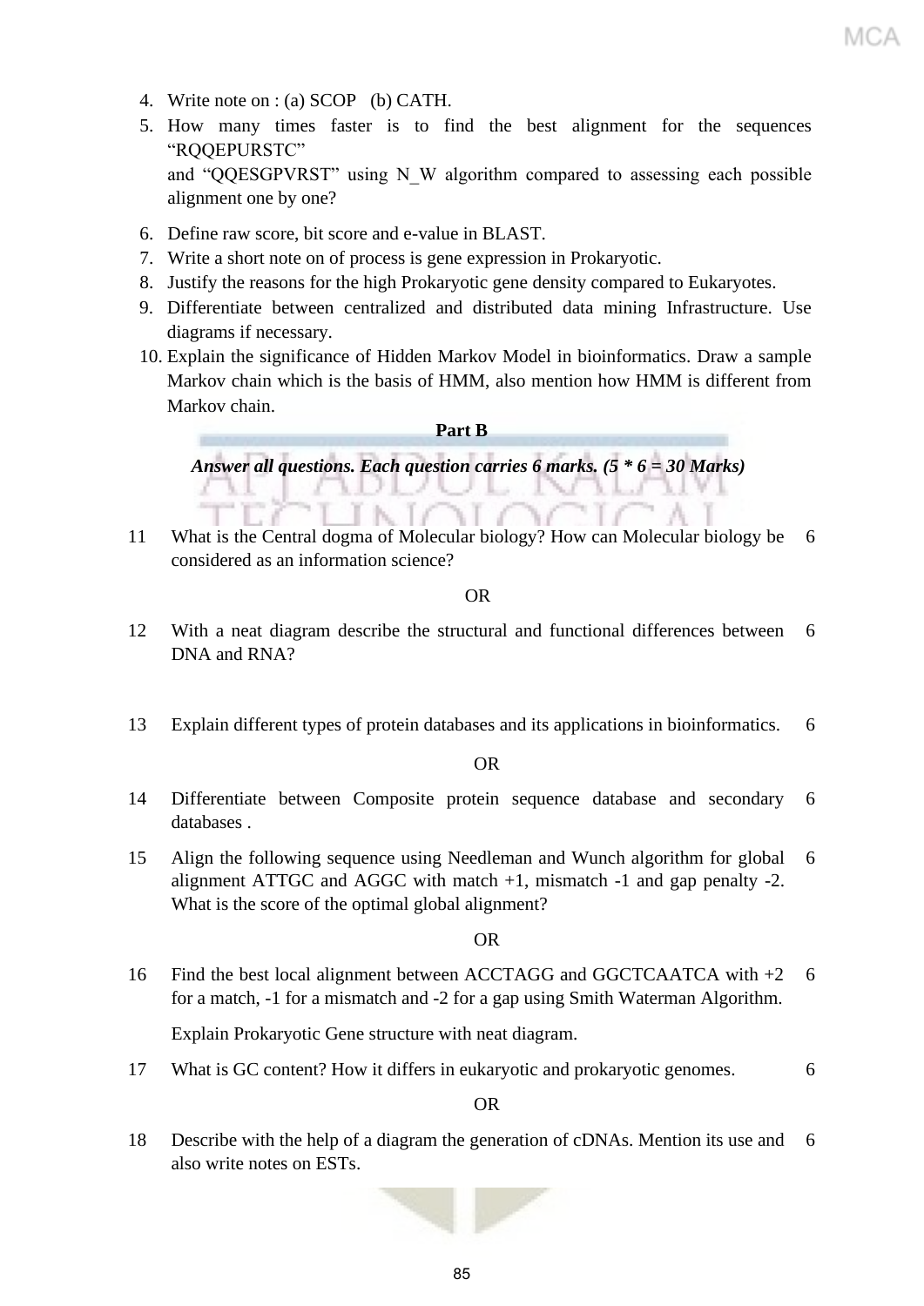4. Write note on : (a) SCOP (b) CATH.
5. How many times faster is to find the best alignment for the sequences "RQQEPURSTC" and "QQESGPVRST" using N_W algorithm compared to assessing each possible alignment one by one?
6. Define raw score, bit score and e-value in BLAST.
7. Write a short note on of process is gene expression in Prokaryotic.
8. Justify the reasons for the high Prokaryotic gene density compared to Eukaryotes.
9. Differentiate between centralized and distributed data mining Infrastructure. Use diagrams if necessary.
10. Explain the significance of Hidden Markov Model in bioinformatics. Draw a sample Markov chain which is the basis of HMM, also mention how HMM is different from Markov chain.

**Part B**

***Answer all questions. Each question carries 6 marks. (5 * 6 = 30 Marks)***

| | | |
|---|---|---|
| 11 | What is the Central dogma of Molecular biology? How can Molecular biology be considered as an information science? | 6 |
| | OR | |
| 12 | With a neat diagram describe the structural and functional differences between DNA and RNA? | 6 |
| 13 | Explain different types of protein databases and its applications in bioinformatics. | 6 |
| | OR | |
| 14 | Differentiate between Composite protein sequence database and secondary databases . | 6 |
| 15 | Align the following sequence using Needleman and Wunch algorithm for global alignment ATTGC and AGGC with match +1, mismatch -1 and gap penalty -2. What is the score of the optimal global alignment? | 6 |
| | OR | |
| 16 | Find the best local alignment between ACCTAGG and GGCTCAATCA with +2 for a match, -1 for a mismatch and -2 for a gap using Smith Waterman Algorithm.<br><br>Explain Prokaryotic Gene structure with neat diagram. | 6 |
| 17 | What is GC content? How it differs in eukaryotic and prokaryotic genomes. | 6 |
| | OR | |
| 18 | Describe with the help of a diagram the generation of cDNAs. Mention its use and also write notes on ESTs. | 6 |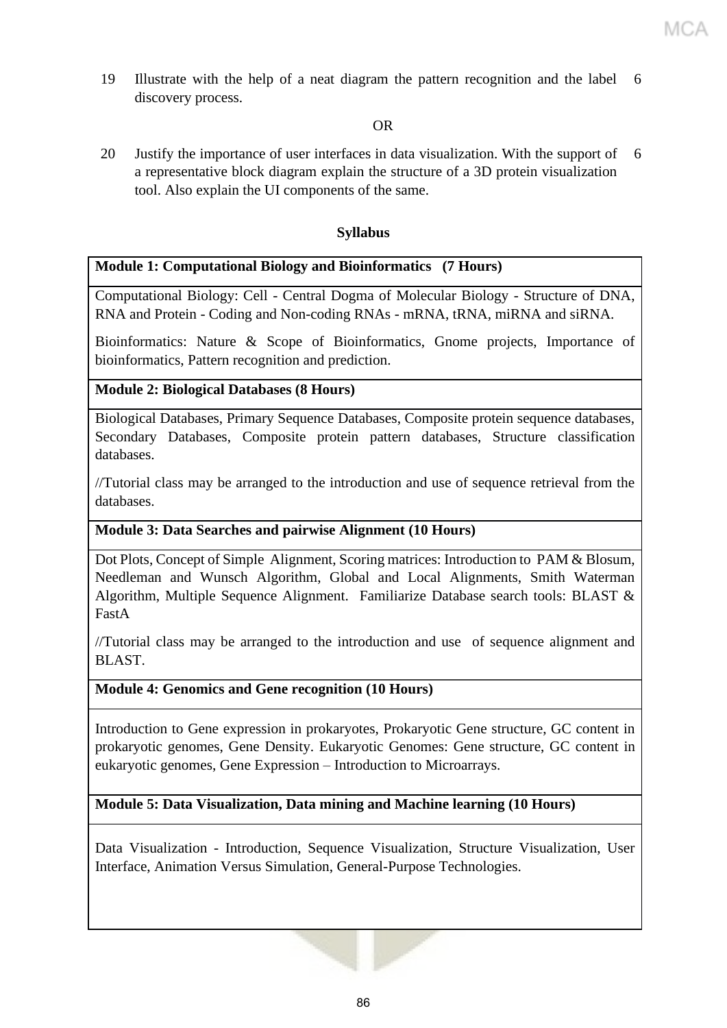| | | |
|---|---|---|
| 19 | Illustrate with the help of a neat diagram the pattern recognition and the label discovery process. | 6 |
| | OR | |
| 20 | Justify the importance of user interfaces in data visualization. With the support of a representative block diagram explain the structure of a 3D protein visualization tool. Also explain the UI components of the same. | 6 |

## Syllabus

| **Module 1: Computational Biology and Bioinformatics (7 Hours)** |
|---|
| Computational Biology: Cell - Central Dogma of Molecular Biology - Structure of DNA, RNA and Protein - Coding and Non-coding RNAs - mRNA, tRNA, miRNA and siRNA.<br><br>Bioinformatics: Nature & Scope of Bioinformatics, Gnome projects, Importance of bioinformatics, Pattern recognition and prediction. |
| **Module 2: Biological Databases (8 Hours)** |
| Biological Databases, Primary Sequence Databases, Composite protein sequence databases, Secondary Databases, Composite protein pattern databases, Structure classification databases.<br><br>//Tutorial class may be arranged to the introduction and use of sequence retrieval from the databases. |
| **Module 3: Data Searches and pairwise Alignment (10 Hours)** |
| Dot Plots, Concept of Simple Alignment, Scoring matrices: Introduction to PAM & Blosum, Needleman and Wunsch Algorithm, Global and Local Alignments, Smith Waterman Algorithm, Multiple Sequence Alignment. Familiarize Database search tools: BLAST & FastA<br><br>//Tutorial class may be arranged to the introduction and use of sequence alignment and BLAST. |
| **Module 4: Genomics and Gene recognition (10 Hours)** |
| Introduction to Gene expression in prokaryotes, Prokaryotic Gene structure, GC content in prokaryotic genomes, Gene Density. Eukaryotic Genomes: Gene structure, GC content in eukaryotic genomes, Gene Expression – Introduction to Microarrays. |
| **Module 5: Data Visualization, Data mining and Machine learning (10 Hours)** |
| Data Visualization - Introduction, Sequence Visualization, Structure Visualization, User Interface, Animation Versus Simulation, General-Purpose Technologies. |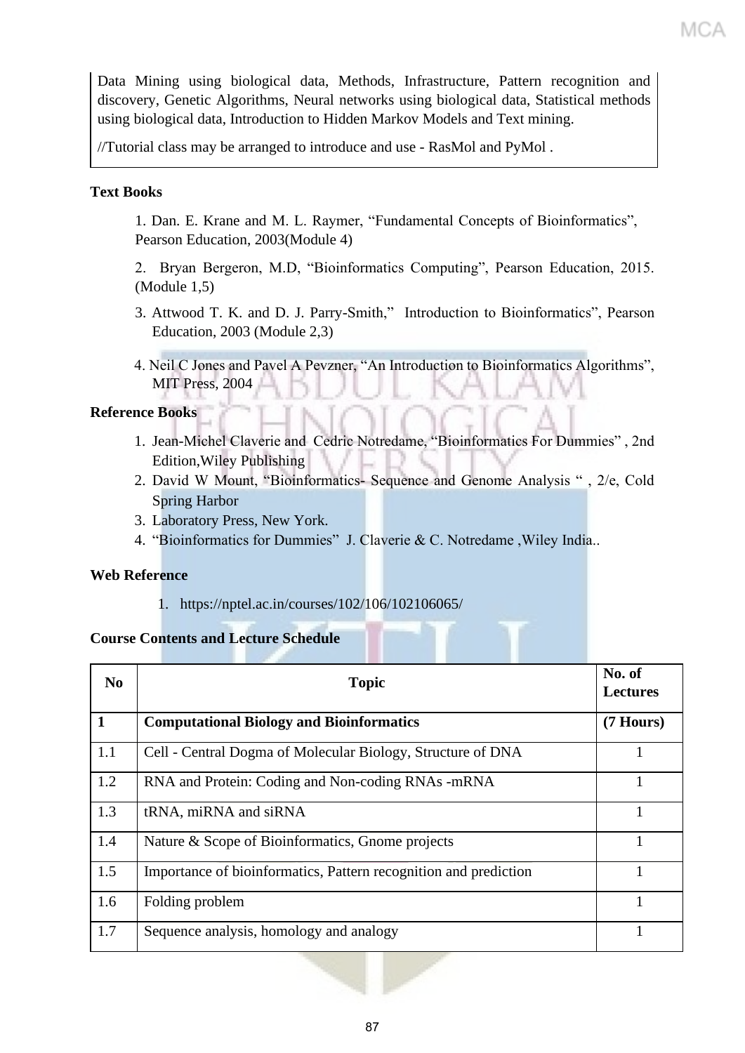Data Mining using biological data, Methods, Infrastructure, Pattern recognition and discovery, Genetic Algorithms, Neural networks using biological data, Statistical methods using biological data, Introduction to Hidden Markov Models and Text mining.

//Tutorial class may be arranged to introduce and use - RasMol and PyMol .

**Text Books**

1. Dan. E. Krane and M. L. Raymer, "Fundamental Concepts of Bioinformatics", Pearson Education, 2003(Module 4)
2. Bryan Bergeron, M.D, "Bioinformatics Computing", Pearson Education, 2015. (Module 1,5)
3. Attwood T. K. and D. J. Parry-Smith," Introduction to Bioinformatics", Pearson Education, 2003 (Module 2,3)
4. Neil C Jones and Pavel A Pevzner, "An Introduction to Bioinformatics Algorithms", MIT Press, 2004

**Reference Books**

1. Jean-Michel Claverie and Cedric Notredame, "Bioinformatics For Dummies" , 2nd Edition,Wiley Publishing
2. David W Mount, "Bioinformatics- Sequence and Genome Analysis " , 2/e, Cold Spring Harbor
3. Laboratory Press, New York.
4. "Bioinformatics for Dummies" J. Claverie & C. Notredame ,Wiley India..

**Web Reference**

1. https://nptel.ac.in/courses/102/106/102106065/

**Course Contents and Lecture Schedule**

| No | Topic | No. of Lectures |
|---|---|---|
| **1** | **Computational Biology and Bioinformatics** | **(7 Hours)** |
| 1.1 | Cell - Central Dogma of Molecular Biology, Structure of DNA | 1 |
| 1.2 | RNA and Protein: Coding and Non-coding RNAs -mRNA | 1 |
| 1.3 | tRNA, miRNA and siRNA | 1 |
| 1.4 | Nature & Scope of Bioinformatics, Gnome projects | 1 |
| 1.5 | Importance of bioinformatics, Pattern recognition and prediction | 1 |
| 1.6 | Folding problem | 1 |
| 1.7 | Sequence analysis, homology and analogy | 1 |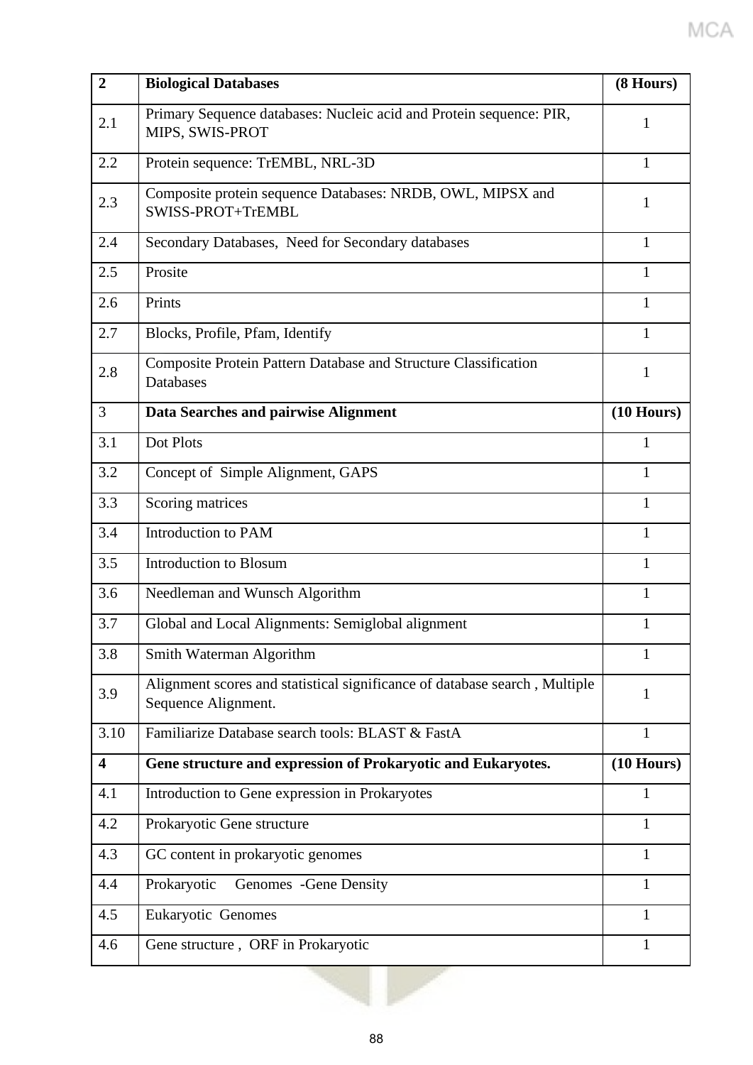| **2** | **Biological Databases** | **(8 Hours)** |
|---|---|---|
| 2.1 | Primary Sequence databases: Nucleic acid and Protein sequence: PIR, MIPS, SWIS-PROT | 1 |
| 2.2 | Protein sequence: TrEMBL, NRL-3D | 1 |
| 2.3 | Composite protein sequence Databases: NRDB, OWL, MIPSX and SWISS-PROT+TrEMBL | 1 |
| 2.4 | Secondary Databases, Need for Secondary databases | 1 |
| 2.5 | Prosite | 1 |
| 2.6 | Prints | 1 |
| 2.7 | Blocks, Profile, Pfam, Identify | 1 |
| 2.8 | Composite Protein Pattern Database and Structure Classification Databases | 1 |
| 3 | **Data Searches and pairwise Alignment** | **(10 Hours)** |
| 3.1 | Dot Plots | 1 |
| 3.2 | Concept of Simple Alignment, GAPS | 1 |
| 3.3 | Scoring matrices | 1 |
| 3.4 | Introduction to PAM | 1 |
| 3.5 | Introduction to Blosum | 1 |
| 3.6 | Needleman and Wunsch Algorithm | 1 |
| 3.7 | Global and Local Alignments: Semiglobal alignment | 1 |
| 3.8 | Smith Waterman Algorithm | 1 |
| 3.9 | Alignment scores and statistical significance of database search , Multiple Sequence Alignment. | 1 |
| 3.10 | Familiarize Database search tools: BLAST & FastA | 1 |
| **4** | **Gene structure and expression of Prokaryotic and Eukaryotes.** | **(10 Hours)** |
| 4.1 | Introduction to Gene expression in Prokaryotes | 1 |
| 4.2 | Prokaryotic Gene structure | 1 |
| 4.3 | GC content in prokaryotic genomes | 1 |
| 4.4 | Prokaryotic Genomes -Gene Density | 1 |
| 4.5 | Eukaryotic Genomes | 1 |
| 4.6 | Gene structure , ORF in Prokaryotic | 1 |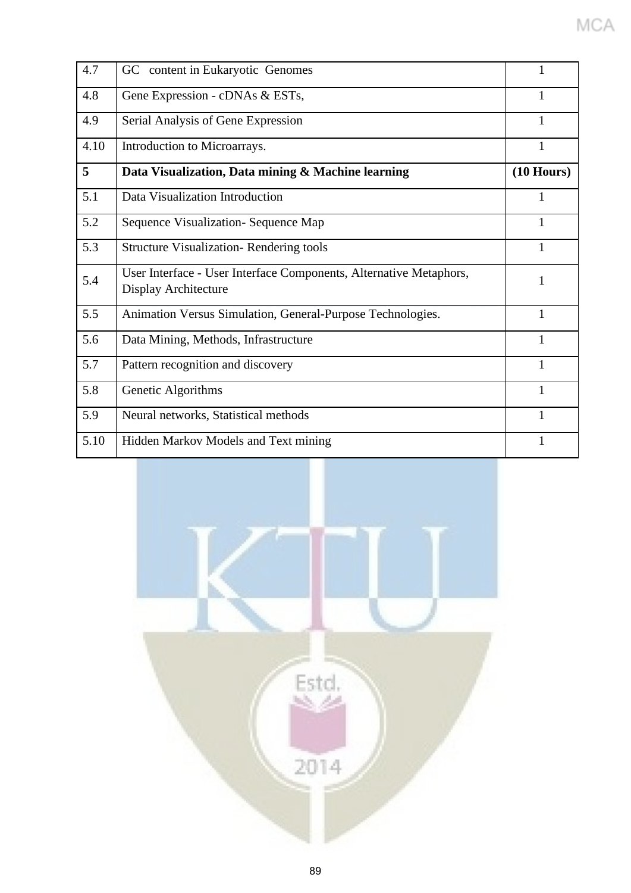| 4.7 | GC content in Eukaryotic Genomes | 1 |
|---|---|---|
| 4.8 | Gene Expression - cDNAs & ESTs, | 1 |
| 4.9 | Serial Analysis of Gene Expression | 1 |
| 4.10 | Introduction to Microarrays. | 1 |
| **5** | **Data Visualization, Data mining & Machine learning** | **(10 Hours)** |
| 5.1 | Data Visualization Introduction | 1 |
| 5.2 | Sequence Visualization- Sequence Map | 1 |
| 5.3 | Structure Visualization- Rendering tools | 1 |
| 5.4 | User Interface - User Interface Components, Alternative Metaphors, Display Architecture | 1 |
| 5.5 | Animation Versus Simulation, General-Purpose Technologies. | 1 |
| 5.6 | Data Mining, Methods, Infrastructure | 1 |
| 5.7 | Pattern recognition and discovery | 1 |
| 5.8 | Genetic Algorithms | 1 |
| 5.9 | Neural networks, Statistical methods | 1 |
| 5.10 | Hidden Markov Models and Text mining | 1 |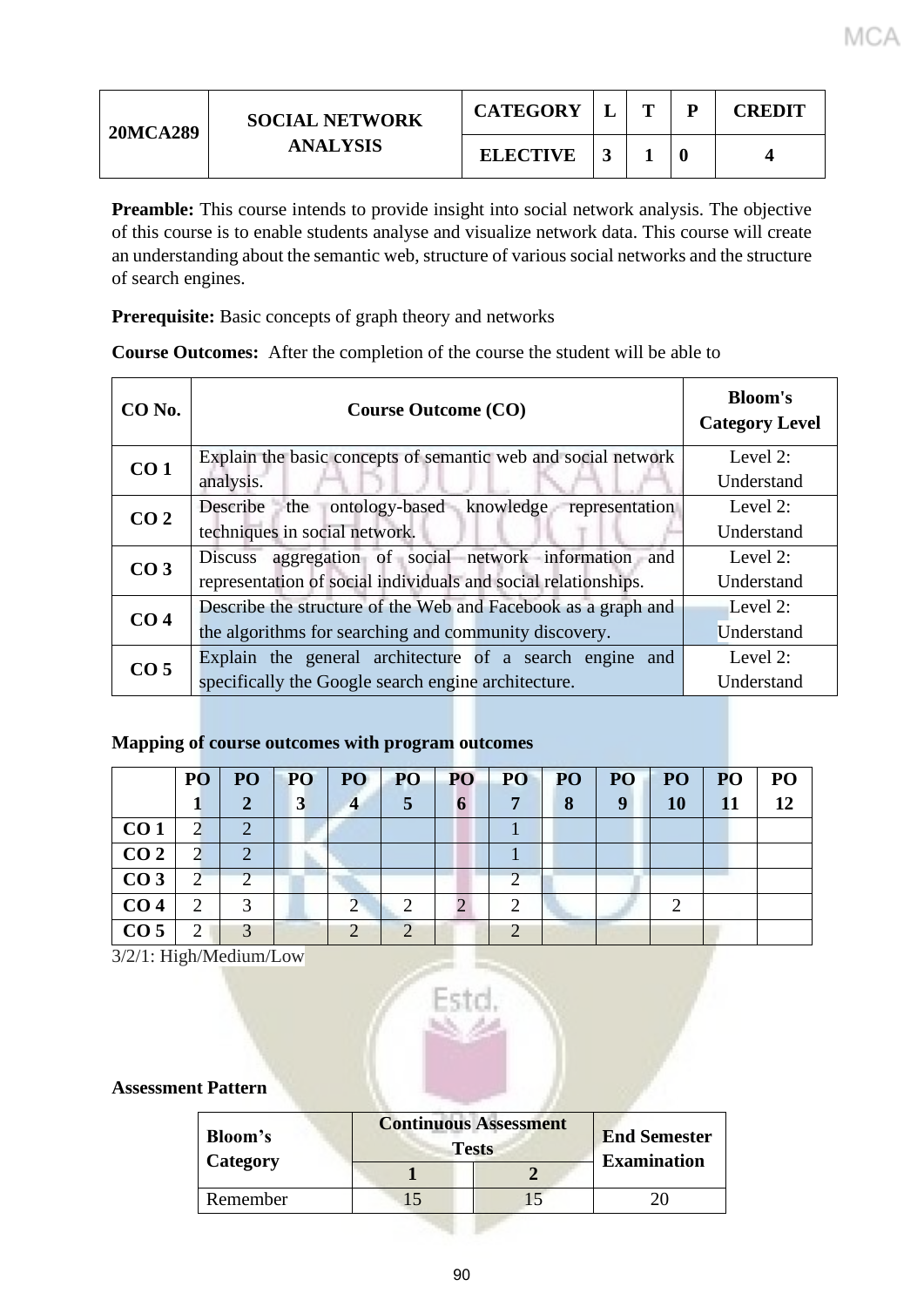| 20MCA289 | SOCIAL NETWORK ANALYSIS | CATEGORY | L | T | P | CREDIT |
|---|---|---|---|---|---|---|
| | | ELECTIVE | 3 | 1 | 0 | 4 |

**Preamble:** This course intends to provide insight into social network analysis. The objective of this course is to enable students analyse and visualize network data. This course will create an understanding about the semantic web, structure of various social networks and the structure of search engines.

**Prerequisite:** Basic concepts of graph theory and networks

**Course Outcomes:** After the completion of the course the student will be able to

| CO No. | Course Outcome (CO) | Bloom's Category Level |
|---|---|---|
| CO 1 | Explain the basic concepts of semantic web and social network analysis. | Level 2: Understand |
| CO 2 | Describe the ontology-based knowledge representation techniques in social network. | Level 2: Understand |
| CO 3 | Discuss aggregation of social network information and representation of social individuals and social relationships. | Level 2: Understand |
| CO 4 | Describe the structure of the Web and Facebook as a graph and the algorithms for searching and community discovery. | Level 2: Understand |
| CO 5 | Explain the general architecture of a search engine and specifically the Google search engine architecture. | Level 2: Understand |

**Mapping of course outcomes with program outcomes**

| | PO 1 | PO 2 | PO 3 | PO 4 | PO 5 | PO 6 | PO 7 | PO 8 | PO 9 | PO 10 | PO 11 | PO 12 |
|---|---|---|---|---|---|---|---|---|---|---|---|---|
| CO 1 | 2 | 2 | | | | | 1 | | | | | |
| CO 2 | 2 | 2 | | | | | 1 | | | | | |
| CO 3 | 2 | 2 | | | | | 2 | | | | | |
| CO 4 | 2 | 3 | | 2 | 2 | 2 | 2 | | | 2 | | |
| CO 5 | 2 | 3 | | 2 | 2 | | 2 | | | | | |

3/2/1: High/Medium/Low

**Assessment Pattern**

| Bloom's Category | Continuous Assessment Tests | | End Semester Examination |
|---|---|---|---|
| | 1 | 2 | |
| Remember | 15 | 15 | 20 |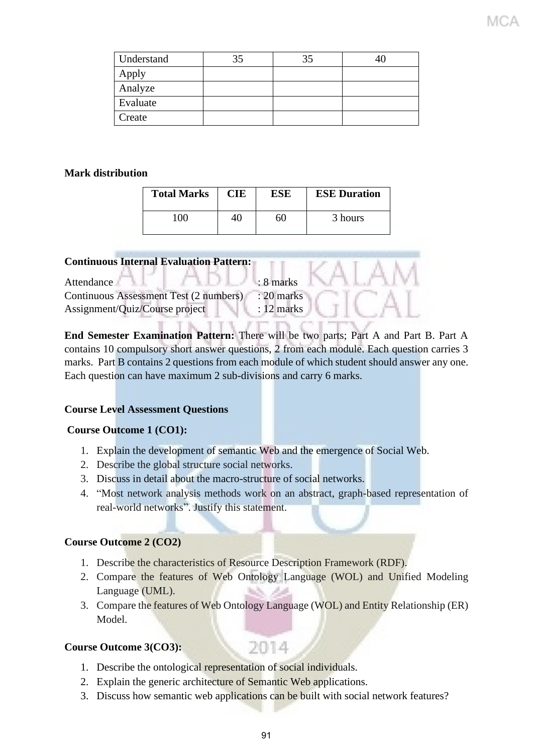| Understand | 35 | 35 | 40 |
|---|---|---|---|
| Apply | | | |
| Analyze | | | |
| Evaluate | | | |
| Create | | | |

**Mark distribution**

| Total Marks | CIE | ESE | ESE Duration |
|---|---|---|---|
| 100 | 40 | 60 | 3 hours |

**Continuous Internal Evaluation Pattern:**

Attendance : 8 marks
Continuous Assessment Test (2 numbers) : 20 marks
Assignment/Quiz/Course project : 12 marks

**End Semester Examination Pattern:** There will be two parts; Part A and Part B. Part A contains 10 compulsory short answer questions, 2 from each module. Each question carries 3 marks. Part B contains 2 questions from each module of which student should answer any one. Each question can have maximum 2 sub-divisions and carry 6 marks.

**Course Level Assessment Questions**

**Course Outcome 1 (CO1):**

1. Explain the development of semantic Web and the emergence of Social Web.
2. Describe the global structure social networks.
3. Discuss in detail about the macro-structure of social networks.
4. "Most network analysis methods work on an abstract, graph-based representation of real-world networks". Justify this statement.

**Course Outcome 2 (CO2)**

1. Describe the characteristics of Resource Description Framework (RDF).
2. Compare the features of Web Ontology Language (WOL) and Unified Modeling Language (UML).
3. Compare the features of Web Ontology Language (WOL) and Entity Relationship (ER) Model.

**Course Outcome 3(CO3):**

1. Describe the ontological representation of social individuals.
2. Explain the generic architecture of Semantic Web applications.
3. Discuss how semantic web applications can be built with social network features?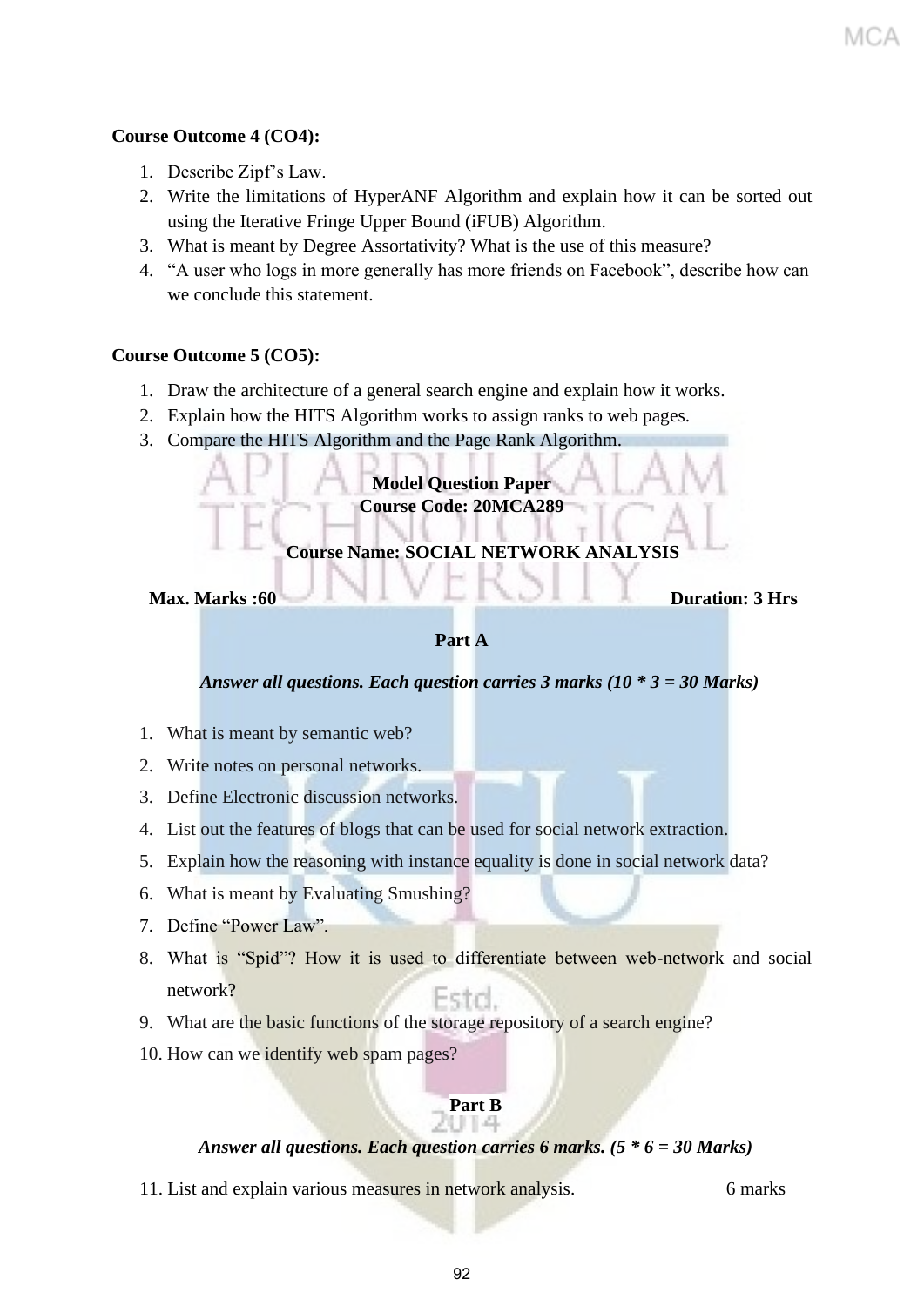**Course Outcome 4 (CO4):**

1. Describe Zipf's Law.
2. Write the limitations of HyperANF Algorithm and explain how it can be sorted out using the Iterative Fringe Upper Bound (iFUB) Algorithm.
3. What is meant by Degree Assortativity? What is the use of this measure?
4. "A user who logs in more generally has more friends on Facebook", describe how can we conclude this statement.

**Course Outcome 5 (CO5):**

1. Draw the architecture of a general search engine and explain how it works.
2. Explain how the HITS Algorithm works to assign ranks to web pages.
3. Compare the HITS Algorithm and the Page Rank Algorithm.

**Model Question Paper**
**Course Code: 20MCA289**

**Course Name: SOCIAL NETWORK ANALYSIS**

**Max. Marks :60** **Duration: 3 Hrs**

**Part A**

***Answer all questions. Each question carries 3 marks (10 * 3 = 30 Marks)***

1. What is meant by semantic web?
2. Write notes on personal networks.
3. Define Electronic discussion networks.
4. List out the features of blogs that can be used for social network extraction.
5. Explain how the reasoning with instance equality is done in social network data?
6. What is meant by Evaluating Smushing?
7. Define "Power Law".
8. What is "Spid"? How it is used to differentiate between web-network and social network?
9. What are the basic functions of the storage repository of a search engine?
10. How can we identify web spam pages?

**Part B**

***Answer all questions. Each question carries 6 marks. (5 * 6 = 30 Marks)***

11. List and explain various measures in network analysis. 6 marks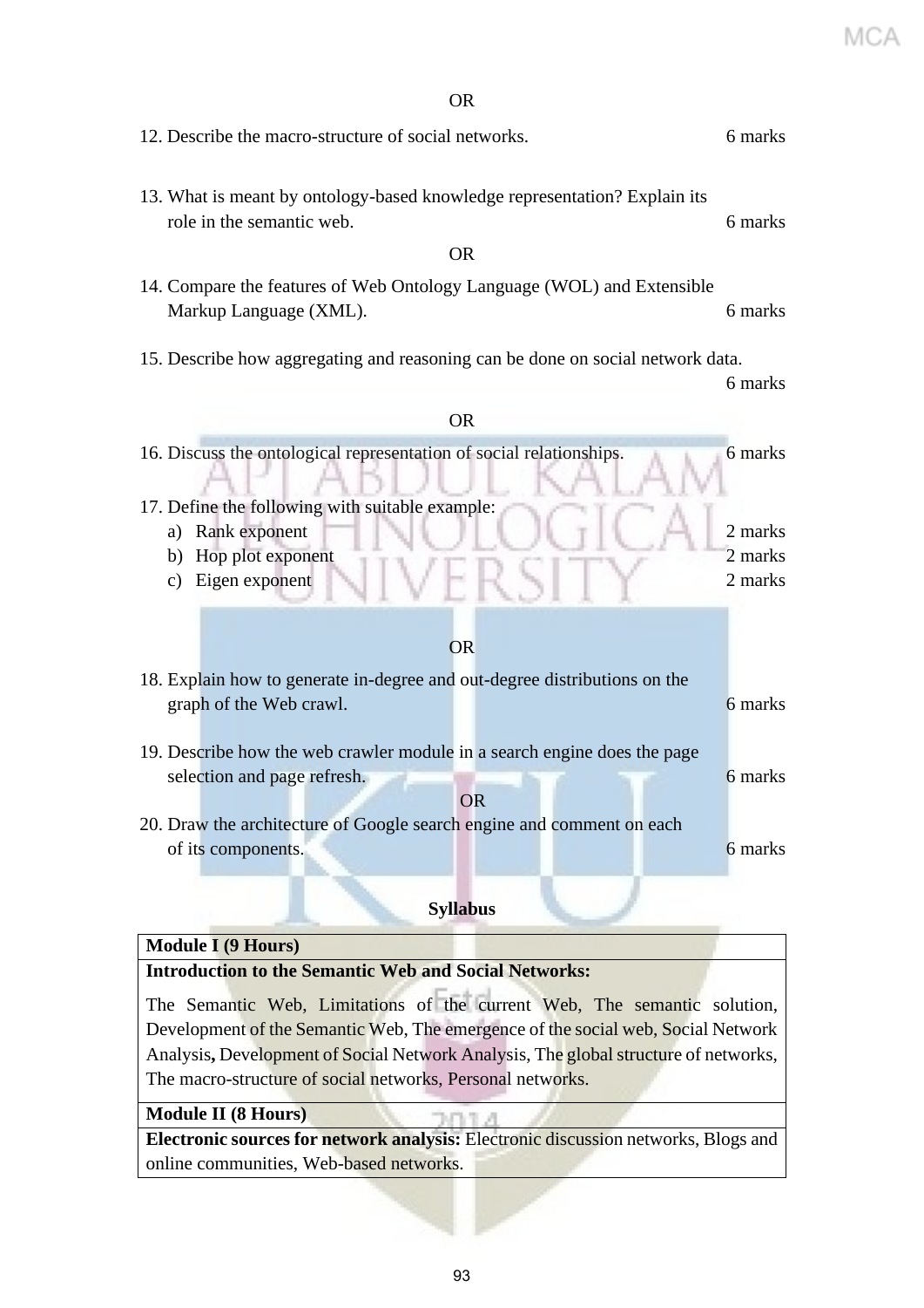OR

12. Describe the macro-structure of social networks. 6 marks

13. What is meant by ontology-based knowledge representation? Explain its role in the semantic web. 6 marks

OR

14. Compare the features of Web Ontology Language (WOL) and Extensible Markup Language (XML). 6 marks

15. Describe how aggregating and reasoning can be done on social network data. 6 marks

OR

16. Discuss the ontological representation of social relationships. 6 marks

17. Define the following with suitable example:
    a) Rank exponent 2 marks
    b) Hop plot exponent 2 marks
    c) Eigen exponent 2 marks

OR

18. Explain how to generate in-degree and out-degree distributions on the graph of the Web crawl. 6 marks

19. Describe how the web crawler module in a search engine does the page selection and page refresh. 6 marks

OR

20. Draw the architecture of Google search engine and comment on each of its components. 6 marks

**Syllabus**

| **Module I (9 Hours)** |
|---|
| **Introduction to the Semantic Web and Social Networks:** |
| The Semantic Web, Limitations of the current Web, The semantic solution, Development of the Semantic Web, The emergence of the social web, Social Network Analysis**,** Development of Social Network Analysis, The global structure of networks, The macro-structure of social networks, Personal networks. |
| **Module II (8 Hours)** |
| **Electronic sources for network analysis:** Electronic discussion networks, Blogs and online communities, Web-based networks. |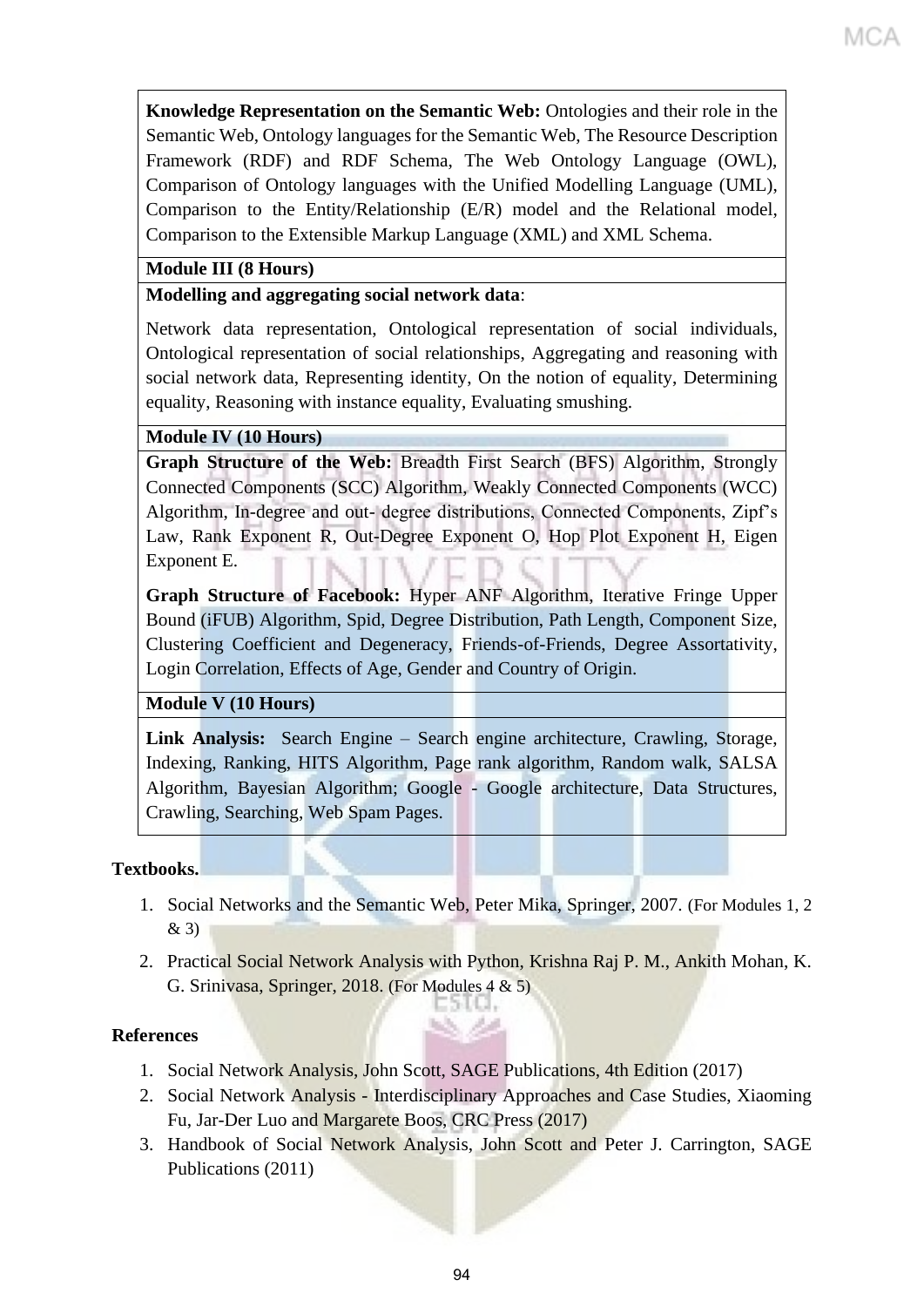| |
|---|
| **Knowledge Representation on the Semantic Web:** Ontologies and their role in the Semantic Web, Ontology languages for the Semantic Web, The Resource Description Framework (RDF) and RDF Schema, The Web Ontology Language (OWL), Comparison of Ontology languages with the Unified Modelling Language (UML), Comparison to the Entity/Relationship (E/R) model and the Relational model, Comparison to the Extensible Markup Language (XML) and XML Schema. |
| **Module III (8 Hours)** |
| **Modelling and aggregating social network data**: <br><br> Network data representation, Ontological representation of social individuals, Ontological representation of social relationships, Aggregating and reasoning with social network data, Representing identity, On the notion of equality, Determining equality, Reasoning with instance equality, Evaluating smushing. |
| **Module IV (10 Hours)** |
| **Graph Structure of the Web:** Breadth First Search (BFS) Algorithm, Strongly Connected Components (SCC) Algorithm, Weakly Connected Components (WCC) Algorithm, In-degree and out- degree distributions, Connected Components, Zipf's Law, Rank Exponent R, Out-Degree Exponent O, Hop Plot Exponent H, Eigen Exponent E. <br><br> **Graph Structure of Facebook:** Hyper ANF Algorithm, Iterative Fringe Upper Bound (iFUB) Algorithm, Spid, Degree Distribution, Path Length, Component Size, Clustering Coefficient and Degeneracy, Friends-of-Friends, Degree Assortativity, Login Correlation, Effects of Age, Gender and Country of Origin. |
| **Module V (10 Hours)** |
| **Link Analysis:** Search Engine – Search engine architecture, Crawling, Storage, Indexing, Ranking, HITS Algorithm, Page rank algorithm, Random walk, SALSA Algorithm, Bayesian Algorithm; Google - Google architecture, Data Structures, Crawling, Searching, Web Spam Pages. |

**Textbooks.**

1. Social Networks and the Semantic Web, Peter Mika, Springer, 2007. (For Modules 1, 2 & 3)
2. Practical Social Network Analysis with Python, Krishna Raj P. M., Ankith Mohan, K. G. Srinivasa, Springer, 2018. (For Modules 4 & 5)

**References**

1. Social Network Analysis, John Scott, SAGE Publications, 4th Edition (2017)
2. Social Network Analysis - Interdisciplinary Approaches and Case Studies, Xiaoming Fu, Jar-Der Luo and Margarete Boos, CRC Press (2017)
3. Handbook of Social Network Analysis, John Scott and Peter J. Carrington, SAGE Publications (2011)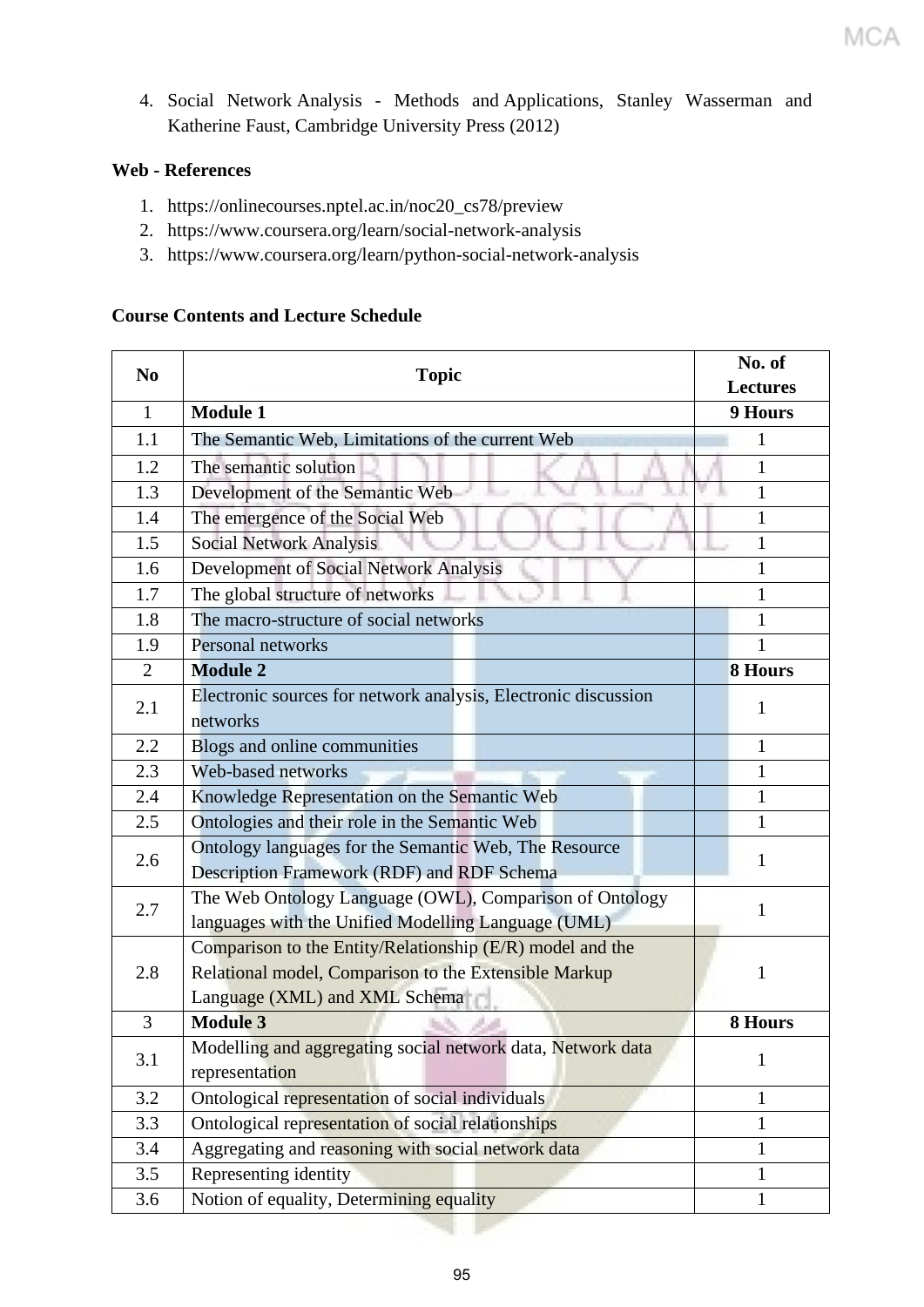4. Social Network Analysis - Methods and Applications, Stanley Wasserman and Katherine Faust, Cambridge University Press (2012)

**Web - References**

1. https://onlinecourses.nptel.ac.in/noc20_cs78/preview
2. https://www.coursera.org/learn/social-network-analysis
3. https://www.coursera.org/learn/python-social-network-analysis

**Course Contents and Lecture Schedule**

| No | Topic | No. of Lectures |
|---|---|---|
| 1 | **Module 1** | **9 Hours** |
| 1.1 | The Semantic Web, Limitations of the current Web | 1 |
| 1.2 | The semantic solution | 1 |
| 1.3 | Development of the Semantic Web | 1 |
| 1.4 | The emergence of the Social Web | 1 |
| 1.5 | Social Network Analysis | 1 |
| 1.6 | Development of Social Network Analysis | 1 |
| 1.7 | The global structure of networks | 1 |
| 1.8 | The macro-structure of social networks | 1 |
| 1.9 | Personal networks | 1 |
| 2 | **Module 2** | **8 Hours** |
| 2.1 | Electronic sources for network analysis, Electronic discussion networks | 1 |
| 2.2 | Blogs and online communities | 1 |
| 2.3 | Web-based networks | 1 |
| 2.4 | Knowledge Representation on the Semantic Web | 1 |
| 2.5 | Ontologies and their role in the Semantic Web | 1 |
| 2.6 | Ontology languages for the Semantic Web, The Resource Description Framework (RDF) and RDF Schema | 1 |
| 2.7 | The Web Ontology Language (OWL), Comparison of Ontology languages with the Unified Modelling Language (UML) | 1 |
| 2.8 | Comparison to the Entity/Relationship (E/R) model and the Relational model, Comparison to the Extensible Markup Language (XML) and XML Schema | 1 |
| 3 | **Module 3** | **8 Hours** |
| 3.1 | Modelling and aggregating social network data, Network data representation | 1 |
| 3.2 | Ontological representation of social individuals | 1 |
| 3.3 | Ontological representation of social relationships | 1 |
| 3.4 | Aggregating and reasoning with social network data | 1 |
| 3.5 | Representing identity | 1 |
| 3.6 | Notion of equality, Determining equality | 1 |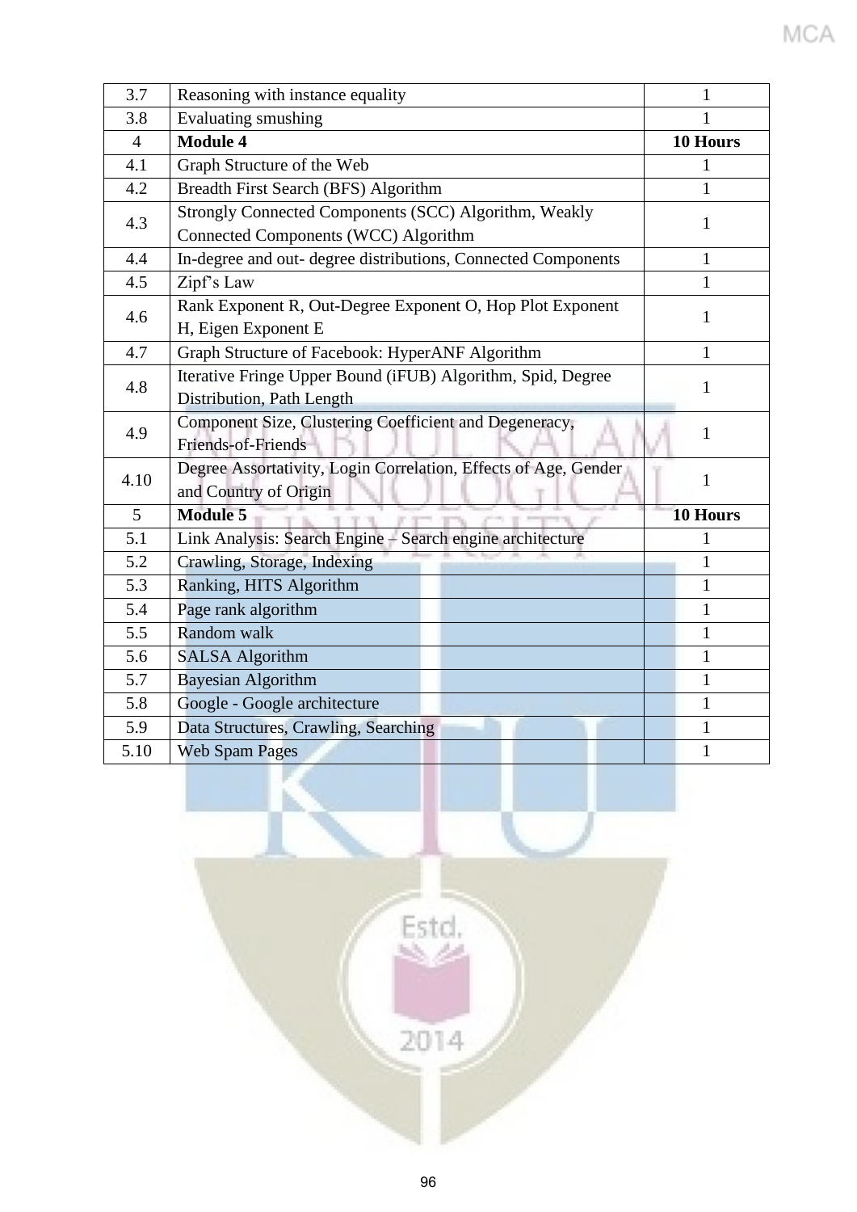| 3.7 | Reasoning with instance equality | 1 |
|---|---|---|
| 3.8 | Evaluating smushing | 1 |
| 4 | **Module 4** | **10 Hours** |
| 4.1 | Graph Structure of the Web | 1 |
| 4.2 | Breadth First Search (BFS) Algorithm | 1 |
| 4.3 | Strongly Connected Components (SCC) Algorithm, Weakly Connected Components (WCC) Algorithm | 1 |
| 4.4 | In-degree and out- degree distributions, Connected Components | 1 |
| 4.5 | Zipf's Law | 1 |
| 4.6 | Rank Exponent R, Out-Degree Exponent O, Hop Plot Exponent H, Eigen Exponent E | 1 |
| 4.7 | Graph Structure of Facebook: HyperANF Algorithm | 1 |
| 4.8 | Iterative Fringe Upper Bound (iFUB) Algorithm, Spid, Degree Distribution, Path Length | 1 |
| 4.9 | Component Size, Clustering Coefficient and Degeneracy, Friends-of-Friends | 1 |
| 4.10 | Degree Assortativity, Login Correlation, Effects of Age, Gender and Country of Origin | 1 |
| 5 | **Module 5** | **10 Hours** |
| 5.1 | Link Analysis: Search Engine – Search engine architecture | 1 |
| 5.2 | Crawling, Storage, Indexing | 1 |
| 5.3 | Ranking, HITS Algorithm | 1 |
| 5.4 | Page rank algorithm | 1 |
| 5.5 | Random walk | 1 |
| 5.6 | SALSA Algorithm | 1 |
| 5.7 | Bayesian Algorithm | 1 |
| 5.8 | Google - Google architecture | 1 |
| 5.9 | Data Structures, Crawling, Searching | 1 |
| 5.10 | Web Spam Pages | 1 |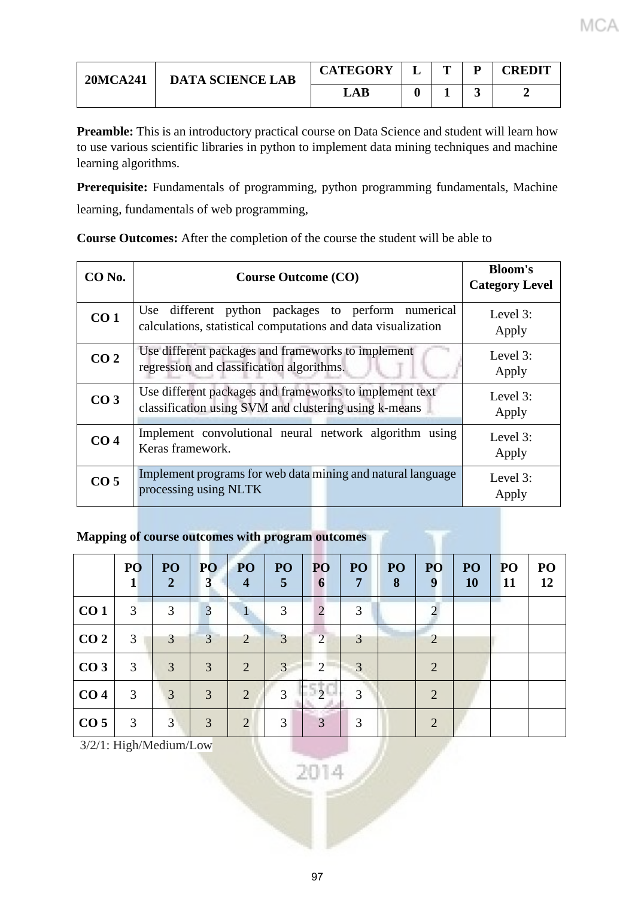| 20MCA241 | DATA SCIENCE LAB | CATEGORY | L | T | P | CREDIT |
|---|---|---|---|---|---|---|
| | | LAB | 0 | 1 | 3 | 2 |

**Preamble:** This is an introductory practical course on Data Science and student will learn how to use various scientific libraries in python to implement data mining techniques and machine learning algorithms.

**Prerequisite:** Fundamentals of programming, python programming fundamentals, Machine learning, fundamentals of web programming,

**Course Outcomes:** After the completion of the course the student will be able to

| CO No. | Course Outcome (CO) | Bloom's Category Level |
|---|---|---|
| **CO 1** | Use different python packages to perform numerical calculations, statistical computations and data visualization | Level 3: Apply |
| **CO 2** | Use different packages and frameworks to implement regression and classification algorithms. | Level 3: Apply |
| **CO 3** | Use different packages and frameworks to implement text classification using SVM and clustering using k-means | Level 3: Apply |
| **CO 4** | Implement convolutional neural network algorithm using Keras framework. | Level 3: Apply |
| **CO 5** | Implement programs for web data mining and natural language processing using NLTK | Level 3: Apply |

**Mapping of course outcomes with program outcomes**

| | PO 1 | PO 2 | PO 3 | PO 4 | PO 5 | PO 6 | PO 7 | PO 8 | PO 9 | PO 10 | PO 11 | PO 12 |
|---|---|---|---|---|---|---|---|---|---|---|---|---|
| **CO 1** | 3 | 3 | 3 | 1 | 3 | 2 | 3 | | 2 | | | |
| **CO 2** | 3 | 3 | 3 | 2 | 3 | 2 | 3 | | 2 | | | |
| **CO 3** | 3 | 3 | 3 | 2 | 3 | 2 | 3 | | 2 | | | |
| **CO 4** | 3 | 3 | 3 | 2 | 3 | 2 | 3 | | 2 | | | |
| **CO 5** | 3 | 3 | 3 | 2 | 3 | 3 | 3 | | 2 | | | |

3/2/1: High/Medium/Low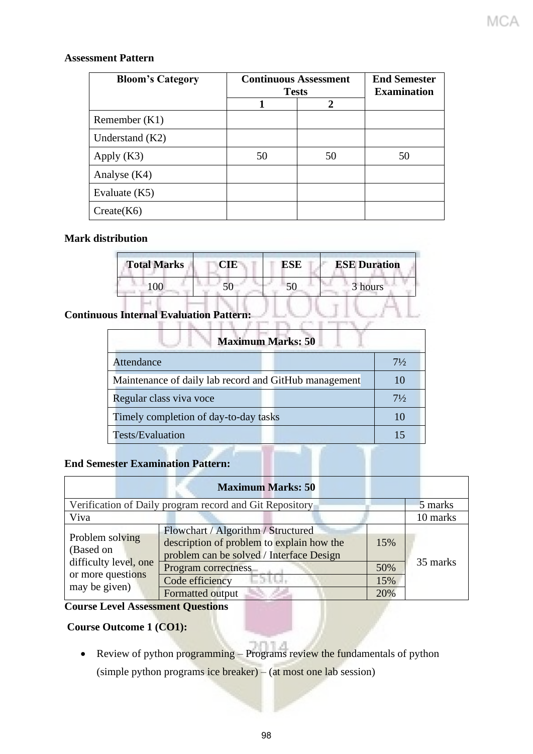**Assessment Pattern**

| Bloom's Category | Continuous Assessment Tests | | End Semester Examination |
|---|---|---|---|
| | 1 | 2 | |
| Remember (K1) | | | |
| Understand (K2) | | | |
| Apply (K3) | 50 | 50 | 50 |
| Analyse (K4) | | | |
| Evaluate (K5) | | | |
| Create(K6) | | | |

**Mark distribution**

| Total Marks | CIE | ESE | ESE Duration |
|---|---|---|---|
| 100 | 50 | 50 | 3 hours |

**Continuous Internal Evaluation Pattern:**

| Maximum Marks: 50 | |
|---|---|
| Attendance | 7½ |
| Maintenance of daily lab record and GitHub management | 10 |
| Regular class viva voce | 7½ |
| Timely completion of day-to-day tasks | 10 |
| Tests/Evaluation | 15 |

**End Semester Examination Pattern:**

| Maximum Marks: 50 | | | |
|---|---|---|---|
| Verification of Daily program record and Git Repository | | | 5 marks |
| Viva | | | 10 marks |
| Problem solving (Based on difficulty level, one or more questions may be given) | Flowchart / Algorithm / Structured description of problem to explain how the problem can be solved / Interface Design | 15% | 35 marks |
| | Program correctness | 50% | |
| | Code efficiency | 15% | |
| | Formatted output | 20% | |

**Course Level Assessment Questions**

**Course Outcome 1 (CO1):**

- Review of python programming – Programs review the fundamentals of python (simple python programs ice breaker) – (at most one lab session)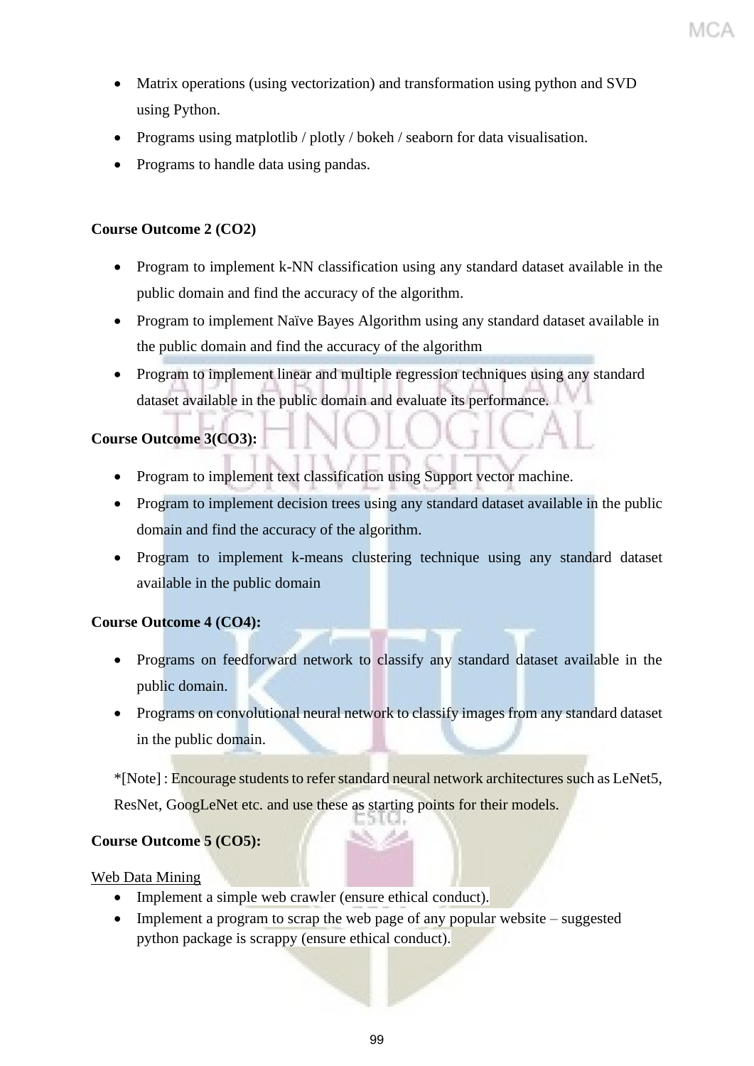- Matrix operations (using vectorization) and transformation using python and SVD using Python.
- Programs using matplotlib / plotly / bokeh / seaborn for data visualisation.
- Programs to handle data using pandas.

**Course Outcome 2 (CO2)**

- Program to implement k-NN classification using any standard dataset available in the public domain and find the accuracy of the algorithm.
- Program to implement Naïve Bayes Algorithm using any standard dataset available in the public domain and find the accuracy of the algorithm
- Program to implement linear and multiple regression techniques using any standard dataset available in the public domain and evaluate its performance.

**Course Outcome 3(CO3):**

- Program to implement text classification using Support vector machine.
- Program to implement decision trees using any standard dataset available in the public domain and find the accuracy of the algorithm.
- Program to implement k-means clustering technique using any standard dataset available in the public domain

**Course Outcome 4 (CO4):**

- Programs on feedforward network to classify any standard dataset available in the public domain.
- Programs on convolutional neural network to classify images from any standard dataset in the public domain.

*[Note] : Encourage students to refer standard neural network architectures such as LeNet5, ResNet, GoogLeNet etc. and use these as starting points for their models.

**Course Outcome 5 (CO5):**

Web Data Mining

- Implement a simple web crawler (ensure ethical conduct).
- Implement a program to scrap the web page of any popular website – suggested python package is scrappy (ensure ethical conduct).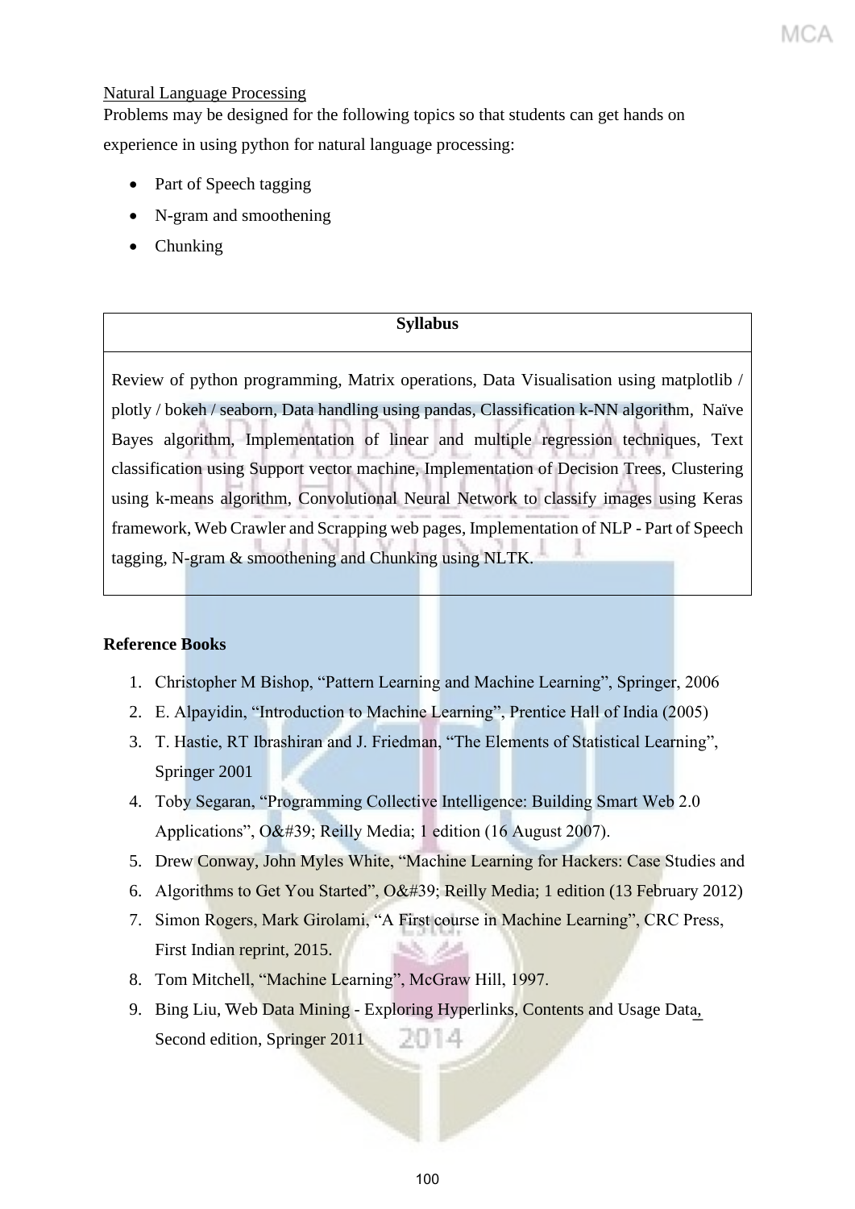<u>Natural Language Processing</u>

Problems may be designed for the following topics so that students can get hands on experience in using python for natural language processing:

- Part of Speech tagging
- N-gram and smoothening
- Chunking

| Syllabus |
|---|
| Review of python programming, Matrix operations, Data Visualisation using matplotlib / plotly / bokeh / seaborn, Data handling using pandas, Classification k-NN algorithm, Naïve Bayes algorithm, Implementation of linear and multiple regression techniques, Text classification using Support vector machine, Implementation of Decision Trees, Clustering using k-means algorithm, Convolutional Neural Network to classify images using Keras framework, Web Crawler and Scrapping web pages, Implementation of NLP - Part of Speech tagging, N-gram & smoothening and Chunking using NLTK. |

**Reference Books**

1. Christopher M Bishop, "Pattern Learning and Machine Learning", Springer, 2006
2. E. Alpayidin, "Introduction to Machine Learning", Prentice Hall of India (2005)
3. T. Hastie, RT Ibrashiran and J. Friedman, "The Elements of Statistical Learning", Springer 2001
4. Toby Segaran, "Programming Collective Intelligence: Building Smart Web 2.0 Applications", O&#39; Reilly Media; 1 edition (16 August 2007).
5. Drew Conway, John Myles White, "Machine Learning for Hackers: Case Studies and
6. Algorithms to Get You Started", O&#39; Reilly Media; 1 edition (13 February 2012)
7. Simon Rogers, Mark Girolami, "A First course in Machine Learning", CRC Press, First Indian reprint, 2015.
8. Tom Mitchell, "Machine Learning", McGraw Hill, 1997.
9. Bing Liu, Web Data Mining - Exploring Hyperlinks, Contents and Usage Data, Second edition, Springer 2011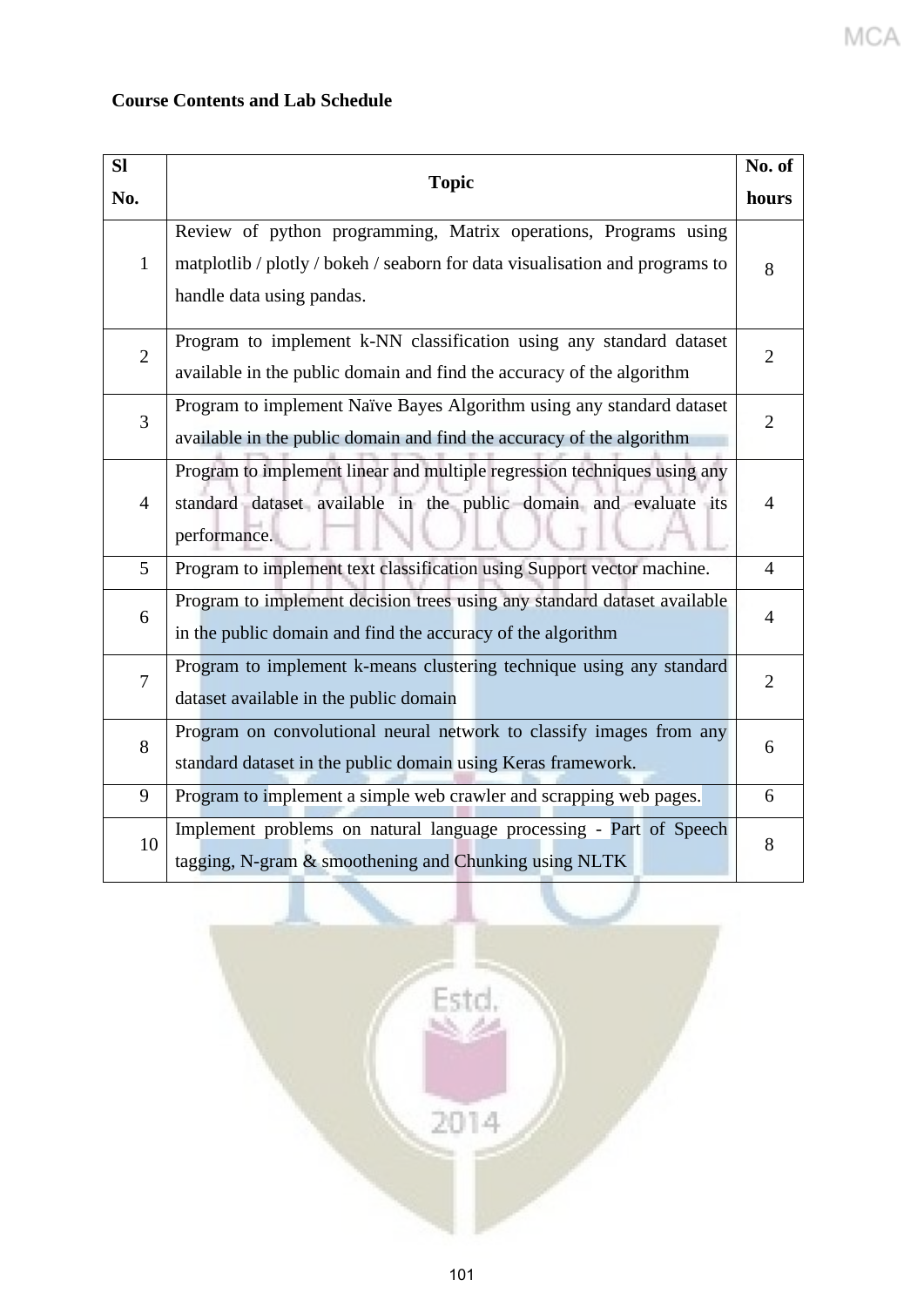**Course Contents and Lab Schedule**

| Sl No. | Topic | No. of hours |
|---|---|---|
| 1 | Review of python programming, Matrix operations, Programs using matplotlib / plotly / bokeh / seaborn for data visualisation and programs to handle data using pandas. | 8 |
| 2 | Program to implement k-NN classification using any standard dataset available in the public domain and find the accuracy of the algorithm | 2 |
| 3 | Program to implement Naïve Bayes Algorithm using any standard dataset available in the public domain and find the accuracy of the algorithm | 2 |
| 4 | Program to implement linear and multiple regression techniques using any standard dataset available in the public domain and evaluate its performance. | 4 |
| 5 | Program to implement text classification using Support vector machine. | 4 |
| 6 | Program to implement decision trees using any standard dataset available in the public domain and find the accuracy of the algorithm | 4 |
| 7 | Program to implement k-means clustering technique using any standard dataset available in the public domain | 2 |
| 8 | Program on convolutional neural network to classify images from any standard dataset in the public domain using Keras framework. | 6 |
| 9 | Program to implement a simple web crawler and scrapping web pages. | 6 |
| 10 | Implement problems on natural language processing - Part of Speech tagging, N-gram & smoothening and Chunking using NLTK | 8 |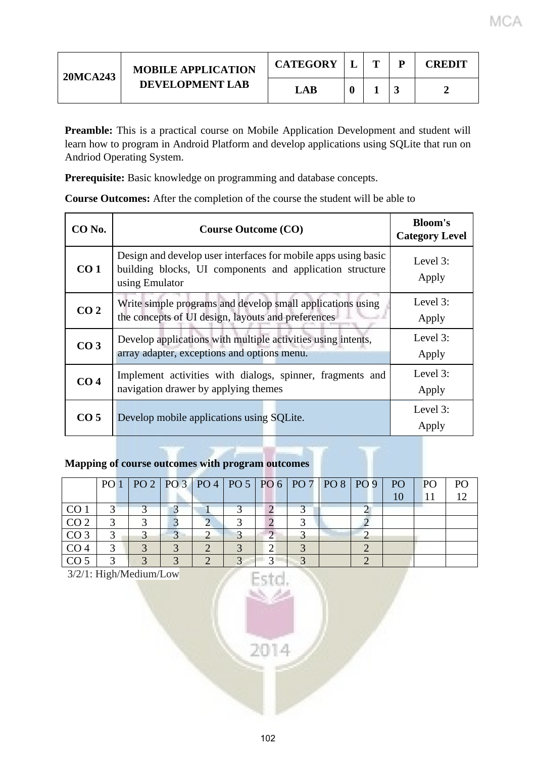| 20MCA243 | MOBILE APPLICATION DEVELOPMENT LAB | CATEGORY | L | T | P | CREDIT |
|---|---|---|---|---|---|---|
| | | LAB | 0 | 1 | 3 | 2 |

**Preamble:** This is a practical course on Mobile Application Development and student will learn how to program in Android Platform and develop applications using SQLite that run on Andriod Operating System.

**Prerequisite:** Basic knowledge on programming and database concepts.

**Course Outcomes:** After the completion of the course the student will be able to

| CO No. | Course Outcome (CO) | Bloom's Category Level |
|---|---|---|
| CO 1 | Design and develop user interfaces for mobile apps using basic building blocks, UI components and application structure using Emulator | Level 3: Apply |
| CO 2 | Write simple programs and develop small applications using the concepts of UI design, layouts and preferences | Level 3: Apply |
| CO 3 | Develop applications with multiple activities using intents, array adapter, exceptions and options menu. | Level 3: Apply |
| CO 4 | Implement activities with dialogs, spinner, fragments and navigation drawer by applying themes | Level 3: Apply |
| CO 5 | Develop mobile applications using SQLite. | Level 3: Apply |

**Mapping of course outcomes with program outcomes**

| | PO 1 | PO 2 | PO 3 | PO 4 | PO 5 | PO 6 | PO 7 | PO 8 | PO 9 | PO 10 | PO 11 | PO 12 |
|---|---|---|---|---|---|---|---|---|---|---|---|---|
| CO 1 | 3 | 3 | 3 | 1 | 3 | 2 | 3 | | 2 | | | |
| CO 2 | 3 | 3 | 3 | 2 | 3 | 2 | 3 | | 2 | | | |
| CO 3 | 3 | 3 | 3 | 2 | 3 | 2 | 3 | | 2 | | | |
| CO 4 | 3 | 3 | 3 | 2 | 3 | 2 | 3 | | 2 | | | |
| CO 5 | 3 | 3 | 3 | 2 | 3 | 3 | 3 | | 2 | | | |

3/2/1: High/Medium/Low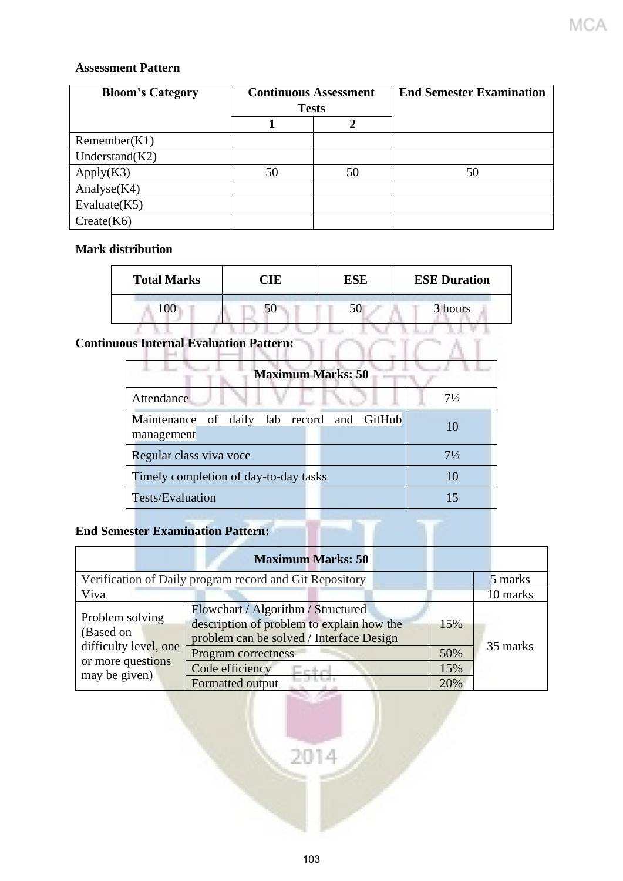**Assessment Pattern**

| Bloom's Category | Continuous Assessment Tests | | End Semester Examination |
|---|---|---|---|
| | 1 | 2 | |
| Remember(K1) | | | |
| Understand(K2) | | | |
| Apply(K3) | 50 | 50 | 50 |
| Analyse(K4) | | | |
| Evaluate(K5) | | | |
| Create(K6) | | | |

**Mark distribution**

| Total Marks | CIE | ESE | ESE Duration |
|---|---|---|---|
| 100 | 50 | 50 | 3 hours |

**Continuous Internal Evaluation Pattern:**

| Maximum Marks: 50 | |
|---|---|
| Attendance | 7½ |
| Maintenance of daily lab record and GitHub management | 10 |
| Regular class viva voce | 7½ |
| Timely completion of day-to-day tasks | 10 |
| Tests/Evaluation | 15 |

**End Semester Examination Pattern:**

| Maximum Marks: 50 | | | |
|---|---|---|---|
| Verification of Daily program record and Git Repository | | | 5 marks |
| Viva | | | 10 marks |
| Problem solving (Based on difficulty level, one or more questions may be given) | Flowchart / Algorithm / Structured description of problem to explain how the problem can be solved / Interface Design | 15% | 35 marks |
| | Program correctness | 50% | |
| | Code efficiency | 15% | |
| | Formatted output | 20% | |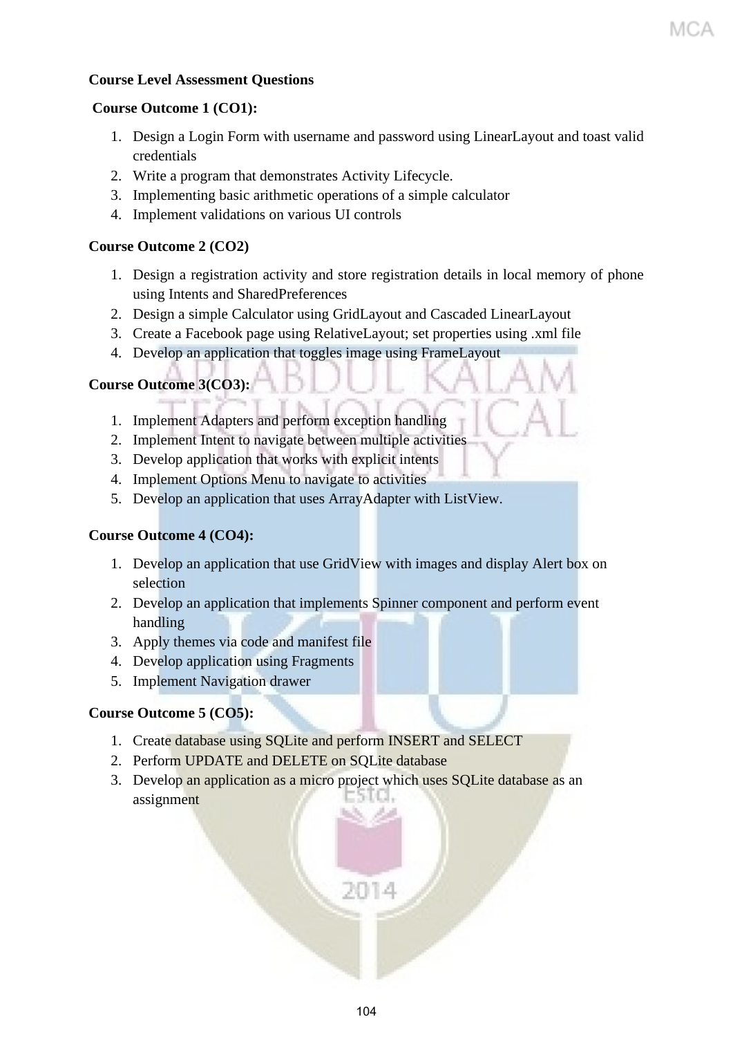**Course Level Assessment Questions**

**Course Outcome 1 (CO1):**

1. Design a Login Form with username and password using LinearLayout and toast valid credentials
2. Write a program that demonstrates Activity Lifecycle.
3. Implementing basic arithmetic operations of a simple calculator
4. Implement validations on various UI controls

**Course Outcome 2 (CO2)**

1. Design a registration activity and store registration details in local memory of phone using Intents and SharedPreferences
2. Design a simple Calculator using GridLayout and Cascaded LinearLayout
3. Create a Facebook page using RelativeLayout; set properties using .xml file
4. Develop an application that toggles image using FrameLayout

**Course Outcome 3(CO3):**

1. Implement Adapters and perform exception handling
2. Implement Intent to navigate between multiple activities
3. Develop application that works with explicit intents
4. Implement Options Menu to navigate to activities
5. Develop an application that uses ArrayAdapter with ListView.

**Course Outcome 4 (CO4):**

1. Develop an application that use GridView with images and display Alert box on selection
2. Develop an application that implements Spinner component and perform event handling
3. Apply themes via code and manifest file
4. Develop application using Fragments
5. Implement Navigation drawer

**Course Outcome 5 (CO5):**

1. Create database using SQLite and perform INSERT and SELECT
2. Perform UPDATE and DELETE on SQLite database
3. Develop an application as a micro project which uses SQLite database as an assignment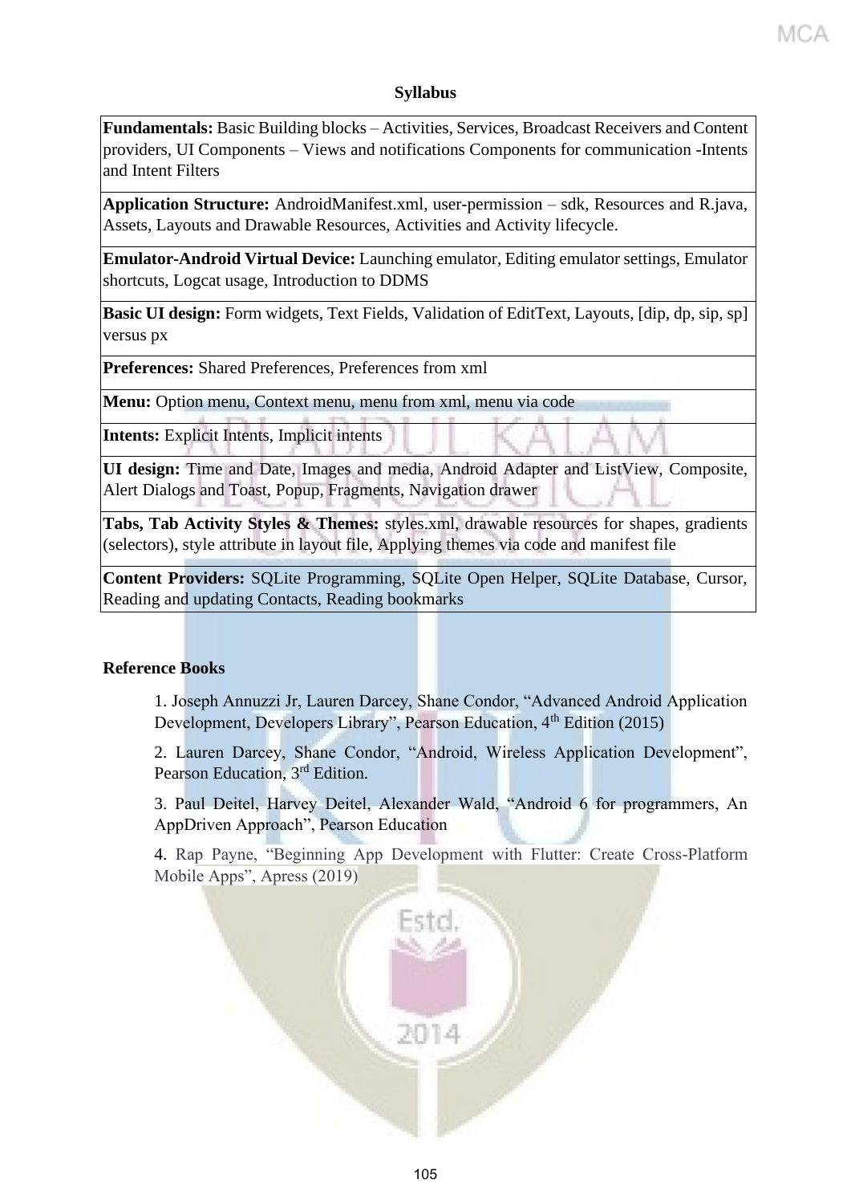**Syllabus**

| |
|---|
| **Fundamentals:** Basic Building blocks – Activities, Services, Broadcast Receivers and Content providers, UI Components – Views and notifications Components for communication -Intents and Intent Filters |
| **Application Structure:** AndroidManifest.xml, user-permission – sdk, Resources and R.java, Assets, Layouts and Drawable Resources, Activities and Activity lifecycle. |
| **Emulator-Android Virtual Device:** Launching emulator, Editing emulator settings, Emulator shortcuts, Logcat usage, Introduction to DDMS |
| **Basic UI design:** Form widgets, Text Fields, Validation of EditText, Layouts, [dip, dp, sip, sp] versus px |
| **Preferences:** Shared Preferences, Preferences from xml |
| **Menu:** Option menu, Context menu, menu from xml, menu via code |
| **Intents:** Explicit Intents, Implicit intents |
| **UI design:** Time and Date, Images and media, Android Adapter and ListView, Composite, Alert Dialogs and Toast, Popup, Fragments, Navigation drawer |
| **Tabs, Tab Activity Styles & Themes:** styles.xml, drawable resources for shapes, gradients (selectors), style attribute in layout file, Applying themes via code and manifest file |
| **Content Providers:** SQLite Programming, SQLite Open Helper, SQLite Database, Cursor, Reading and updating Contacts, Reading bookmarks |

**Reference Books**

1. Joseph Annuzzi Jr, Lauren Darcey, Shane Condor, "Advanced Android Application Development, Developers Library", Pearson Education, 4th Edition (2015)

2. Lauren Darcey, Shane Condor, "Android, Wireless Application Development", Pearson Education, 3rd Edition.

3. Paul Deitel, Harvey Deitel, Alexander Wald, "Android 6 for programmers, An AppDriven Approach", Pearson Education

4. Rap Payne, "Beginning App Development with Flutter: Create Cross-Platform Mobile Apps", Apress (2019)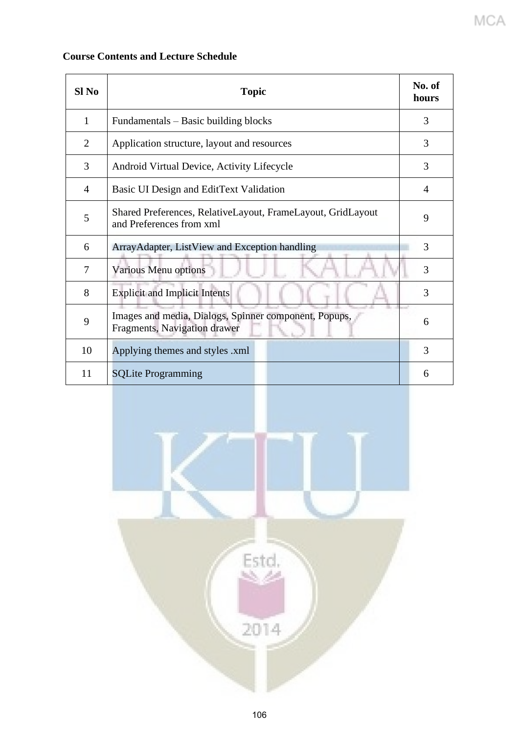**Course Contents and Lecture Schedule**

| Sl No | Topic | No. of hours |
|---|---|---|
| 1 | Fundamentals – Basic building blocks | 3 |
| 2 | Application structure, layout and resources | 3 |
| 3 | Android Virtual Device, Activity Lifecycle | 3 |
| 4 | Basic UI Design and EditText Validation | 4 |
| 5 | Shared Preferences, RelativeLayout, FrameLayout, GridLayout and Preferences from xml | 9 |
| 6 | ArrayAdapter, ListView and Exception handling | 3 |
| 7 | Various Menu options | 3 |
| 8 | Explicit and Implicit Intents | 3 |
| 9 | Images and media, Dialogs, Spinner component, Popups, Fragments, Navigation drawer | 6 |
| 10 | Applying themes and styles .xml | 3 |
| 11 | SQLite Programming | 6 |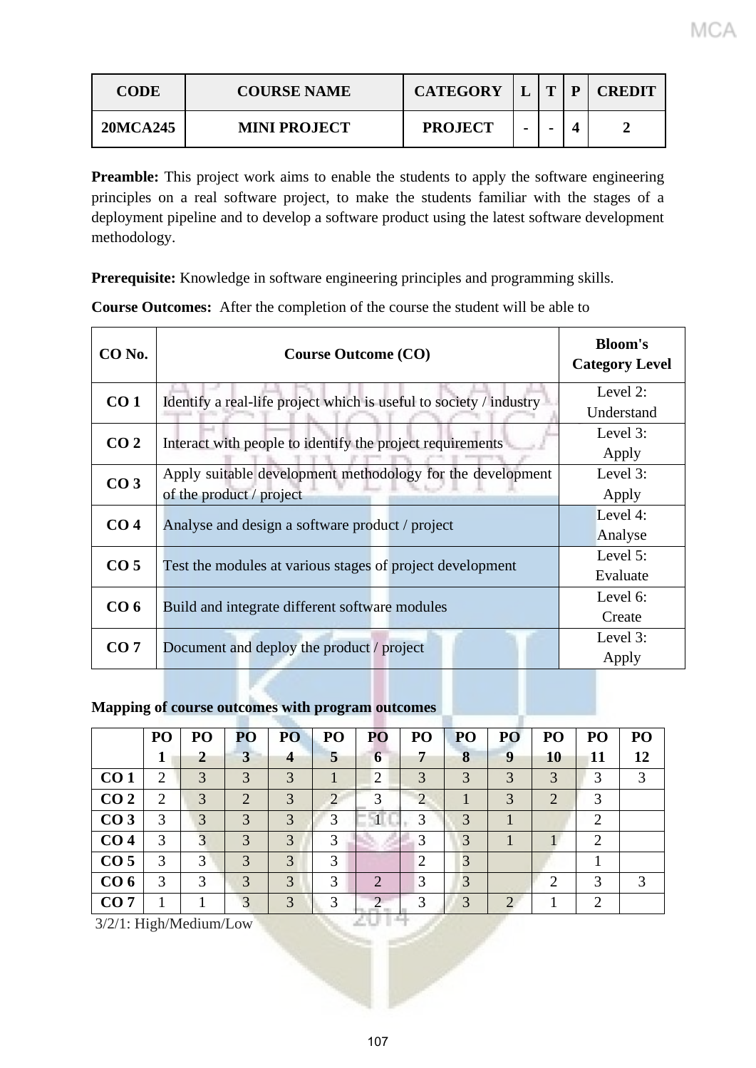| CODE | COURSE NAME | CATEGORY | L | T | P | CREDIT |
|---|---|---|---|---|---|---|
| 20MCA245 | MINI PROJECT | PROJECT | - | - | 4 | 2 |

**Preamble:** This project work aims to enable the students to apply the software engineering principles on a real software project, to make the students familiar with the stages of a deployment pipeline and to develop a software product using the latest software development methodology.

**Prerequisite:** Knowledge in software engineering principles and programming skills.

**Course Outcomes:** After the completion of the course the student will be able to

| CO No. | Course Outcome (CO) | Bloom's Category Level |
|---|---|---|
| CO 1 | Identify a real-life project which is useful to society / industry | Level 2: Understand |
| CO 2 | Interact with people to identify the project requirements | Level 3: Apply |
| CO 3 | Apply suitable development methodology for the development of the product / project | Level 3: Apply |
| CO 4 | Analyse and design a software product / project | Level 4: Analyse |
| CO 5 | Test the modules at various stages of project development | Level 5: Evaluate |
| CO 6 | Build and integrate different software modules | Level 6: Create |
| CO 7 | Document and deploy the product / project | Level 3: Apply |

**Mapping of course outcomes with program outcomes**

| | PO 1 | PO 2 | PO 3 | PO 4 | PO 5 | PO 6 | PO 7 | PO 8 | PO 9 | PO 10 | PO 11 | PO 12 |
|---|---|---|---|---|---|---|---|---|---|---|---|---|
| **CO 1** | 2 | 3 | 3 | 3 | 1 | 2 | 3 | 3 | 3 | 3 | 3 | 3 |
| **CO 2** | 2 | 3 | 2 | 3 | 2 | 3 | 2 | 1 | 3 | 2 | 3 | |
| **CO 3** | 3 | 3 | 3 | 3 | 3 | 1 | 3 | 3 | 1 | | 2 | |
| **CO 4** | 3 | 3 | 3 | 3 | 3 | | 3 | 3 | 1 | 1 | 2 | |
| **CO 5** | 3 | 3 | 3 | 3 | 3 | | 2 | 3 | | | 1 | |
| **CO 6** | 3 | 3 | 3 | 3 | 3 | 2 | 3 | 3 | | 2 | 3 | 3 |
| **CO 7** | 1 | 1 | 3 | 3 | 3 | 2 | 3 | 3 | 2 | 1 | 2 | |

3/2/1: High/Medium/Low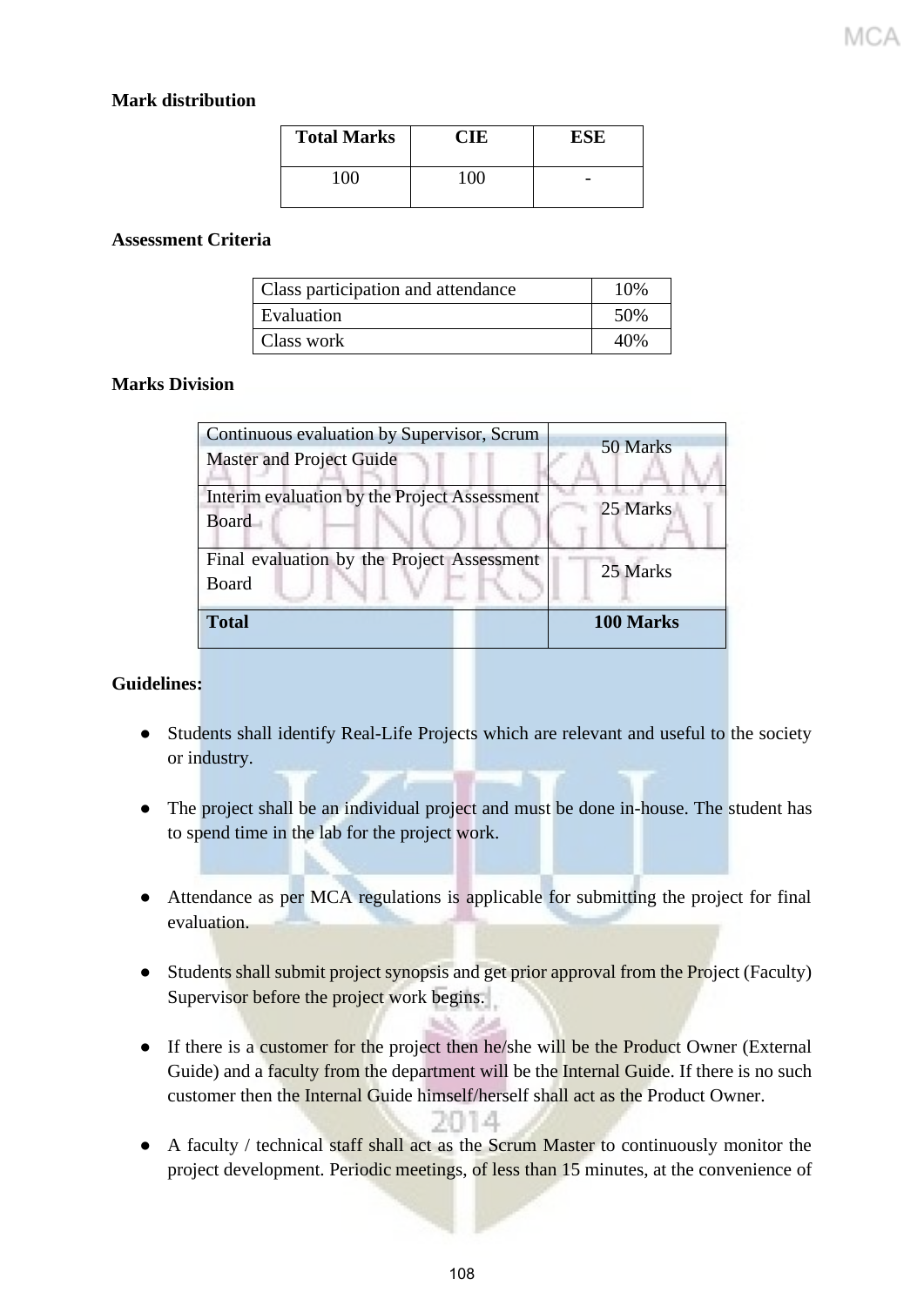**Mark distribution**

| Total Marks | CIE | ESE |
|---|---|---|
| 100 | 100 | - |

**Assessment Criteria**

| Class participation and attendance | 10% |
|---|---|
| Evaluation | 50% |
| Class work | 40% |

**Marks Division**

| Continuous evaluation by Supervisor, Scrum Master and Project Guide | 50 Marks |
|---|---|
| Interim evaluation by the Project Assessment Board | 25 Marks |
| Final evaluation by the Project Assessment Board | 25 Marks |
| **Total** | **100 Marks** |

**Guidelines:**

- Students shall identify Real-Life Projects which are relevant and useful to the society or industry.
- The project shall be an individual project and must be done in-house. The student has to spend time in the lab for the project work.
- Attendance as per MCA regulations is applicable for submitting the project for final evaluation.
- Students shall submit project synopsis and get prior approval from the Project (Faculty) Supervisor before the project work begins.
- If there is a customer for the project then he/she will be the Product Owner (External Guide) and a faculty from the department will be the Internal Guide. If there is no such customer then the Internal Guide himself/herself shall act as the Product Owner.
- A faculty / technical staff shall act as the Scrum Master to continuously monitor the project development. Periodic meetings, of less than 15 minutes, at the convenience of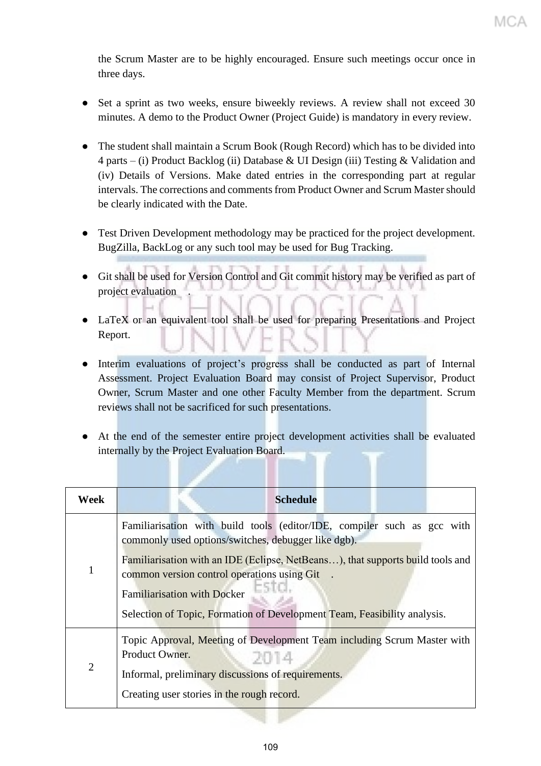the Scrum Master are to be highly encouraged. Ensure such meetings occur once in three days.

- Set a sprint as two weeks, ensure biweekly reviews. A review shall not exceed 30 minutes. A demo to the Product Owner (Project Guide) is mandatory in every review.

- The student shall maintain a Scrum Book (Rough Record) which has to be divided into 4 parts – (i) Product Backlog (ii) Database & UI Design (iii) Testing & Validation and (iv) Details of Versions. Make dated entries in the corresponding part at regular intervals. The corrections and comments from Product Owner and Scrum Master should be clearly indicated with the Date.

- Test Driven Development methodology may be practiced for the project development. BugZilla, BackLog or any such tool may be used for Bug Tracking.

- Git shall be used for Version Control and Git commit history may be verified as part of project evaluation .

- LaTeX or an equivalent tool shall be used for preparing Presentations and Project Report.

- Interim evaluations of project's progress shall be conducted as part of Internal Assessment. Project Evaluation Board may consist of Project Supervisor, Product Owner, Scrum Master and one other Faculty Member from the department. Scrum reviews shall not be sacrificed for such presentations.

- At the end of the semester entire project development activities shall be evaluated internally by the Project Evaluation Board.

| Week | Schedule |
|---|---|
| 1 | Familiarisation with build tools (editor/IDE, compiler such as gcc with commonly used options/switches, debugger like dgb).<br>Familiarisation with an IDE (Eclipse, NetBeans…), that supports build tools and common version control operations using Git .<br>Familiarisation with Docker<br>Selection of Topic, Formation of Development Team, Feasibility analysis. |
| 2 | Topic Approval, Meeting of Development Team including Scrum Master with Product Owner.<br>Informal, preliminary discussions of requirements.<br>Creating user stories in the rough record. |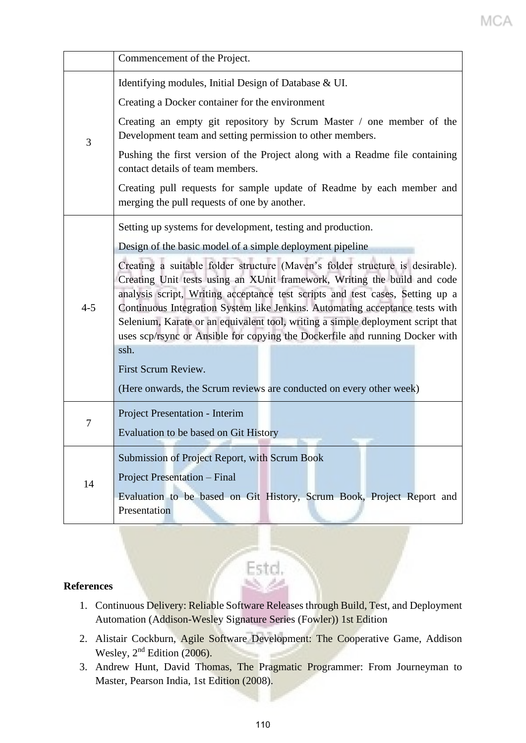| | |
|---|---|
| | Commencement of the Project. |
| 3 | Identifying modules, Initial Design of Database & UI.<br>Creating a Docker container for the environment<br>Creating an empty git repository by Scrum Master / one member of the Development team and setting permission to other members.<br>Pushing the first version of the Project along with a Readme file containing contact details of team members.<br>Creating pull requests for sample update of Readme by each member and merging the pull requests of one by another. |
| 4-5 | Setting up systems for development, testing and production.<br>Design of the basic model of a simple deployment pipeline<br>Creating a suitable folder structure (Maven's folder structure is desirable). Creating Unit tests using an XUnit framework, Writing the build and code analysis script, Writing acceptance test scripts and test cases, Setting up a Continuous Integration System like Jenkins. Automating acceptance tests with Selenium, Karate or an equivalent tool, writing a simple deployment script that uses scp/rsync or Ansible for copying the Dockerfile and running Docker with ssh.<br>First Scrum Review.<br>(Here onwards, the Scrum reviews are conducted on every other week) |
| 7 | Project Presentation - Interim<br>Evaluation to be based on Git History |
| 14 | Submission of Project Report, with Scrum Book<br>Project Presentation – Final<br>Evaluation to be based on Git History, Scrum Book, Project Report and Presentation |

**References**

1. Continuous Delivery: Reliable Software Releases through Build, Test, and Deployment Automation (Addison-Wesley Signature Series (Fowler)) 1st Edition
2. Alistair Cockburn, Agile Software Development: The Cooperative Game, Addison Wesley, 2nd Edition (2006).
3. Andrew Hunt, David Thomas, The Pragmatic Programmer: From Journeyman to Master, Pearson India, 1st Edition (2008).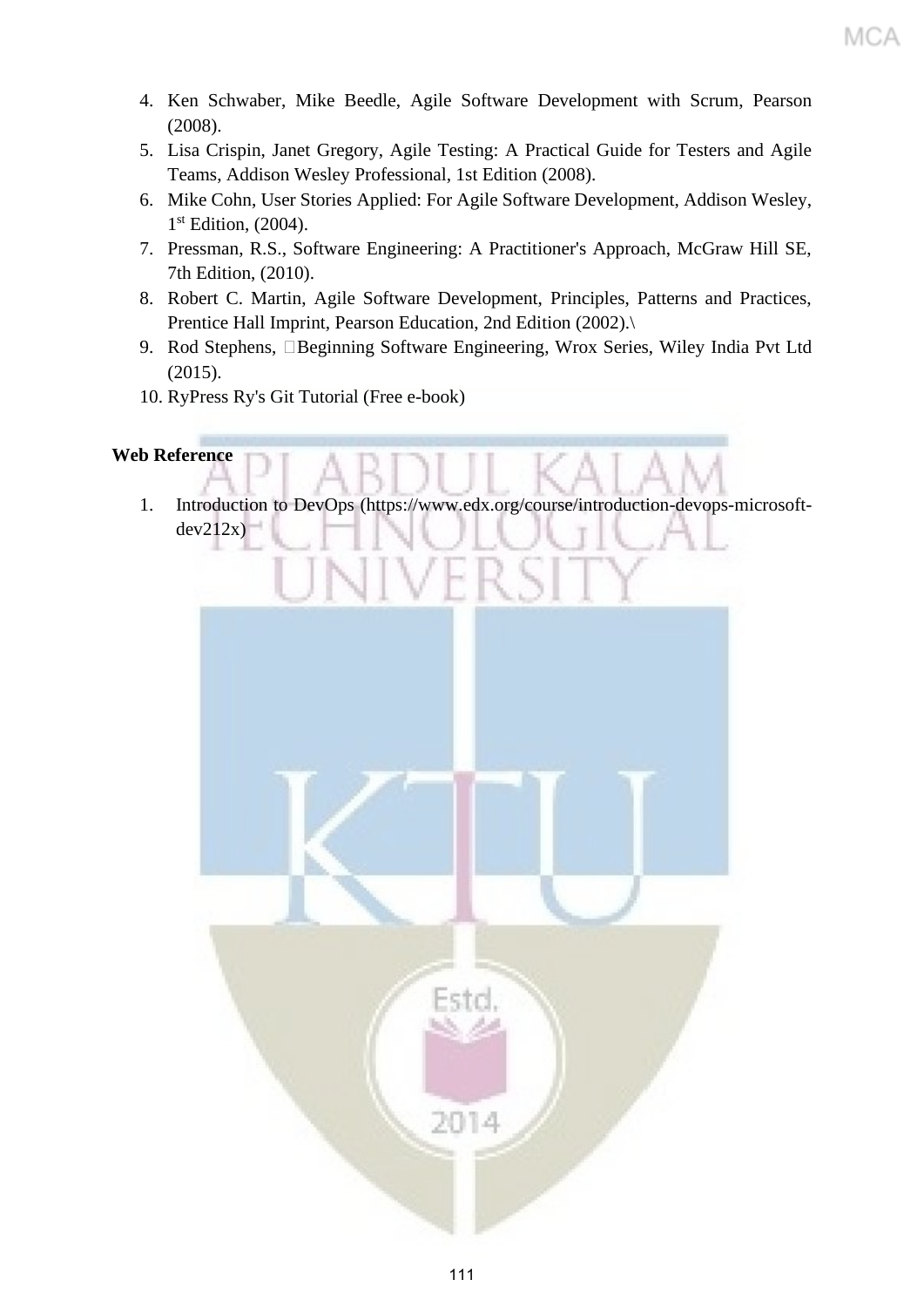4. Ken Schwaber, Mike Beedle, Agile Software Development with Scrum, Pearson (2008).
5. Lisa Crispin, Janet Gregory, Agile Testing: A Practical Guide for Testers and Agile Teams, Addison Wesley Professional, 1st Edition (2008).
6. Mike Cohn, User Stories Applied: For Agile Software Development, Addison Wesley, 1st Edition, (2004).
7. Pressman, R.S., Software Engineering: A Practitioner's Approach, McGraw Hill SE, 7th Edition, (2010).
8. Robert C. Martin, Agile Software Development, Principles, Patterns and Practices, Prentice Hall Imprint, Pearson Education, 2nd Edition (2002).\
9. Rod Stephens, Beginning Software Engineering, Wrox Series, Wiley India Pvt Ltd (2015).
10. RyPress Ry's Git Tutorial (Free e-book)

**Web Reference**

1. Introduction to DevOps (https://www.edx.org/course/introduction-devops-microsoft-dev212x)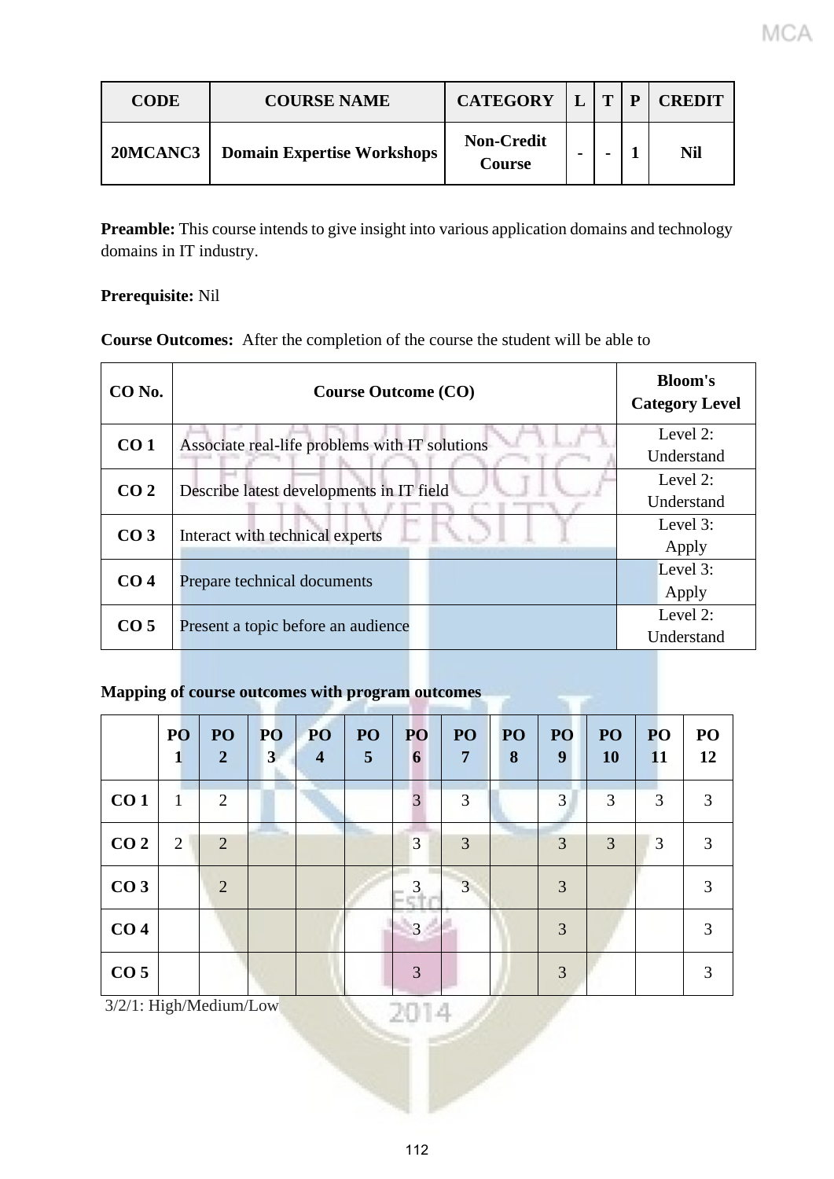| CODE | COURSE NAME | CATEGORY | L | T | P | CREDIT |
|---|---|---|---|---|---|---|
| 20MCANC3 | Domain Expertise Workshops | Non-Credit Course | - | - | 1 | Nil |

**Preamble:** This course intends to give insight into various application domains and technology domains in IT industry.

**Prerequisite:** Nil

**Course Outcomes:** After the completion of the course the student will be able to

| CO No. | Course Outcome (CO) | Bloom's Category Level |
|---|---|---|
| CO 1 | Associate real-life problems with IT solutions | Level 2: Understand |
| CO 2 | Describe latest developments in IT field | Level 2: Understand |
| CO 3 | Interact with technical experts | Level 3: Apply |
| CO 4 | Prepare technical documents | Level 3: Apply |
| CO 5 | Present a topic before an audience | Level 2: Understand |

**Mapping of course outcomes with program outcomes**

| | PO 1 | PO 2 | PO 3 | PO 4 | PO 5 | PO 6 | PO 7 | PO 8 | PO 9 | PO 10 | PO 11 | PO 12 |
|---|---|---|---|---|---|---|---|---|---|---|---|---|
| CO 1 | 1 | 2 | | | | 3 | 3 | | 3 | 3 | 3 | 3 |
| CO 2 | 2 | 2 | | | | 3 | 3 | | 3 | 3 | 3 | 3 |
| CO 3 | | 2 | | | | 3 | 3 | | 3 | | | 3 |
| CO 4 | | | | | | 3 | | | 3 | | | 3 |
| CO 5 | | | | | | 3 | | | 3 | | | 3 |

3/2/1: High/Medium/Low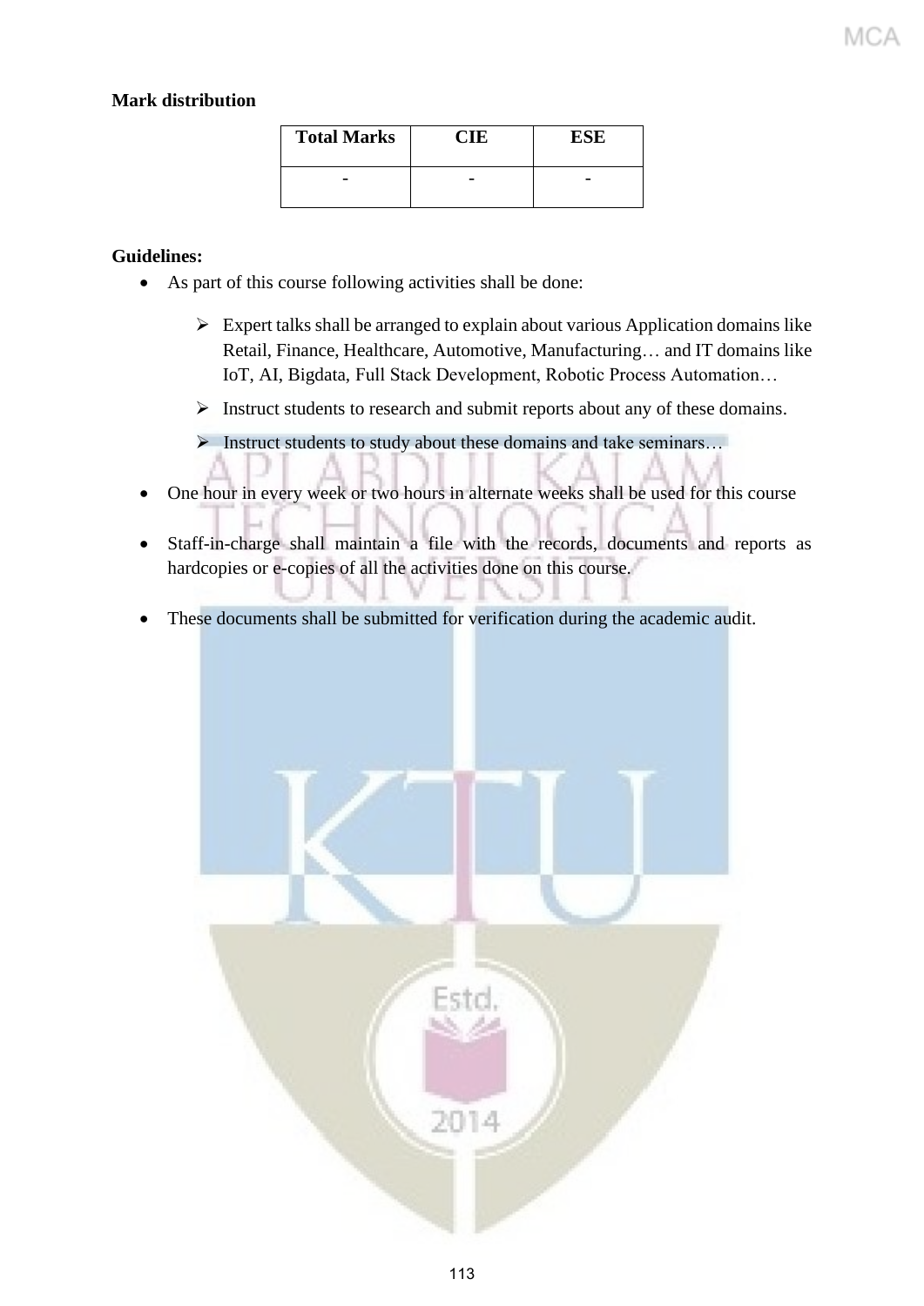**Mark distribution**

| Total Marks | CIE | ESE |
|---|---|---|
| - | - | - |

**Guidelines:**

- As part of this course following activities shall be done:
  - Expert talks shall be arranged to explain about various Application domains like Retail, Finance, Healthcare, Automotive, Manufacturing… and IT domains like IoT, AI, Bigdata, Full Stack Development, Robotic Process Automation…
  - Instruct students to research and submit reports about any of these domains.
  - Instruct students to study about these domains and take seminars…
- One hour in every week or two hours in alternate weeks shall be used for this course
- Staff-in-charge shall maintain a file with the records, documents and reports as hardcopies or e-copies of all the activities done on this course.
- These documents shall be submitted for verification during the academic audit.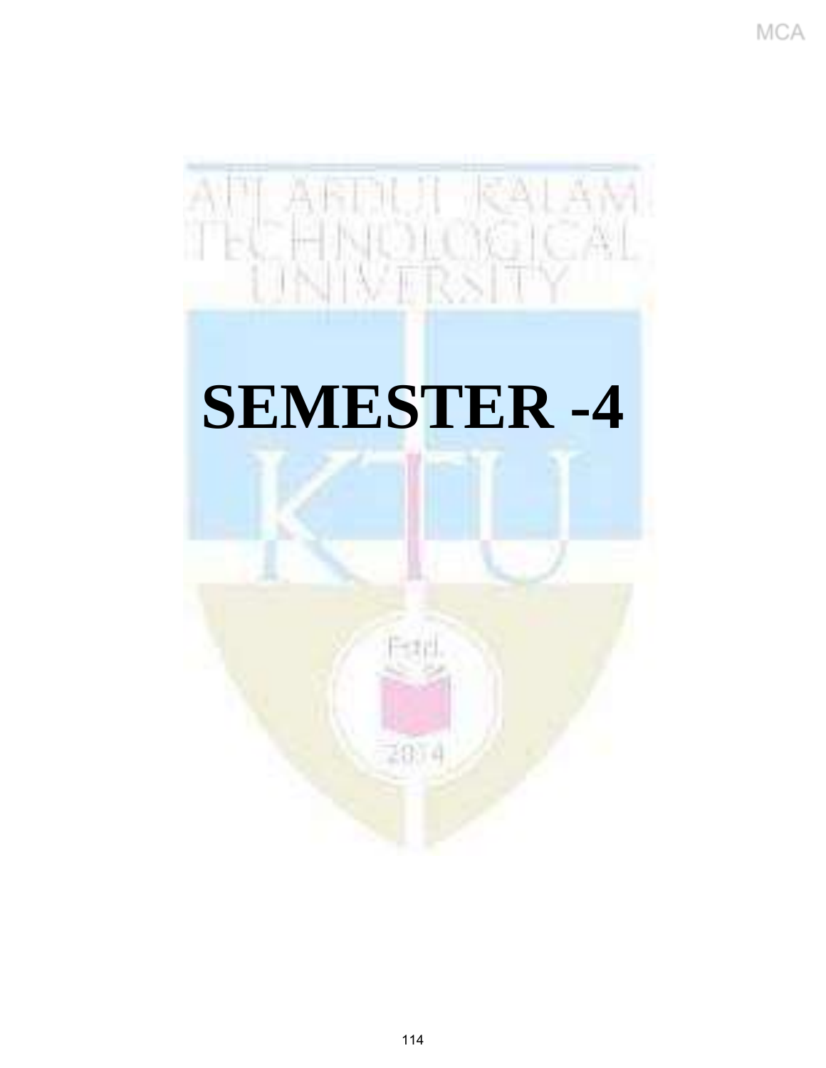# SEMESTER -4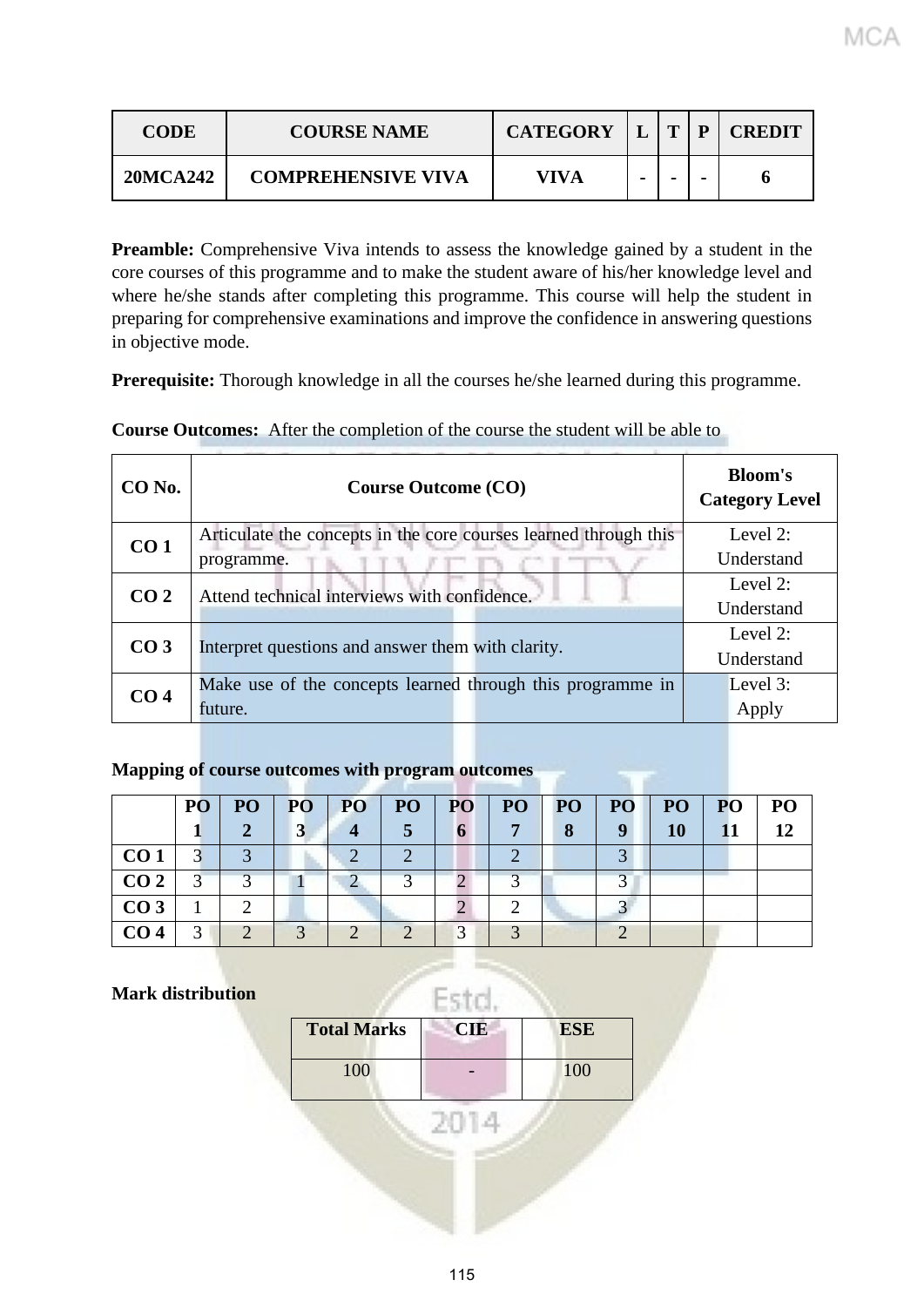| CODE | COURSE NAME | CATEGORY | L | T | P | CREDIT |
|---|---|---|---|---|---|---|
| 20MCA242 | COMPREHENSIVE VIVA | VIVA | - | - | - | 6 |

**Preamble:** Comprehensive Viva intends to assess the knowledge gained by a student in the core courses of this programme and to make the student aware of his/her knowledge level and where he/she stands after completing this programme. This course will help the student in preparing for comprehensive examinations and improve the confidence in answering questions in objective mode.

**Prerequisite:** Thorough knowledge in all the courses he/she learned during this programme.

**Course Outcomes:** After the completion of the course the student will be able to

| CO No. | Course Outcome (CO) | Bloom's Category Level |
|---|---|---|
| **CO 1** | Articulate the concepts in the core courses learned through this programme. | Level 2: Understand |
| **CO 2** | Attend technical interviews with confidence. | Level 2: Understand |
| **CO 3** | Interpret questions and answer them with clarity. | Level 2: Understand |
| **CO 4** | Make use of the concepts learned through this programme in future. | Level 3: Apply |

**Mapping of course outcomes with program outcomes**

| | PO 1 | PO 2 | PO 3 | PO 4 | PO 5 | PO 6 | PO 7 | PO 8 | PO 9 | PO 10 | PO 11 | PO 12 |
|---|---|---|---|---|---|---|---|---|---|---|---|---|
| **CO 1** | 3 | 3 | | 2 | 2 | | 2 | | 3 | | | |
| **CO 2** | 3 | 3 | 1 | 2 | 3 | 2 | 3 | | 3 | | | |
| **CO 3** | 1 | 2 | | | | 2 | 2 | | 3 | | | |
| **CO 4** | 3 | 2 | 3 | 2 | 2 | 3 | 3 | | 2 | | | |

**Mark distribution**

| Total Marks | CIE | ESE |
|---|---|---|
| 100 | - | 100 |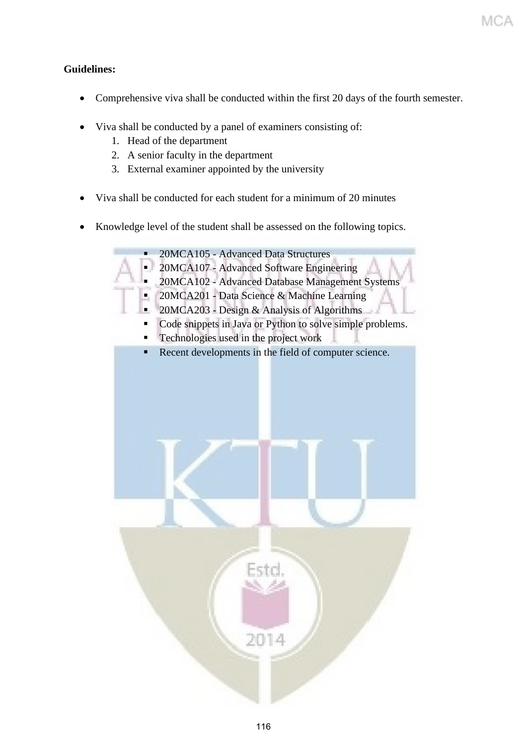**Guidelines:**

- Comprehensive viva shall be conducted within the first 20 days of the fourth semester.

- Viva shall be conducted by a panel of examiners consisting of:
    1. Head of the department
    2. A senior faculty in the department
    3. External examiner appointed by the university

- Viva shall be conducted for each student for a minimum of 20 minutes

- Knowledge level of the student shall be assessed on the following topics.
    - 20MCA105 - Advanced Data Structures
    - 20MCA107 - Advanced Software Engineering
    - 20MCA102 - Advanced Database Management Systems
    - 20MCA201 - Data Science & Machine Learning
    - 20MCA203 - Design & Analysis of Algorithms
    - Code snippets in Java or Python to solve simple problems.
    - Technologies used in the project work
    - Recent developments in the field of computer science.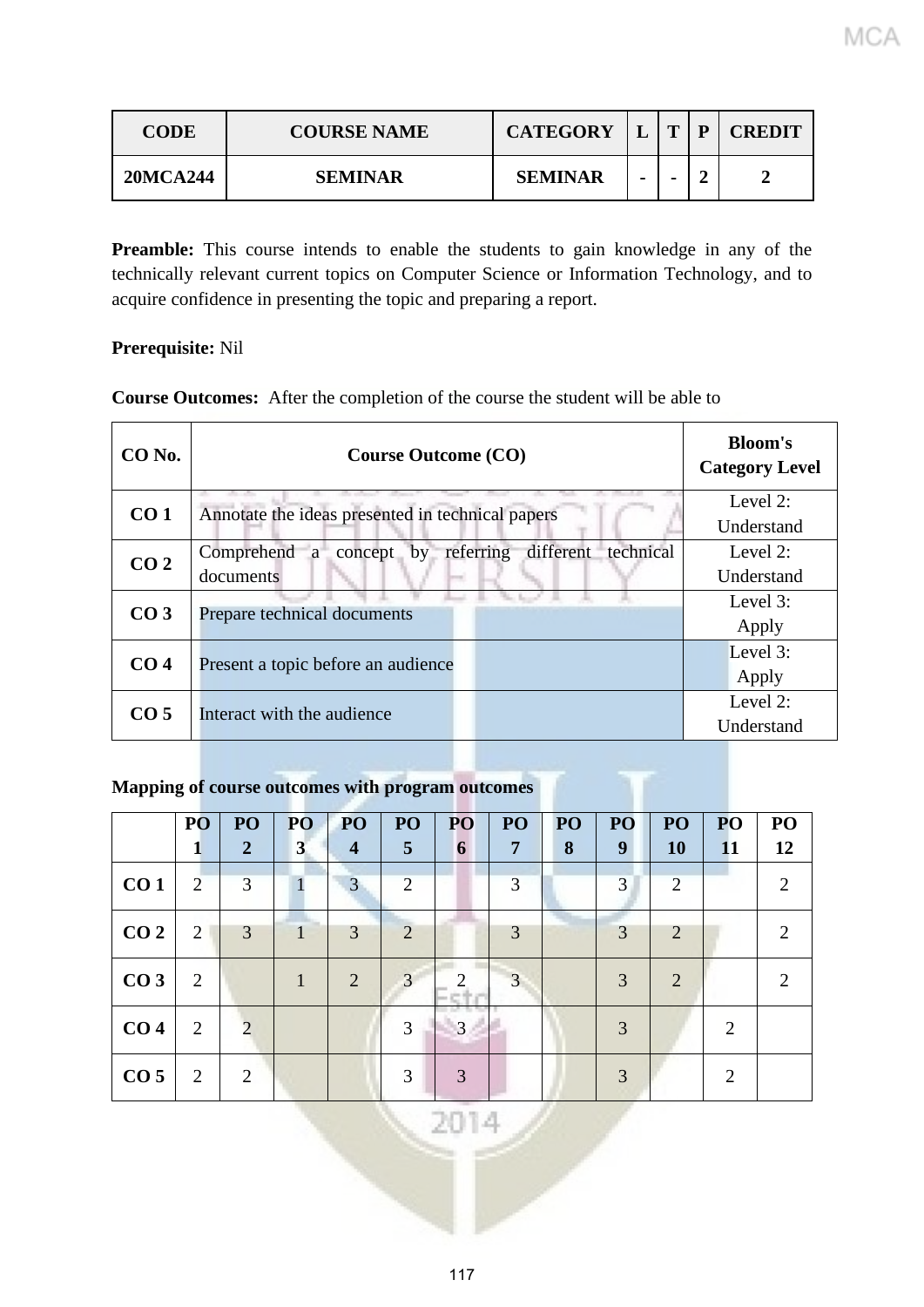| CODE | COURSE NAME | CATEGORY | L | T | P | CREDIT |
|---|---|---|---|---|---|---|
| 20MCA244 | SEMINAR | SEMINAR | - | - | 2 | 2 |

**Preamble:** This course intends to enable the students to gain knowledge in any of the technically relevant current topics on Computer Science or Information Technology, and to acquire confidence in presenting the topic and preparing a report.

**Prerequisite:** Nil

**Course Outcomes:** After the completion of the course the student will be able to

| CO No. | Course Outcome (CO) | Bloom's Category Level |
|---|---|---|
| CO 1 | Annotate the ideas presented in technical papers | Level 2: Understand |
| CO 2 | Comprehend a concept by referring different technical documents | Level 2: Understand |
| CO 3 | Prepare technical documents | Level 3: Apply |
| CO 4 | Present a topic before an audience | Level 3: Apply |
| CO 5 | Interact with the audience | Level 2: Understand |

**Mapping of course outcomes with program outcomes**

| | PO 1 | PO 2 | PO 3 | PO 4 | PO 5 | PO 6 | PO 7 | PO 8 | PO 9 | PO 10 | PO 11 | PO 12 |
|---|---|---|---|---|---|---|---|---|---|---|---|---|
| CO 1 | 2 | 3 | 1 | 3 | 2 | | 3 | | 3 | 2 | | 2 |
| CO 2 | 2 | 3 | 1 | 3 | 2 | | 3 | | 3 | 2 | | 2 |
| CO 3 | 2 | | 1 | 2 | 3 | 2 | 3 | | 3 | 2 | | 2 |
| CO 4 | 2 | 2 | | | 3 | 3 | | | 3 | | 2 | |
| CO 5 | 2 | 2 | | | 3 | 3 | | | 3 | | 2 | |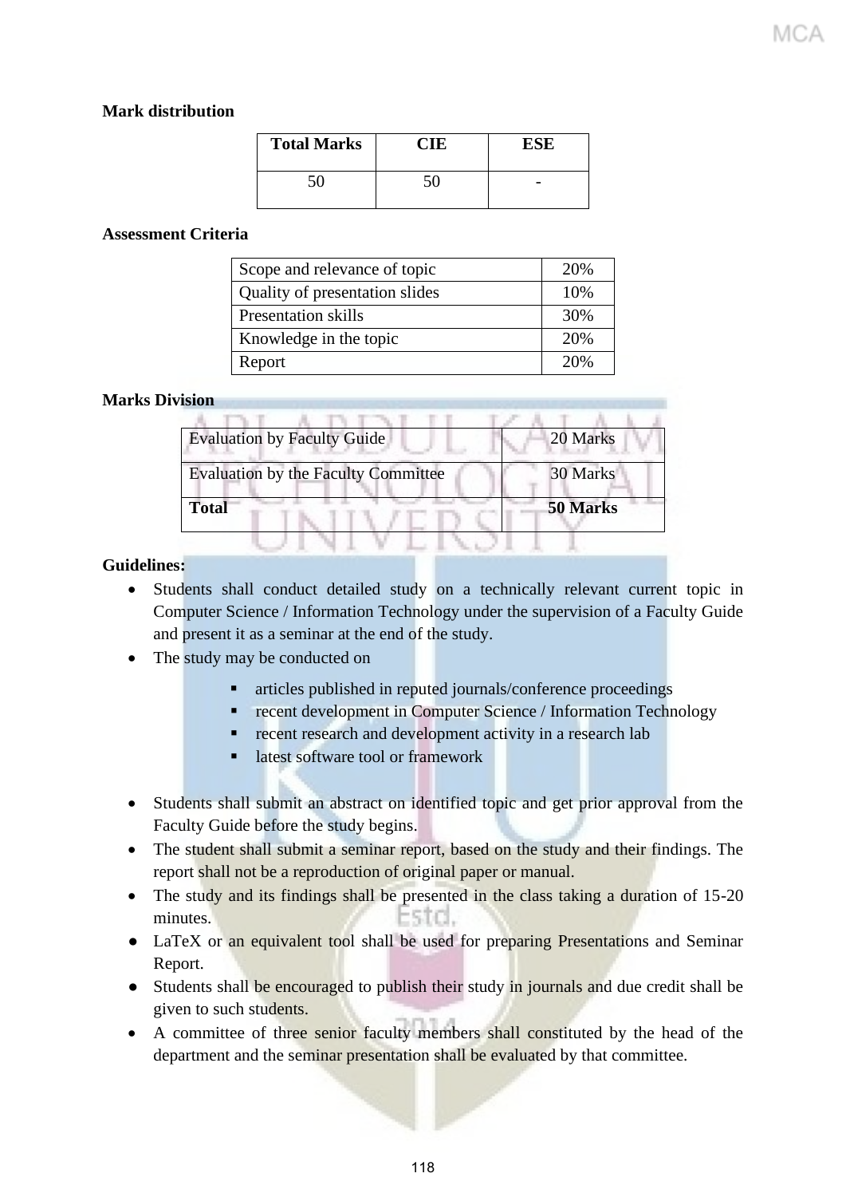**Mark distribution**

| Total Marks | CIE | ESE |
|---|---|---|
| 50 | 50 | - |

**Assessment Criteria**

| Scope and relevance of topic | 20% |
|---|---|
| Quality of presentation slides | 10% |
| Presentation skills | 30% |
| Knowledge in the topic | 20% |
| Report | 20% |

**Marks Division**

| Evaluation by Faculty Guide | 20 Marks |
|---|---|
| Evaluation by the Faculty Committee | 30 Marks |
| **Total** | **50 Marks** |

**Guidelines:**

- Students shall conduct detailed study on a technically relevant current topic in Computer Science / Information Technology under the supervision of a Faculty Guide and present it as a seminar at the end of the study.
- The study may be conducted on
  - articles published in reputed journals/conference proceedings
  - recent development in Computer Science / Information Technology
  - recent research and development activity in a research lab
  - latest software tool or framework
- Students shall submit an abstract on identified topic and get prior approval from the Faculty Guide before the study begins.
- The student shall submit a seminar report, based on the study and their findings. The report shall not be a reproduction of original paper or manual.
- The study and its findings shall be presented in the class taking a duration of 15-20 minutes.
- LaTeX or an equivalent tool shall be used for preparing Presentations and Seminar Report.
- Students shall be encouraged to publish their study in journals and due credit shall be given to such students.
- A committee of three senior faculty members shall constituted by the head of the department and the seminar presentation shall be evaluated by that committee.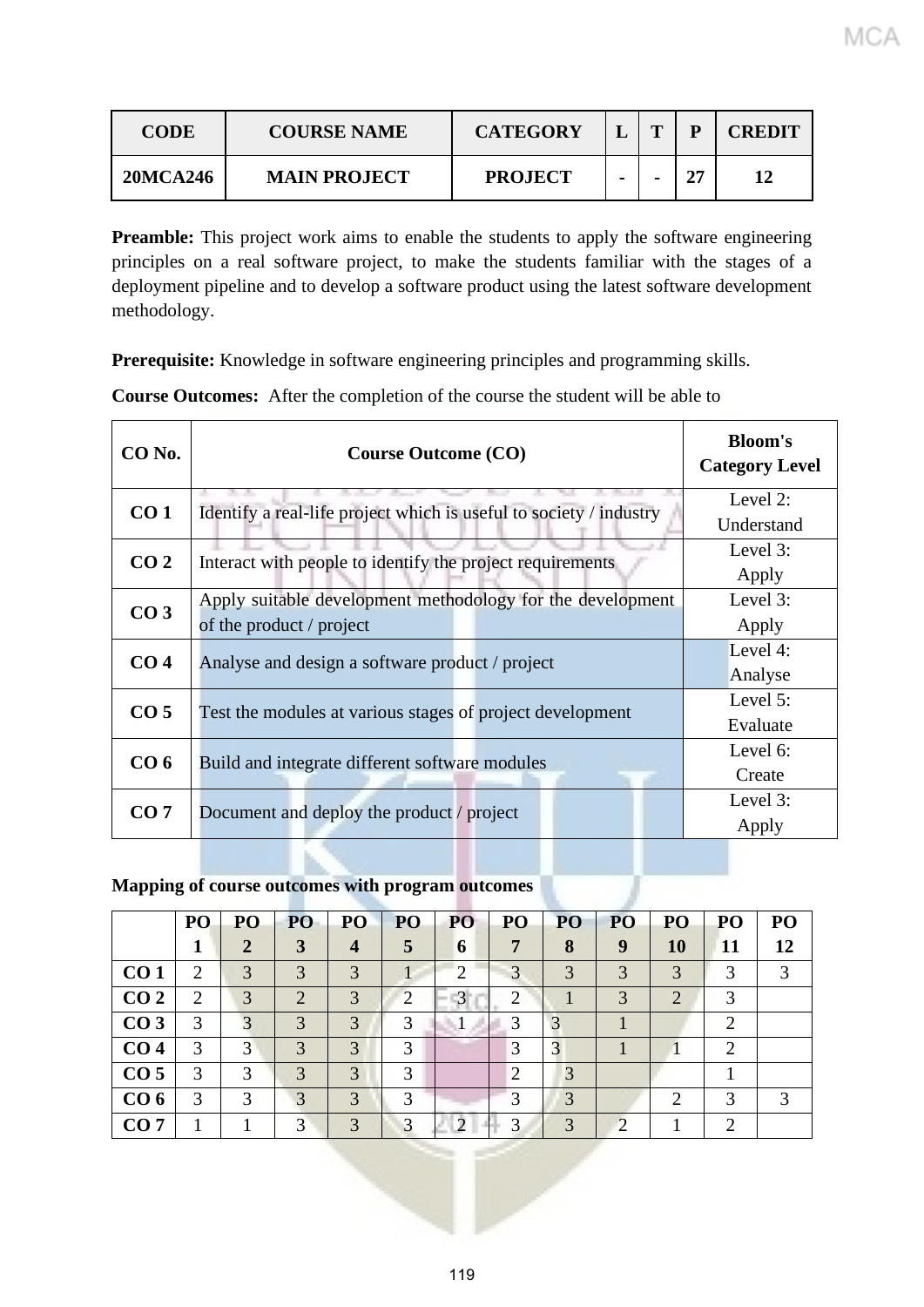| CODE | COURSE NAME | CATEGORY | L | T | P | CREDIT |
|---|---|---|---|---|---|---|
| 20MCA246 | MAIN PROJECT | PROJECT | - | - | 27 | 12 |

**Preamble:** This project work aims to enable the students to apply the software engineering principles on a real software project, to make the students familiar with the stages of a deployment pipeline and to develop a software product using the latest software development methodology.

**Prerequisite:** Knowledge in software engineering principles and programming skills.

**Course Outcomes:** After the completion of the course the student will be able to

| CO No. | Course Outcome (CO) | Bloom's Category Level |
|---|---|---|
| CO 1 | Identify a real-life project which is useful to society / industry | Level 2: Understand |
| CO 2 | Interact with people to identify the project requirements | Level 3: Apply |
| CO 3 | Apply suitable development methodology for the development of the product / project | Level 3: Apply |
| CO 4 | Analyse and design a software product / project | Level 4: Analyse |
| CO 5 | Test the modules at various stages of project development | Level 5: Evaluate |
| CO 6 | Build and integrate different software modules | Level 6: Create |
| CO 7 | Document and deploy the product / project | Level 3: Apply |

**Mapping of course outcomes with program outcomes**

| | PO 1 | PO 2 | PO 3 | PO 4 | PO 5 | PO 6 | PO 7 | PO 8 | PO 9 | PO 10 | PO 11 | PO 12 |
|---|---|---|---|---|---|---|---|---|---|---|---|---|
| **CO 1** | 2 | 3 | 3 | 3 | 1 | 2 | 3 | 3 | 3 | 3 | 3 | 3 |
| **CO 2** | 2 | 3 | 2 | 3 | 2 | 3 | 2 | 1 | 3 | 2 | 3 | |
| **CO 3** | 3 | 3 | 3 | 3 | 3 | 1 | 3 | 3 | 1 | | 2 | |
| **CO 4** | 3 | 3 | 3 | 3 | 3 | | 3 | 3 | 1 | 1 | 2 | |
| **CO 5** | 3 | 3 | 3 | 3 | 3 | | 2 | 3 | | | 1 | |
| **CO 6** | 3 | 3 | 3 | 3 | 3 | | 3 | 3 | | 2 | 3 | 3 |
| **CO 7** | 1 | 1 | 3 | 3 | 3 | 2 | 3 | 3 | 2 | 1 | 2 | |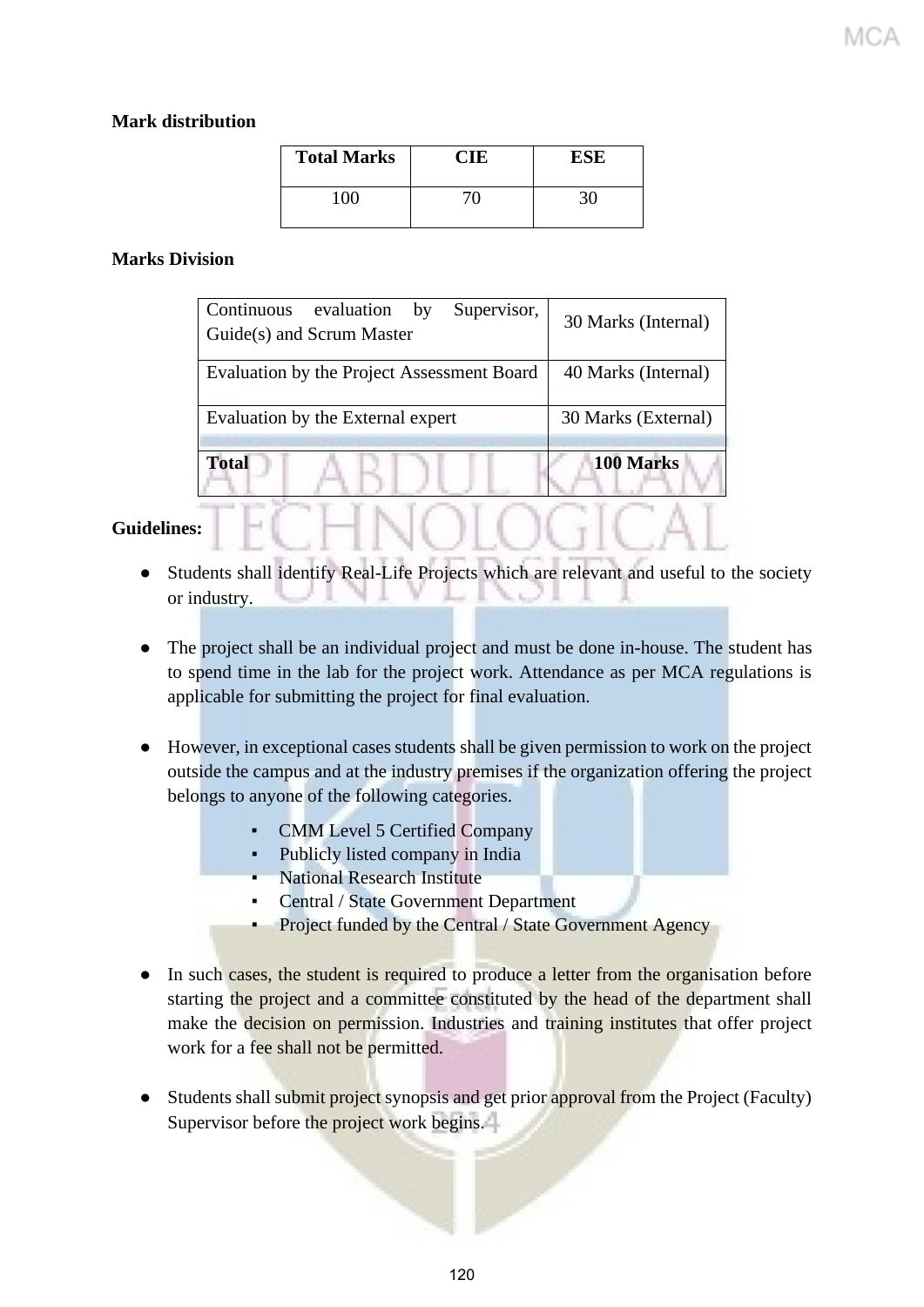**Mark distribution**

| Total Marks | CIE | ESE |
|---|---|---|
| 100 | 70 | 30 |

**Marks Division**

| Continuous evaluation by Supervisor, Guide(s) and Scrum Master | 30 Marks (Internal) |
|---|---|
| Evaluation by the Project Assessment Board | 40 Marks (Internal) |
| Evaluation by the External expert | 30 Marks (External) |
| **Total** | **100 Marks** |

**Guidelines:**

- Students shall identify Real-Life Projects which are relevant and useful to the society or industry.

- The project shall be an individual project and must be done in-house. The student has to spend time in the lab for the project work. Attendance as per MCA regulations is applicable for submitting the project for final evaluation.

- However, in exceptional cases students shall be given permission to work on the project outside the campus and at the industry premises if the organization offering the project belongs to anyone of the following categories.
  - CMM Level 5 Certified Company
  - Publicly listed company in India
  - National Research Institute
  - Central / State Government Department
  - Project funded by the Central / State Government Agency

- In such cases, the student is required to produce a letter from the organisation before starting the project and a committee constituted by the head of the department shall make the decision on permission. Industries and training institutes that offer project work for a fee shall not be permitted.

- Students shall submit project synopsis and get prior approval from the Project (Faculty) Supervisor before the project work begins.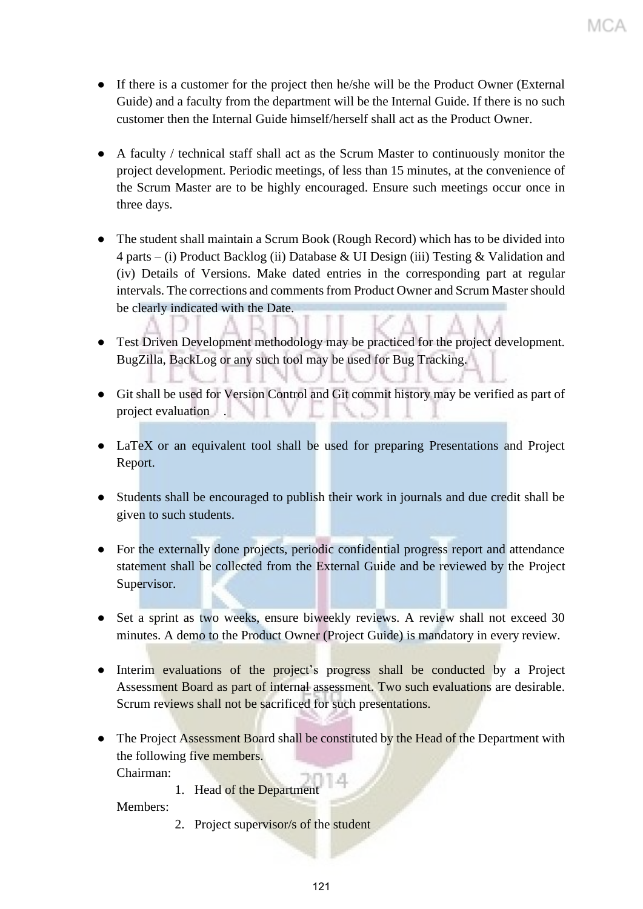- If there is a customer for the project then he/she will be the Product Owner (External Guide) and a faculty from the department will be the Internal Guide. If there is no such customer then the Internal Guide himself/herself shall act as the Product Owner.

- A faculty / technical staff shall act as the Scrum Master to continuously monitor the project development. Periodic meetings, of less than 15 minutes, at the convenience of the Scrum Master are to be highly encouraged. Ensure such meetings occur once in three days.

- The student shall maintain a Scrum Book (Rough Record) which has to be divided into 4 parts – (i) Product Backlog (ii) Database & UI Design (iii) Testing & Validation and (iv) Details of Versions. Make dated entries in the corresponding part at regular intervals. The corrections and comments from Product Owner and Scrum Master should be clearly indicated with the Date.

- Test Driven Development methodology may be practiced for the project development. BugZilla, BackLog or any such tool may be used for Bug Tracking.

- Git shall be used for Version Control and Git commit history may be verified as part of project evaluation .

- LaTeX or an equivalent tool shall be used for preparing Presentations and Project Report.

- Students shall be encouraged to publish their work in journals and due credit shall be given to such students.

- For the externally done projects, periodic confidential progress report and attendance statement shall be collected from the External Guide and be reviewed by the Project Supervisor.

- Set a sprint as two weeks, ensure biweekly reviews. A review shall not exceed 30 minutes. A demo to the Product Owner (Project Guide) is mandatory in every review.

- Interim evaluations of the project's progress shall be conducted by a Project Assessment Board as part of internal assessment. Two such evaluations are desirable. Scrum reviews shall not be sacrificed for such presentations.

- The Project Assessment Board shall be constituted by the Head of the Department with the following five members.

  Chairman:

  1. Head of the Department

  Members:

  2. Project supervisor/s of the student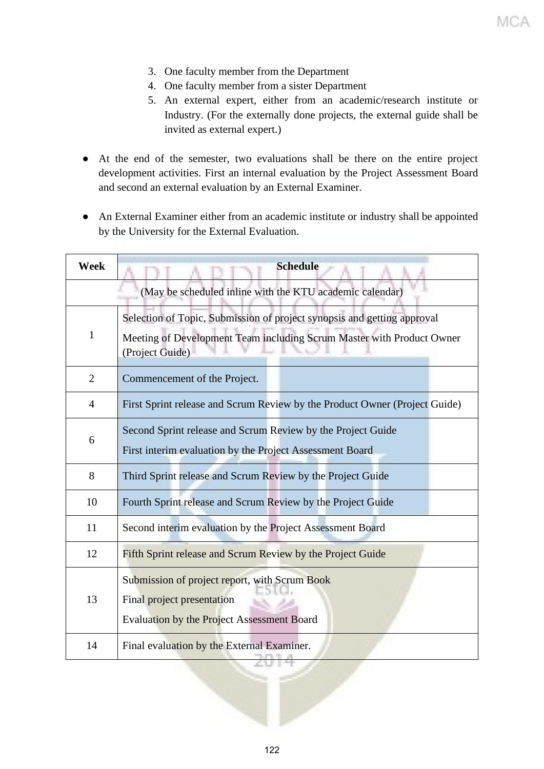3. One faculty member from the Department
4. One faculty member from a sister Department
5. An external expert, either from an academic/research institute or Industry. (For the externally done projects, the external guide shall be invited as external expert.)

- At the end of the semester, two evaluations shall be there on the entire project development activities. First an internal evaluation by the Project Assessment Board and second an external evaluation by an External Examiner.

- An External Examiner either from an academic institute or industry shall be appointed by the University for the External Evaluation.

| Week | Schedule |
|---|---|
| (May be scheduled inline with the KTU academic calendar) | |
| 1 | Selection of Topic, Submission of project synopsis and getting approval<br>Meeting of Development Team including Scrum Master with Product Owner (Project Guide) |
| 2 | Commencement of the Project. |
| 4 | First Sprint release and Scrum Review by the Product Owner (Project Guide) |
| 6 | Second Sprint release and Scrum Review by the Project Guide<br>First interim evaluation by the Project Assessment Board |
| 8 | Third Sprint release and Scrum Review by the Project Guide |
| 10 | Fourth Sprint release and Scrum Review by the Project Guide |
| 11 | Second interim evaluation by the Project Assessment Board |
| 12 | Fifth Sprint release and Scrum Review by the Project Guide |
| 13 | Submission of project report, with Scrum Book<br>Final project presentation<br>Evaluation by the Project Assessment Board |
| 14 | Final evaluation by the External Examiner. |